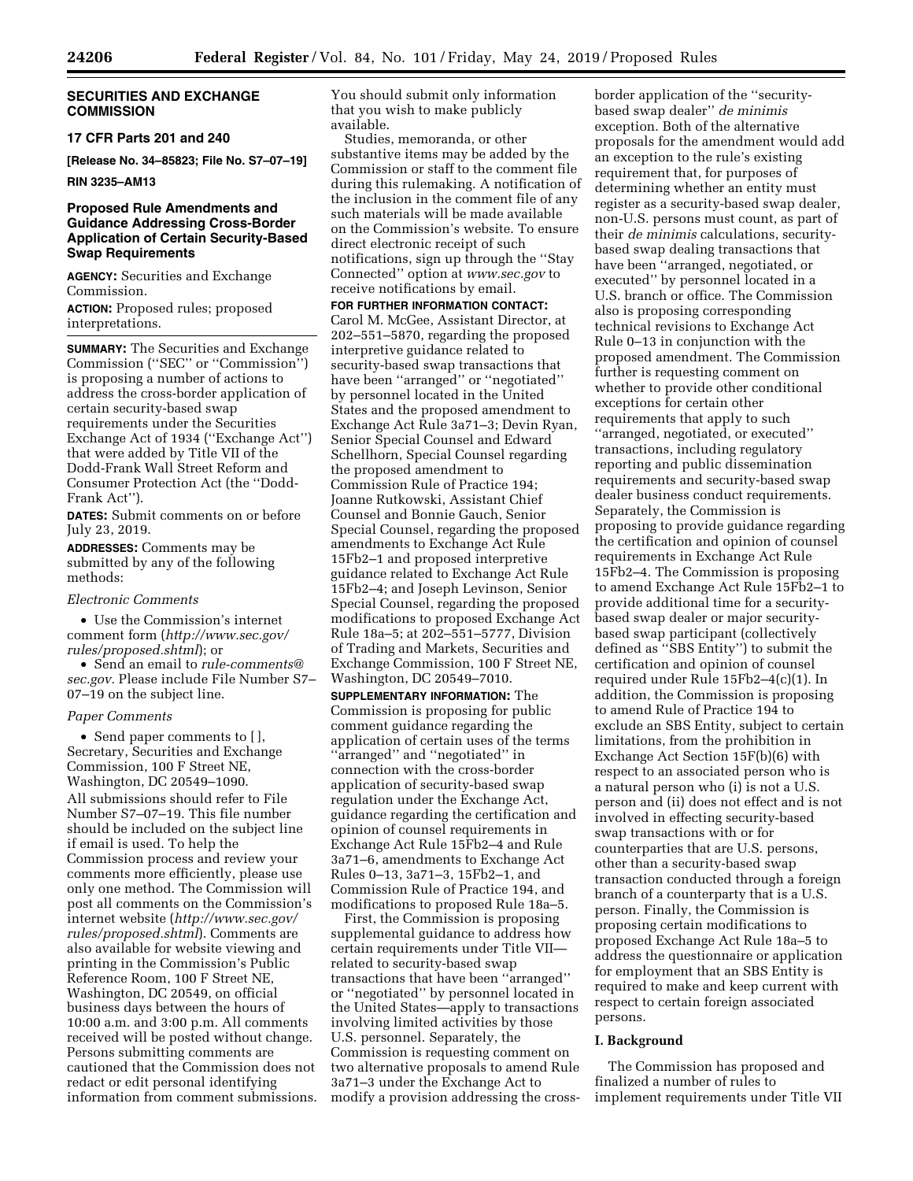**SECURITIES AND EXCHANGE COMMISSION**

**17 CFR Parts 201 and 240**

**[Release No. 34–85823; File No. S7–07–19]**

**RIN 3235–AM13**

## Proposed Rule Amendments and Guidance Addressing Cross-Border Application of Certain Security-Based Swap Requirements

**AGENCY:** Securities and Exchange Commission.

**ACTION:** Proposed rules; proposed interpretations.

**SUMMARY:** The Securities and Exchange Commission (''SEC'' or ''Commission'') is proposing a number of actions to address the cross-border application of certain security-based swap requirements under the Securities Exchange Act of 1934 (''Exchange Act'') that were added by Title VII of the Dodd-Frank Wall Street Reform and Consumer Protection Act (the ''Dodd-Frank Act'').

**DATES:** Submit comments on or before July 23, 2019.

**ADDRESSES:** Comments may be submitted by any of the following methods:

*Electronic Comments*

- Use the Commission's internet comment form (*http://www.sec.gov/rules/proposed.shtml*); or
- Send an email to *rule-comments@sec.gov.* Please include File Number S7–07–19 on the subject line.

*Paper Comments*

- Send paper comments to [ ], Secretary, Securities and Exchange Commission, 100 F Street NE, Washington, DC 20549–1090.

All submissions should refer to File Number S7–07–19. This file number should be included on the subject line if email is used. To help the Commission process and review your comments more efficiently, please use only one method. The Commission will post all comments on the Commission's internet website (*http://www.sec.gov/rules/proposed.shtml*). Comments are also available for website viewing and printing in the Commission's Public Reference Room, 100 F Street NE, Washington, DC 20549, on official business days between the hours of 10:00 a.m. and 3:00 p.m. All comments received will be posted without change. Persons submitting comments are cautioned that the Commission does not redact or edit personal identifying information from comment submissions. You should submit only information that you wish to make publicly available.

Studies, memoranda, or other substantive items may be added by the Commission or staff to the comment file during this rulemaking. A notification of the inclusion in the comment file of any such materials will be made available on the Commission's website. To ensure direct electronic receipt of such notifications, sign up through the ''Stay Connected'' option at *www.sec.gov* to receive notifications by email.

**FOR FURTHER INFORMATION CONTACT:** Carol M. McGee, Assistant Director, at 202–551–5870, regarding the proposed interpretive guidance related to security-based swap transactions that have been ''arranged'' or ''negotiated'' by personnel located in the United States and the proposed amendment to Exchange Act Rule 3a71–3; Devin Ryan, Senior Special Counsel and Edward Schellhorn, Special Counsel regarding the proposed amendment to Commission Rule of Practice 194; Joanne Rutkowski, Assistant Chief Counsel and Bonnie Gauch, Senior Special Counsel, regarding the proposed amendments to Exchange Act Rule 15Fb2–1 and proposed interpretive guidance related to Exchange Act Rule 15Fb2–4; and Joseph Levinson, Senior Special Counsel, regarding the proposed modifications to proposed Exchange Act Rule 18a–5; at 202–551–5777, Division of Trading and Markets, Securities and Exchange Commission, 100 F Street NE, Washington, DC 20549–7010.

**SUPPLEMENTARY INFORMATION:** The Commission is proposing for public comment guidance regarding the application of certain uses of the terms ''arranged'' and ''negotiated'' in connection with the cross-border application of security-based swap regulation under the Exchange Act, guidance regarding the certification and opinion of counsel requirements in Exchange Act Rule 15Fb2–4 and Rule 3a71–6, amendments to Exchange Act Rules 0–13, 3a71–3, 15Fb2–1, and Commission Rule of Practice 194, and modifications to proposed Rule 18a–5.

First, the Commission is proposing supplemental guidance to address how certain requirements under Title VII—related to security-based swap transactions that have been ''arranged'' or ''negotiated'' by personnel located in the United States—apply to transactions involving limited activities by those U.S. personnel. Separately, the Commission is requesting comment on two alternative proposals to amend Rule 3a71–3 under the Exchange Act to modify a provision addressing the cross-border application of the ''security-based swap dealer'' *de minimis* exception. Both of the alternative proposals for the amendment would add an exception to the rule's existing requirement that, for purposes of determining whether an entity must register as a security-based swap dealer, non-U.S. persons must count, as part of their *de minimis* calculations, security-based swap dealing transactions that have been ''arranged, negotiated, or executed'' by personnel located in a U.S. branch or office. The Commission also is proposing corresponding technical revisions to Exchange Act Rule 0–13 in conjunction with the proposed amendment. The Commission further is requesting comment on whether to provide other conditional exceptions for certain other requirements that apply to such ''arranged, negotiated, or executed'' transactions, including regulatory reporting and public dissemination requirements and security-based swap dealer business conduct requirements. Separately, the Commission is proposing to provide guidance regarding the certification and opinion of counsel requirements in Exchange Act Rule 15Fb2–4. The Commission is proposing to amend Exchange Act Rule 15Fb2–1 to provide additional time for a security-based swap dealer or major security-based swap participant (collectively defined as ''SBS Entity'') to submit the certification and opinion of counsel required under Rule 15Fb2–4(c)(1). In addition, the Commission is proposing to amend Rule of Practice 194 to exclude an SBS Entity, subject to certain limitations, from the prohibition in Exchange Act Section 15F(b)(6) with respect to an associated person who is a natural person who (i) is not a U.S. person and (ii) does not effect and is not involved in effecting security-based swap transactions with or for counterparties that are U.S. persons, other than a security-based swap transaction conducted through a foreign branch of a counterparty that is a U.S. person. Finally, the Commission is proposing certain modifications to proposed Exchange Act Rule 18a–5 to address the questionnaire or application for employment that an SBS Entity is required to make and keep current with respect to certain foreign associated persons.

### I. Background

The Commission has proposed and finalized a number of rules to implement requirements under Title VII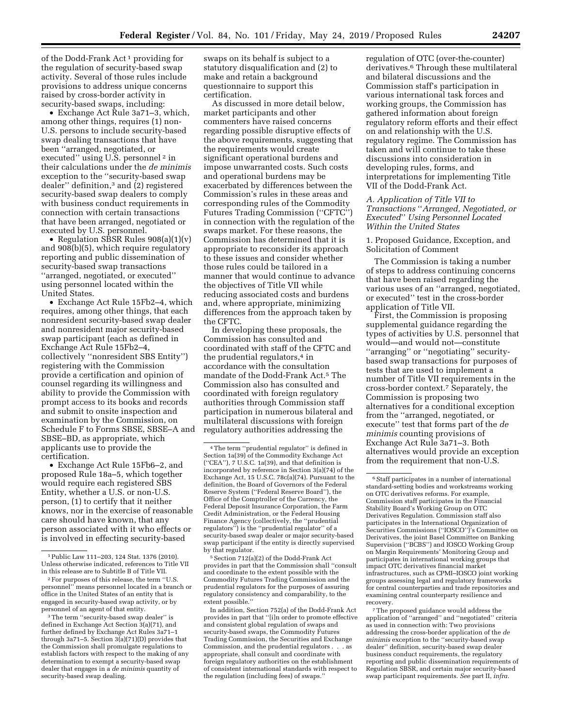of the Dodd-Frank Act [1] providing for the regulation of security-based swap activity. Several of those rules include provisions to address unique concerns raised by cross-border activity in security-based swaps, including:

- Exchange Act Rule 3a71–3, which, among other things, requires (1) non-U.S. persons to include security-based swap dealing transactions that have been ''arranged, negotiated, or executed'' using U.S. personnel [2] in their calculations under the *de minimis* exception to the ''security-based swap dealer'' definition,[3] and (2) registered security-based swap dealers to comply with business conduct requirements in connection with certain transactions that have been arranged, negotiated or executed by U.S. personnel.
- Regulation SBSR Rules 908(a)(1)(v) and 908(b)(5), which require regulatory reporting and public dissemination of security-based swap transactions ''arranged, negotiated, or executed'' using personnel located within the United States.
- Exchange Act Rule 15Fb2–4, which requires, among other things, that each nonresident security-based swap dealer and nonresident major security-based swap participant (each as defined in Exchange Act Rule 15Fb2–4, collectively ''nonresident SBS Entity'') registering with the Commission provide a certification and opinion of counsel regarding its willingness and ability to provide the Commission with prompt access to its books and records and submit to onsite inspection and examination by the Commission, on Schedule F to Forms SBSE, SBSE–A and SBSE–BD, as appropriate, which applicants use to provide the certification.
- Exchange Act Rule 15Fb6–2, and proposed Rule 18a–5, which together would require each registered SBS Entity, whether a U.S. or non-U.S. person, (1) to certify that it neither knows, nor in the exercise of reasonable care should have known, that any person associated with it who effects or is involved in effecting security-based swaps on its behalf is subject to a statutory disqualification and (2) to make and retain a background questionnaire to support this certification.

As discussed in more detail below, market participants and other commenters have raised concerns regarding possible disruptive effects of the above requirements, suggesting that the requirements would create significant operational burdens and impose unwarranted costs. Such costs and operational burdens may be exacerbated by differences between the Commission's rules in these areas and corresponding rules of the Commodity Futures Trading Commission (''CFTC'') in connection with the regulation of the swaps market. For these reasons, the Commission has determined that it is appropriate to reconsider its approach to these issues and consider whether those rules could be tailored in a manner that would continue to advance the objectives of Title VII while reducing associated costs and burdens and, where appropriate, minimizing differences from the approach taken by the CFTC.

In developing these proposals, the Commission has consulted and coordinated with staff of the CFTC and the prudential regulators,[4] in accordance with the consultation mandate of the Dodd-Frank Act.[5] The Commission also has consulted and coordinated with foreign regulatory authorities through Commission staff participation in numerous bilateral and multilateral discussions with foreign regulatory authorities addressing the regulation of OTC (over-the-counter) derivatives.[6] Through these multilateral and bilateral discussions and the Commission staff's participation in various international task forces and working groups, the Commission has gathered information about foreign regulatory reform efforts and their effect on and relationship with the U.S. regulatory regime. The Commission has taken and will continue to take these discussions into consideration in developing rules, forms, and interpretations for implementing Title VII of the Dodd-Frank Act.

### *A. Application of Title VII to Transactions ''Arranged, Negotiated, or Executed'' Using Personnel Located Within the United States*

#### 1. Proposed Guidance, Exception, and Solicitation of Comment

The Commission is taking a number of steps to address continuing concerns that have been raised regarding the various uses of an ''arranged, negotiated, or executed'' test in the cross-border application of Title VII.

First, the Commission is proposing supplemental guidance regarding the types of activities by U.S. personnel that would—and would not—constitute ''arranging'' or ''negotiating'' security-based swap transactions for purposes of tests that are used to implement a number of Title VII requirements in the cross-border context.[7] Separately, the Commission is proposing two alternatives for a conditional exception from the ''arranged, negotiated, or execute'' test that forms part of the *de minimis* counting provisions of Exchange Act Rule 3a71–3. Both alternatives would provide an exception from the requirement that non-U.S.

---

[1] Public Law 111–203, 124 Stat. 1376 (2010). Unless otherwise indicated, references to Title VII in this release are to Subtitle B of Title VII.

[2] For purposes of this release, the term ''U.S. personnel'' means personnel located in a branch or office in the United States of an entity that is engaged in security-based swap activity, or by personnel of an agent of that entity.

[3] The term ''security-based swap dealer'' is defined in Exchange Act Section 3(a)(71), and further defined by Exchange Act Rules 3a71–1 through 3a71–5. Section 3(a)(71)(D) provides that the Commission shall promulgate regulations to establish factors with respect to the making of any determination to exempt a security-based swap dealer that engages in a *de minimis* quantity of security-based swap dealing.

[4] The term ''prudential regulator'' is defined in Section 1a(39) of the Commodity Exchange Act (''CEA''), 7 U.S.C. 1a(39), and that definition is incorporated by reference in Section 3(a)(74) of the Exchange Act, 15 U.S.C. 78c(a)(74). Pursuant to the definition, the Board of Governors of the Federal Reserve System (''Federal Reserve Board''), the Office of the Comptroller of the Currency, the Federal Deposit Insurance Corporation, the Farm Credit Administration, or the Federal Housing Finance Agency (collectively, the ''prudential regulators'') is the ''prudential regulator'' of a security-based swap dealer or major security-based swap participant if the entity is directly supervised by that regulator.

[5] Section 712(a)(2) of the Dodd-Frank Act provides in part that the Commission shall ''consult and coordinate to the extent possible with the Commodity Futures Trading Commission and the prudential regulators for the purposes of assuring regulatory consistency and comparability, to the extent possible.''

In addition, Section 752(a) of the Dodd-Frank Act provides in part that ''[i]n order to promote effective and consistent global regulation of swaps and security-based swaps, the Commodity Futures Trading Commission, the Securities and Exchange Commission, and the prudential regulators . . . as appropriate, shall consult and coordinate with foreign regulatory authorities on the establishment of consistent international standards with respect to the regulation (including fees) of swaps.''

[6] Staff participates in a number of international standard-setting bodies and workstreams working on OTC derivatives reforms. For example, Commission staff participates in the Financial Stability Board's Working Group on OTC Derivatives Regulation. Commission staff also participates in the International Organization of Securities Commissions (''IOSCO'')'s Committee on Derivatives, the joint Basel Committee on Banking Supervision (''BCBS'') and IOSCO Working Group on Margin Requirements' Monitoring Group and participates in international working groups that impact OTC derivatives financial market infrastructures, such as CPMI–IOSCO joint working groups assessing legal and regulatory frameworks for central counterparties and trade repositories and examining central counterparty resilience and recovery.

[7] The proposed guidance would address the application of ''arranged'' and ''negotiated'' criteria as used in connection with: Two provisions addressing the cross-border application of the *de minimis* exception to the ''security-based swap dealer'' definition, security-based swap dealer business conduct requirements, the regulatory reporting and public dissemination requirements of Regulation SBSR, and certain major security-based swap participant requirements. *See* part II, *infra.*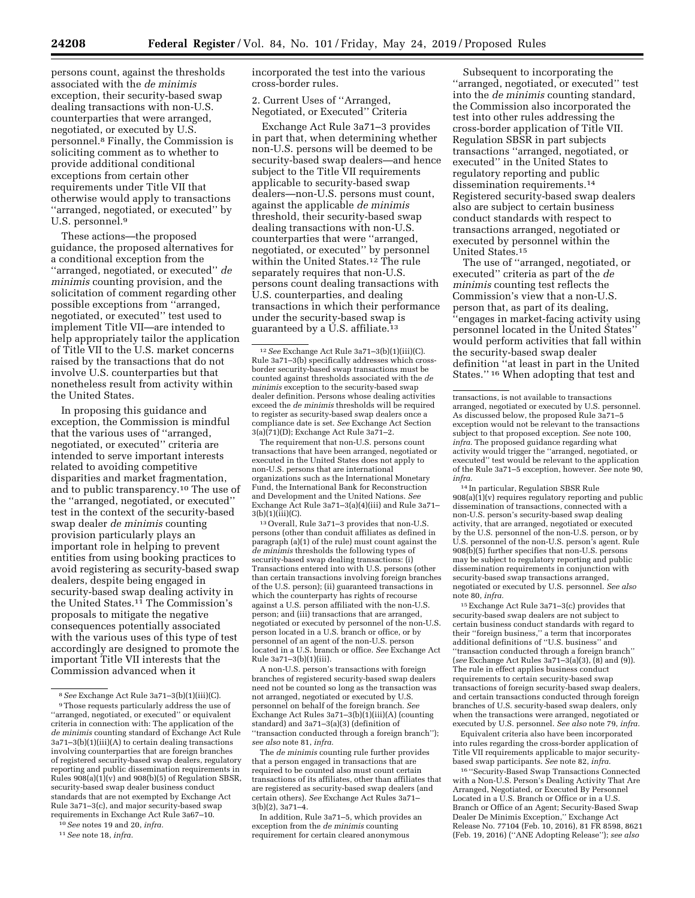persons count, against the thresholds associated with the *de minimis* exception, their security-based swap dealing transactions with non-U.S. counterparties that were arranged, negotiated, or executed by U.S. personnel.[8] Finally, the Commission is soliciting comment as to whether to provide additional conditional exceptions from certain other requirements under Title VII that otherwise would apply to transactions ''arranged, negotiated, or executed'' by U.S. personnel.[9]

These actions—the proposed guidance, the proposed alternatives for a conditional exception from the ''arranged, negotiated, or executed'' *de minimis* counting provision, and the solicitation of comment regarding other possible exceptions from ''arranged, negotiated, or executed'' test used to implement Title VII—are intended to help appropriately tailor the application of Title VII to the U.S. market concerns raised by the transactions that do not involve U.S. counterparties but that nonetheless result from activity within the United States.

In proposing this guidance and exception, the Commission is mindful that the various uses of ''arranged, negotiated, or executed'' criteria are intended to serve important interests related to avoiding competitive disparities and market fragmentation, and to public transparency.[10] The use of the ''arranged, negotiated, or executed'' test in the context of the security-based swap dealer *de minimis* counting provision particularly plays an important role in helping to prevent entities from using booking practices to avoid registering as security-based swap dealers, despite being engaged in security-based swap dealing activity in the United States.[11] The Commission's proposals to mitigate the negative consequences potentially associated with the various uses of this type of test accordingly are designed to promote the important Title VII interests that the Commission advanced when it incorporated the test into the various cross-border rules.

2. Current Uses of ''Arranged, Negotiated, or Executed'' Criteria

Exchange Act Rule 3a71–3 provides in part that, when determining whether non-U.S. persons will be deemed to be security-based swap dealers—and hence subject to the Title VII requirements applicable to security-based swap dealers—non-U.S. persons must count, against the applicable *de minimis* threshold, their security-based swap dealing transactions with non-U.S. counterparties that were ''arranged, negotiated, or executed'' by personnel within the United States.[12] The rule separately requires that non-U.S. persons count dealing transactions with U.S. counterparties, and dealing transactions in which their performance under the security-based swap is guaranteed by a U.S. affiliate.[13]

Subsequent to incorporating the ''arranged, negotiated, or executed'' test into the *de minimis* counting standard, the Commission also incorporated the test into other rules addressing the cross-border application of Title VII. Regulation SBSR in part subjects transactions ''arranged, negotiated, or executed'' in the United States to regulatory reporting and public dissemination requirements.[14] Registered security-based swap dealers also are subject to certain business conduct standards with respect to transactions arranged, negotiated or executed by personnel within the United States.[15]

The use of ''arranged, negotiated, or executed'' criteria as part of the *de minimis* counting test reflects the Commission's view that a non-U.S. person that, as part of its dealing, ''engages in market-facing activity using personnel located in the United States'' would perform activities that fall within the security-based swap dealer definition ''at least in part in the United States.'' [16] When adopting that test and

---

[8] *See* Exchange Act Rule 3a71–3(b)(1)(iii)(C).

[9] Those requests particularly address the use of ''arranged, negotiated, or executed'' or equivalent criteria in connection with: The application of the *de minimis* counting standard of Exchange Act Rule 3a71–3(b)(1)(iii)(A) to certain dealing transactions involving counterparties that are foreign branches of registered security-based swap dealers, regulatory reporting and public dissemination requirements in Rules 908(a)(1)(v) and 908(b)(5) of Regulation SBSR, security-based swap dealer business conduct standards that are not exempted by Exchange Act Rule 3a71–3(c), and major security-based swap requirements in Exchange Act Rule 3a67–10.

[10] *See* notes 19 and 20, *infra.*

[11] *See* note 18, *infra.*

[12] *See* Exchange Act Rule 3a71–3(b)(1)(iii)(C). Rule 3a71–3(b) specifically addresses which cross-border security-based swap transactions must be counted against thresholds associated with the *de minimis* exception to the security-based swap dealer definition. Persons whose dealing activities exceed the *de minimis* thresholds will be required to register as security-based swap dealers once a compliance date is set. *See* Exchange Act Section 3(a)(71)(D); Exchange Act Rule 3a71–2.

The requirement that non-U.S. persons count transactions that have been arranged, negotiated or executed in the United States does not apply to non-U.S. persons that are international organizations such as the International Monetary Fund, the International Bank for Reconstruction and Development and the United Nations. *See* Exchange Act Rule 3a71–3(a)(4)(iii) and Rule 3a71–3(b)(1)(iii)(C).

[13] Overall, Rule 3a71–3 provides that non-U.S. persons (other than conduit affiliates as defined in paragraph (a)(1) of the rule) must count against the *de minimis* thresholds the following types of security-based swap dealing transactions: (i) Transactions entered into with U.S. persons (other than certain transactions involving foreign branches of the U.S. person); (ii) guaranteed transactions in which the counterparty has rights of recourse against a U.S. person affiliated with the non-U.S. person; and (iii) transactions that are arranged, negotiated or executed by personnel of the non-U.S. person located in a U.S. branch or office, or by personnel of an agent of the non-U.S. person located in a U.S. branch or office. *See* Exchange Act Rule 3a71–3(b)(1)(iii).

A non-U.S. person's transactions with foreign branches of registered security-based swap dealers need not be counted so long as the transaction was not arranged, negotiated or executed by U.S. personnel on behalf of the foreign branch. *See* Exchange Act Rules 3a71–3(b)(1)(iii)(A) (counting standard) and 3a71–3(a)(3) (definition of ''transaction conducted through a foreign branch''); *see also* note 81, *infra.*

The *de minimis* counting rule further provides that a person engaged in transactions that are required to be counted also must count certain transactions of its affiliates, other than affiliates that are registered as security-based swap dealers (and certain others). *See* Exchange Act Rules 3a71–3(b)(2), 3a71–4.

In addition, Rule 3a71–5, which provides an exception from the *de minimis* counting requirement for certain cleared anonymous transactions, is not available to transactions arranged, negotiated or executed by U.S. personnel. As discussed below, the proposed Rule 3a71–5 exception would not be relevant to the transactions subject to that proposed exception. *See* note 100, *infra.* The proposed guidance regarding what activity would trigger the ''arranged, negotiated, or executed'' test would be relevant to the application of the Rule 3a71–5 exception, however. *See* note 90, *infra.*

[14] In particular, Regulation SBSR Rule 908(a)(1)(v) requires regulatory reporting and public dissemination of transactions, connected with a non-U.S. person's security-based swap dealing activity, that are arranged, negotiated or executed by the U.S. personnel of the non-U.S. person, or by U.S. personnel of the non-U.S. person's agent. Rule 908(b)(5) further specifies that non-U.S. persons may be subject to regulatory reporting and public dissemination requirements in conjunction with security-based swap transactions arranged, negotiated or executed by U.S. personnel. *See also* note 80, *infra.*

[15] Exchange Act Rule 3a71–3(c) provides that security-based swap dealers are not subject to certain business conduct standards with regard to their ''foreign business,'' a term that incorporates additional definitions of ''U.S. business'' and ''transaction conducted through a foreign branch'' (*see* Exchange Act Rules 3a71–3(a)(3), (8) and (9)). The rule in effect applies business conduct requirements to certain security-based swap transactions of foreign security-based swap dealers, and certain transactions conducted through foreign branches of U.S. security-based swap dealers, only when the transactions were arranged, negotiated or executed by U.S. personnel. *See also* note 79, *infra.*

Equivalent criteria also have been incorporated into rules regarding the cross-border application of Title VII requirements applicable to major security-based swap participants. *See* note 82, *infra.*

[16] ''Security-Based Swap Transactions Connected with a Non-U.S. Person's Dealing Activity That Are Arranged, Negotiated, or Executed By Personnel Located in a U.S. Branch or Office or in a U.S. Branch or Office of an Agent; Security-Based Swap Dealer De Minimis Exception,'' Exchange Act Release No. 77104 (Feb. 10, 2016), 81 FR 8598, 8621 (Feb. 19, 2016) (''ANE Adopting Release''); *see also*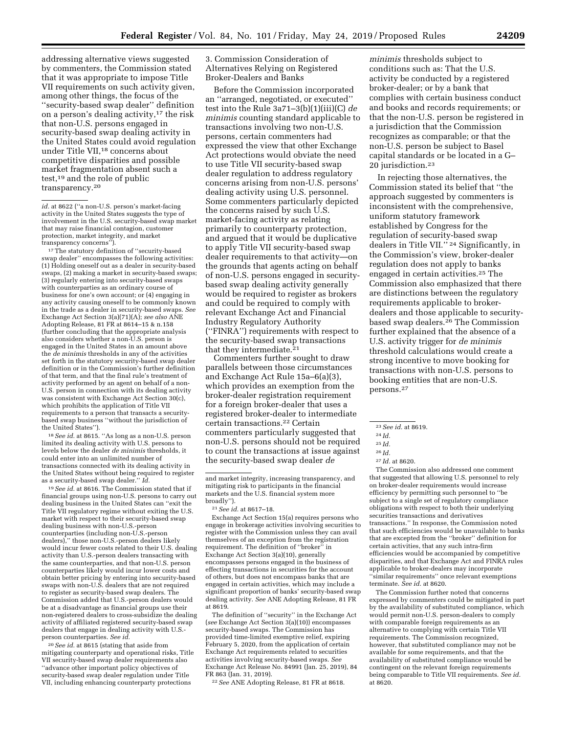addressing alternative views suggested by commenters, the Commission stated that it was appropriate to impose Title VII requirements on such activity given, among other things, the focus of the ''security-based swap dealer'' definition on a person's dealing activity,[17] the risk that non-U.S. persons engaged in security-based swap dealing activity in the United States could avoid regulation under Title VII,[18] concerns about competitive disparities and possible market fragmentation absent such a test,[19] and the role of public transparency.[20]

3. Commission Consideration of Alternatives Relying on Registered Broker-Dealers and Banks

Before the Commission incorporated an ''arranged, negotiated, or executed'' test into the Rule 3a71–3(b)(1)(iii)(C) *de minimis* counting standard applicable to transactions involving two non-U.S. persons, certain commenters had expressed the view that other Exchange Act protections would obviate the need to use Title VII security-based swap dealer regulation to address regulatory concerns arising from non-U.S. persons' dealing activity using U.S. personnel. Some commenters particularly depicted the concerns raised by such U.S. market-facing activity as relating primarily to counterparty protection, and argued that it would be duplicative to apply Title VII security-based swap dealer requirements to that activity—on the grounds that agents acting on behalf of non-U.S. persons engaged in security-based swap dealing activity generally would be required to register as brokers and could be required to comply with relevant Exchange Act and Financial Industry Regulatory Authority (''FINRA'') requirements with respect to the security-based swap transactions that they intermediate.[21]

Commenters further sought to draw parallels between those circumstances and Exchange Act Rule 15a–6(a)(3), which provides an exemption from the broker-dealer registration requirement for a foreign broker-dealer that uses a registered broker-dealer to intermediate certain transactions.[22] Certain commenters particularly suggested that non-U.S. persons should not be required to count the transactions at issue against the security-based swap dealer *de minimis* thresholds subject to conditions such as: That the U.S. activity be conducted by a registered broker-dealer; or by a bank that complies with certain business conduct and books and records requirements; or that the non-U.S. person be registered in a jurisdiction that the Commission recognizes as comparable; or that the non-U.S. person be subject to Basel capital standards or be located in a G–20 jurisdiction.[23]

In rejecting those alternatives, the Commission stated its belief that ''the approach suggested by commenters is inconsistent with the comprehensive, uniform statutory framework established by Congress for the regulation of security-based swap dealers in Title VII.'' [24] Significantly, in the Commission's view, broker-dealer regulation does not apply to banks engaged in certain activities.[25] The Commission also emphasized that there are distinctions between the regulatory requirements applicable to broker-dealers and those applicable to security-based swap dealers.[26] The Commission further explained that the absence of a U.S. activity trigger for *de minimis* threshold calculations would create a strong incentive to move booking for transactions with non-U.S. persons to booking entities that are non-U.S. persons.[27]

---

*id.* at 8622 (''a non-U.S. person's market-facing activity in the United States suggests the type of involvement in the U.S. security-based swap market that may raise financial contagion, customer protection, market integrity, and market transparency concerns'').

[17] The statutory definition of ''security-based swap dealer'' encompasses the following activities: (1) Holding oneself out as a dealer in security-based swaps, (2) making a market in security-based swaps; (3) regularly entering into security-based swaps with counterparties as an ordinary course of business for one's own account; or (4) engaging in any activity causing oneself to be commonly known in the trade as a dealer in security-based swaps. *See* Exchange Act Section 3(a)(71)(A); *see also* ANE Adopting Release, 81 FR at 8614–15 & n.158 (further concluding that the appropriate analysis also considers whether a non-U.S. person is engaged in the United States in an amount above the *de minimis* thresholds in any of the activities set forth in the statutory security-based swap dealer definition or in the Commission's further definition of that term, and that the final rule's treatment of activity performed by an agent on behalf of a non-U.S. person in connection with its dealing activity was consistent with Exchange Act Section 30(c), which prohibits the application of Title VII requirements to a person that transacts a security-based swap business ''without the jurisdiction of the United States'').

[18] *See id.* at 8615. ''As long as a non-U.S. person limited its dealing activity with U.S. persons to levels below the dealer *de minimis* thresholds, it could enter into an unlimited number of transactions connected with its dealing activity in the United States without being required to register as a security-based swap dealer.'' *Id.*

[19] *See id.* at 8616. The Commission stated that if financial groups using non-U.S. persons to carry out dealing business in the United States can ''exit the Title VII regulatory regime without exiting the U.S. market with respect to their security-based swap dealing business with non-U.S.-person counterparties (including non-U.S.-person dealers),'' those non-U.S.-person dealers likely would incur fewer costs related to their U.S. dealing activity than U.S.-person dealers transacting with the same counterparties, and that non-U.S. person counterparties likely would incur lower costs and obtain better pricing by entering into security-based swaps with non-U.S. dealers that are not required to register as security-based swap dealers. The Commission added that U.S.-person dealers would be at a disadvantage as financial groups use their non-registered dealers to cross-subsidize the dealing activity of affiliated registered security-based swap dealers that engage in dealing activity with U.S.-person counterparties. *See id.*

[20] *See id.* at 8615 (stating that aside from mitigating counterparty and operational risks, Title VII security-based swap dealer requirements also ''advance other important policy objectives of security-based swap dealer regulation under Title VII, including enhancing counterparty protections and market integrity, increasing transparency, and mitigating risk to participants in the financial markets and the U.S. financial system more broadly'').

[21] *See id.* at 8617–18.

Exchange Act Section 15(a) requires persons who engage in brokerage activities involving securities to register with the Commission unless they can avail themselves of an exception from the registration requirement. The definition of ''broker'' in Exchange Act Section 3(a)(10), generally encompasses persons engaged in the business of effecting transactions in securities for the account of others, but does not encompass banks that are engaged in certain activities, which may include a significant proportion of banks' security-based swap dealing activity. *See* ANE Adopting Release, 81 FR at 8619.

The definition of ''security'' in the Exchange Act (*see* Exchange Act Section 3(a)(10)) encompasses security-based swaps. The Commission has provided time-limited exemptive relief, expiring February 5, 2020, from the application of certain Exchange Act requirements related to securities activities involving security-based swaps. *See* Exchange Act Release No. 84991 (Jan. 25, 2019), 84 FR 863 (Jan. 31, 2019).

[22] *See* ANE Adopting Release, 81 FR at 8618.

[23] *See id.* at 8619.

[24] *Id.*

[25] *Id.*

[26] *Id.*

[27] *Id.* at 8620.

The Commission also addressed one comment that suggested that allowing U.S. personnel to rely on broker-dealer requirements would increase efficiency by permitting such personnel to ''be subject to a single set of regulatory compliance obligations with respect to both their underlying securities transactions and derivatives transactions.'' In response, the Commission noted that such efficiencies would be unavailable to banks that are excepted from the ''broker'' definition for certain activities, that any such intra-firm efficiencies would be accompanied by competitive disparities, and that Exchange Act and FINRA rules applicable to broker-dealers may incorporate ''similar requirements'' once relevant exemptions terminate. *See id.* at 8620.

The Commission further noted that concerns expressed by commenters could be mitigated in part by the availability of substituted compliance, which would permit non-U.S. person-dealers to comply with comparable foreign requirements as an alternative to complying with certain Title VII requirements. The Commission recognized, however, that substituted compliance may not be available for some requirements, and that the availability of substituted compliance would be contingent on the relevant foreign requirements being comparable to Title VII requirements. *See id.* at 8620.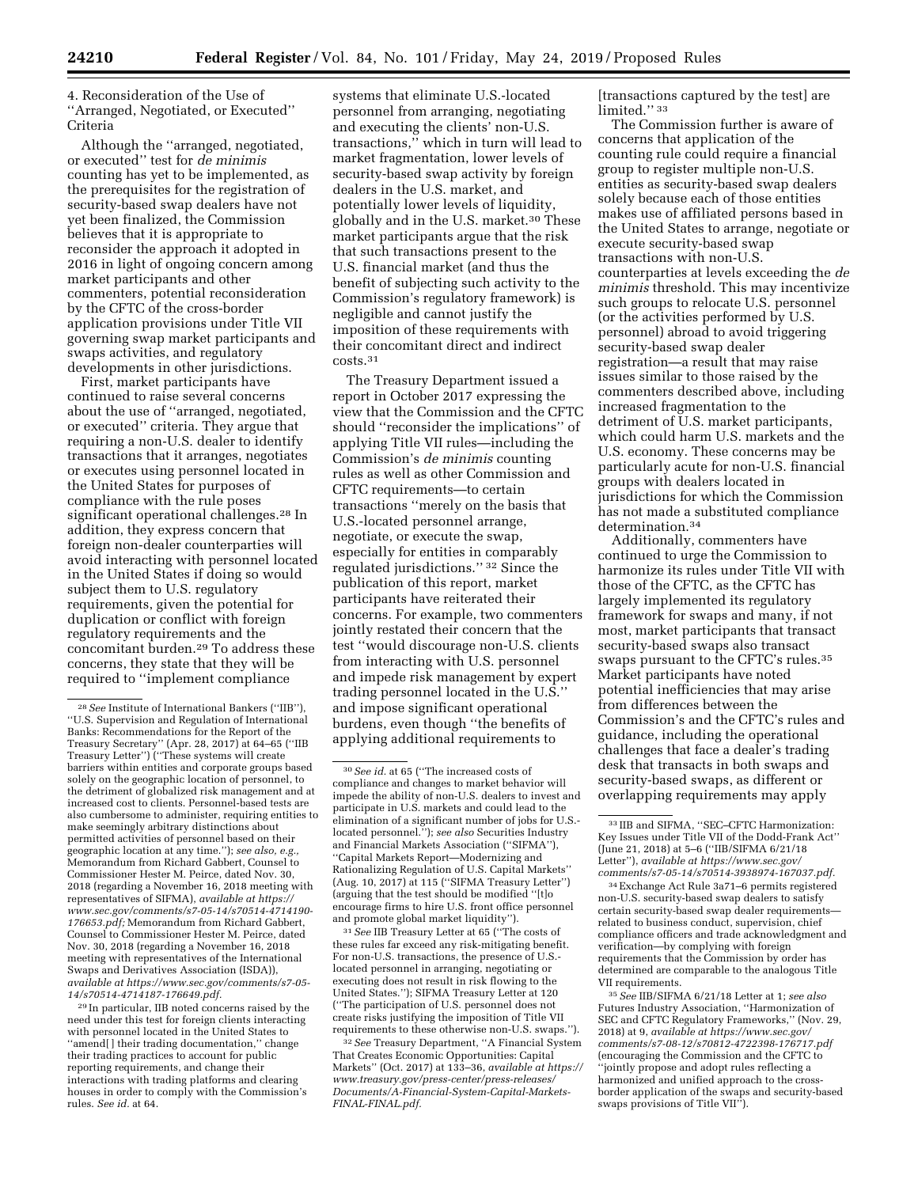4. Reconsideration of the Use of ''Arranged, Negotiated, or Executed'' Criteria

Although the ''arranged, negotiated, or executed'' test for *de minimis* counting has yet to be implemented, as the prerequisites for the registration of security-based swap dealers have not yet been finalized, the Commission believes that it is appropriate to reconsider the approach it adopted in 2016 in light of ongoing concern among market participants and other commenters, potential reconsideration by the CFTC of the cross-border application provisions under Title VII governing swap market participants and swaps activities, and regulatory developments in other jurisdictions.

First, market participants have continued to raise several concerns about the use of ''arranged, negotiated, or executed'' criteria. They argue that requiring a non-U.S. dealer to identify transactions that it arranges, negotiates or executes using personnel located in the United States for purposes of compliance with the rule poses significant operational challenges.[28] In addition, they express concern that foreign non-dealer counterparties will avoid interacting with personnel located in the United States if doing so would subject them to U.S. regulatory requirements, given the potential for duplication or conflict with foreign regulatory requirements and the concomitant burden.[29] To address these concerns, they state that they will be required to ''implement compliance systems that eliminate U.S.-located personnel from arranging, negotiating and executing the clients' non-U.S. transactions,'' which in turn will lead to market fragmentation, lower levels of security-based swap activity by foreign dealers in the U.S. market, and potentially lower levels of liquidity, globally and in the U.S. market.[30] These market participants argue that the risk that such transactions present to the U.S. financial market (and thus the benefit of subjecting such activity to the Commission's regulatory framework) is negligible and cannot justify the imposition of these requirements with their concomitant direct and indirect costs.[31]

The Treasury Department issued a report in October 2017 expressing the view that the Commission and the CFTC should ''reconsider the implications'' of applying Title VII rules—including the Commission's *de minimis* counting rules as well as other Commission and CFTC requirements—to certain transactions ''merely on the basis that U.S.-located personnel arrange, negotiate, or execute the swap, especially for entities in comparably regulated jurisdictions.'' [32] Since the publication of this report, market participants have reiterated their concerns. For example, two commenters jointly restated their concern that the test ''would discourage non-U.S. clients from interacting with U.S. personnel and impede risk management by expert trading personnel located in the U.S.'' and impose significant operational burdens, even though ''the benefits of applying additional requirements to [transactions captured by the test] are limited.'' [33]

The Commission further is aware of concerns that application of the counting rule could require a financial group to register multiple non-U.S. entities as security-based swap dealers solely because each of those entities makes use of affiliated persons based in the United States to arrange, negotiate or execute security-based swap transactions with non-U.S. counterparties at levels exceeding the *de minimis* threshold. This may incentivize such groups to relocate U.S. personnel (or the activities performed by U.S. personnel) abroad to avoid triggering security-based swap dealer registration—a result that may raise issues similar to those raised by the commenters described above, including increased fragmentation to the detriment of U.S. market participants, which could harm U.S. markets and the U.S. economy. These concerns may be particularly acute for non-U.S. financial groups with dealers located in jurisdictions for which the Commission has not made a substituted compliance determination.[34]

Additionally, commenters have continued to urge the Commission to harmonize its rules under Title VII with those of the CFTC, as the CFTC has largely implemented its regulatory framework for swaps and many, if not most, market participants that transact security-based swaps also transact swaps pursuant to the CFTC's rules.[35] Market participants have noted potential inefficiencies that may arise from differences between the Commission's and the CFTC's rules and guidance, including the operational challenges that face a dealer's trading desk that transacts in both swaps and security-based swaps, as different or overlapping requirements may apply

---

[28] *See* Institute of International Bankers (''IIB''), ''U.S. Supervision and Regulation of International Banks: Recommendations for the Report of the Treasury Secretary'' (Apr. 28, 2017) at 64–65 (''IIB Treasury Letter'') (''These systems will create barriers within entities and corporate groups based solely on the geographic location of personnel, to the detriment of globalized risk management and at increased cost to clients. Personnel-based tests are also cumbersome to administer, requiring entities to make seemingly arbitrary distinctions about permitted activities of personnel based on their geographic location at any time.''); *see also, e.g.,* Memorandum from Richard Gabbert, Counsel to Commissioner Hester M. Peirce, dated Nov. 30, 2018 (regarding a November 16, 2018 meeting with representatives of SIFMA), *available at https://www.sec.gov/comments/s7-05-14/s70514-4714190-176653.pdf;* Memorandum from Richard Gabbert, Counsel to Commissioner Hester M. Peirce, dated Nov. 30, 2018 (regarding a November 16, 2018 meeting with representatives of the International Swaps and Derivatives Association (ISDA)), *available at https://www.sec.gov/comments/s7-05-14/s70514-4714187-176649.pdf.*

[29] In particular, IIB noted concerns raised by the need under this test for foreign clients interacting with personnel located in the United States to ''amend[] their trading documentation,'' change their trading practices to account for public reporting requirements, and change their interactions with trading platforms and clearing houses in order to comply with the Commission's rules. *See id.* at 64.

[30] *See id.* at 65 (''The increased costs of compliance and changes to market behavior will impede the ability of non-U.S. dealers to invest and participate in U.S. markets and could lead to the elimination of a significant number of jobs for U.S.-located personnel.''); *see also* Securities Industry and Financial Markets Association (''SIFMA''), ''Capital Markets Report—Modernizing and Rationalizing Regulation of U.S. Capital Markets'' (Aug. 10, 2017) at 115 (''SIFMA Treasury Letter'') (arguing that the test should be modified ''[t]o encourage firms to hire U.S. front office personnel and promote global market liquidity'').

[31] *See* IIB Treasury Letter at 65 (''The costs of these rules far exceed any risk-mitigating benefit. For non-U.S. transactions, the presence of U.S.-located personnel in arranging, negotiating or executing does not result in risk flowing to the United States.''); SIFMA Treasury Letter at 120 (''The participation of U.S. personnel does not create risks justifying the imposition of Title VII requirements to these otherwise non-U.S. swaps.'').

[32] *See* Treasury Department, ''A Financial System That Creates Economic Opportunities: Capital Markets'' (Oct. 2017) at 133–36, *available at https://www.treasury.gov/press-center/press-releases/Documents/A-Financial-System-Capital-Markets-FINAL-FINAL.pdf.*

[33] IIB and SIFMA, ''SEC–CFTC Harmonization: Key Issues under Title VII of the Dodd-Frank Act'' (June 21, 2018) at 5–6 (''IIB/SIFMA 6/21/18 Letter''), *available at https://www.sec.gov/comments/s7-05-14/s70514-3938974-167037.pdf.*

[34] Exchange Act Rule 3a71–6 permits registered non-U.S. security-based swap dealers to satisfy certain security-based swap dealer requirements—related to business conduct, supervision, chief compliance officers and trade acknowledgment and verification—by complying with foreign requirements that the Commission by order has determined are comparable to the analogous Title VII requirements.

[35] *See* IIB/SIFMA 6/21/18 Letter at 1; *see also* Futures Industry Association, ''Harmonization of SEC and CFTC Regulatory Frameworks,'' (Nov. 29, 2018) at 9, *available at https://www.sec.gov/comments/s7-08-12/s70812-4722398-176717.pdf* (encouraging the Commission and the CFTC to ''jointly propose and adopt rules reflecting a harmonized and unified approach to the cross-border application of the swaps and security-based swaps provisions of Title VII'').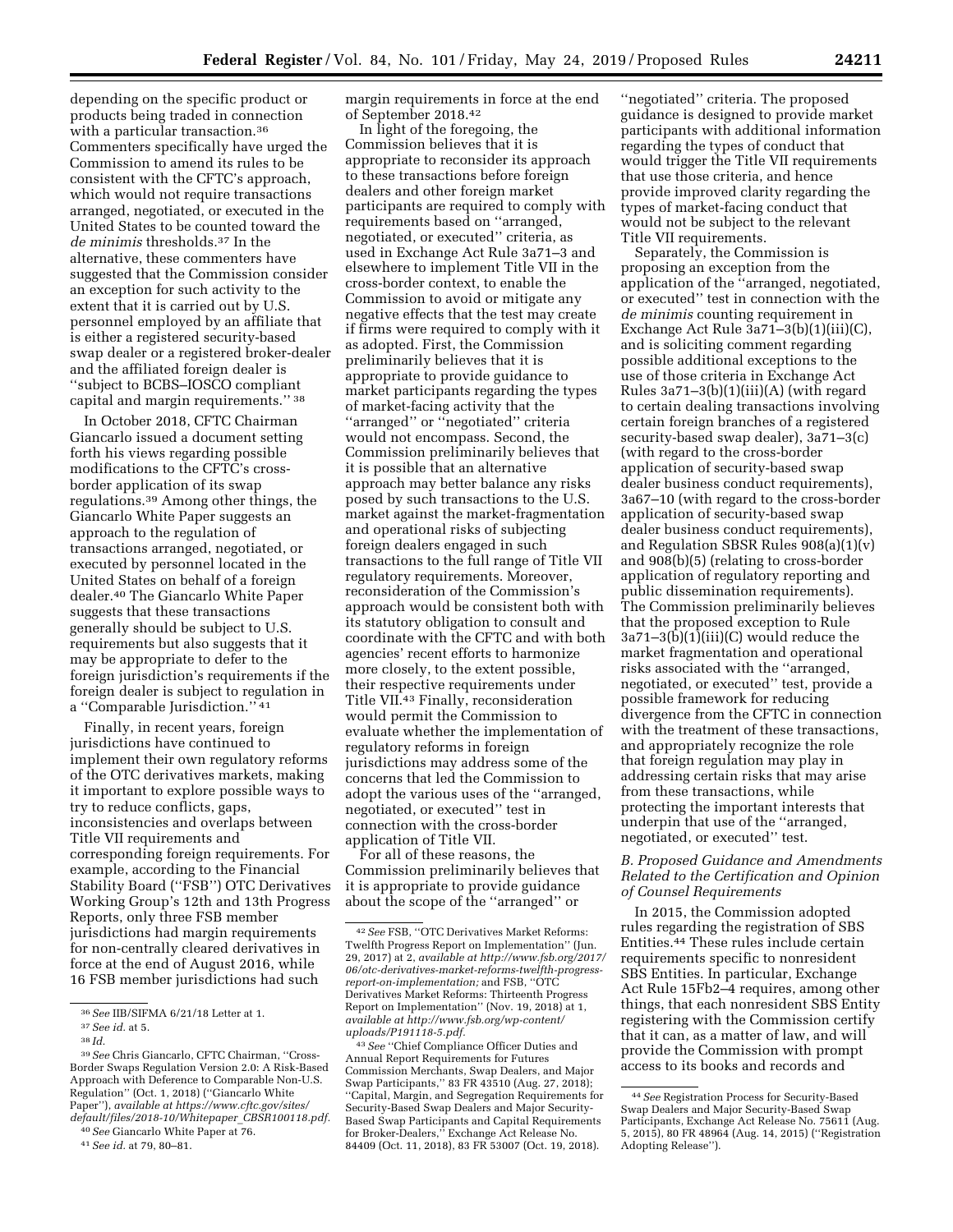depending on the specific product or products being traded in connection with a particular transaction.[36] Commenters specifically have urged the Commission to amend its rules to be consistent with the CFTC's approach, which would not require transactions arranged, negotiated, or executed in the United States to be counted toward the *de minimis* thresholds.[37] In the alternative, these commenters have suggested that the Commission consider an exception for such activity to the extent that it is carried out by U.S. personnel employed by an affiliate that is either a registered security-based swap dealer or a registered broker-dealer and the affiliated foreign dealer is ''subject to BCBS–IOSCO compliant capital and margin requirements.'' [38]

In October 2018, CFTC Chairman Giancarlo issued a document setting forth his views regarding possible modifications to the CFTC's cross-border application of its swap regulations.[39] Among other things, the Giancarlo White Paper suggests an approach to the regulation of transactions arranged, negotiated, or executed by personnel located in the United States on behalf of a foreign dealer.[40] The Giancarlo White Paper suggests that these transactions generally should be subject to U.S. requirements but also suggests that it may be appropriate to defer to the foreign jurisdiction's requirements if the foreign dealer is subject to regulation in a ''Comparable Jurisdiction.'' [41]

Finally, in recent years, foreign jurisdictions have continued to implement their own regulatory reforms of the OTC derivatives markets, making it important to explore possible ways to try to reduce conflicts, gaps, inconsistencies and overlaps between Title VII requirements and corresponding foreign requirements. For example, according to the Financial Stability Board (''FSB'') OTC Derivatives Working Group's 12th and 13th Progress Reports, only three FSB member jurisdictions had margin requirements for non-centrally cleared derivatives in force at the end of August 2016, while 16 FSB member jurisdictions had such margin requirements in force at the end of September 2018.[42]

In light of the foregoing, the Commission believes that it is appropriate to reconsider its approach to these transactions before foreign dealers and other foreign market participants are required to comply with requirements based on ''arranged, negotiated, or executed'' criteria, as used in Exchange Act Rule 3a71–3 and elsewhere to implement Title VII in the cross-border context, to enable the Commission to avoid or mitigate any negative effects that the test may create if firms were required to comply with it as adopted. First, the Commission preliminarily believes that it is appropriate to provide guidance to market participants regarding the types of market-facing activity that the ''arranged'' or ''negotiated'' criteria would not encompass. Second, the Commission preliminarily believes that it is possible that an alternative approach may better balance any risks posed by such transactions to the U.S. market against the market-fragmentation and operational risks of subjecting foreign dealers engaged in such transactions to the full range of Title VII regulatory requirements. Moreover, reconsideration of the Commission's approach would be consistent both with its statutory obligation to consult and coordinate with the CFTC and with both agencies' recent efforts to harmonize more closely, to the extent possible, their respective requirements under Title VII.[43] Finally, reconsideration would permit the Commission to evaluate whether the implementation of regulatory reforms in foreign jurisdictions may address some of the concerns that led the Commission to adopt the various uses of the ''arranged, negotiated, or executed'' test in connection with the cross-border application of Title VII.

For all of these reasons, the Commission preliminarily believes that it is appropriate to provide guidance about the scope of the ''arranged'' or ''negotiated'' criteria. The proposed guidance is designed to provide market participants with additional information regarding the types of conduct that would trigger the Title VII requirements that use those criteria, and hence provide improved clarity regarding the types of market-facing conduct that would not be subject to the relevant Title VII requirements.

Separately, the Commission is proposing an exception from the application of the ''arranged, negotiated, or executed'' test in connection with the *de minimis* counting requirement in Exchange Act Rule 3a71–3(b)(1)(iii)(C), and is soliciting comment regarding possible additional exceptions to the use of those criteria in Exchange Act Rules 3a71–3(b)(1)(iii)(A) (with regard to certain dealing transactions involving certain foreign branches of a registered security-based swap dealer), 3a71–3(c) (with regard to the cross-border application of security-based swap dealer business conduct requirements), 3a67–10 (with regard to the cross-border application of security-based swap dealer business conduct requirements), and Regulation SBSR Rules 908(a)(1)(v) and 908(b)(5) (relating to cross-border application of regulatory reporting and public dissemination requirements). The Commission preliminarily believes that the proposed exception to Rule 3a71–3(b)(1)(iii)(C) would reduce the market fragmentation and operational risks associated with the ''arranged, negotiated, or executed'' test, provide a possible framework for reducing divergence from the CFTC in connection with the treatment of these transactions, and appropriately recognize the role that foreign regulation may play in addressing certain risks that may arise from these transactions, while protecting the important interests that underpin that use of the ''arranged, negotiated, or executed'' test.

### *B. Proposed Guidance and Amendments Related to the Certification and Opinion of Counsel Requirements*

In 2015, the Commission adopted rules regarding the registration of SBS Entities.[44] These rules include certain requirements specific to nonresident SBS Entities. In particular, Exchange Act Rule 15Fb2–4 requires, among other things, that each nonresident SBS Entity registering with the Commission certify that it can, as a matter of law, and will provide the Commission with prompt access to its books and records and

---

[36] *See* IIB/SIFMA 6/21/18 Letter at 1.

[37] *See id.* at 5.

[38] *Id.*

[39] *See* Chris Giancarlo, CFTC Chairman, ''Cross-Border Swaps Regulation Version 2.0: A Risk-Based Approach with Deference to Comparable Non-U.S. Regulation'' (Oct. 1, 2018) (''Giancarlo White Paper''), *available at https://www.cftc.gov/sites/default/files/2018-10/Whitepaper_CBSR100118.pdf.*

[40] *See* Giancarlo White Paper at 76.

[41] *See id.* at 79, 80–81.

[42] *See* FSB, ''OTC Derivatives Market Reforms: Twelfth Progress Report on Implementation'' (Jun. 29, 2017) at 2, *available at http://www.fsb.org/2017/06/otc-derivatives-market-reforms-twelfth-progress-report-on-implementation;* and FSB, ''OTC Derivatives Market Reforms: Thirteenth Progress Report on Implementation'' (Nov. 19, 2018) at 1, *available at http://www.fsb.org/wp-content/uploads/P191118-5.pdf.*

[43] *See* ''Chief Compliance Officer Duties and Annual Report Requirements for Futures Commission Merchants, Swap Dealers, and Major Swap Participants,'' 83 FR 43510 (Aug. 27, 2018); ''Capital, Margin, and Segregation Requirements for Security-Based Swap Dealers and Major Security-Based Swap Participants and Capital Requirements for Broker-Dealers,'' Exchange Act Release No. 84409 (Oct. 11, 2018), 83 FR 53007 (Oct. 19, 2018).

[44] *See* Registration Process for Security-Based Swap Dealers and Major Security-Based Swap Participants, Exchange Act Release No. 75611 (Aug. 5, 2015), 80 FR 48964 (Aug. 14, 2015) (''Registration Adopting Release'').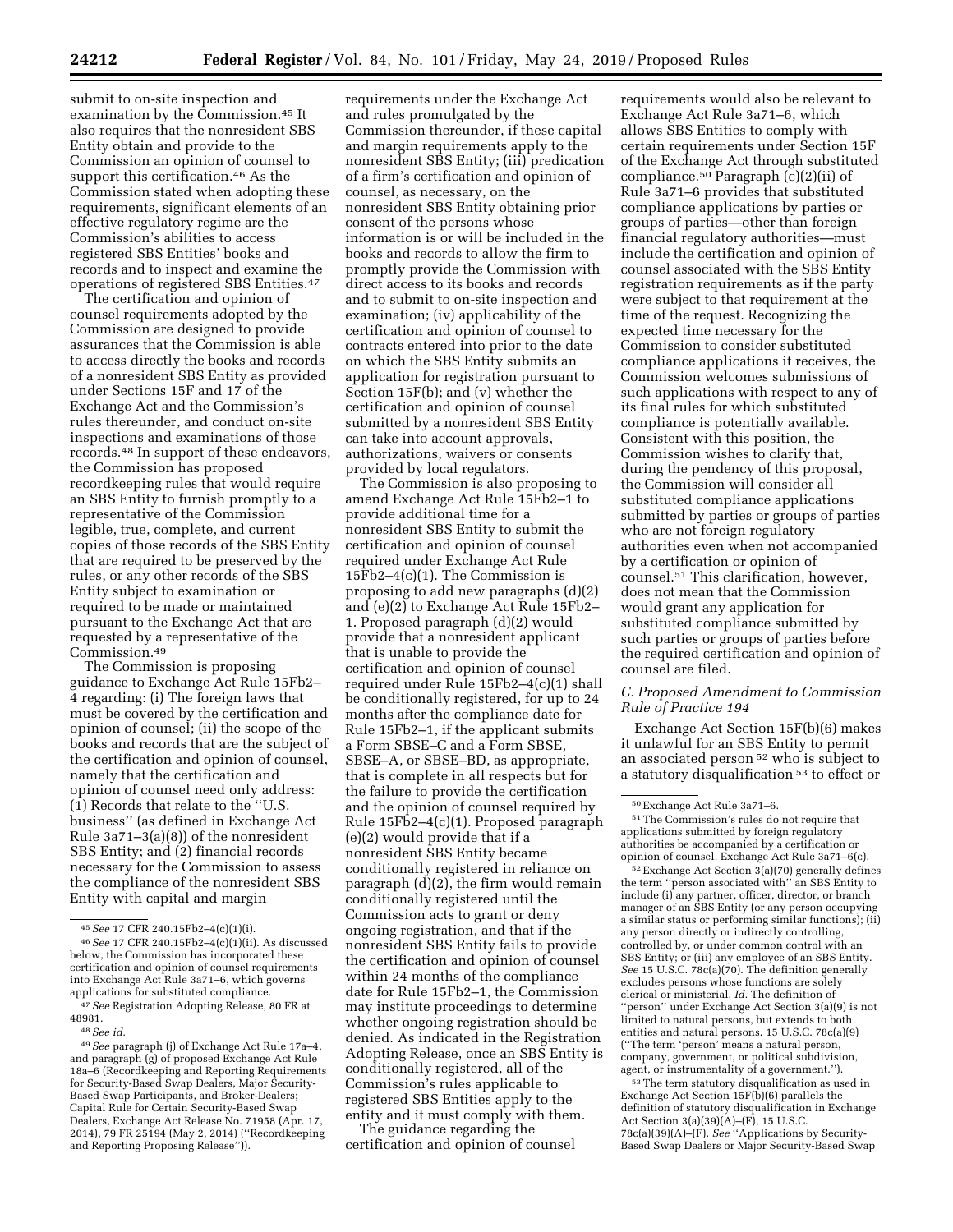submit to on-site inspection and examination by the Commission.[45] It also requires that the nonresident SBS Entity obtain and provide to the Commission an opinion of counsel to support this certification.[46] As the Commission stated when adopting these requirements, significant elements of an effective regulatory regime are the Commission's abilities to access registered SBS Entities' books and records and to inspect and examine the operations of registered SBS Entities.[47]

The certification and opinion of counsel requirements adopted by the Commission are designed to provide assurances that the Commission is able to access directly the books and records of a nonresident SBS Entity as provided under Sections 15F and 17 of the Exchange Act and the Commission's rules thereunder, and conduct on-site inspections and examinations of those records.[48] In support of these endeavors, the Commission has proposed recordkeeping rules that would require an SBS Entity to furnish promptly to a representative of the Commission legible, true, complete, and current copies of those records of the SBS Entity that are required to be preserved by the rules, or any other records of the SBS Entity subject to examination or required to be made or maintained pursuant to the Exchange Act that are requested by a representative of the Commission.[49]

The Commission is proposing guidance to Exchange Act Rule 15Fb2–4 regarding: (i) The foreign laws that must be covered by the certification and opinion of counsel; (ii) the scope of the books and records that are the subject of the certification and opinion of counsel, namely that the certification and opinion of counsel need only address: (1) Records that relate to the ''U.S. business'' (as defined in Exchange Act Rule 3a71–3(a)(8)) of the nonresident SBS Entity; and (2) financial records necessary for the Commission to assess the compliance of the nonresident SBS Entity with capital and margin requirements under the Exchange Act and rules promulgated by the Commission thereunder, if these capital and margin requirements apply to the nonresident SBS Entity; (iii) predication of a firm's certification and opinion of counsel, as necessary, on the nonresident SBS Entity obtaining prior consent of the persons whose information is or will be included in the books and records to allow the firm to promptly provide the Commission with direct access to its books and records and to submit to on-site inspection and examination; (iv) applicability of the certification and opinion of counsel to contracts entered into prior to the date on which the SBS Entity submits an application for registration pursuant to Section 15F(b); and (v) whether the certification and opinion of counsel submitted by a nonresident SBS Entity can take into account approvals, authorizations, waivers or consents provided by local regulators.

The Commission is also proposing to amend Exchange Act Rule 15Fb2–1 to provide additional time for a nonresident SBS Entity to submit the certification and opinion of counsel required under Exchange Act Rule 15Fb2–4(c)(1). The Commission is proposing to add new paragraphs (d)(2) and (e)(2) to Exchange Act Rule 15Fb2–1. Proposed paragraph (d)(2) would provide that a nonresident applicant that is unable to provide the certification and opinion of counsel required under Rule 15Fb2–4(c)(1) shall be conditionally registered, for up to 24 months after the compliance date for Rule 15Fb2–1, if the applicant submits a Form SBSE–C and a Form SBSE, SBSE–A, or SBSE–BD, as appropriate, that is complete in all respects but for the failure to provide the certification and the opinion of counsel required by Rule 15Fb2–4(c)(1). Proposed paragraph (e)(2) would provide that if a nonresident SBS Entity became conditionally registered in reliance on paragraph (d)(2), the firm would remain conditionally registered until the Commission acts to grant or deny ongoing registration, and that if the nonresident SBS Entity fails to provide the certification and opinion of counsel within 24 months of the compliance date for Rule 15Fb2–1, the Commission may institute proceedings to determine whether ongoing registration should be denied. As indicated in the Registration Adopting Release, once an SBS Entity is conditionally registered, all of the Commission's rules applicable to registered SBS Entities apply to the entity and it must comply with them.

The guidance regarding the certification and opinion of counsel requirements would also be relevant to Exchange Act Rule 3a71–6, which allows SBS Entities to comply with certain requirements under Section 15F of the Exchange Act through substituted compliance.[50] Paragraph (c)(2)(ii) of Rule 3a71–6 provides that substituted compliance applications by parties or groups of parties—other than foreign financial regulatory authorities—must include the certification and opinion of counsel associated with the SBS Entity registration requirements as if the party were subject to that requirement at the time of the request. Recognizing the expected time necessary for the Commission to consider substituted compliance applications it receives, the Commission welcomes submissions of such applications with respect to any of its final rules for which substituted compliance is potentially available. Consistent with this position, the Commission wishes to clarify that, during the pendency of this proposal, the Commission will consider all substituted compliance applications submitted by parties or groups of parties who are not foreign regulatory authorities even when not accompanied by a certification or opinion of counsel.[51] This clarification, however, does not mean that the Commission would grant any application for substituted compliance submitted by such parties or groups of parties before the required certification and opinion of counsel are filed.

### *C. Proposed Amendment to Commission Rule of Practice 194*

Exchange Act Section 15F(b)(6) makes it unlawful for an SBS Entity to permit an associated person[52] who is subject to a statutory disqualification[53] to effect or

---

[45] *See* 17 CFR 240.15Fb2–4(c)(1)(i).

[46] *See* 17 CFR 240.15Fb2–4(c)(1)(ii). As discussed below, the Commission has incorporated these certification and opinion of counsel requirements into Exchange Act Rule 3a71–6, which governs applications for substituted compliance.

[47] *See* Registration Adopting Release, 80 FR at 48981.

[48] *See id.*

[49] *See* paragraph (j) of Exchange Act Rule 17a–4, and paragraph (g) of proposed Exchange Act Rule 18a–6 (Recordkeeping and Reporting Requirements for Security-Based Swap Dealers, Major Security-Based Swap Participants, and Broker-Dealers; Capital Rule for Certain Security-Based Swap Dealers, Exchange Act Release No. 71958 (Apr. 17, 2014), 79 FR 25194 (May 2, 2014) (''Recordkeeping and Reporting Proposing Release'')).

[50] Exchange Act Rule 3a71–6.

[51] The Commission's rules do not require that applications submitted by foreign regulatory authorities be accompanied by a certification or opinion of counsel. Exchange Act Rule 3a71–6(c).

[52] Exchange Act Section 3(a)(70) generally defines the term ''person associated with'' an SBS Entity to include (i) any partner, officer, director, or branch manager of an SBS Entity (or any person occupying a similar status or performing similar functions); (ii) any person directly or indirectly controlling, controlled by, or under common control with an SBS Entity; or (iii) any employee of an SBS Entity. *See* 15 U.S.C. 78c(a)(70). The definition generally excludes persons whose functions are solely clerical or ministerial. *Id.* The definition of ''person'' under Exchange Act Section 3(a)(9) is not limited to natural persons, but extends to both entities and natural persons. 15 U.S.C. 78c(a)(9) (''The term 'person' means a natural person, company, government, or political subdivision, agent, or instrumentality of a government.'').

[53] The term statutory disqualification as used in Exchange Act Section 15F(b)(6) parallels the definition of statutory disqualification in Exchange Act Section 3(a)(39)(A)–(F), 15 U.S.C. 78c(a)(39)(A)–(F). *See* ''Applications by Security-Based Swap Dealers or Major Security-Based Swap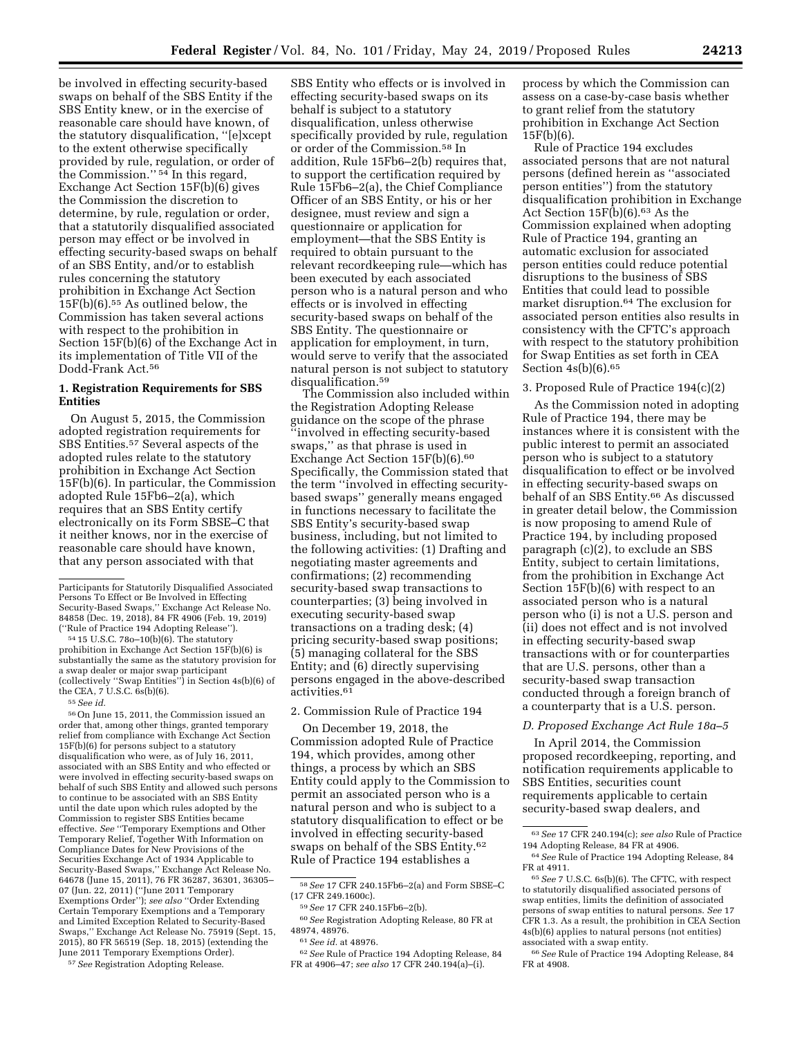be involved in effecting security-based swaps on behalf of the SBS Entity if the SBS Entity knew, or in the exercise of reasonable care should have known, of the statutory disqualification, "[e]xcept to the extent otherwise specifically provided by rule, regulation, or order of the Commission." [54] In this regard, Exchange Act Section 15F(b)(6) gives the Commission the discretion to determine, by rule, regulation or order, that a statutorily disqualified associated person may effect or be involved in effecting security-based swaps on behalf of an SBS Entity, and/or to establish rules concerning the statutory prohibition in Exchange Act Section 15F(b)(6).[55] As outlined below, the Commission has taken several actions with respect to the prohibition in Section 15F(b)(6) of the Exchange Act in its implementation of Title VII of the Dodd-Frank Act.[56]

### 1. Registration Requirements for SBS Entities

On August 5, 2015, the Commission adopted registration requirements for SBS Entities.[57] Several aspects of the adopted rules relate to the statutory prohibition in Exchange Act Section 15F(b)(6). In particular, the Commission adopted Rule 15Fb6–2(a), which requires that an SBS Entity certify electronically on its Form SBSE–C that it neither knows, nor in the exercise of reasonable care should have known, that any person associated with that SBS Entity who effects or is involved in effecting security-based swaps on its behalf is subject to a statutory disqualification, unless otherwise specifically provided by rule, regulation or order of the Commission.[58] In addition, Rule 15Fb6–2(b) requires that, to support the certification required by Rule 15Fb6–2(a), the Chief Compliance Officer of an SBS Entity, or his or her designee, must review and sign a questionnaire or application for employment—that the SBS Entity is required to obtain pursuant to the relevant recordkeeping rule—which has been executed by each associated person who is a natural person and who effects or is involved in effecting security-based swaps on behalf of the SBS Entity. The questionnaire or application for employment, in turn, would serve to verify that the associated natural person is not subject to statutory disqualification.[59]

The Commission also included within the Registration Adopting Release guidance on the scope of the phrase "involved in effecting security-based swaps," as that phrase is used in Exchange Act Section 15F(b)(6).[60] Specifically, the Commission stated that the term "involved in effecting security-based swaps" generally means engaged in functions necessary to facilitate the SBS Entity's security-based swap business, including, but not limited to the following activities: (1) Drafting and negotiating master agreements and confirmations; (2) recommending security-based swap transactions to counterparties; (3) being involved in executing security-based swap transactions on a trading desk; (4) pricing security-based swap positions; (5) managing collateral for the SBS Entity; and (6) directly supervising persons engaged in the above-described activities.[61]

### 2. Commission Rule of Practice 194

On December 19, 2018, the Commission adopted Rule of Practice 194, which provides, among other things, a process by which an SBS Entity could apply to the Commission to permit an associated person who is a natural person and who is subject to a statutory disqualification to effect or be involved in effecting security-based swaps on behalf of the SBS Entity.[62] Rule of Practice 194 establishes a process by which the Commission can assess on a case-by-case basis whether to grant relief from the statutory prohibition in Exchange Act Section 15F(b)(6).

Rule of Practice 194 excludes associated persons that are not natural persons (defined herein as "associated person entities") from the statutory disqualification prohibition in Exchange Act Section 15F(b)(6).[63] As the Commission explained when adopting Rule of Practice 194, granting an automatic exclusion for associated person entities could reduce potential disruptions to the business of SBS Entities that could lead to possible market disruption.[64] The exclusion for associated person entities also results in consistency with the CFTC's approach with respect to the statutory prohibition for Swap Entities as set forth in CEA Section 4s(b)(6).[65]

### 3. Proposed Rule of Practice 194(c)(2)

As the Commission noted in adopting Rule of Practice 194, there may be instances where it is consistent with the public interest to permit an associated person who is subject to a statutory disqualification to effect or be involved in effecting security-based swaps on behalf of an SBS Entity.[66] As discussed in greater detail below, the Commission is now proposing to amend Rule of Practice 194, by including proposed paragraph (c)(2), to exclude an SBS Entity, subject to certain limitations, from the prohibition in Exchange Act Section 15F(b)(6) with respect to an associated person who is a natural person who (i) is not a U.S. person and (ii) does not effect and is not involved in effecting security-based swap transactions with or for counterparties that are U.S. persons, other than a security-based swap transaction conducted through a foreign branch of a counterparty that is a U.S. person.

## D. Proposed Exchange Act Rule 18a–5

In April 2014, the Commission proposed recordkeeping, reporting, and notification requirements applicable to SBS Entities, securities count requirements applicable to certain security-based swap dealers, and

---

Participants for Statutorily Disqualified Associated Persons To Effect or Be Involved in Effecting Security-Based Swaps," Exchange Act Release No. 84858 (Dec. 19, 2018), 84 FR 4906 (Feb. 19, 2019) ("Rule of Practice 194 Adopting Release").

[54] 15 U.S.C. 78o–10(b)(6). The statutory prohibition in Exchange Act Section 15F(b)(6) is substantially the same as the statutory provision for a swap dealer or major swap participant (collectively "Swap Entities") in Section 4s(b)(6) of the CEA, 7 U.S.C. 6s(b)(6).

[55] *See id.*

[56] On June 15, 2011, the Commission issued an order that, among other things, granted temporary relief from compliance with Exchange Act Section 15F(b)(6) for persons subject to a statutory disqualification who were, as of July 16, 2011, associated with an SBS Entity and who effected or were involved in effecting security-based swaps on behalf of such SBS Entity and allowed such persons to continue to be associated with an SBS Entity until the date upon which rules adopted by the Commission to register SBS Entities became effective. *See* "Temporary Exemptions and Other Temporary Relief, Together With Information on Compliance Dates for New Provisions of the Securities Exchange Act of 1934 Applicable to Security-Based Swaps," Exchange Act Release No. 64678 (June 15, 2011), 76 FR 36287, 36301, 36305–07 (Jun. 22, 2011) ("June 2011 Temporary Exemptions Order"); *see also* "Order Extending Certain Temporary Exemptions and a Temporary and Limited Exception Related to Security-Based Swaps," Exchange Act Release No. 75919 (Sept. 15, 2015), 80 FR 56519 (Sep. 18, 2015) (extending the June 2011 Temporary Exemptions Order).

[57] *See* Registration Adopting Release.

[58] *See* 17 CFR 240.15Fb6–2(a) and Form SBSE–C (17 CFR 249.1600c).

[59] *See* 17 CFR 240.15Fb6–2(b).

[60] *See* Registration Adopting Release, 80 FR at 48974, 48976.

[61] *See id.* at 48976.

[62] *See* Rule of Practice 194 Adopting Release, 84 FR at 4906–47; *see also* 17 CFR 240.194(a)–(i).

[63] *See* 17 CFR 240.194(c); *see also* Rule of Practice 194 Adopting Release, 84 FR at 4906.

[64] *See* Rule of Practice 194 Adopting Release, 84 FR at 4911.

[65] *See* 7 U.S.C. 6s(b)(6). The CFTC, with respect to statutorily disqualified associated persons of swap entities, limits the definition of associated persons of swap entities to natural persons. *See* 17 CFR 1.3. As a result, the prohibition in CEA Section 4s(b)(6) applies to natural persons (not entities) associated with a swap entity.

[66] *See* Rule of Practice 194 Adopting Release, 84 FR at 4908.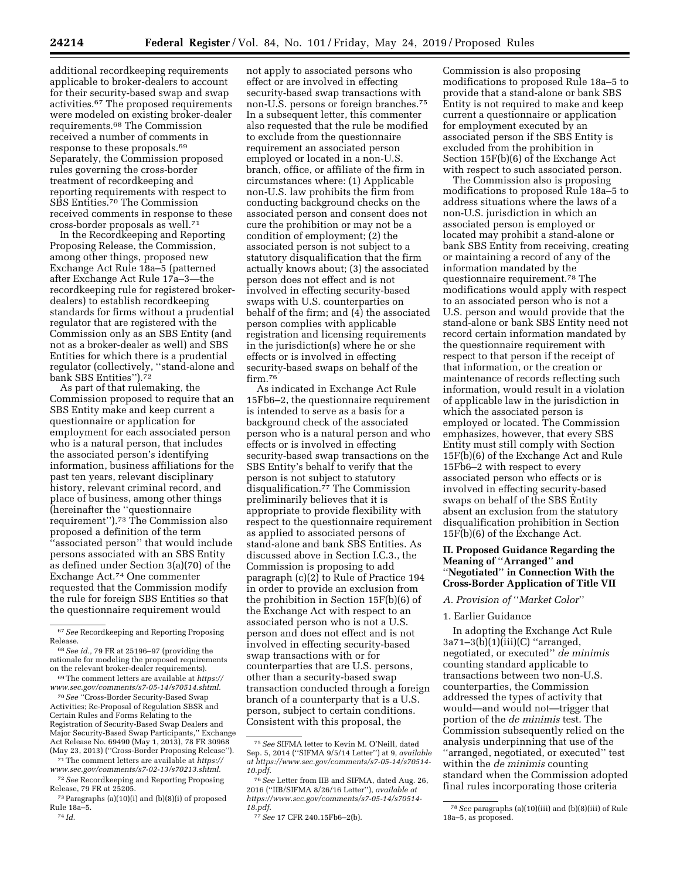additional recordkeeping requirements applicable to broker-dealers to account for their security-based swap and swap activities.[67] The proposed requirements were modeled on existing broker-dealer requirements.[68] The Commission received a number of comments in response to these proposals.[69] Separately, the Commission proposed rules governing the cross-border treatment of recordkeeping and reporting requirements with respect to SBS Entities.[70] The Commission received comments in response to these cross-border proposals as well.[71]

In the Recordkeeping and Reporting Proposing Release, the Commission, among other things, proposed new Exchange Act Rule 18a–5 (patterned after Exchange Act Rule 17a–3—the recordkeeping rule for registered broker-dealers) to establish recordkeeping standards for firms without a prudential regulator that are registered with the Commission only as an SBS Entity (and not as a broker-dealer as well) and SBS Entities for which there is a prudential regulator (collectively, ''stand-alone and bank SBS Entities'').[72]

As part of that rulemaking, the Commission proposed to require that an SBS Entity make and keep current a questionnaire or application for employment for each associated person who is a natural person, that includes the associated person's identifying information, business affiliations for the past ten years, relevant disciplinary history, relevant criminal record, and place of business, among other things (hereinafter the ''questionnaire requirement'').[73] The Commission also proposed a definition of the term ''associated person'' that would include persons associated with an SBS Entity as defined under Section 3(a)(70) of the Exchange Act.[74] One commenter requested that the Commission modify the rule for foreign SBS Entities so that the questionnaire requirement would not apply to associated persons who effect or are involved in effecting security-based swap transactions with non-U.S. persons or foreign branches.[75] In a subsequent letter, this commenter also requested that the rule be modified to exclude from the questionnaire requirement an associated person employed or located in a non-U.S. branch, office, or affiliate of the firm in circumstances where: (1) Applicable non-U.S. law prohibits the firm from conducting background checks on the associated person and consent does not cure the prohibition or may not be a condition of employment; (2) the associated person is not subject to a statutory disqualification that the firm actually knows about; (3) the associated person does not effect and is not involved in effecting security-based swaps with U.S. counterparties on behalf of the firm; and (4) the associated person complies with applicable registration and licensing requirements in the jurisdiction(s) where he or she effects or is involved in effecting security-based swaps on behalf of the firm.[76]

As indicated in Exchange Act Rule 15Fb6–2, the questionnaire requirement is intended to serve as a basis for a background check of the associated person who is a natural person and who effects or is involved in effecting security-based swap transactions on the SBS Entity's behalf to verify that the person is not subject to statutory disqualification.[77] The Commission preliminarily believes that it is appropriate to provide flexibility with respect to the questionnaire requirement as applied to associated persons of stand-alone and bank SBS Entities. As discussed above in Section I.C.3., the Commission is proposing to add paragraph (c)(2) to Rule of Practice 194 in order to provide an exclusion from the prohibition in Section 15F(b)(6) of the Exchange Act with respect to an associated person who is not a U.S. person and does not effect and is not involved in effecting security-based swap transactions with or for counterparties that are U.S. persons, other than a security-based swap transaction conducted through a foreign branch of a counterparty that is a U.S. person, subject to certain conditions. Consistent with this proposal, the Commission is also proposing modifications to proposed Rule 18a–5 to provide that a stand-alone or bank SBS Entity is not required to make and keep current a questionnaire or application for employment executed by an associated person if the SBS Entity is excluded from the prohibition in Section 15F(b)(6) of the Exchange Act with respect to such associated person.

The Commission also is proposing modifications to proposed Rule 18a–5 to address situations where the laws of a non-U.S. jurisdiction in which an associated person is employed or located may prohibit a stand-alone or bank SBS Entity from receiving, creating or maintaining a record of any of the information mandated by the questionnaire requirement.[78] The modifications would apply with respect to an associated person who is not a U.S. person and would provide that the stand-alone or bank SBS Entity need not record certain information mandated by the questionnaire requirement with respect to that person if the receipt of that information, or the creation or maintenance of records reflecting such information, would result in a violation of applicable law in the jurisdiction in which the associated person is employed or located. The Commission emphasizes, however, that every SBS Entity must still comply with Section 15F(b)(6) of the Exchange Act and Rule 15Fb6–2 with respect to every associated person who effects or is involved in effecting security-based swaps on behalf of the SBS Entity absent an exclusion from the statutory disqualification prohibition in Section 15F(b)(6) of the Exchange Act.

## II. Proposed Guidance Regarding the Meaning of ''Arranged'' and ''Negotiated'' in Connection With the Cross-Border Application of Title VII

### *A. Provision of ''Market Color''*

#### 1. Earlier Guidance

In adopting the Exchange Act Rule 3a71–3(b)(1)(iii)(C) ''arranged, negotiated, or executed'' *de minimis* counting standard applicable to transactions between two non-U.S. counterparties, the Commission addressed the types of activity that would—and would not—trigger that portion of the *de minimis* test. The Commission subsequently relied on the analysis underpinning that use of the ''arranged, negotiated, or executed'' test within the *de minimis* counting standard when the Commission adopted final rules incorporating those criteria

---

[67] *See* Recordkeeping and Reporting Proposing Release.

[68] *See id.,* 79 FR at 25196–97 (providing the rationale for modeling the proposed requirements on the relevant broker-dealer requirements).

[69] The comment letters are available at *https://www.sec.gov/comments/s7-05-14/s70514.shtml.*

[70] *See* ''Cross-Border Security-Based Swap Activities; Re-Proposal of Regulation SBSR and Certain Rules and Forms Relating to the Registration of Security-Based Swap Dealers and Major Security-Based Swap Participants,'' Exchange Act Release No. 69490 (May 1, 2013), 78 FR 30968 (May 23, 2013) (''Cross-Border Proposing Release'').

[71] The comment letters are available at *https://www.sec.gov/comments/s7-02-13/s70213.shtml.*

[72] *See* Recordkeeping and Reporting Proposing Release, 79 FR at 25205.

[73] Paragraphs (a)(10)(i) and (b)(8)(i) of proposed Rule 18a–5.

[74] *Id.*

[75] *See* SIFMA letter to Kevin M. O'Neill, dated Sep. 5, 2014 (''SIFMA 9/5/14 Letter'') at 9, *available at https://www.sec.gov/comments/s7-05-14/s70514-10.pdf.*

[76] *See* Letter from IIB and SIFMA, dated Aug. 26, 2016 (''IIB/SIFMA 8/26/16 Letter''), *available at https://www.sec.gov/comments/s7-05-14/s70514-18.pdf.*

[77] *See* 17 CFR 240.15Fb6–2(b).

[78] *See* paragraphs (a)(10)(iii) and (b)(8)(iii) of Rule 18a–5, as proposed.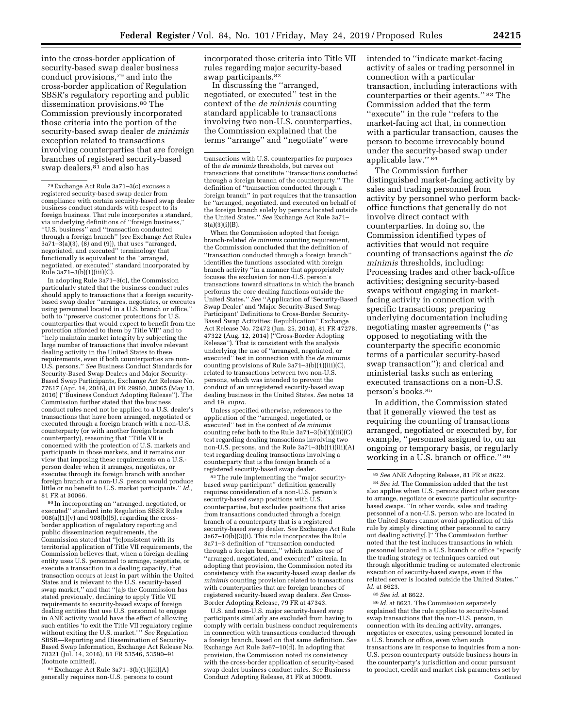into the cross-border application of security-based swap dealer business conduct provisions,[79] and into the cross-border application of Regulation SBSR's regulatory reporting and public dissemination provisions.[80] The Commission previously incorporated those criteria into the portion of the security-based swap dealer *de minimis* exception related to transactions involving counterparties that are foreign branches of registered security-based swap dealers,[81] and also has incorporated those criteria into Title VII rules regarding major security-based swap participants.[82]

In discussing the "arranged, negotiated, or executed" test in the context of the *de minimis* counting standard applicable to transactions involving two non-U.S. counterparties, the Commission explained that the terms "arrange" and "negotiate" were intended to "indicate market-facing activity of sales or trading personnel in connection with a particular transaction, including interactions with counterparties or their agents." [83] The Commission added that the term "execute" in the rule "refers to the market-facing act that, in connection with a particular transaction, causes the person to become irrevocably bound under the security-based swap under applicable law." [84]

The Commission further distinguished market-facing activity by sales and trading personnel from activity by personnel who perform back-office functions that generally do not involve direct contact with counterparties. In doing so, the Commission identified types of activities that would not require counting of transactions against the *de minimis* thresholds, including: Processing trades and other back-office activities; designing security-based swaps without engaging in market-facing activity in connection with specific transactions; preparing underlying documentation including negotiating master agreements ("as opposed to negotiating with the counterparty the specific economic terms of a particular security-based swap transaction"); and clerical and ministerial tasks such as entering executed transactions on a non-U.S. person's books.[85]

In addition, the Commission stated that it generally viewed the test as requiring the counting of transactions arranged, negotiated or executed by, for example, "personnel assigned to, on an ongoing or temporary basis, or regularly working in a U.S. branch or office." [86]

---

[79] Exchange Act Rule 3a71–3(c) excuses a registered security-based swap dealer from compliance with certain security-based swap dealer business conduct standards with respect to its foreign business. That rule incorporates a standard, via underlying definitions of "foreign business," "U.S. business" and "transaction conducted through a foreign branch" (*see* Exchange Act Rules 3a71–3(a)(3), (8) and (9)), that uses "arranged, negotiated, and executed" terminology that functionally is equivalent to the "arranged, negotiated, or executed" standard incorporated by Rule 3a71–3(b)(1)(iii)(C).

In adopting Rule 3a71–3(c), the Commission particularly stated that the business conduct rules should apply to transactions that a foreign security-based swap dealer "arranges, negotiates, or executes using personnel located in a U.S. branch or office," both to "preserve customer protections for U.S. counterparties that would expect to benefit from the protection afforded to them by Title VII" and to "help maintain market integrity by subjecting the large number of transactions that involve relevant dealing activity in the United States to these requirements, even if both counterparties are non-U.S. persons." *See* Business Conduct Standards for Security-Based Swap Dealers and Major Security-Based Swap Participants, Exchange Act Release No. 77617 (Apr. 14, 2016), 81 FR 29960, 30065 (May 13, 2016) ("Business Conduct Adopting Release"). The Commission further stated that the business conduct rules need not be applied to a U.S. dealer's transactions that have been arranged, negotiated or executed through a foreign branch with a non-U.S. counterparty (or with another foreign branch counterparty), reasoning that "Title VII is concerned with the protection of U.S. markets and participants in those markets, and it remains our view that imposing these requirements on a U.S.-person dealer when it arranges, negotiates, or executes through its foreign branch with another foreign branch or a non-U.S. person would produce little or no benefit to U.S. market participants." *Id.,* 81 FR at 30066.

[80] In incorporating an "arranged, negotiated, or executed" standard into Regulation SBSR Rules 908(a)(1)(v) and 908(b)(5), regarding the cross-border application of regulatory reporting and public dissemination requirements, the Commission stated that "[c]onsistent with its territorial application of Title VII requirements, the Commission believes that, when a foreign dealing entity uses U.S. personnel to arrange, negotiate, or execute a transaction in a dealing capacity, that transaction occurs at least in part within the United States and is relevant to the U.S. security-based swap market," and that "[a]s the Commission has stated previously, declining to apply Title VII requirements to security-based swaps of foreign dealing entities that use U.S. personnel to engage in ANE activity would have the effect of allowing such entities 'to exit the Title VII regulatory regime without exiting the U.S. market.'" *See* Regulation SBSR—Reporting and Dissemination of Security-Based Swap Information, Exchange Act Release No. 78321 (Jul. 14, 2016), 81 FR 53546, 53590–91 (footnote omitted).

[81] Exchange Act Rule 3a71–3(b)(1)(iii)(A) generally requires non-U.S. persons to count transactions with U.S. counterparties for purposes of the *de minimis* thresholds, but carves out transactions that constitute "transactions conducted through a foreign branch of the counterparty." The definition of "transaction conducted through a foreign branch" in part requires that the transaction be "arranged, negotiated, and executed on behalf of the foreign branch solely by persons located outside the United States." *See* Exchange Act Rule 3a71–3(a)(3)(i)(B).

When the Commission adopted that foreign branch-related *de minimis* counting requirement, the Commission concluded that the definition of "transaction conducted through a foreign branch" identifies the functions associated with foreign branch activity "in a manner that appropriately focuses the exclusion for non-U.S. person's transactions toward situations in which the branch performs the core dealing functions outside the United States." *See* "Application of 'Security-Based Swap Dealer' and 'Major Security-Based Swap Participant' Definitions to Cross-Border Security-Based Swap Activities; Republication" Exchange Act Release No. 72472 (Jun. 25, 2014), 81 FR 47278, 47322 (Aug. 12, 2014) ("Cross-Border Adopting Release"). That is consistent with the analysis underlying the use of "arranged, negotiated, or executed" in connection with the *de minimis* counting provisions of Rule 3a71–3(b)(1)(iii)(C), related to transactions between two non-U.S. persons, which was intended to prevent the conduct of an unregistered security-based swap dealing business in the United States. *See* notes 18 and 19, *supra.*

Unless specified otherwise, references to the application of the "arranged, negotiated, or executed" test in the context of *de minimis* counting refer both to the Rule 3a71–3(b)(1)(iii)(C) test regarding dealing transactions involving two non-U.S. persons, and the Rule 3a71–3(b)(1)(iii)(A) test regarding dealing transactions involving a counterparty that is the foreign branch of a registered security-based swap dealer.

[82] The rule implementing the "major security-based swap participant" definition generally requires consideration of a non-U.S. person's security-based swap positions with U.S. counterparties, but excludes positions that arise from transactions conducted through a foreign branch of a counterparty that is a registered security-based swap dealer. *See* Exchange Act Rule 3a67–10(b)(3)(i). This rule incorporates the Rule 3a71–3 definition of "transaction conducted through a foreign branch," which makes use of "arranged, negotiated, and executed" criteria. In adopting that provision, the Commission noted its consistency with the security-based swap dealer *de minimis* counting provision related to transactions with counterparties that are foreign branches of registered security-based swap dealers. *See* Cross-Border Adopting Release, 79 FR at 47343.

U.S. and non-U.S. major security-based swap participants similarly are excluded from having to comply with certain business conduct requirements in connection with transactions conducted through a foreign branch, based on that same definition. *See* Exchange Act Rule 3a67–10(d). In adopting that provision, the Commission noted its consistency with the cross-border application of security-based swap dealer business conduct rules. *See* Business Conduct Adopting Release, 81 FR at 30069.

[83] *See* ANE Adopting Release, 81 FR at 8622.

[84] *See id.* The Commission added that the test also applies when U.S. persons direct other persons to arrange, negotiate or execute particular security-based swaps. "In other words, sales and trading personnel of a non-U.S. person who are located in the United States cannot avoid application of this rule by simply directing other personnel to carry out dealing activity[.]" The Commission further noted that the test includes transactions in which personnel located in a U.S. branch or office "specify the trading strategy or techniques carried out through algorithmic trading or automated electronic execution of security-based swaps, even if the related server is located outside the United States." *Id.* at 8623.

[85] *See id.* at 8622.

[86] *Id.* at 8623. The Commission separately explained that the rule applies to security-based swap transactions that the non-U.S. person, in connection with its dealing activity, arranges, negotiates or executes, using personnel located in a U.S. branch or office, even when such transactions are in response to inquiries from a non-U.S. person counterparty outside business hours in the counterparty's jurisdiction and occur pursuant to product, credit and market risk parameters set by
Continued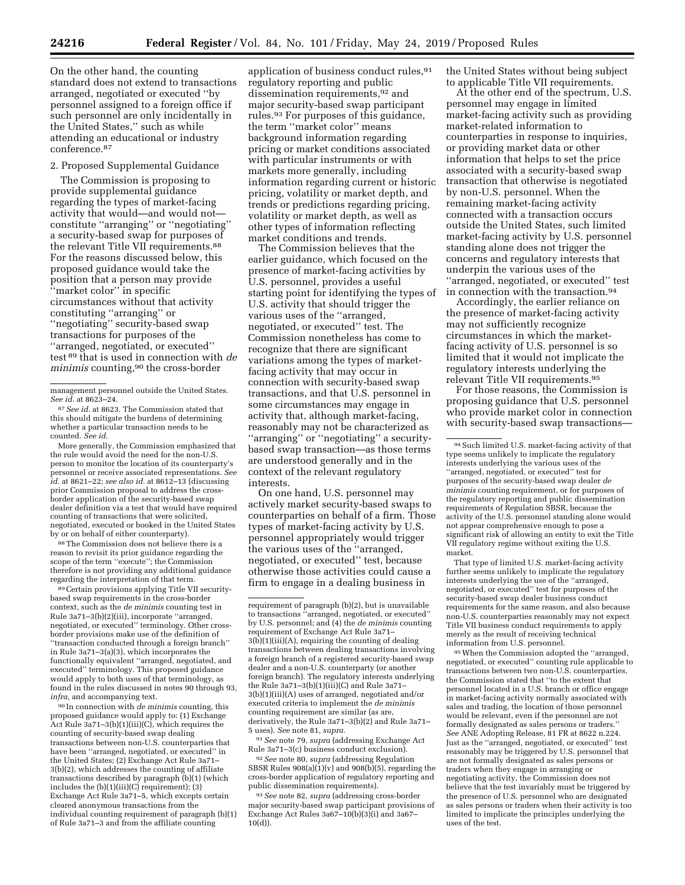On the other hand, the counting standard does not extend to transactions arranged, negotiated or executed "by personnel assigned to a foreign office if such personnel are only incidentally in the United States," such as while attending an educational or industry conference.[87]

2. Proposed Supplemental Guidance

The Commission is proposing to provide supplemental guidance regarding the types of market-facing activity that would—and would not—constitute "arranging" or "negotiating" a security-based swap for purposes of the relevant Title VII requirements.[88] For the reasons discussed below, this proposed guidance would take the position that a person may provide "market color" in specific circumstances without that activity constituting "arranging" or "negotiating" security-based swap transactions for purposes of the "arranged, negotiated, or executed" test[89] that is used in connection with *de minimis* counting,[90] the cross-border application of business conduct rules,[91] regulatory reporting and public dissemination requirements,[92] and major security-based swap participant rules.[93] For purposes of this guidance, the term "market color" means background information regarding pricing or market conditions associated with particular instruments or with markets more generally, including information regarding current or historic pricing, volatility or market depth, and trends or predictions regarding pricing, volatility or market depth, as well as other types of information reflecting market conditions and trends.

The Commission believes that the earlier guidance, which focused on the presence of market-facing activities by U.S. personnel, provides a useful starting point for identifying the types of U.S. activity that should trigger the various uses of the "arranged, negotiated, or executed" test. The Commission nonetheless has come to recognize that there are significant variations among the types of market-facing activity that may occur in connection with security-based swap transactions, and that U.S. personnel in some circumstances may engage in activity that, although market-facing, reasonably may not be characterized as "arranging" or "negotiating" a security-based swap transaction—as those terms are understood generally and in the context of the relevant regulatory interests.

On one hand, U.S. personnel may actively market security-based swaps to counterparties on behalf of a firm. Those types of market-facing activity by U.S. personnel appropriately would trigger the various uses of the "arranged, negotiated, or executed" test, because otherwise those activities could cause a firm to engage in a dealing business in the United States without being subject to applicable Title VII requirements.

At the other end of the spectrum, U.S. personnel may engage in limited market-facing activity such as providing market-related information to counterparties in response to inquiries, or providing market data or other information that helps to set the price associated with a security-based swap transaction that otherwise is negotiated by non-U.S. personnel. When the remaining market-facing activity connected with a transaction occurs outside the United States, such limited market-facing activity by U.S. personnel standing alone does not trigger the concerns and regulatory interests that underpin the various uses of the "arranged, negotiated, or executed" test in connection with the transaction.[94]

Accordingly, the earlier reliance on the presence of market-facing activity may not sufficiently recognize circumstances in which the market-facing activity of U.S. personnel is so limited that it would not implicate the regulatory interests underlying the relevant Title VII requirements.[95]

For those reasons, the Commission is proposing guidance that U.S. personnel who provide market color in connection with security-based swap transactions—

---

management personnel outside the United States. *See id.* at 8623–24.

[87] *See id.* at 8623. The Commission stated that this should mitigate the burdens of determining whether a particular transaction needs to be counted. *See id.*

More generally, the Commission emphasized that the rule would avoid the need for the non-U.S. person to monitor the location of its counterparty's personnel or receive associated representations. *See id.* at 8621–22; *see also id.* at 8612–13 (discussing prior Commission proposal to address the cross-border application of the security-based swap dealer definition via a test that would have required counting of transactions that were solicited, negotiated, executed or booked in the United States by or on behalf of either counterparty).

[88] The Commission does not believe there is a reason to revisit its prior guidance regarding the scope of the term "execute"; the Commission therefore is not providing any additional guidance regarding the interpretation of that term.

[89] Certain provisions applying Title VII security-based swap requirements in the cross-border context, such as the *de minimis* counting test in Rule 3a71–3(b)(2)(iii), incorporate "arranged, negotiated, or executed" terminology. Other cross-border provisions make use of the definition of "transaction conducted through a foreign branch" in Rule 3a71–3(a)(3), which incorporates the functionally equivalent "arranged, negotiated, and executed" terminology. This proposed guidance would apply to both uses of that terminology, as found in the rules discussed in notes 90 through 93, *infra,* and accompanying text.

[90] In connection with *de minimis* counting, this proposed guidance would apply to: (1) Exchange Act Rule 3a71–3(b)(1)(iii)(C), which requires the counting of security-based swap dealing transactions between non-U.S. counterparties that have been "arranged, negotiated, or executed" in the United States; (2) Exchange Act Rule 3a71–3(b)(2), which addresses the counting of affiliate transactions described by paragraph (b)(1) (which includes the (b)(1)(iii)(C) requirement); (3) Exchange Act Rule 3a71–5, which excepts certain cleared anonymous transactions from the individual counting requirement of paragraph (b)(1) of Rule 3a71–3 and from the affiliate counting requirement of paragraph (b)(2), but is unavailable to transactions "arranged, negotiated, or executed" by U.S. personnel; and (4) the *de minimis* counting requirement of Exchange Act Rule 3a71–3(b)(1)(iii)(A), requiring the counting of dealing transactions between dealing transactions involving a foreign branch of a registered security-based swap dealer and a non-U.S. counterparty (or another foreign branch). The regulatory interests underlying the Rule 3a71–3(b)(1)(iii)(C) and Rule 3a71–3(b)(1)(iii)(A) uses of arranged, negotiated and/or executed criteria to implement the *de minimis* counting requirement are similar (as are, derivatively, the Rule 3a71–3(b)(2) and Rule 3a71–5 uses). *See* note 81, *supra.*

[91] *See* note 79, *supra* (addressing Exchange Act Rule 3a71–3(c) business conduct exclusion).

[92] *See* note 80, *supra* (addressing Regulation SBSR Rules 908(a)(1)(v) and 908(b)(5), regarding the cross-border application of regulatory reporting and public dissemination requirements).

[93] *See* note 82, *supra* (addressing cross-border major security-based swap participant provisions of Exchange Act Rules 3a67–10(b)(3)(i) and 3a67–10(d)).

[94] Such limited U.S. market-facing activity of that type seems unlikely to implicate the regulatory interests underlying the various uses of the "arranged, negotiated, or executed" test for purposes of the security-based swap dealer *de minimis* counting requirement, or for purposes of the regulatory reporting and public dissemination requirements of Regulation SBSR, because the activity of the U.S. personnel standing alone would not appear comprehensive enough to pose a significant risk of allowing an entity to exit the Title VII regulatory regime without exiting the U.S. market.

That type of limited U.S. market-facing activity further seems unlikely to implicate the regulatory interests underlying the use of the "arranged, negotiated, or executed" test for purposes of the security-based swap dealer business conduct requirements for the same reason, and also because non-U.S. counterparties reasonably may not expect Title VII business conduct requirements to apply merely as the result of receiving technical information from U.S. personnel.

[95] When the Commission adopted the "arranged, negotiated, or executed" counting rule applicable to transactions between two non-U.S. counterparties, the Commission stated that "to the extent that personnel located in a U.S. branch or office engage in market-facing activity normally associated with sales and trading, the location of those personnel would be relevant, even if the personnel are not formally designated as sales persons or traders." *See* ANE Adopting Release, 81 FR at 8622 n.224. Just as the "arranged, negotiated, or executed" test reasonably may be triggered by U.S. personnel that are not formally designated as sales persons or traders when they engage in arranging or negotiating activity, the Commission does not believe that the test invariably must be triggered by the presence of U.S. personnel who are designated as sales persons or traders when their activity is too limited to implicate the principles underlying the uses of the test.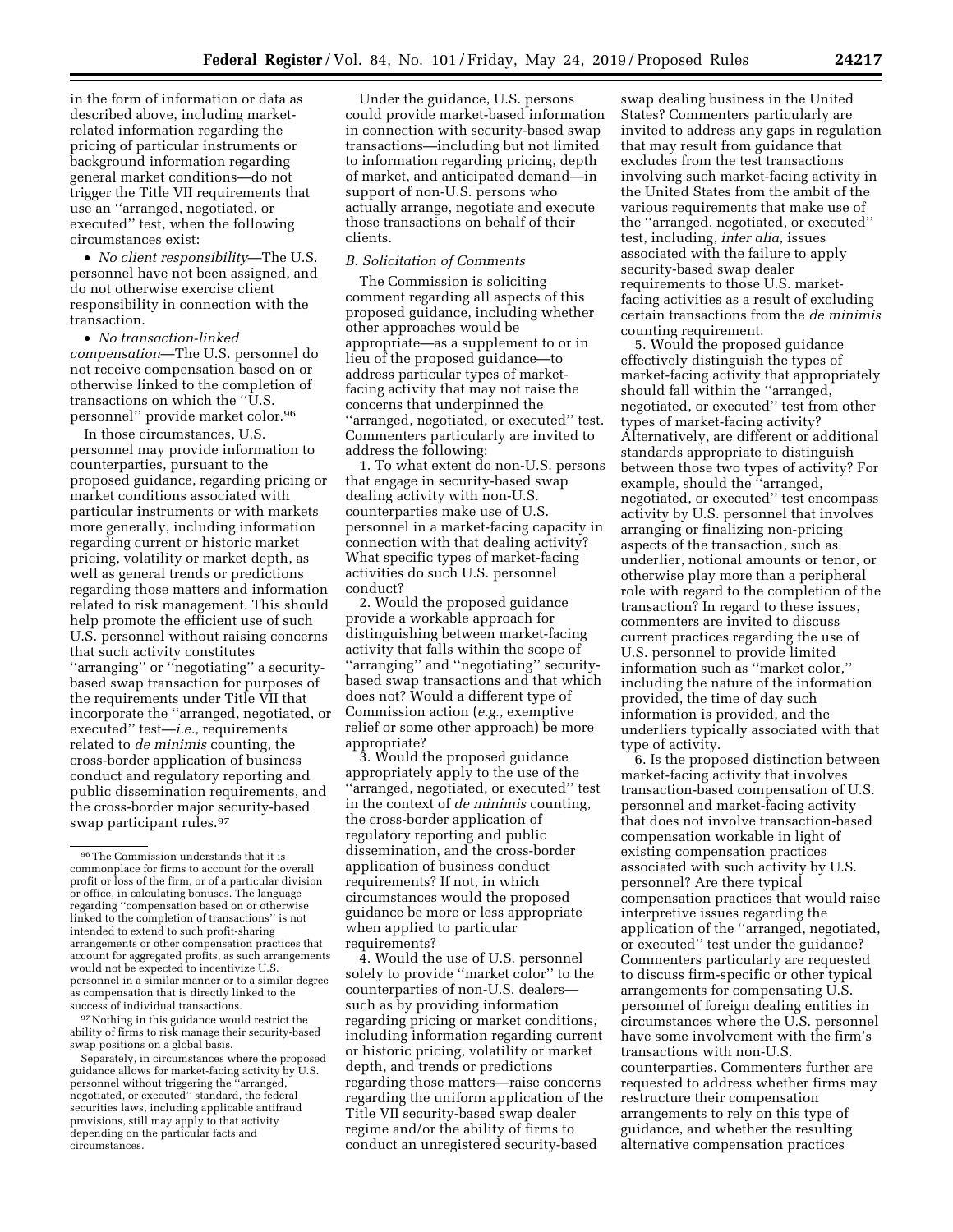in the form of information or data as described above, including market-related information regarding the pricing of particular instruments or background information regarding general market conditions—do not trigger the Title VII requirements that use an ''arranged, negotiated, or executed'' test, when the following circumstances exist:

- *No client responsibility*—The U.S. personnel have not been assigned, and do not otherwise exercise client responsibility in connection with the transaction.
- *No transaction-linked compensation*—The U.S. personnel do not receive compensation based on or otherwise linked to the completion of transactions on which the ''U.S. personnel'' provide market color.[96]

In those circumstances, U.S. personnel may provide information to counterparties, pursuant to the proposed guidance, regarding pricing or market conditions associated with particular instruments or with markets more generally, including information regarding current or historic market pricing, volatility or market depth, as well as general trends or predictions regarding those matters and information related to risk management. This should help promote the efficient use of such U.S. personnel without raising concerns that such activity constitutes ''arranging'' or ''negotiating'' a security-based swap transaction for purposes of the requirements under Title VII that incorporate the ''arranged, negotiated, or executed'' test—*i.e.,* requirements related to *de minimis* counting, the cross-border application of business conduct and regulatory reporting and public dissemination requirements, and the cross-border major security-based swap participant rules.[97]

Under the guidance, U.S. persons could provide market-based information in connection with security-based swap transactions—including but not limited to information regarding pricing, depth of market, and anticipated demand—in support of non-U.S. persons who actually arrange, negotiate and execute those transactions on behalf of their clients.

### *B. Solicitation of Comments*

The Commission is soliciting comment regarding all aspects of this proposed guidance, including whether other approaches would be appropriate—as a supplement to or in lieu of the proposed guidance—to address particular types of market-facing activity that may not raise the concerns that underpinned the ''arranged, negotiated, or executed'' test. Commenters particularly are invited to address the following:

1. To what extent do non-U.S. persons that engage in security-based swap dealing activity with non-U.S. counterparties make use of U.S. personnel in a market-facing capacity in connection with that dealing activity? What specific types of market-facing activities do such U.S. personnel conduct?

2. Would the proposed guidance provide a workable approach for distinguishing between market-facing activity that falls within the scope of ''arranging'' and ''negotiating'' security-based swap transactions and that which does not? Would a different type of Commission action (*e.g.,* exemptive relief or some other approach) be more appropriate?

3. Would the proposed guidance appropriately apply to the use of the ''arranged, negotiated, or executed'' test in the context of *de minimis* counting, the cross-border application of regulatory reporting and public dissemination, and the cross-border application of business conduct requirements? If not, in which circumstances would the proposed guidance be more or less appropriate when applied to particular requirements?

4. Would the use of U.S. personnel solely to provide ''market color'' to the counterparties of non-U.S. dealers—such as by providing information regarding pricing or market conditions, including information regarding current or historic pricing, volatility or market depth, and trends or predictions regarding those matters—raise concerns regarding the uniform application of the Title VII security-based swap dealer regime and/or the ability of firms to conduct an unregistered security-based swap dealing business in the United States? Commenters particularly are invited to address any gaps in regulation that may result from guidance that excludes from the test transactions involving such market-facing activity in the United States from the ambit of the various requirements that make use of the ''arranged, negotiated, or executed'' test, including, *inter alia,* issues associated with the failure to apply security-based swap dealer requirements to those U.S. market-facing activities as a result of excluding certain transactions from the *de minimis* counting requirement.

5. Would the proposed guidance effectively distinguish the types of market-facing activity that appropriately should fall within the ''arranged, negotiated, or executed'' test from other types of market-facing activity? Alternatively, are different or additional standards appropriate to distinguish between those two types of activity? For example, should the ''arranged, negotiated, or executed'' test encompass activity by U.S. personnel that involves arranging or finalizing non-pricing aspects of the transaction, such as underlier, notional amounts or tenor, or otherwise play more than a peripheral role with regard to the completion of the transaction? In regard to these issues, commenters are invited to discuss current practices regarding the use of U.S. personnel to provide limited information such as ''market color,'' including the nature of the information provided, the time of day such information is provided, and the underliers typically associated with that type of activity.

6. Is the proposed distinction between market-facing activity that involves transaction-based compensation of U.S. personnel and market-facing activity that does not involve transaction-based compensation workable in light of existing compensation practices associated with such activity by U.S. personnel? Are there typical compensation practices that would raise interpretive issues regarding the application of the ''arranged, negotiated, or executed'' test under the guidance? Commenters particularly are requested to discuss firm-specific or other typical arrangements for compensating U.S. personnel of foreign dealing entities in circumstances where the U.S. personnel have some involvement with the firm's transactions with non-U.S. counterparties. Commenters further are requested to address whether firms may restructure their compensation arrangements to rely on this type of guidance, and whether the resulting alternative compensation practices

---

[96] The Commission understands that it is commonplace for firms to account for the overall profit or loss of the firm, or of a particular division or office, in calculating bonuses. The language regarding ''compensation based on or otherwise linked to the completion of transactions'' is not intended to extend to such profit-sharing arrangements or other compensation practices that account for aggregated profits, as such arrangements would not be expected to incentivize U.S. personnel in a similar manner or to a similar degree as compensation that is directly linked to the success of individual transactions.

[97] Nothing in this guidance would restrict the ability of firms to risk manage their security-based swap positions on a global basis.

Separately, in circumstances where the proposed guidance allows for market-facing activity by U.S. personnel without triggering the ''arranged, negotiated, or executed'' standard, the federal securities laws, including applicable antifraud provisions, still may apply to that activity depending on the particular facts and circumstances.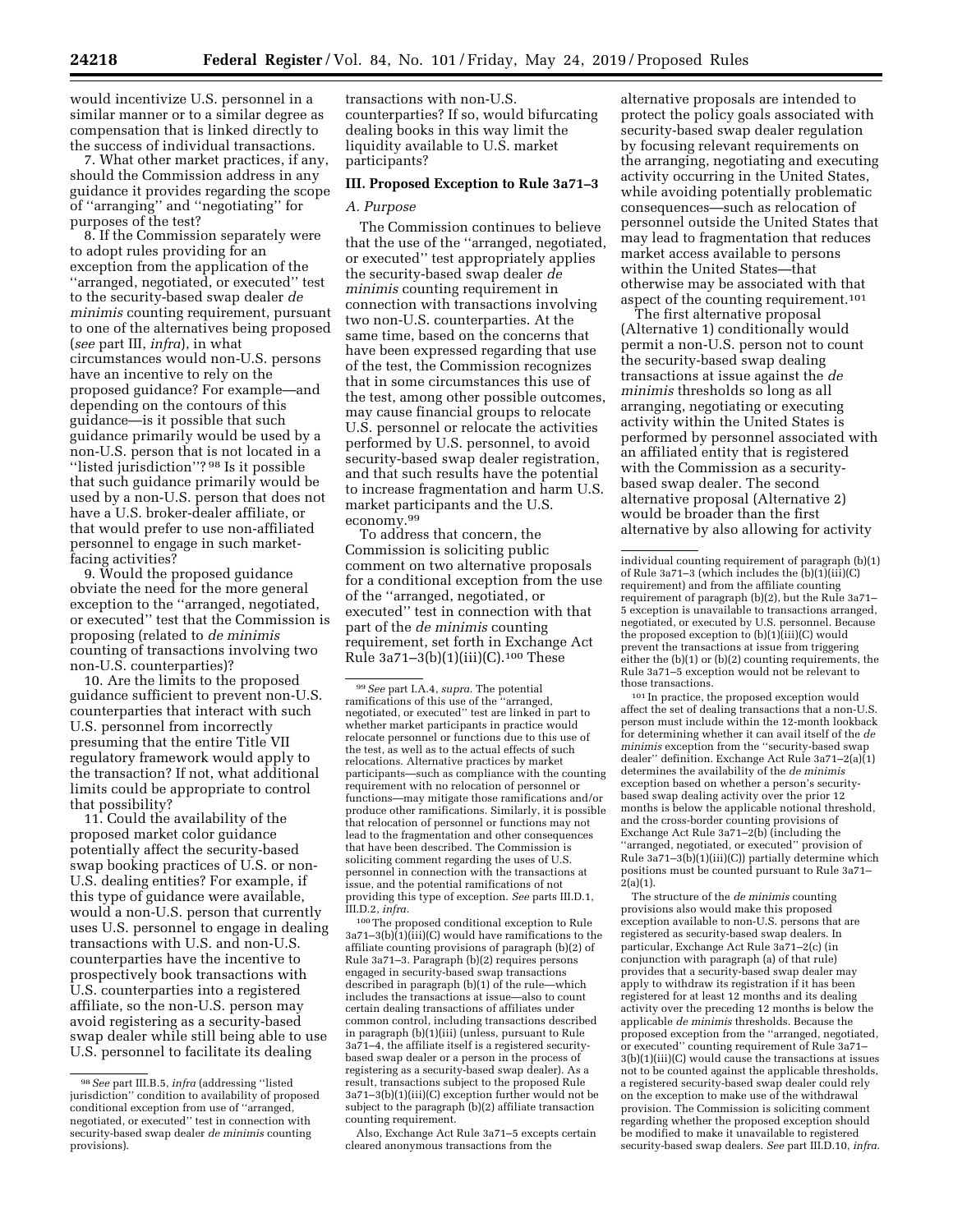would incentivize U.S. personnel in a similar manner or to a similar degree as compensation that is linked directly to the success of individual transactions.

7. What other market practices, if any, should the Commission address in any guidance it provides regarding the scope of ''arranging'' and ''negotiating'' for purposes of the test?

8. If the Commission separately were to adopt rules providing for an exception from the application of the ''arranged, negotiated, or executed'' test to the security-based swap dealer *de minimis* counting requirement, pursuant to one of the alternatives being proposed (*see* part III, *infra*), in what circumstances would non-U.S. persons have an incentive to rely on the proposed guidance? For example—and depending on the contours of this guidance—is it possible that such guidance primarily would be used by a non-U.S. person that is not located in a ''listed jurisdiction''? [98] Is it possible that such guidance primarily would be used by a non-U.S. person that does not have a U.S. broker-dealer affiliate, or that would prefer to use non-affiliated personnel to engage in such market-facing activities?

9. Would the proposed guidance obviate the need for the more general exception to the ''arranged, negotiated, or executed'' test that the Commission is proposing (related to *de minimis* counting of transactions involving two non-U.S. counterparties)?

10. Are the limits to the proposed guidance sufficient to prevent non-U.S. counterparties that interact with such U.S. personnel from incorrectly presuming that the entire Title VII regulatory framework would apply to the transaction? If not, what additional limits could be appropriate to control that possibility?

11. Could the availability of the proposed market color guidance potentially affect the security-based swap booking practices of U.S. or non-U.S. dealing entities? For example, if this type of guidance were available, would a non-U.S. person that currently uses U.S. personnel to engage in dealing transactions with U.S. and non-U.S. counterparties have the incentive to prospectively book transactions with U.S. counterparties into a registered affiliate, so the non-U.S. person may avoid registering as a security-based swap dealer while still being able to use U.S. personnel to facilitate its dealing transactions with non-U.S. counterparties? If so, would bifurcating dealing books in this way limit the liquidity available to U.S. market participants?

## III. Proposed Exception to Rule 3a71–3

### A. Purpose

The Commission continues to believe that the use of the ''arranged, negotiated, or executed'' test appropriately applies the security-based swap dealer *de minimis* counting requirement in connection with transactions involving two non-U.S. counterparties. At the same time, based on the concerns that have been expressed regarding that use of the test, the Commission recognizes that in some circumstances this use of the test, among other possible outcomes, may cause financial groups to relocate U.S. personnel or relocate the activities performed by U.S. personnel, to avoid security-based swap dealer registration, and that such results have the potential to increase fragmentation and harm U.S. market participants and the U.S. economy.[99]

To address that concern, the Commission is soliciting public comment on two alternative proposals for a conditional exception from the use of the ''arranged, negotiated, or executed'' test in connection with that part of the *de minimis* counting requirement, set forth in Exchange Act Rule 3a71–3(b)(1)(iii)(C).[100] These alternative proposals are intended to protect the policy goals associated with security-based swap dealer regulation by focusing relevant requirements on the arranging, negotiating and executing activity occurring in the United States, while avoiding potentially problematic consequences—such as relocation of personnel outside the United States that may lead to fragmentation that reduces market access available to persons within the United States—that otherwise may be associated with that aspect of the counting requirement.[101]

The first alternative proposal (Alternative 1) conditionally would permit a non-U.S. person not to count the security-based swap dealing transactions at issue against the *de minimis* thresholds so long as all arranging, negotiating or executing activity within the United States is performed by personnel associated with an affiliated entity that is registered with the Commission as a security-based swap dealer. The second alternative proposal (Alternative 2) would be broader than the first alternative by also allowing for activity

---

[98] *See* part III.B.5, *infra* (addressing ''listed jurisdiction'' condition to availability of proposed conditional exception from use of ''arranged, negotiated, or executed'' test in connection with security-based swap dealer *de minimis* counting provisions).

[99] *See* part I.A.4, *supra*. The potential ramifications of this use of the ''arranged, negotiated, or executed'' test are linked in part to whether market participants in practice would relocate personnel or functions due to this use of the test, as well as to the actual effects of such relocations. Alternative practices by market participants—such as compliance with the counting requirement with no relocation of personnel or functions—may mitigate those ramifications and/or produce other ramifications. Similarly, it is possible that relocation of personnel or functions may not lead to the fragmentation and other consequences that have been described. The Commission is soliciting comment regarding the uses of U.S. personnel in connection with the transactions at issue, and the potential ramifications of not providing this type of exception. *See* parts III.D.1, III.D.2, *infra*.

[100] The proposed conditional exception to Rule 3a71–3(b)(1)(iii)(C) would have ramifications to the affiliate counting provisions of paragraph (b)(2) of Rule 3a71–3. Paragraph (b)(2) requires persons engaged in security-based swap transactions described in paragraph (b)(1) of the rule—which includes the transactions at issue—also to count certain dealing transactions of affiliates under common control, including transactions described in paragraph (b)(1)(iii) (unless, pursuant to Rule 3a71–4, the affiliate itself is a registered security-based swap dealer or a person in the process of registering as a security-based swap dealer). As a result, transactions subject to the proposed Rule 3a71–3(b)(1)(iii)(C) exception further would not be subject to the paragraph (b)(2) affiliate transaction counting requirement.

Also, Exchange Act Rule 3a71–5 excepts certain cleared anonymous transactions from the individual counting requirement of paragraph (b)(1) of Rule 3a71–3 (which includes the (b)(1)(iii)(C) requirement) and from the affiliate counting requirement of paragraph (b)(2), but the Rule 3a71–5 exception is unavailable to transactions arranged, negotiated, or executed by U.S. personnel. Because the proposed exception to (b)(1)(iii)(C) would prevent the transactions at issue from triggering either the (b)(1) or (b)(2) counting requirements, the Rule 3a71–5 exception would not be relevant to those transactions.

[101] In practice, the proposed exception would affect the set of dealing transactions that a non-U.S. person must include within the 12-month lookback for determining whether it can avail itself of the *de minimis* exception from the ''security-based swap dealer'' definition. Exchange Act Rule 3a71–2(a)(1) determines the availability of the *de minimis* exception based on whether a person's security-based swap dealing activity over the prior 12 months is below the applicable notional threshold, and the cross-border counting provisions of Exchange Act Rule 3a71–2(b) (including the ''arranged, negotiated, or executed'' provision of Rule 3a71–3(b)(1)(iii)(C)) partially determine which positions must be counted pursuant to Rule 3a71–2(a)(1).

The structure of the *de minimis* counting provisions also would make this proposed exception available to non-U.S. persons that are registered as security-based swap dealers. In particular, Exchange Act Rule 3a71–2(c) (in conjunction with paragraph (a) of that rule) provides that a security-based swap dealer may apply to withdraw its registration if it has been registered for at least 12 months and its dealing activity over the preceding 12 months is below the applicable *de minimis* thresholds. Because the proposed exception from the ''arranged, negotiated, or executed'' counting requirement of Rule 3a71–3(b)(1)(iii)(C) would cause the transactions at issues not to be counted against the applicable thresholds, a registered security-based swap dealer could rely on the exception to make use of the withdrawal provision. The Commission is soliciting comment regarding whether the proposed exception should be modified to make it unavailable to registered security-based swap dealers. *See* part III.D.10, *infra*.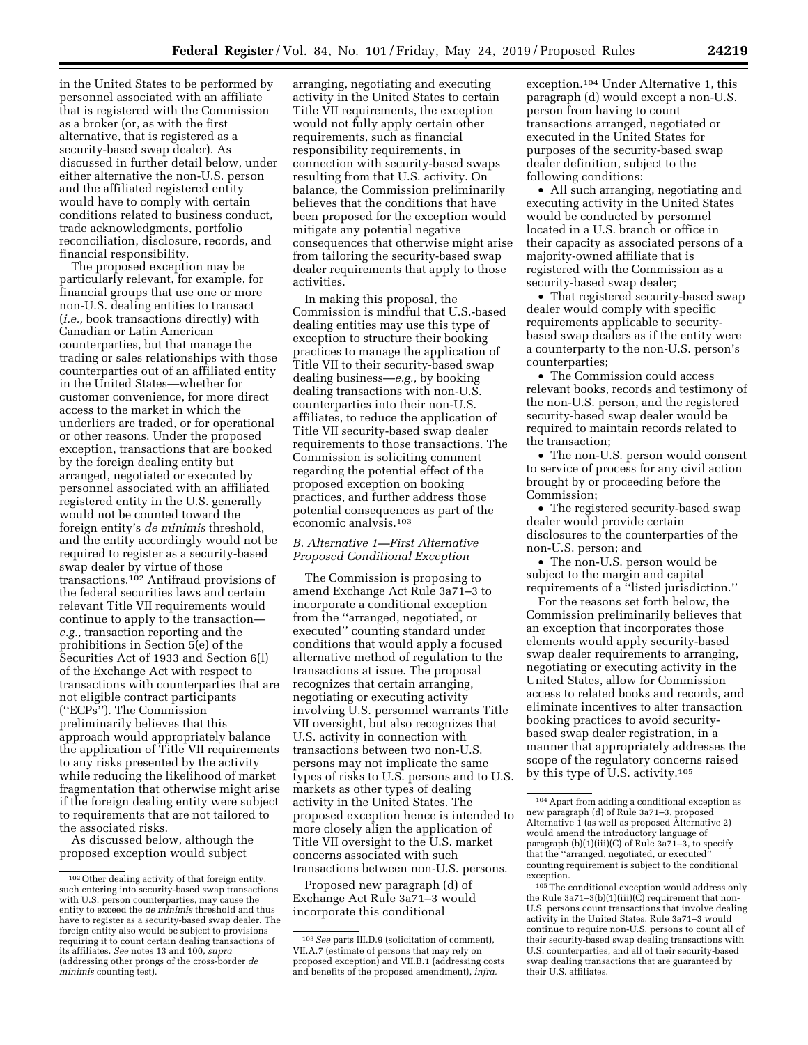in the United States to be performed by personnel associated with an affiliate that is registered with the Commission as a broker (or, as with the first alternative, that is registered as a security-based swap dealer). As discussed in further detail below, under either alternative the non-U.S. person and the affiliated registered entity would have to comply with certain conditions related to business conduct, trade acknowledgments, portfolio reconciliation, disclosure, records, and financial responsibility.

The proposed exception may be particularly relevant, for example, for financial groups that use one or more non-U.S. dealing entities to transact (*i.e.,* book transactions directly) with Canadian or Latin American counterparties, but that manage the trading or sales relationships with those counterparties out of an affiliated entity in the United States—whether for customer convenience, for more direct access to the market in which the underliers are traded, or for operational or other reasons. Under the proposed exception, transactions that are booked by the foreign dealing entity but arranged, negotiated or executed by personnel associated with an affiliated registered entity in the U.S. generally would not be counted toward the foreign entity's *de minimis* threshold, and the entity accordingly would not be required to register as a security-based swap dealer by virtue of those transactions.[102] Antifraud provisions of the federal securities laws and certain relevant Title VII requirements would continue to apply to the transaction—*e.g.,* transaction reporting and the prohibitions in Section 5(e) of the Securities Act of 1933 and Section 6(l) of the Exchange Act with respect to transactions with counterparties that are not eligible contract participants (''ECPs''). The Commission preliminarily believes that this approach would appropriately balance the application of Title VII requirements to any risks presented by the activity while reducing the likelihood of market fragmentation that otherwise might arise if the foreign dealing entity were subject to requirements that are not tailored to the associated risks.

As discussed below, although the proposed exception would subject arranging, negotiating and executing activity in the United States to certain Title VII requirements, the exception would not fully apply certain other requirements, such as financial responsibility requirements, in connection with security-based swaps resulting from that U.S. activity. On balance, the Commission preliminarily believes that the conditions that have been proposed for the exception would mitigate any potential negative consequences that otherwise might arise from tailoring the security-based swap dealer requirements that apply to those activities.

In making this proposal, the Commission is mindful that U.S.-based dealing entities may use this type of exception to structure their booking practices to manage the application of Title VII to their security-based swap dealing business—*e.g.,* by booking dealing transactions with non-U.S. counterparties into their non-U.S. affiliates, to reduce the application of Title VII security-based swap dealer requirements to those transactions. The Commission is soliciting comment regarding the potential effect of the proposed exception on booking practices, and further address those potential consequences as part of the economic analysis.[103]

### B. Alternative 1—First Alternative Proposed Conditional Exception

The Commission is proposing to amend Exchange Act Rule 3a71–3 to incorporate a conditional exception from the ''arranged, negotiated, or executed'' counting standard under conditions that would apply a focused alternative method of regulation to the transactions at issue. The proposal recognizes that certain arranging, negotiating or executing activity involving U.S. personnel warrants Title VII oversight, but also recognizes that U.S. activity in connection with transactions between two non-U.S. persons may not implicate the same types of risks to U.S. persons and to U.S. markets as other types of dealing activity in the United States. The proposed exception hence is intended to more closely align the application of Title VII oversight to the U.S. market concerns associated with such transactions between non-U.S. persons.

Proposed new paragraph (d) of Exchange Act Rule 3a71–3 would incorporate this conditional exception.[104] Under Alternative 1, this paragraph (d) would except a non-U.S. person from having to count transactions arranged, negotiated or executed in the United States for purposes of the security-based swap dealer definition, subject to the following conditions:

- All such arranging, negotiating and executing activity in the United States would be conducted by personnel located in a U.S. branch or office in their capacity as associated persons of a majority-owned affiliate that is registered with the Commission as a security-based swap dealer;
- That registered security-based swap dealer would comply with specific requirements applicable to security-based swap dealers as if the entity were a counterparty to the non-U.S. person's counterparties;
- The Commission could access relevant books, records and testimony of the non-U.S. person, and the registered security-based swap dealer would be required to maintain records related to the transaction;
- The non-U.S. person would consent to service of process for any civil action brought by or proceeding before the Commission;
- The registered security-based swap dealer would provide certain disclosures to the counterparties of the non-U.S. person; and
- The non-U.S. person would be subject to the margin and capital requirements of a ''listed jurisdiction.''

For the reasons set forth below, the Commission preliminarily believes that an exception that incorporates those elements would apply security-based swap dealer requirements to arranging, negotiating or executing activity in the United States, allow for Commission access to related books and records, and eliminate incentives to alter transaction booking practices to avoid security-based swap dealer registration, in a manner that appropriately addresses the scope of the regulatory concerns raised by this type of U.S. activity.[105]

---

[102] Other dealing activity of that foreign entity, such entering into security-based swap transactions with U.S. person counterparties, may cause the entity to exceed the *de minimis* threshold and thus have to register as a security-based swap dealer. The foreign entity also would be subject to provisions requiring it to count certain dealing transactions of its affiliates. *See* notes 13 and 100, *supra* (addressing other prongs of the cross-border *de minimis* counting test).

[103] *See* parts III.D.9 (solicitation of comment), VII.A.7 (estimate of persons that may rely on proposed exception) and VII.B.1 (addressing costs and benefits of the proposed amendment), *infra.*

[104] Apart from adding a conditional exception as new paragraph (d) of Rule 3a71–3, proposed Alternative 1 (as well as proposed Alternative 2) would amend the introductory language of paragraph (b)(1)(iii)(C) of Rule 3a71–3, to specify that the ''arranged, negotiated, or executed'' counting requirement is subject to the conditional exception.

[105] The conditional exception would address only the Rule 3a71–3(b)(1)(iii)(C) requirement that non-U.S. persons count transactions that involve dealing activity in the United States. Rule 3a71–3 would continue to require non-U.S. persons to count all of their security-based swap dealing transactions with U.S. counterparties, and all of their security-based swap dealing transactions that are guaranteed by their U.S. affiliates.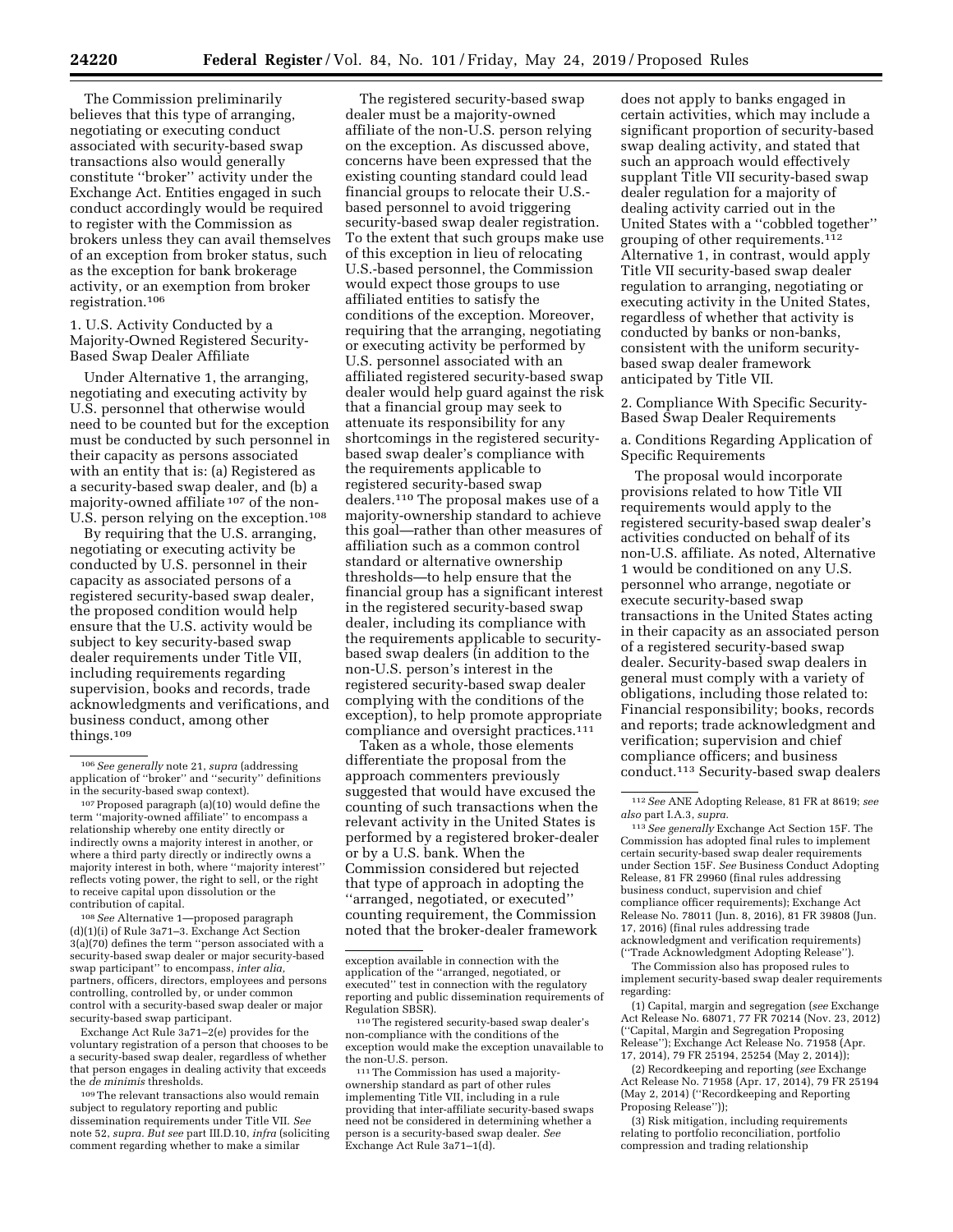The Commission preliminarily believes that this type of arranging, negotiating or executing conduct associated with security-based swap transactions also would generally constitute "broker" activity under the Exchange Act. Entities engaged in such conduct accordingly would be required to register with the Commission as brokers unless they can avail themselves of an exception from broker status, such as the exception for bank brokerage activity, or an exemption from broker registration.[106]

### 1. U.S. Activity Conducted by a Majority-Owned Registered Security-Based Swap Dealer Affiliate

Under Alternative 1, the arranging, negotiating and executing activity by U.S. personnel that otherwise would need to be counted but for the exception must be conducted by such personnel in their capacity as persons associated with an entity that is: (a) Registered as a security-based swap dealer, and (b) a majority-owned affiliate[107] of the non-U.S. person relying on the exception.[108]

By requiring that the U.S. arranging, negotiating or executing activity be conducted by U.S. personnel in their capacity as associated persons of a registered security-based swap dealer, the proposed condition would help ensure that the U.S. activity would be subject to key security-based swap dealer requirements under Title VII, including requirements regarding supervision, books and records, trade acknowledgments and verifications, and business conduct, among other things.[109]

The registered security-based swap dealer must be a majority-owned affiliate of the non-U.S. person relying on the exception. As discussed above, concerns have been expressed that the existing counting standard could lead financial groups to relocate their U.S.-based personnel to avoid triggering security-based swap dealer registration. To the extent that such groups make use of this exception in lieu of relocating U.S.-based personnel, the Commission would expect those groups to use affiliated entities to satisfy the conditions of the exception. Moreover, requiring that the arranging, negotiating or executing activity be performed by U.S. personnel associated with an affiliated registered security-based swap dealer would help guard against the risk that a financial group may seek to attenuate its responsibility for any shortcomings in the registered security-based swap dealer's compliance with the requirements applicable to registered security-based swap dealers.[110] The proposal makes use of a majority-ownership standard to achieve this goal—rather than other measures of affiliation such as a common control standard or alternative ownership thresholds—to help ensure that the financial group has a significant interest in the registered security-based swap dealer, including its compliance with the requirements applicable to security-based swap dealers (in addition to the non-U.S. person's interest in the registered security-based swap dealer complying with the conditions of the exception), to help promote appropriate compliance and oversight practices.[111]

Taken as a whole, those elements differentiate the proposal from the approach commenters previously suggested that would have excused the counting of such transactions when the relevant activity in the United States is performed by a registered broker-dealer or by a U.S. bank. When the Commission considered but rejected that type of approach in adopting the "arranged, negotiated, or executed" counting requirement, the Commission noted that the broker-dealer framework does not apply to banks engaged in certain activities, which may include a significant proportion of security-based swap dealing activity, and stated that such an approach would effectively supplant Title VII security-based swap dealer regulation for a majority of dealing activity carried out in the United States with a "cobbled together" grouping of other requirements.[112] Alternative 1, in contrast, would apply Title VII security-based swap dealer regulation to arranging, negotiating or executing activity in the United States, regardless of whether that activity is conducted by banks or non-banks, consistent with the uniform security-based swap dealer framework anticipated by Title VII.

### 2. Compliance With Specific Security-Based Swap Dealer Requirements

#### a. Conditions Regarding Application of Specific Requirements

The proposal would incorporate provisions related to how Title VII requirements would apply to the registered security-based swap dealer's activities conducted on behalf of its non-U.S. affiliate. As noted, Alternative 1 would be conditioned on any U.S. personnel who arrange, negotiate or execute security-based swap transactions in the United States acting in their capacity as an associated person of a registered security-based swap dealer. Security-based swap dealers in general must comply with a variety of obligations, including those related to: Financial responsibility; books, records and reports; trade acknowledgment and verification; supervision and chief compliance officers; and business conduct.[113] Security-based swap dealers

---

[106] *See generally* note 21, *supra* (addressing application of "broker" and "security" definitions in the security-based swap context).

[107] Proposed paragraph (a)(10) would define the term "majority-owned affiliate" to encompass a relationship whereby one entity directly or indirectly owns a majority interest in another, or where a third party directly or indirectly owns a majority interest in both, where "majority interest" reflects voting power, the right to sell, or the right to receive capital upon dissolution or the contribution of capital.

[108] *See* Alternative 1—proposed paragraph (d)(1)(i) of Rule 3a71–3. Exchange Act Section 3(a)(70) defines the term "person associated with a security-based swap dealer or major security-based swap participant" to encompass, *inter alia,* partners, officers, directors, employees and persons controlling, controlled by, or under common control with a security-based swap dealer or major security-based swap participant.

Exchange Act Rule 3a71–2(e) provides for the voluntary registration of a person that chooses to be a security-based swap dealer, regardless of whether that person engages in dealing activity that exceeds the *de minimis* thresholds.

[109] The relevant transactions also would remain subject to regulatory reporting and public dissemination requirements under Title VII. *See* note 52, *supra. But see* part III.D.10, *infra* (soliciting comment regarding whether to make a similar exception available in connection with the application of the "arranged, negotiated, or executed" test in connection with the regulatory reporting and public dissemination requirements of Regulation SBSR).

[110] The registered security-based swap dealer's non-compliance with the conditions of the exception would make the exception unavailable to the non-U.S. person.

[111] The Commission has used a majority-ownership standard as part of other rules implementing Title VII, including in a rule providing that inter-affiliate security-based swaps need not be considered in determining whether a person is a security-based swap dealer. *See* Exchange Act Rule 3a71–1(d).

[112] *See* ANE Adopting Release, 81 FR at 8619; *see also* part I.A.3, *supra.*

[113] *See generally* Exchange Act Section 15F. The Commission has adopted final rules to implement certain security-based swap dealer requirements under Section 15F. *See* Business Conduct Adopting Release, 81 FR 29960 (final rules addressing business conduct, supervision and chief compliance officer requirements); Exchange Act Release No. 78011 (Jun. 8, 2016), 81 FR 39808 (Jun. 17, 2016) (final rules addressing trade acknowledgment and verification requirements) ("Trade Acknowledgment Adopting Release").

The Commission also has proposed rules to implement security-based swap dealer requirements regarding:

(1) Capital, margin and segregation (*see* Exchange Act Release No. 68071, 77 FR 70214 (Nov. 23, 2012) ("Capital, Margin and Segregation Proposing Release"); Exchange Act Release No. 71958 (Apr. 17, 2014), 79 FR 25194, 25254 (May 2, 2014));

(2) Recordkeeping and reporting (*see* Exchange Act Release No. 71958 (Apr. 17, 2014), 79 FR 25194 (May 2, 2014) ("Recordkeeping and Reporting Proposing Release"));

(3) Risk mitigation, including requirements relating to portfolio reconciliation, portfolio compression and trading relationship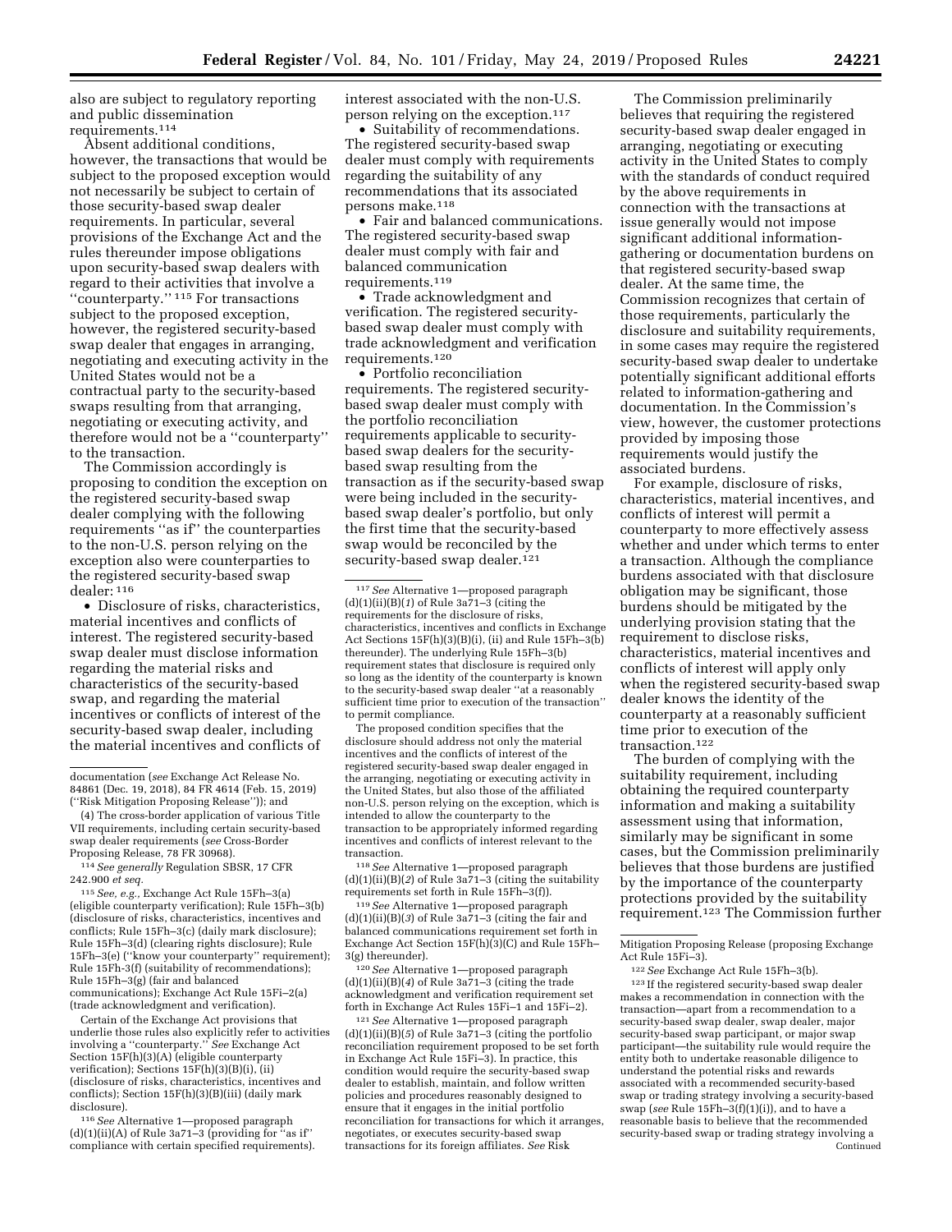also are subject to regulatory reporting and public dissemination requirements.[114]

Absent additional conditions, however, the transactions that would be subject to the proposed exception would not necessarily be subject to certain of those security-based swap dealer requirements. In particular, several provisions of the Exchange Act and the rules thereunder impose obligations upon security-based swap dealers with regard to their activities that involve a "counterparty." [115] For transactions subject to the proposed exception, however, the registered security-based swap dealer that engages in arranging, negotiating and executing activity in the United States would not be a contractual party to the security-based swaps resulting from that arranging, negotiating or executing activity, and therefore would not be a "counterparty" to the transaction.

The Commission accordingly is proposing to condition the exception on the registered security-based swap dealer complying with the following requirements "as if" the counterparties to the non-U.S. person relying on the exception also were counterparties to the registered security-based swap dealer: [116]

- Disclosure of risks, characteristics, material incentives and conflicts of interest. The registered security-based swap dealer must disclose information regarding the material risks and characteristics of the security-based swap, and regarding the material incentives or conflicts of interest of the security-based swap dealer, including the material incentives and conflicts of interest associated with the non-U.S. person relying on the exception.[117]
- Suitability of recommendations. The registered security-based swap dealer must comply with requirements regarding the suitability of any recommendations that its associated persons make.[118]
- Fair and balanced communications. The registered security-based swap dealer must comply with fair and balanced communication requirements.[119]
- Trade acknowledgment and verification. The registered security-based swap dealer must comply with trade acknowledgment and verification requirements.[120]
- Portfolio reconciliation requirements. The registered security-based swap dealer must comply with the portfolio reconciliation requirements applicable to security-based swap dealers for the security-based swap resulting from the transaction as if the security-based swap were being included in the security-based swap dealer's portfolio, but only the first time that the security-based swap would be reconciled by the security-based swap dealer.[121]

The Commission preliminarily believes that requiring the registered security-based swap dealer engaged in arranging, negotiating or executing activity in the United States to comply with the standards of conduct required by the above requirements in connection with the transactions at issue generally would not impose significant additional information-gathering or documentation burdens on that registered security-based swap dealer. At the same time, the Commission recognizes that certain of those requirements, particularly the disclosure and suitability requirements, in some cases may require the registered security-based swap dealer to undertake potentially significant additional efforts related to information-gathering and documentation. In the Commission's view, however, the customer protections provided by imposing those requirements would justify the associated burdens.

For example, disclosure of risks, characteristics, material incentives, and conflicts of interest will permit a counterparty to more effectively assess whether and under which terms to enter a transaction. Although the compliance burdens associated with that disclosure obligation may be significant, those burdens should be mitigated by the underlying provision stating that the requirement to disclose risks, characteristics, material incentives and conflicts of interest will apply only when the registered security-based swap dealer knows the identity of the counterparty at a reasonably sufficient time prior to execution of the transaction.[122]

The burden of complying with the suitability requirement, including obtaining the required counterparty information and making a suitability assessment using that information, similarly may be significant in some cases, but the Commission preliminarily believes that those burdens are justified by the importance of the counterparty protections provided by the suitability requirement.[123] The Commission further

---

documentation (*see* Exchange Act Release No. 84861 (Dec. 19, 2018), 84 FR 4614 (Feb. 15, 2019) ("Risk Mitigation Proposing Release")); and

(4) The cross-border application of various Title VII requirements, including certain security-based swap dealer requirements (*see* Cross-Border Proposing Release, 78 FR 30968).

[114] *See generally* Regulation SBSR, 17 CFR 242.900 *et seq.*

[115] *See, e.g.,* Exchange Act Rule 15Fh–3(a) (eligible counterparty verification); Rule 15Fh–3(b) (disclosure of risks, characteristics, incentives and conflicts; Rule 15Fh–3(c) (daily mark disclosure); Rule 15Fh–3(d) (clearing rights disclosure); Rule 15Fh–3(e) ("know your counterparty" requirement); Rule 15Fh-3(f) (suitability of recommendations); Rule 15Fh–3(g) (fair and balanced communications); Exchange Act Rule 15Fi–2(a) (trade acknowledgment and verification).

Certain of the Exchange Act provisions that underlie those rules also explicitly refer to activities involving a "counterparty." *See* Exchange Act Section 15F(h)(3)(A) (eligible counterparty verification); Sections 15F(h)(3)(B)(i), (ii) (disclosure of risks, characteristics, incentives and conflicts); Section 15F(h)(3)(B)(iii) (daily mark disclosure).

[116] *See* Alternative 1—proposed paragraph (d)(1)(ii)(A) of Rule 3a71–3 (providing for "as if" compliance with certain specified requirements).

[117] *See* Alternative 1—proposed paragraph (d)(1)(ii)(B)(*1*) of Rule 3a71–3 (citing the requirements for the disclosure of risks, characteristics, incentives and conflicts in Exchange Act Sections 15F(h)(3)(B)(i), (ii) and Rule 15Fh–3(b) thereunder). The underlying Rule 15Fh–3(b) requirement states that disclosure is required only so long as the identity of the counterparty is known to the security-based swap dealer "at a reasonably sufficient time prior to execution of the transaction" to permit compliance.

The proposed condition specifies that the disclosure should address not only the material incentives and the conflicts of interest of the registered security-based swap dealer engaged in the arranging, negotiating or executing activity in the United States, but also those of the affiliated non-U.S. person relying on the exception, which is intended to allow the counterparty to the transaction to be appropriately informed regarding incentives and conflicts of interest relevant to the transaction.

[118] *See* Alternative 1—proposed paragraph (d)(1)(ii)(B)(*2*) of Rule 3a71–3 (citing the suitability requirements set forth in Rule 15Fh–3(f)).

[119] *See* Alternative 1—proposed paragraph (d)(1)(ii)(B)(*3*) of Rule 3a71–3 (citing the fair and balanced communications requirement set forth in Exchange Act Section 15F(h)(3)(C) and Rule 15Fh–3(g) thereunder).

[120] *See* Alternative 1—proposed paragraph (d)(1)(ii)(B)(*4*) of Rule 3a71–3 (citing the trade acknowledgment and verification requirement set forth in Exchange Act Rules 15Fi–1 and 15Fi–2).

[121] *See* Alternative 1—proposed paragraph (d)(1)(ii)(B)(*5*) of Rule 3a71–3 (citing the portfolio reconciliation requirement proposed to be set forth in Exchange Act Rule 15Fi–3). In practice, this condition would require the security-based swap dealer to establish, maintain, and follow written policies and procedures reasonably designed to ensure that it engages in the initial portfolio reconciliation for transactions for which it arranges, negotiates, or executes security-based swap transactions for its foreign affiliates. *See* Risk Mitigation Proposing Release (proposing Exchange Act Rule 15Fi–3).

[122] *See* Exchange Act Rule 15Fh–3(b).

[123] If the registered security-based swap dealer makes a recommendation in connection with the transaction—apart from a recommendation to a security-based swap dealer, swap dealer, major security-based swap participant, or major swap participant—the suitability rule would require the entity both to undertake reasonable diligence to understand the potential risks and rewards associated with a recommended security-based swap or trading strategy involving a security-based swap (*see* Rule 15Fh–3(f)(1)(i)), and to have a reasonable basis to believe that the recommended security-based swap or trading strategy involving a

Continued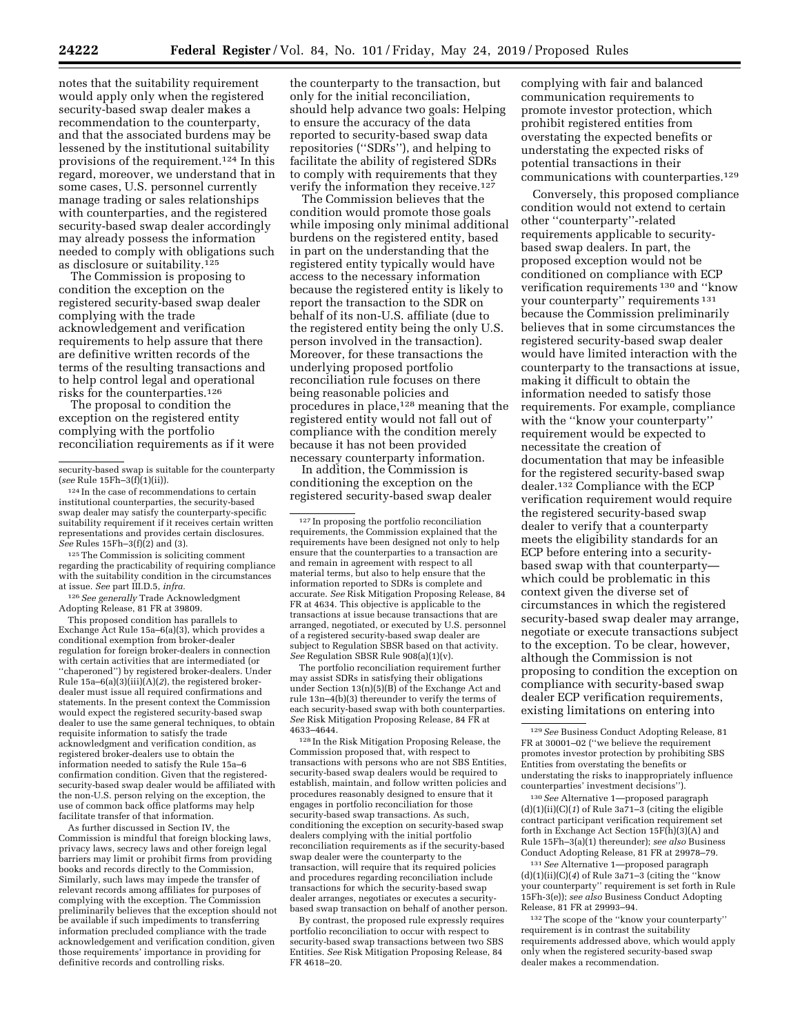notes that the suitability requirement would apply only when the registered security-based swap dealer makes a recommendation to the counterparty, and that the associated burdens may be lessened by the institutional suitability provisions of the requirement.[124] In this regard, moreover, we understand that in some cases, U.S. personnel currently manage trading or sales relationships with counterparties, and the registered security-based swap dealer accordingly may already possess the information needed to comply with obligations such as disclosure or suitability.[125]

The Commission is proposing to condition the exception on the registered security-based swap dealer complying with the trade acknowledgement and verification requirements to help assure that there are definitive written records of the terms of the resulting transactions and to help control legal and operational risks for the counterparties.[126]

The proposal to condition the exception on the registered entity complying with the portfolio reconciliation requirements as if it were the counterparty to the transaction, but only for the initial reconciliation, should help advance two goals: Helping to ensure the accuracy of the data reported to security-based swap data repositories (''SDRs''), and helping to facilitate the ability of registered SDRs to comply with requirements that they verify the information they receive.[127]

The Commission believes that the condition would promote those goals while imposing only minimal additional burdens on the registered entity, based in part on the understanding that the registered entity typically would have access to the necessary information because the registered entity is likely to report the transaction to the SDR on behalf of its non-U.S. affiliate (due to the registered entity being the only U.S. person involved in the transaction). Moreover, for these transactions the underlying proposed portfolio reconciliation rule focuses on there being reasonable policies and procedures in place,[128] meaning that the registered entity would not fall out of compliance with the condition merely because it has not been provided necessary counterparty information.

In addition, the Commission is conditioning the exception on the registered security-based swap dealer complying with fair and balanced communication requirements to promote investor protection, which prohibit registered entities from overstating the expected benefits or understating the expected risks of potential transactions in their communications with counterparties.[129]

Conversely, this proposed compliance condition would not extend to certain other ''counterparty''-related requirements applicable to security-based swap dealers. In part, the proposed exception would not be conditioned on compliance with ECP verification requirements [130] and ''know your counterparty'' requirements [131] because the Commission preliminarily believes that in some circumstances the registered security-based swap dealer would have limited interaction with the counterparty to the transactions at issue, making it difficult to obtain the information needed to satisfy those requirements. For example, compliance with the ''know your counterparty'' requirement would be expected to necessitate the creation of documentation that may be infeasible for the registered security-based swap dealer.[132] Compliance with the ECP verification requirement would require the registered security-based swap dealer to verify that a counterparty meets the eligibility standards for an ECP before entering into a security-based swap with that counterparty—which could be problematic in this context given the diverse set of circumstances in which the registered security-based swap dealer may arrange, negotiate or execute transactions subject to the exception. To be clear, however, although the Commission is not proposing to condition the exception on compliance with security-based swap dealer ECP verification requirements, existing limitations on entering into

---

security-based swap is suitable for the counterparty (*see* Rule 15Fh–3(f)(1)(ii)).

[124] In the case of recommendations to certain institutional counterparties, the security-based swap dealer may satisfy the counterparty-specific suitability requirement if it receives certain written representations and provides certain disclosures. *See* Rules 15Fh–3(f)(2) and (3).

[125] The Commission is soliciting comment regarding the practicability of requiring compliance with the suitability condition in the circumstances at issue. *See* part III.D.5, *infra.*

[126] *See generally* Trade Acknowledgment Adopting Release, 81 FR at 39809.

This proposed condition has parallels to Exchange Act Rule 15a–6(a)(3), which provides a conditional exemption from broker-dealer regulation for foreign broker-dealers in connection with certain activities that are intermediated (or ''chaperoned'') by registered broker-dealers. Under Rule 15a–6(a)(3)(iii)(A)(*2*), the registered broker-dealer must issue all required confirmations and statements. In the present context the Commission would expect the registered security-based swap dealer to use the same general techniques, to obtain requisite information to satisfy the trade acknowledgement and verification condition, as registered broker-dealers use to obtain the information needed to satisfy the Rule 15a–6 confirmation condition. Given that the registered-security-based swap dealer would be affiliated with the non-U.S. person relying on the exception, the use of common back office platforms may help facilitate transfer of that information.

As further discussed in Section IV, the Commission is mindful that foreign blocking laws, privacy laws, secrecy laws and other foreign legal barriers may limit or prohibit firms from providing books and records directly to the Commission. Similarly, such laws may impede the transfer of relevant records among affiliates for purposes of complying with the exception. The Commission preliminarily believes that the exception should not be available if such impediments to transferring information precluded compliance with the trade acknowledgement and verification condition, given those requirements' importance in providing for definitive records and controlling risks.

[127] In proposing the portfolio reconciliation requirements, the Commission explained that the requirements have been designed not only to help ensure that the counterparties to a transaction are and remain in agreement with respect to all material terms, but also to help ensure that the information reported to SDRs is complete and accurate. *See* Risk Mitigation Proposing Release, 84 FR at 4634. This objective is applicable to the transactions at issue because transactions that are arranged, negotiated, or executed by U.S. personnel of a registered security-based swap dealer are subject to Regulation SBSR based on that activity. *See* Regulation SBSR Rule 908(a)(1)(v).

The portfolio reconciliation requirement further may assist SDRs in satisfying their obligations under Section 13(n)(5)(B) of the Exchange Act and rule 13n–4(b)(3) thereunder to verify the terms of each security-based swap with both counterparties. *See* Risk Mitigation Proposing Release, 84 FR at 4633–4644.

[128] In the Risk Mitigation Proposing Release, the Commission proposed that, with respect to transactions with persons who are not SBS Entities, security-based swap dealers would be required to establish, maintain, and follow written policies and procedures reasonably designed to ensure that it engages in portfolio reconciliation for those security-based swap transactions. As such, conditioning the exception on security-based swap dealers complying with the initial portfolio reconciliation requirements as if the security-based swap dealer were the counterparty to the transaction, will require that its required policies and procedures regarding reconciliation include transactions for which the security-based swap dealer arranges, negotiates or executes a security-based swap transaction on behalf of another person.

By contrast, the proposed rule expressly requires portfolio reconciliation to occur with respect to security-based swap transactions between two SBS Entities. *See* Risk Mitigation Proposing Release, 84 FR 4618–20.

[129] *See* Business Conduct Adopting Release, 81 FR at 30001–02 (''we believe the requirement promotes investor protection by prohibiting SBS Entities from overstating the benefits or understating the risks to inappropriately influence counterparties' investment decisions'').

[130] *See* Alternative 1—proposed paragraph (d)(1)(ii)(C)(*1*) of Rule 3a71–3 (citing the eligible contract participant verification requirement set forth in Exchange Act Section 15F(h)(3)(A) and Rule 15Fh–3(a)(1) thereunder); *see also* Business Conduct Adopting Release, 81 FR at 29978–79.

[131] *See* Alternative 1—proposed paragraph (d)(1)(ii)(C)(*4*) of Rule 3a71–3 (citing the ''know your counterparty'' requirement is set forth in Rule 15Fh-3(e)); *see also* Business Conduct Adopting Release, 81 FR at 29993–94.

[132] The scope of the ''know your counterparty'' requirement is in contrast the suitability requirements addressed above, which would apply only when the registered security-based swap dealer makes a recommendation.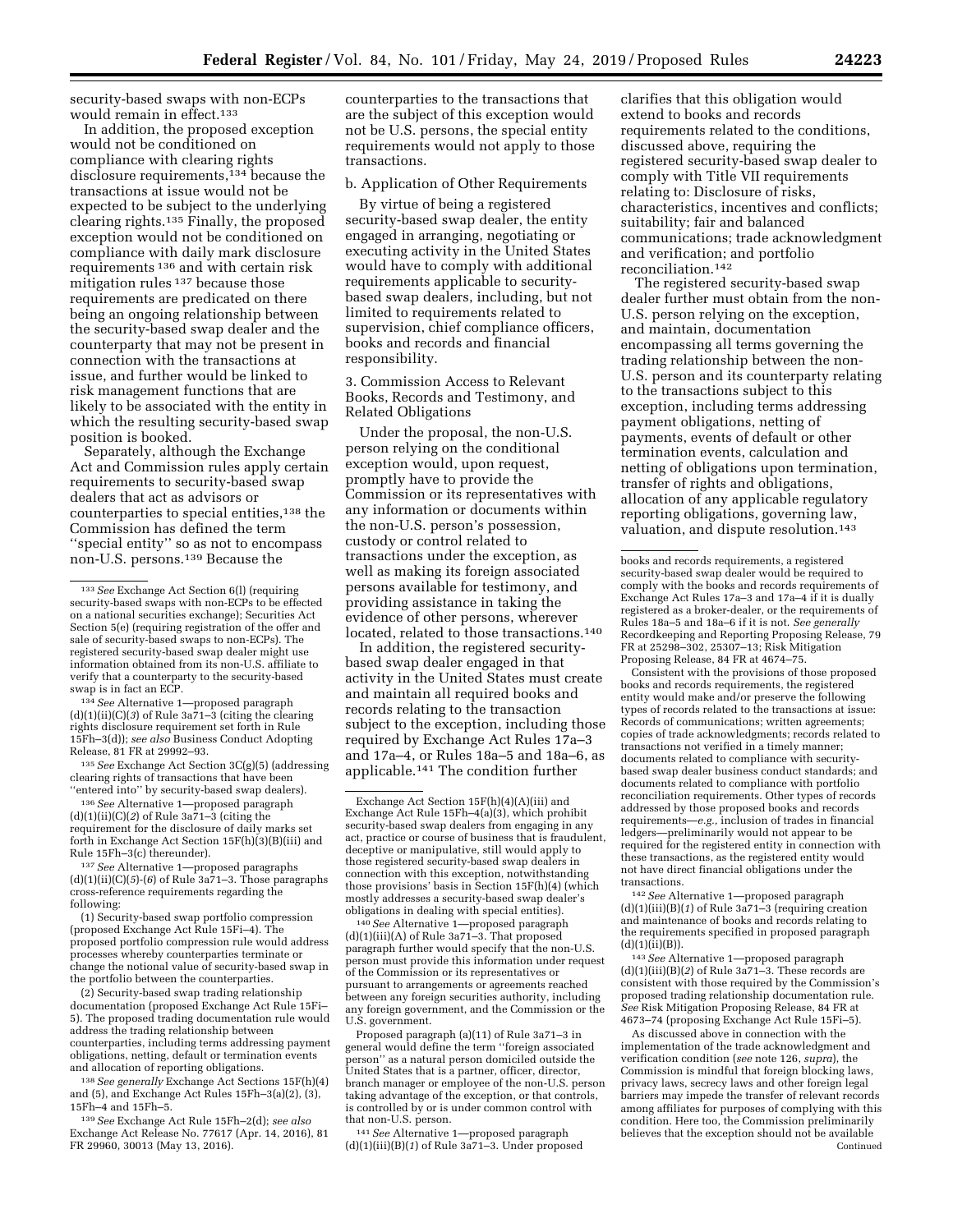security-based swaps with non-ECPs would remain in effect.[133]

In addition, the proposed exception would not be conditioned on compliance with clearing rights disclosure requirements,[134] because the transactions at issue would not be expected to be subject to the underlying clearing rights.[135] Finally, the proposed exception would not be conditioned on compliance with daily mark disclosure requirements[136] and with certain risk mitigation rules[137] because those requirements are predicated on there being an ongoing relationship between the security-based swap dealer and the counterparty that may not be present in connection with the transactions at issue, and further would be linked to risk management functions that are likely to be associated with the entity in which the resulting security-based swap position is booked.

Separately, although the Exchange Act and Commission rules apply certain requirements to security-based swap dealers that act as advisors or counterparties to special entities,[138] the Commission has defined the term ''special entity'' so as not to encompass non-U.S. persons.[139] Because the counterparties to the transactions that are the subject of this exception would not be U.S. persons, the special entity requirements would not apply to those transactions.

b. Application of Other Requirements

By virtue of being a registered security-based swap dealer, the entity engaged in arranging, negotiating or executing activity in the United States would have to comply with additional requirements applicable to security-based swap dealers, including, but not limited to requirements related to supervision, chief compliance officers, books and records and financial responsibility.

3. Commission Access to Relevant Books, Records and Testimony, and Related Obligations

Under the proposal, the non-U.S. person relying on the conditional exception would, upon request, promptly have to provide the Commission or its representatives with any information or documents within the non-U.S. person's possession, custody or control related to transactions under the exception, as well as making its foreign associated persons available for testimony, and providing assistance in taking the evidence of other persons, wherever located, related to those transactions.[140]

In addition, the registered security-based swap dealer engaged in that activity in the United States must create and maintain all required books and records relating to the transaction subject to the exception, including those required by Exchange Act Rules 17a–3 and 17a–4, or Rules 18a–5 and 18a–6, as applicable.[141] The condition further clarifies that this obligation would extend to books and records requirements related to the conditions, discussed above, requiring the registered security-based swap dealer to comply with Title VII requirements relating to: Disclosure of risks, characteristics, incentives and conflicts; suitability; fair and balanced communications; trade acknowledgment and verification; and portfolio reconciliation.[142]

The registered security-based swap dealer further must obtain from the non-U.S. person relying on the exception, and maintain, documentation encompassing all terms governing the trading relationship between the non-U.S. person and its counterparty relating to the transactions subject to this exception, including terms addressing payment obligations, netting of payments, events of default or other termination events, calculation and netting of obligations upon termination, transfer of rights and obligations, allocation of any applicable regulatory reporting obligations, governing law, valuation, and dispute resolution.[143]

As discussed above in connection with the implementation of the trade acknowledgment and verification condition (*see* note 126, *supra*), the Commission is mindful that foreign blocking laws, privacy laws, secrecy laws and other foreign legal barriers may impede the transfer of relevant records among affiliates for purposes of complying with this condition. Here too, the Commission preliminarily believes that the exception should not be available

---

[133] *See* Exchange Act Section 6(l) (requiring security-based swaps with non-ECPs to be effected on a national securities exchange); Securities Act Section 5(e) (requiring registration of the offer and sale of security-based swaps to non-ECPs). The registered security-based swap dealer might use information obtained from its non-U.S. affiliate to verify that a counterparty to the security-based swap is in fact an ECP.

[134] *See* Alternative 1—proposed paragraph (d)(1)(ii)(C)(*3*) of Rule 3a71–3 (citing the clearing rights disclosure requirement set forth in Rule 15Fh–3(d)); *see also* Business Conduct Adopting Release, 81 FR at 29992–93.

[135] *See* Exchange Act Section 3C(g)(5) (addressing clearing rights of transactions that have been ''entered into'' by security-based swap dealers).

[136] *See* Alternative 1—proposed paragraph (d)(1)(ii)(C)(*2*) of Rule 3a71–3 (citing the requirement for the disclosure of daily marks set forth in Exchange Act Section 15F(h)(3)(B)(iii) and Rule 15Fh–3(c) thereunder).

[137] *See* Alternative 1—proposed paragraphs (d)(1)(ii)(C)(*5*)-(*6*) of Rule 3a71–3. Those paragraphs cross-reference requirements regarding the following:

(1) Security-based swap portfolio compression (proposed Exchange Act Rule 15Fi–4). The proposed portfolio compression rule would address processes whereby counterparties terminate or change the notional value of security-based swap in the portfolio between the counterparties.

(2) Security-based swap trading relationship documentation (proposed Exchange Act Rule 15Fi–5). The proposed trading documentation rule would address the trading relationship between counterparties, including terms addressing payment obligations, netting, default or termination events and allocation of reporting obligations.

[138] *See generally* Exchange Act Sections 15F(h)(4) and (5), and Exchange Act Rules 15Fh–3(a)(2), (3), 15Fh–4 and 15Fh–5.

[139] *See* Exchange Act Rule 15Fh–2(d); *see also* Exchange Act Release No. 77617 (Apr. 14, 2016), 81 FR 29960, 30013 (May 13, 2016).

Exchange Act Section 15F(h)(4)(A)(iii) and Exchange Act Rule 15Fh–4(a)(3), which prohibit security-based swap dealers from engaging in any act, practice or course of business that is fraudulent, deceptive or manipulative, still would apply to those registered security-based swap dealers in connection with this exception, notwithstanding those provisions' basis in Section 15F(h)(4) (which mostly addresses a security-based swap dealer's obligations in dealing with special entities).

[140] *See* Alternative 1—proposed paragraph (d)(1)(iii)(A) of Rule 3a71–3. That proposed paragraph further would specify that the non-U.S. person must provide this information under request of the Commission or its representatives or pursuant to arrangements or agreements reached between any foreign securities authority, including any foreign government, and the Commission or the U.S. government.

Proposed paragraph (a)(11) of Rule 3a71–3 in general would define the term ''foreign associated person'' as a natural person domiciled outside the United States that is a partner, officer, director, branch manager or employee of the non-U.S. person taking advantage of the exception, or that controls, is controlled by or is under common control with that non-U.S. person.

[141] *See* Alternative 1—proposed paragraph (d)(1)(iii)(B)(*1*) of Rule 3a71–3. Under proposed books and records requirements, a registered security-based swap dealer would be required to comply with the books and records requirements of Exchange Act Rules 17a–3 and 17a–4 if it is dually registered as a broker-dealer, or the requirements of Rules 18a–5 and 18a–6 if it is not. *See generally* Recordkeeping and Reporting Proposing Release, 79 FR at 25298–302, 25307–13; Risk Mitigation Proposing Release, 84 FR at 4674–75.

Consistent with the provisions of those proposed books and records requirements, the registered entity would make and/or preserve the following types of records related to the transactions at issue: Records of communications; written agreements; copies of trade acknowledgments; records related to transactions not verified in a timely manner; documents related to compliance with security-based swap dealer business conduct standards; and documents related to compliance with portfolio reconciliation requirements. Other types of records addressed by those proposed books and records requirements—*e.g.,* inclusion of trades in financial ledgers—preliminarily would not appear to be required for the registered entity in connection with these transactions, as the registered entity would not have direct financial obligations under the transactions.

[142] *See* Alternative 1—proposed paragraph (d)(1)(iii)(B)(*1*) of Rule 3a71–3 (requiring creation and maintenance of books and records relating to the requirements specified in proposed paragraph (d)(1)(ii)(B)).

[143] *See* Alternative 1—proposed paragraph (d)(1)(iii)(B)(*2*) of Rule 3a71–3. These records are consistent with those required by the Commission's proposed trading relationship documentation rule. *See* Risk Mitigation Proposing Release, 84 FR at 4673–74 (proposing Exchange Act Rule 15Fi–5).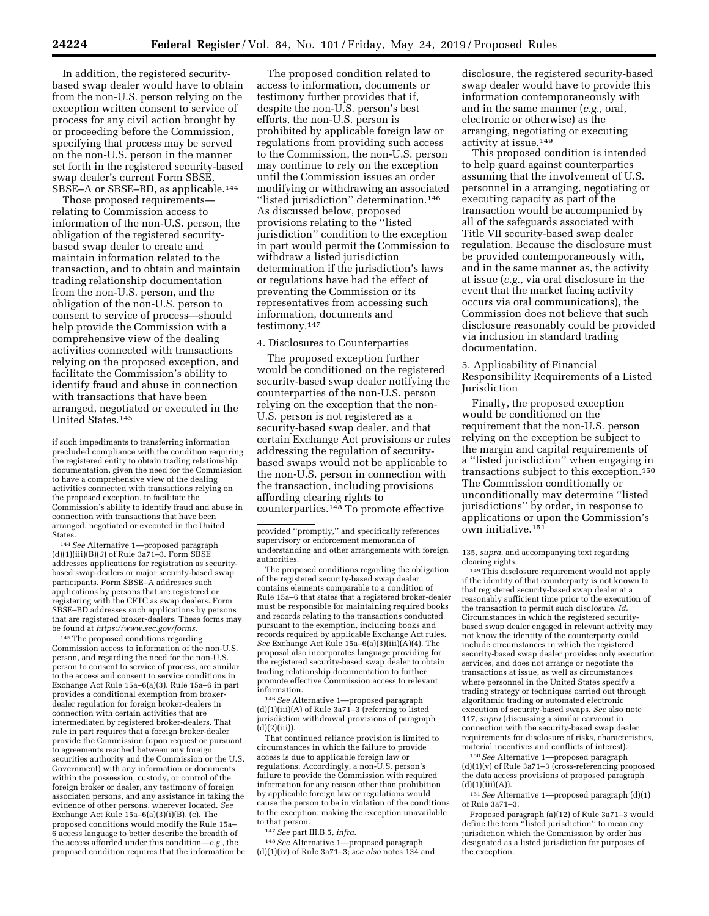In addition, the registered security-based swap dealer would have to obtain from the non-U.S. person relying on the exception written consent to service of process for any civil action brought by or proceeding before the Commission, specifying that process may be served on the non-U.S. person in the manner set forth in the registered security-based swap dealer's current Form SBSE, SBSE–A or SBSE–BD, as applicable.[144]

Those proposed requirements—relating to Commission access to information of the non-U.S. person, the obligation of the registered security-based swap dealer to create and maintain information related to the transaction, and to obtain and maintain trading relationship documentation from the non-U.S. person, and the obligation of the non-U.S. person to consent to service of process—should help provide the Commission with a comprehensive view of the dealing activities connected with transactions relying on the proposed exception, and facilitate the Commission's ability to identify fraud and abuse in connection with transactions that have been arranged, negotiated or executed in the United States.[145]

The proposed condition related to access to information, documents or testimony further provides that if, despite the non-U.S. person's best efforts, the non-U.S. person is prohibited by applicable foreign law or regulations from providing such access to the Commission, the non-U.S. person may continue to rely on the exception until the Commission issues an order modifying or withdrawing an associated "listed jurisdiction" determination.[146] As discussed below, proposed provisions relating to the "listed jurisdiction" condition to the exception in part would permit the Commission to withdraw a listed jurisdiction determination if the jurisdiction's laws or regulations have had the effect of preventing the Commission or its representatives from accessing such information, documents and testimony.[147]

4. Disclosures to Counterparties

The proposed exception further would be conditioned on the registered security-based swap dealer notifying the counterparties of the non-U.S. person relying on the exception that the non-U.S. person is not registered as a security-based swap dealer, and that certain Exchange Act provisions or rules addressing the regulation of security-based swaps would not be applicable to the non-U.S. person in connection with the transaction, including provisions affording clearing rights to counterparties.[148] To promote effective disclosure, the registered security-based swap dealer would have to provide this information contemporaneously with and in the same manner (*e.g.,* oral, electronic or otherwise) as the arranging, negotiating or executing activity at issue.[149]

This proposed condition is intended to help guard against counterparties assuming that the involvement of U.S. personnel in a arranging, negotiating or executing capacity as part of the transaction would be accompanied by all of the safeguards associated with Title VII security-based swap dealer regulation. Because the disclosure must be provided contemporaneously with, and in the same manner as, the activity at issue (*e.g.,* via oral disclosure in the event that the market facing activity occurs via oral communications), the Commission does not believe that such disclosure reasonably could be provided via inclusion in standard trading documentation.

5. Applicability of Financial Responsibility Requirements of a Listed Jurisdiction

Finally, the proposed exception would be conditioned on the requirement that the non-U.S. person relying on the exception be subject to the margin and capital requirements of a "listed jurisdiction" when engaging in transactions subject to this exception.[150] The Commission conditionally or unconditionally may determine "listed jurisdictions" by order, in response to applications or upon the Commission's own initiative.[151]

---

if such impediments to transferring information precluded compliance with the condition requiring the registered entity to obtain trading relationship documentation, given the need for the Commission to have a comprehensive view of the dealing activities connected with transactions relying on the proposed exception, to facilitate the Commission's ability to identify fraud and abuse in connection with transactions that have been arranged, negotiated or executed in the United States.

[144] *See* Alternative 1—proposed paragraph (d)(1)(iii)(B)(*3*) of Rule 3a71–3. Form SBSE addresses applications for registration as security-based swap dealers or major security-based swap participants. Form SBSE–A addresses such applications by persons that are registered or registering with the CFTC as swap dealers. Form SBSE–BD addresses such applications by persons that are registered broker-dealers. These forms may be found at *https://www.sec.gov/forms.*

[145] The proposed conditions regarding Commission access to information of the non-U.S. person, and regarding the need for the non-U.S. person to consent to service of process, are similar to the access and consent to service conditions in Exchange Act Rule 15a–6(a)(3). Rule 15a–6 in part provides a conditional exemption from broker-dealer regulation for foreign broker-dealers in connection with certain activities that are intermediated by registered broker-dealers. That rule in part requires that a foreign broker-dealer provide the Commission (upon request or pursuant to agreements reached between any foreign securities authority and the Commission or the U.S. Government) with any information or documents within the possession, custody, or control of the foreign broker or dealer, any testimony of foreign associated persons, and any assistance in taking the evidence of other persons, wherever located. *See* Exchange Act Rule 15a–6(a)(3)(i)(B), (c). The proposed conditions would modify the Rule 15a–6 access language to better describe the breadth of the access afforded under this condition—*e.g.,* the proposed condition requires that the information be provided "promptly," and specifically references supervisory or enforcement memoranda of understanding and other arrangements with foreign authorities.

The proposed conditions regarding the obligation of the registered security-based swap dealer contains elements comparable to a condition of Rule 15a–6 that states that a registered broker-dealer must be responsible for maintaining required books and records relating to the transactions conducted pursuant to the exemption, including books and records required by applicable Exchange Act rules. *See* Exchange Act Rule 15a–6(a)(3)(iii)(A)(4). The proposal also incorporates language providing for the registered security-based swap dealer to obtain trading relationship documentation to further promote effective Commission access to relevant information.

[146] *See* Alternative 1—proposed paragraph (d)(1)(iii)(A) of Rule 3a71–3 (referring to listed jurisdiction withdrawal provisions of paragraph (d)(2)(iii)).

That continued reliance provision is limited to circumstances in which the failure to provide access is due to applicable foreign law or regulations. Accordingly, a non-U.S. person's failure to provide the Commission with required information for any reason other than prohibition by applicable foreign law or regulations would cause the person to be in violation of the conditions to the exception, making the exception unavailable to that person.

[147] *See* part III.B.5, *infra.*

[148] *See* Alternative 1—proposed paragraph (d)(1)(iv) of Rule 3a71–3; *see also* notes 134 and 135, *supra,* and accompanying text regarding clearing rights.

[149] This disclosure requirement would not apply if the identity of that counterparty is not known to that registered security-based swap dealer at a reasonably sufficient time prior to the execution of the transaction to permit such disclosure. *Id.* Circumstances in which the registered security-based swap dealer engaged in relevant activity may not know the identity of the counterparty could include circumstances in which the registered security-based swap dealer provides only execution services, and does not arrange or negotiate the transactions at issue, as well as circumstances where personnel in the United States specify a trading strategy or techniques carried out through algorithmic trading or automated electronic execution of security-based swaps. *See* also note 117, *supra* (discussing a similar carveout in connection with the security-based swap dealer requirements for disclosure of risks, characteristics, material incentives and conflicts of interest).

[150] *See* Alternative 1—proposed paragraph (d)(1)(v) of Rule 3a71–3 (cross-referencing proposed the data access provisions of proposed paragraph (d)(1)(iii)(A)).

[151] *See* Alternative 1—proposed paragraph (d)(1) of Rule 3a71–3.

Proposed paragraph (a)(12) of Rule 3a71–3 would define the term "listed jurisdiction" to mean any jurisdiction which the Commission by order has designated as a listed jurisdiction for purposes of the exception.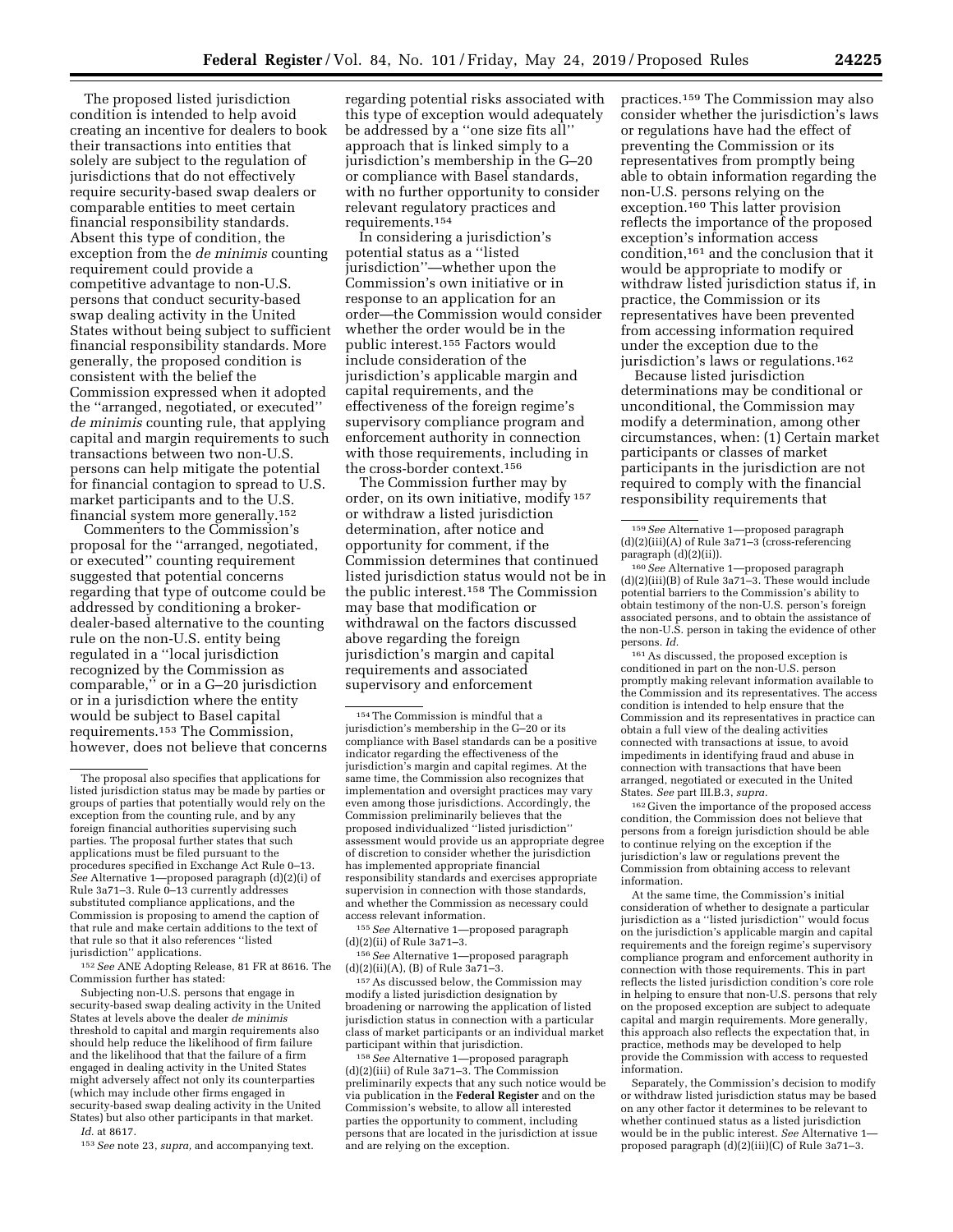The proposed listed jurisdiction condition is intended to help avoid creating an incentive for dealers to book their transactions into entities that solely are subject to the regulation of jurisdictions that do not effectively require security-based swap dealers or comparable entities to meet certain financial responsibility standards. Absent this type of condition, the exception from the *de minimis* counting requirement could provide a competitive advantage to non-U.S. persons that conduct security-based swap dealing activity in the United States without being subject to sufficient financial responsibility standards. More generally, the proposed condition is consistent with the belief the Commission expressed when it adopted the ''arranged, negotiated, or executed'' *de minimis* counting rule, that applying capital and margin requirements to such transactions between two non-U.S. persons can help mitigate the potential for financial contagion to spread to U.S. market participants and to the U.S. financial system more generally.[152]

Commenters to the Commission's proposal for the ''arranged, negotiated, or executed'' counting requirement suggested that potential concerns regarding that type of outcome could be addressed by conditioning a broker-dealer-based alternative to the counting rule on the non-U.S. entity being regulated in a ''local jurisdiction recognized by the Commission as comparable,'' or in a G–20 jurisdiction or in a jurisdiction where the entity would be subject to Basel capital requirements.[153] The Commission, however, does not believe that concerns regarding potential risks associated with this type of exception would adequately be addressed by a ''one size fits all'' approach that is linked simply to a jurisdiction's membership in the G–20 or compliance with Basel standards, with no further opportunity to consider relevant regulatory practices and requirements.[154]

In considering a jurisdiction's potential status as a ''listed jurisdiction''—whether upon the Commission's own initiative or in response to an application for an order—the Commission would consider whether the order would be in the public interest.[155] Factors would include consideration of the jurisdiction's applicable margin and capital requirements, and the effectiveness of the foreign regime's supervisory compliance program and enforcement authority in connection with those requirements, including in the cross-border context.[156]

The Commission further may by order, on its own initiative, modify[157] or withdraw a listed jurisdiction determination, after notice and opportunity for comment, if the Commission determines that continued listed jurisdiction status would not be in the public interest.[158] The Commission may base that modification or withdrawal on the factors discussed above regarding the foreign jurisdiction's margin and capital requirements and associated supervisory and enforcement practices.[159] The Commission may also consider whether the jurisdiction's laws or regulations have had the effect of preventing the Commission or its representatives from promptly being able to obtain information regarding the non-U.S. persons relying on the exception.[160] This latter provision reflects the importance of the proposed exception's information access condition,[161] and the conclusion that it would be appropriate to modify or withdraw listed jurisdiction status if, in practice, the Commission or its representatives have been prevented from accessing information required under the exception due to the jurisdiction's laws or regulations.[162]

Because listed jurisdiction determinations may be conditional or unconditional, the Commission may modify a determination, among other circumstances, when: (1) Certain market participants or classes of market participants in the jurisdiction are not required to comply with the financial responsibility requirements that

---

The proposal also specifies that applications for listed jurisdiction status may be made by parties or groups of parties that potentially would rely on the exception from the counting rule, and by any foreign financial authorities supervising such parties. The proposal further states that such applications must be filed pursuant to the procedures specified in Exchange Act Rule 0–13. *See* Alternative 1—proposed paragraph (d)(2)(i) of Rule 3a71–3. Rule 0–13 currently addresses substituted compliance applications, and the Commission is proposing to amend the caption of that rule and make certain additions to the text of that rule so that it also references ''listed jurisdiction'' applications.

[152] *See* ANE Adopting Release, 81 FR at 8616. The Commission further has stated:

Subjecting non-U.S. persons that engage in security-based swap dealing activity in the United States at levels above the dealer *de minimis* threshold to capital and margin requirements also should help reduce the likelihood of firm failure and the likelihood that that the failure of a firm engaged in dealing activity in the United States might adversely affect not only its counterparties (which may include other firms engaged in security-based swap dealing activity in the United States) but also other participants in that market.

*Id.* at 8617.

[153] *See* note 23, *supra,* and accompanying text.

[154] The Commission is mindful that a jurisdiction's membership in the G–20 or its compliance with Basel standards can be a positive indicator regarding the effectiveness of the jurisdiction's margin and capital regimes. At the same time, the Commission also recognizes that implementation and oversight practices may vary even among those jurisdictions. Accordingly, the Commission preliminarily believes that the proposed individualized ''listed jurisdiction'' assessment would provide us an appropriate degree of discretion to consider whether the jurisdiction has implemented appropriate financial responsibility standards and exercises appropriate supervision in connection with those standards, and whether the Commission as necessary could access relevant information.

[155] *See* Alternative 1—proposed paragraph (d)(2)(ii) of Rule 3a71–3.

[156] *See* Alternative 1—proposed paragraph (d)(2)(ii)(A), (B) of Rule 3a71–3.

[157] As discussed below, the Commission may modify a listed jurisdiction designation by broadening or narrowing the application of listed jurisdiction status in connection with a particular class of market participants or an individual market participant within that jurisdiction.

[158] *See* Alternative 1—proposed paragraph (d)(2)(iii) of Rule 3a71–3. The Commission preliminarily expects that any such notice would be via publication in the **Federal Register** and on the Commission's website, to allow all interested parties the opportunity to comment, including persons that are located in the jurisdiction at issue and are relying on the exception.

[159] *See* Alternative 1—proposed paragraph (d)(2)(iii)(A) of Rule 3a71–3 (cross-referencing paragraph (d)(2)(ii)).

[160] *See* Alternative 1—proposed paragraph (d)(2)(iii)(B) of Rule 3a71–3. These would include potential barriers to the Commission's ability to obtain testimony of the non-U.S. person's foreign associated persons, and to obtain the assistance of the non-U.S. person in taking the evidence of other persons. *Id.*

[161] As discussed, the proposed exception is conditioned in part on the non-U.S. person promptly making relevant information available to the Commission and its representatives. The access condition is intended to help ensure that the Commission and its representatives in practice can obtain a full view of the dealing activities connected with transactions at issue, to avoid impediments in identifying fraud and abuse in connection with transactions that have been arranged, negotiated or executed in the United States. *See* part III.B.3, *supra.*

[162] Given the importance of the proposed access condition, the Commission does not believe that persons from a foreign jurisdiction should be able to continue relying on the exception if the jurisdiction's law or regulations prevent the Commission from obtaining access to relevant information.

At the same time, the Commission's initial consideration of whether to designate a particular jurisdiction as a ''listed jurisdiction'' would focus on the jurisdiction's applicable margin and capital requirements and the foreign regime's supervisory compliance program and enforcement authority in connection with those requirements. This in part reflects the listed jurisdiction condition's core role in helping to ensure that non-U.S. persons that rely on the proposed exception are subject to adequate capital and margin requirements. More generally, this approach also reflects the expectation that, in practice, methods may be developed to help provide the Commission with access to requested information.

Separately, the Commission's decision to modify or withdraw listed jurisdiction status may be based on any other factor it determines to be relevant to whether continued status as a listed jurisdiction would be in the public interest. *See* Alternative 1—proposed paragraph (d)(2)(iii)(C) of Rule 3a71–3.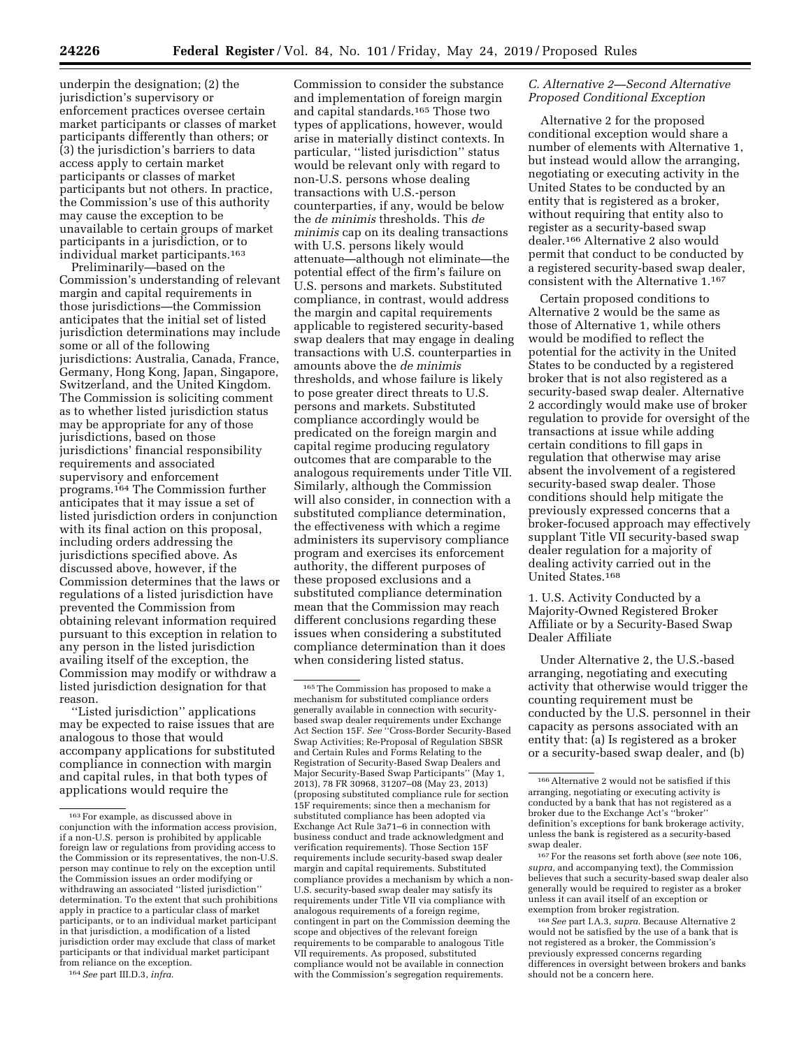underpin the designation; (2) the jurisdiction's supervisory or enforcement practices oversee certain market participants or classes of market participants differently than others; or (3) the jurisdiction's barriers to data access apply to certain market participants or classes of market participants but not others. In practice, the Commission's use of this authority may cause the exception to be unavailable to certain groups of market participants in a jurisdiction, or to individual market participants.[163]

Preliminarily—based on the Commission's understanding of relevant margin and capital requirements in those jurisdictions—the Commission anticipates that the initial set of listed jurisdiction determinations may include some or all of the following jurisdictions: Australia, Canada, France, Germany, Hong Kong, Japan, Singapore, Switzerland, and the United Kingdom. The Commission is soliciting comment as to whether listed jurisdiction status may be appropriate for any of those jurisdictions, based on those jurisdictions' financial responsibility requirements and associated supervisory and enforcement programs.[164] The Commission further anticipates that it may issue a set of listed jurisdiction orders in conjunction with its final action on this proposal, including orders addressing the jurisdictions specified above. As discussed above, however, if the Commission determines that the laws or regulations of a listed jurisdiction have prevented the Commission from obtaining relevant information required pursuant to this exception in relation to any person in the listed jurisdiction availing itself of the exception, the Commission may modify or withdraw a listed jurisdiction designation for that reason.

''Listed jurisdiction'' applications may be expected to raise issues that are analogous to those that would accompany applications for substituted compliance in connection with margin and capital rules, in that both types of applications would require the Commission to consider the substance and implementation of foreign margin and capital standards.[165] Those two types of applications, however, would arise in materially distinct contexts. In particular, ''listed jurisdiction'' status would be relevant only with regard to non-U.S. persons whose dealing transactions with U.S.-person counterparties, if any, would be below the *de minimis* thresholds. This *de minimis* cap on its dealing transactions with U.S. persons likely would attenuate—although not eliminate—the potential effect of the firm's failure on U.S. persons and markets. Substituted compliance, in contrast, would address the margin and capital requirements applicable to registered security-based swap dealers that may engage in dealing transactions with U.S. counterparties in amounts above the *de minimis* thresholds, and whose failure is likely to pose greater direct threats to U.S. persons and markets. Substituted compliance accordingly would be predicated on the foreign margin and capital regime producing regulatory outcomes that are comparable to the analogous requirements under Title VII. Similarly, although the Commission will also consider, in connection with a substituted compliance determination, the effectiveness with which a regime administers its supervisory compliance program and exercises its enforcement authority, the different purposes of these proposed exclusions and a substituted compliance determination mean that the Commission may reach different conclusions regarding these issues when considering a substituted compliance determination than it does when considering listed status.

### *C. Alternative 2—Second Alternative Proposed Conditional Exception*

Alternative 2 for the proposed conditional exception would share a number of elements with Alternative 1, but instead would allow the arranging, negotiating or executing activity in the United States to be conducted by an entity that is registered as a broker, without requiring that entity also to register as a security-based swap dealer.[166] Alternative 2 also would permit that conduct to be conducted by a registered security-based swap dealer, consistent with the Alternative 1.[167]

Certain proposed conditions to Alternative 2 would be the same as those of Alternative 1, while others would be modified to reflect the potential for the activity in the United States to be conducted by a registered broker that is not also registered as a security-based swap dealer. Alternative 2 accordingly would make use of broker regulation to provide for oversight of the transactions at issue while adding certain conditions to fill gaps in regulation that otherwise may arise absent the involvement of a registered security-based swap dealer. Those conditions should help mitigate the previously expressed concerns that a broker-focused approach may effectively supplant Title VII security-based swap dealer regulation for a majority of dealing activity carried out in the United States.[168]

#### 1. U.S. Activity Conducted by a Majority-Owned Registered Broker Affiliate or by a Security-Based Swap Dealer Affiliate

Under Alternative 2, the U.S.-based arranging, negotiating and executing activity that otherwise would trigger the counting requirement must be conducted by the U.S. personnel in their capacity as persons associated with an entity that: (a) Is registered as a broker or a security-based swap dealer, and (b)

---

[163] For example, as discussed above in conjunction with the information access provision, if a non-U.S. person is prohibited by applicable foreign law or regulations from providing access to the Commission or its representatives, the non-U.S. person may continue to rely on the exception until the Commission issues an order modifying or withdrawing an associated ''listed jurisdiction'' determination. To the extent that such prohibitions apply in practice to a particular class of market participants, or to an individual market participant in that jurisdiction, a modification of a listed jurisdiction order may exclude that class of market participants or that individual market participant from reliance on the exception.

[164] *See* part III.D.3, *infra.*

[165] The Commission has proposed to make a mechanism for substituted compliance orders generally available in connection with security-based swap dealer requirements under Exchange Act Section 15F. *See* ''Cross-Border Security-Based Swap Activities; Re-Proposal of Regulation SBSR and Certain Rules and Forms Relating to the Registration of Security-Based Swap Dealers and Major Security-Based Swap Participants'' (May 1, 2013), 78 FR 30968, 31207–08 (May 23, 2013) (proposing substituted compliance rule for section 15F requirements; since then a mechanism for substituted compliance has been adopted via Exchange Act Rule 3a71–6 in connection with business conduct and trade acknowledgment and verification requirements). Those Section 15F requirements include security-based swap dealer margin and capital requirements. Substituted compliance provides a mechanism by which a non-U.S. security-based swap dealer may satisfy its requirements under Title VII via compliance with analogous requirements of a foreign regime, contingent in part on the Commission deeming the scope and objectives of the relevant foreign requirements to be comparable to analogous Title VII requirements. As proposed, substituted compliance would not be available in connection with the Commission's segregation requirements.

[166] Alternative 2 would not be satisfied if this arranging, negotiating or executing activity is conducted by a bank that has not registered as a broker due to the Exchange Act's ''broker'' definition's exceptions for bank brokerage activity, unless the bank is registered as a security-based swap dealer.

[167] For the reasons set forth above (*see* note 106, *supra,* and accompanying text), the Commission believes that such a security-based swap dealer also generally would be required to register as a broker unless it can avail itself of an exception or exemption from broker registration.

[168] *See* part I.A.3, *supra.* Because Alternative 2 would not be satisfied by the use of a bank that is not registered as a broker, the Commission's previously expressed concerns regarding differences in oversight between brokers and banks should not be a concern here.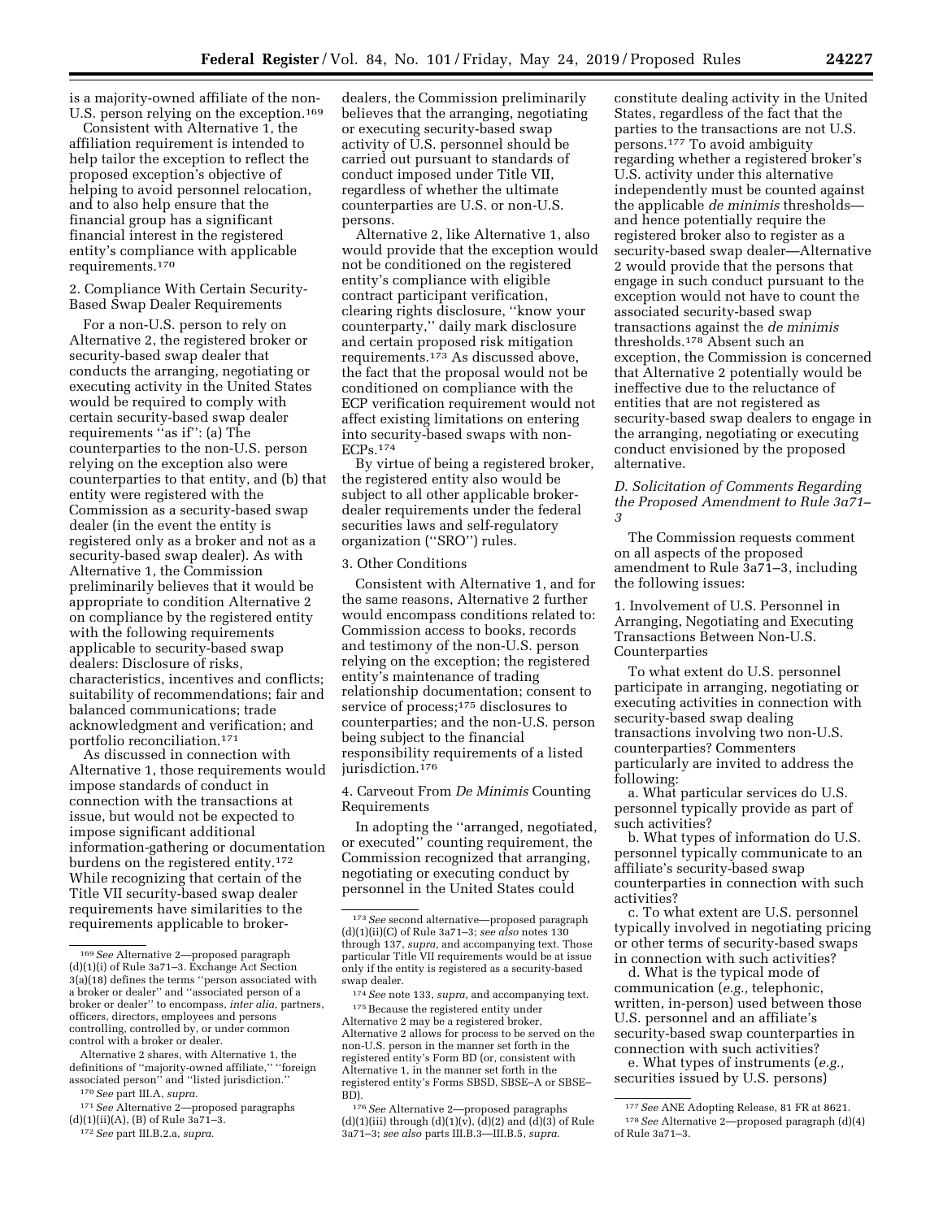is a majority-owned affiliate of the non-U.S. person relying on the exception.[169]

Consistent with Alternative 1, the affiliation requirement is intended to help tailor the exception to reflect the proposed exception's objective of helping to avoid personnel relocation, and to also help ensure that the financial group has a significant financial interest in the registered entity's compliance with applicable requirements.[170]

2. Compliance With Certain Security-Based Swap Dealer Requirements

For a non-U.S. person to rely on Alternative 2, the registered broker or security-based swap dealer that conducts the arranging, negotiating or executing activity in the United States would be required to comply with certain security-based swap dealer requirements "as if": (a) The counterparties to the non-U.S. person relying on the exception also were counterparties to that entity, and (b) that entity were registered with the Commission as a security-based swap dealer (in the event the entity is registered only as a broker and not as a security-based swap dealer). As with Alternative 1, the Commission preliminarily believes that it would be appropriate to condition Alternative 2 on compliance by the registered entity with the following requirements applicable to security-based swap dealers: Disclosure of risks, characteristics, incentives and conflicts; suitability of recommendations; fair and balanced communications; trade acknowledgment and verification; and portfolio reconciliation.[171]

As discussed in connection with Alternative 1, those requirements would impose standards of conduct in connection with the transactions at issue, but would not be expected to impose significant additional information-gathering or documentation burdens on the registered entity.[172] While recognizing that certain of the Title VII security-based swap dealer requirements have similarities to the requirements applicable to broker-dealers, the Commission preliminarily believes that the arranging, negotiating or executing security-based swap activity of U.S. personnel should be carried out pursuant to standards of conduct imposed under Title VII, regardless of whether the ultimate counterparties are U.S. or non-U.S. persons.

Alternative 2, like Alternative 1, also would provide that the exception would not be conditioned on the registered entity's compliance with eligible contract participant verification, clearing rights disclosure, "know your counterparty," daily mark disclosure and certain proposed risk mitigation requirements.[173] As discussed above, the fact that the proposal would not be conditioned on compliance with the ECP verification requirement would not affect existing limitations on entering into security-based swaps with non-ECPs.[174]

By virtue of being a registered broker, the registered entity also would be subject to all other applicable broker-dealer requirements under the federal securities laws and self-regulatory organization ("SRO") rules.

3. Other Conditions

Consistent with Alternative 1, and for the same reasons, Alternative 2 further would encompass conditions related to: Commission access to books, records and testimony of the non-U.S. person relying on the exception; the registered entity's maintenance of trading relationship documentation; consent to service of process;[175] disclosures to counterparties; and the non-U.S. person being subject to the financial responsibility requirements of a listed jurisdiction.[176]

4. Carveout From *De Minimis* Counting Requirements

In adopting the "arranged, negotiated, or executed" counting requirement, the Commission recognized that arranging, negotiating or executing conduct by personnel in the United States could constitute dealing activity in the United States, regardless of the fact that the parties to the transactions are not U.S. persons.[177] To avoid ambiguity regarding whether a registered broker's U.S. activity under this alternative independently must be counted against the applicable *de minimis* thresholds—and hence potentially require the registered broker also to register as a security-based swap dealer—Alternative 2 would provide that the persons that engage in such conduct pursuant to the exception would not have to count the associated security-based swap transactions against the *de minimis* thresholds.[178] Absent such an exception, the Commission is concerned that Alternative 2 potentially would be ineffective due to the reluctance of entities that are not registered as security-based swap dealers to engage in the arranging, negotiating or executing conduct envisioned by the proposed alternative.

*D. Solicitation of Comments Regarding the Proposed Amendment to Rule 3a71–3*

The Commission requests comment on all aspects of the proposed amendment to Rule 3a71–3, including the following issues:

1. Involvement of U.S. Personnel in Arranging, Negotiating and Executing Transactions Between Non-U.S. Counterparties

To what extent do U.S. personnel participate in arranging, negotiating or executing activities in connection with security-based swap dealing transactions involving two non-U.S. counterparties? Commenters particularly are invited to address the following:

a. What particular services do U.S. personnel typically provide as part of such activities?

b. What types of information do U.S. personnel typically communicate to an affiliate's security-based swap counterparties in connection with such activities?

c. To what extent are U.S. personnel typically involved in negotiating pricing or other terms of security-based swaps in connection with such activities?

d. What is the typical mode of communication (*e.g.,* telephonic, written, in-person) used between those U.S. personnel and an affiliate's security-based swap counterparties in connection with such activities?

e. What types of instruments (*e.g.,* securities issued by U.S. persons)

---

[169] *See* Alternative 2—proposed paragraph (d)(1)(i) of Rule 3a71–3. Exchange Act Section 3(a)(18) defines the terms "person associated with a broker or dealer" and "associated person of a broker or dealer" to encompass, *inter alia,* partners, officers, directors, employees and persons controlling, controlled by, or under common control with a broker or dealer.

Alternative 2 shares, with Alternative 1, the definitions of "majority-owned affiliate," "foreign associated person" and "listed jurisdiction."

[170] *See* part III.A, *supra.*

[171] *See* Alternative 2—proposed paragraphs (d)(1)(ii)(A), (B) of Rule 3a71–3.

[172] *See* part III.B.2.a, *supra.*

[173] *See* second alternative—proposed paragraph (d)(1)(ii)(C) of Rule 3a71–3; *see also* notes 130 through 137, *supra,* and accompanying text. Those particular Title VII requirements would be at issue only if the entity is registered as a security-based swap dealer.

[174] *See* note 133, *supra,* and accompanying text.

[175] Because the registered entity under Alternative 2 may be a registered broker, Alternative 2 allows for process to be served on the non-U.S. person in the manner set forth in the registered entity's Form BD (or, consistent with Alternative 1, in the manner set forth in the registered entity's Forms SBSD, SBSE–A or SBSE–BD).

[176] *See* Alternative 2—proposed paragraphs (d)(1)(iii) through (d)(1)(v), (d)(2) and (d)(3) of Rule 3a71–3; *see also* parts III.B.3—III.B.5, *supra.*

[177] *See* ANE Adopting Release, 81 FR at 8621.

[178] *See* Alternative 2—proposed paragraph (d)(4) of Rule 3a71–3.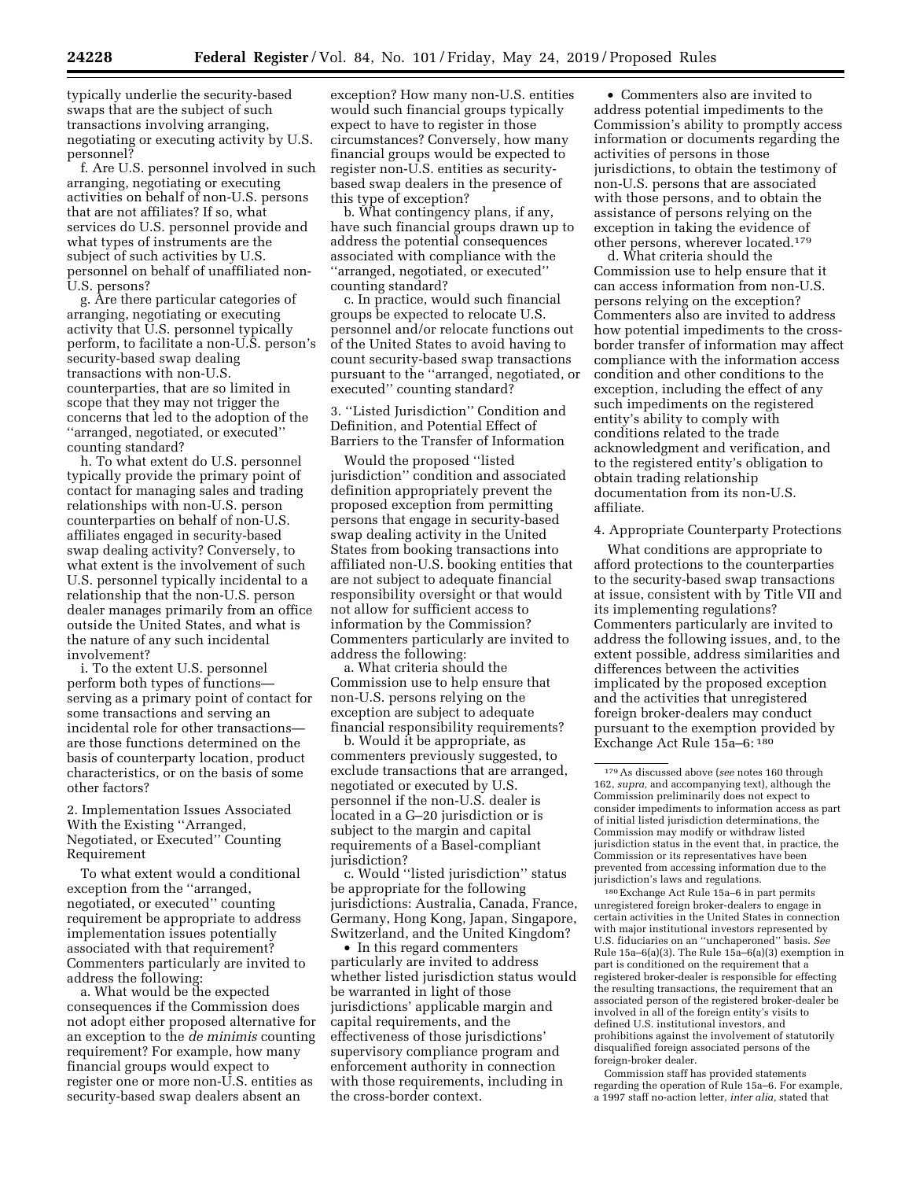typically underlie the security-based swaps that are the subject of such transactions involving arranging, negotiating or executing activity by U.S. personnel?

f. Are U.S. personnel involved in such arranging, negotiating or executing activities on behalf of non-U.S. persons that are not affiliates? If so, what services do U.S. personnel provide and what types of instruments are the subject of such activities by U.S. personnel on behalf of unaffiliated non-U.S. persons?

g. Are there particular categories of arranging, negotiating or executing activity that U.S. personnel typically perform, to facilitate a non-U.S. person's security-based swap dealing transactions with non-U.S. counterparties, that are so limited in scope that they may not trigger the concerns that led to the adoption of the "arranged, negotiated, or executed" counting standard?

h. To what extent do U.S. personnel typically provide the primary point of contact for managing sales and trading relationships with non-U.S. person counterparties on behalf of non-U.S. affiliates engaged in security-based swap dealing activity? Conversely, to what extent is the involvement of such U.S. personnel typically incidental to a relationship that the non-U.S. person dealer manages primarily from an office outside the United States, and what is the nature of any such incidental involvement?

i. To the extent U.S. personnel perform both types of functions—serving as a primary point of contact for some transactions and serving an incidental role for other transactions—are those functions determined on the basis of counterparty location, product characteristics, or on the basis of some other factors?

2. Implementation Issues Associated With the Existing "Arranged, Negotiated, or Executed" Counting Requirement

To what extent would a conditional exception from the "arranged, negotiated, or executed" counting requirement be appropriate to address implementation issues potentially associated with that requirement? Commenters particularly are invited to address the following:

a. What would be the expected consequences if the Commission does not adopt either proposed alternative for an exception to the *de minimis* counting requirement? For example, how many financial groups would expect to register one or more non-U.S. entities as security-based swap dealers absent an exception? How many non-U.S. entities would such financial groups typically expect to have to register in those circumstances? Conversely, how many financial groups would be expected to register non-U.S. entities as security-based swap dealers in the presence of this type of exception?

b. What contingency plans, if any, have such financial groups drawn up to address the potential consequences associated with compliance with the "arranged, negotiated, or executed" counting standard?

c. In practice, would such financial groups be expected to relocate U.S. personnel and/or relocate functions out of the United States to avoid having to count security-based swap transactions pursuant to the "arranged, negotiated, or executed" counting standard?

3. "Listed Jurisdiction" Condition and Definition, and Potential Effect of Barriers to the Transfer of Information

Would the proposed "listed jurisdiction" condition and associated definition appropriately prevent the proposed exception from permitting persons that engage in security-based swap dealing activity in the United States from booking transactions into affiliated non-U.S. booking entities that are not subject to adequate financial responsibility oversight or that would not allow for sufficient access to information by the Commission? Commenters particularly are invited to address the following:

a. What criteria should the Commission use to help ensure that non-U.S. persons relying on the exception are subject to adequate financial responsibility requirements?

b. Would it be appropriate, as commenters previously suggested, to exclude transactions that are arranged, negotiated or executed by U.S. personnel if the non-U.S. dealer is located in a G–20 jurisdiction or is subject to the margin and capital requirements of a Basel-compliant jurisdiction?

c. Would "listed jurisdiction" status be appropriate for the following jurisdictions: Australia, Canada, France, Germany, Hong Kong, Japan, Singapore, Switzerland, and the United Kingdom?

- In this regard commenters particularly are invited to address whether listed jurisdiction status would be warranted in light of those jurisdictions' applicable margin and capital requirements, and the effectiveness of those jurisdictions' supervisory compliance program and enforcement authority in connection with those requirements, including in the cross-border context.
- Commenters also are invited to address potential impediments to the Commission's ability to promptly access information or documents regarding the activities of persons in those jurisdictions, to obtain the testimony of non-U.S. persons that are associated with those persons, and to obtain the assistance of persons relying on the exception in taking the evidence of other persons, wherever located.[179]

d. What criteria should the Commission use to help ensure that it can access information from non-U.S. persons relying on the exception? Commenters also are invited to address how potential impediments to the cross-border transfer of information may affect compliance with the information access condition and other conditions to the exception, including the effect of any such impediments on the registered entity's ability to comply with conditions related to the trade acknowledgment and verification, and to the registered entity's obligation to obtain trading relationship documentation from its non-U.S. affiliate.

4. Appropriate Counterparty Protections

What conditions are appropriate to afford protections to the counterparties to the security-based swap transactions at issue, consistent with by Title VII and its implementing regulations? Commenters particularly are invited to address the following issues, and, to the extent possible, address similarities and differences between the activities implicated by the proposed exception and the activities that unregistered foreign broker-dealers may conduct pursuant to the exemption provided by Exchange Act Rule 15a–6: [180]

---

[179] As discussed above (*see* notes 160 through 162, *supra,* and accompanying text), although the Commission preliminarily does not expect to consider impediments to information access as part of initial listed jurisdiction determinations, the Commission may modify or withdraw listed jurisdiction status in the event that, in practice, the Commission or its representatives have been prevented from accessing information due to the jurisdiction's laws and regulations.

[180] Exchange Act Rule 15a–6 in part permits unregistered foreign broker-dealers to engage in certain activities in the United States in connection with major institutional investors represented by U.S. fiduciaries on an "unchaperoned" basis. *See* Rule 15a–6(a)(3). The Rule 15a–6(a)(3) exemption in part is conditioned on the requirement that a registered broker-dealer is responsible for effecting the resulting transactions, the requirement that an associated person of the registered broker-dealer be involved in all of the foreign entity's visits to defined U.S. institutional investors, and prohibitions against the involvement of statutorily disqualified foreign associated persons of the foreign-broker dealer.

Commission staff has provided statements regarding the operation of Rule 15a–6. For example, a 1997 staff no-action letter, *inter alia,* stated that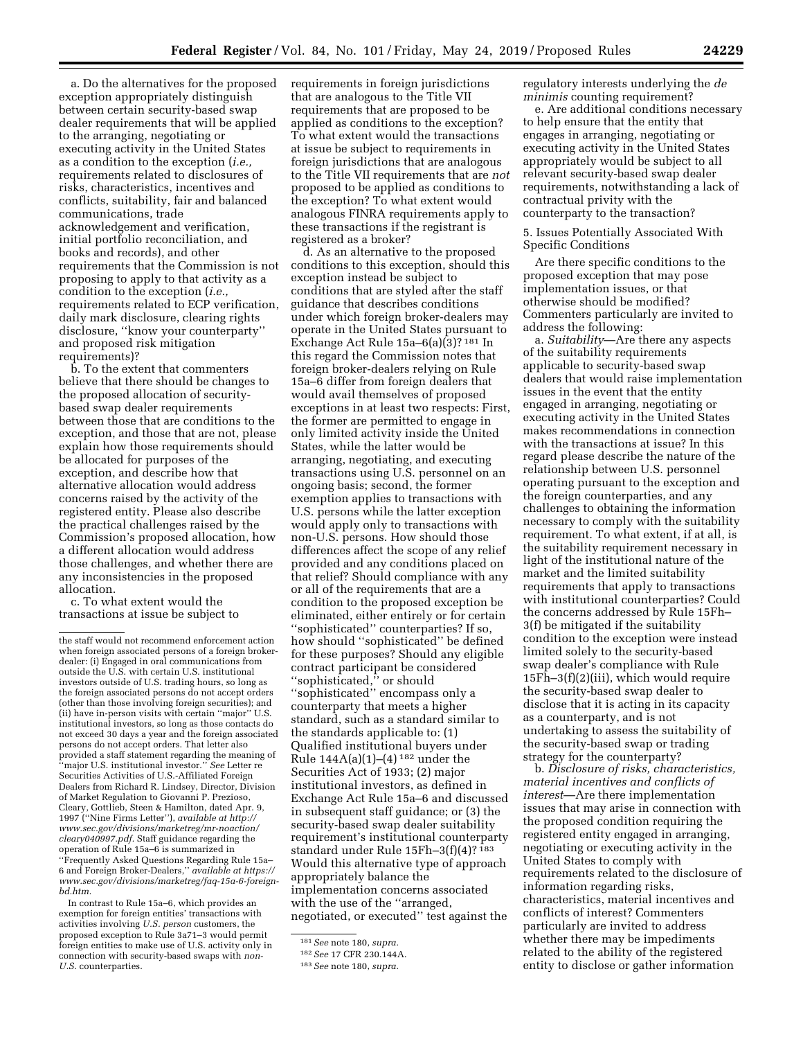a. Do the alternatives for the proposed exception appropriately distinguish between certain security-based swap dealer requirements that will be applied to the arranging, negotiating or executing activity in the United States as a condition to the exception (*i.e.,* requirements related to disclosures of risks, characteristics, incentives and conflicts, suitability, fair and balanced communications, trade acknowledgement and verification, initial portfolio reconciliation, and books and records), and other requirements that the Commission is not proposing to apply to that activity as a condition to the exception (*i.e.,* requirements related to ECP verification, daily mark disclosure, clearing rights disclosure, "know your counterparty" and proposed risk mitigation requirements)?

b. To the extent that commenters believe that there should be changes to the proposed allocation of security-based swap dealer requirements between those that are conditions to the exception, and those that are not, please explain how those requirements should be allocated for purposes of the exception, and describe how that alternative allocation would address concerns raised by the activity of the registered entity. Please also describe the practical challenges raised by the Commission's proposed allocation, how a different allocation would address those challenges, and whether there are any inconsistencies in the proposed allocation.

c. To what extent would the transactions at issue be subject to requirements in foreign jurisdictions that are analogous to the Title VII requirements that are proposed to be applied as conditions to the exception? To what extent would the transactions at issue be subject to requirements in foreign jurisdictions that are analogous to the Title VII requirements that are *not* proposed to be applied as conditions to the exception? To what extent would analogous FINRA requirements apply to these transactions if the registrant is registered as a broker?

d. As an alternative to the proposed conditions to this exception, should this exception instead be subject to conditions that are styled after the staff guidance that describes conditions under which foreign broker-dealers may operate in the United States pursuant to Exchange Act Rule 15a–6(a)(3)? [181] In this regard the Commission notes that foreign broker-dealers relying on Rule 15a–6 differ from foreign dealers that would avail themselves of proposed exceptions in at least two respects: First, the former are permitted to engage in only limited activity inside the United States, while the latter would be arranging, negotiating, and executing transactions using U.S. personnel on an ongoing basis; second, the former exemption applies to transactions with U.S. persons while the latter exception would apply only to transactions with non-U.S. persons. How should those differences affect the scope of any relief provided and any conditions placed on that relief? Should compliance with any or all of the requirements that are a condition to the proposed exception be eliminated, either entirely or for certain "sophisticated" counterparties? If so, how should "sophisticated" be defined for these purposes? Should any eligible contract participant be considered "sophisticated," or should "sophisticated" encompass only a counterparty that meets a higher standard, such as a standard similar to the standards applicable to: (1) Qualified institutional buyers under Rule 144A(a)(1)–(4) [182] under the Securities Act of 1933; (2) major institutional investors, as defined in Exchange Act Rule 15a–6 and discussed in subsequent staff guidance; or (3) the security-based swap dealer suitability requirement's institutional counterparty standard under Rule 15Fh–3(f)(4)? [183] Would this alternative type of approach appropriately balance the implementation concerns associated with the use of the "arranged, negotiated, or executed" test against the regulatory interests underlying the *de minimis* counting requirement?

e. Are additional conditions necessary to help ensure that the entity that engages in arranging, negotiating or executing activity in the United States appropriately would be subject to all relevant security-based swap dealer requirements, notwithstanding a lack of contractual privity with the counterparty to the transaction?

### 5. Issues Potentially Associated With Specific Conditions

Are there specific conditions to the proposed exception that may pose implementation issues, or that otherwise should be modified? Commenters particularly are invited to address the following:

a. *Suitability*—Are there any aspects of the suitability requirements applicable to security-based swap dealers that would raise implementation issues in the event that the entity engaged in arranging, negotiating or executing activity in the United States makes recommendations in connection with the transactions at issue? In this regard please describe the nature of the relationship between U.S. personnel operating pursuant to the exception and the foreign counterparties, and any challenges to obtaining the information necessary to comply with the suitability requirement. To what extent, if at all, is the suitability requirement necessary in light of the institutional nature of the market and the limited suitability requirements that apply to transactions with institutional counterparties? Could the concerns addressed by Rule 15Fh–3(f) be mitigated if the suitability condition to the exception were instead limited solely to the security-based swap dealer's compliance with Rule 15Fh–3(f)(2)(iii), which would require the security-based swap dealer to disclose that it is acting in its capacity as a counterparty, and is not undertaking to assess the suitability of the security-based swap or trading strategy for the counterparty?

b. *Disclosure of risks, characteristics, material incentives and conflicts of interest*—Are there implementation issues that may arise in connection with the proposed condition requiring the registered entity engaged in arranging, negotiating or executing activity in the United States to comply with requirements related to the disclosure of information regarding risks, characteristics, material incentives and conflicts of interest? Commenters particularly are invited to address whether there may be impediments related to the ability of the registered entity to disclose or gather information

---

the staff would not recommend enforcement action when foreign associated persons of a foreign broker-dealer: (i) Engaged in oral communications from outside the U.S. with certain U.S. institutional investors outside of U.S. trading hours, so long as the foreign associated persons do not accept orders (other than those involving foreign securities); and (ii) have in-person visits with certain "major" U.S. institutional investors, so long as those contacts do not exceed 30 days a year and the foreign associated persons do not accept orders. That letter also provided a staff statement regarding the meaning of "major U.S. institutional investor." *See* Letter re Securities Activities of U.S.-Affiliated Foreign Dealers from Richard R. Lindsey, Director, Division of Market Regulation to Giovanni P. Prezioso, Cleary, Gottlieb, Steen & Hamilton, dated Apr. 9, 1997 ("Nine Firms Letter"), *available at http://www.sec.gov/divisions/marketreg/mr-noaction/cleary040997.pdf.* Staff guidance regarding the operation of Rule 15a–6 is summarized in "Frequently Asked Questions Regarding Rule 15a–6 and Foreign Broker-Dealers," *available at https://www.sec.gov/divisions/marketreg/faq-15a-6-foreign-bd.htm.*

In contrast to Rule 15a–6, which provides an exemption for foreign entities' transactions with activities involving *U.S. person* customers, the proposed exception to Rule 3a71–3 would permit foreign entities to make use of U.S. activity only in connection with security-based swaps with *non-U.S.* counterparties.

[181] *See* note 180, *supra.*

[182] *See* 17 CFR 230.144A.

[183] *See* note 180, *supra.*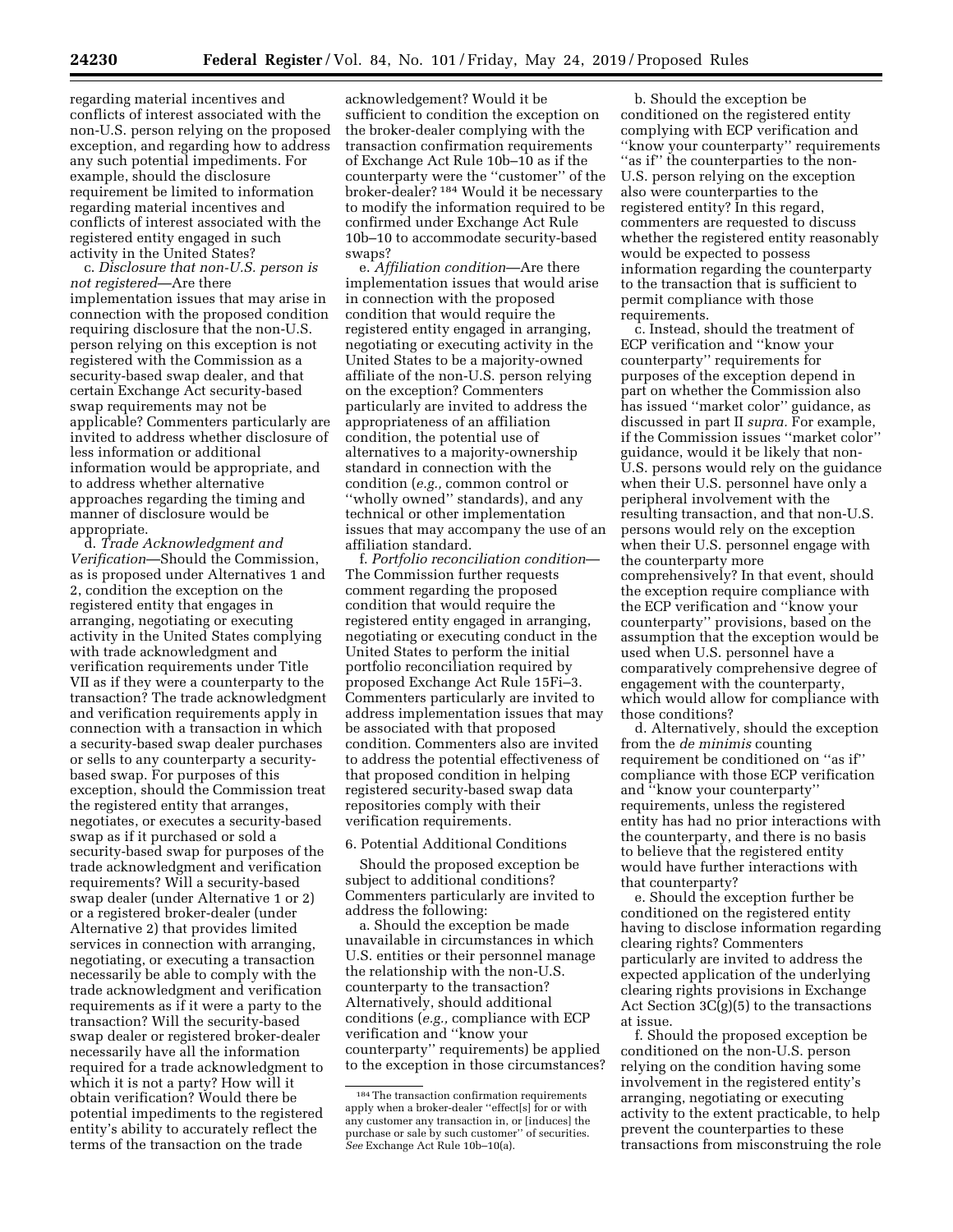regarding material incentives and conflicts of interest associated with the non-U.S. person relying on the proposed exception, and regarding how to address any such potential impediments. For example, should the disclosure requirement be limited to information regarding material incentives and conflicts of interest associated with the registered entity engaged in such activity in the United States?

c. *Disclosure that non-U.S. person is not registered*—Are there implementation issues that may arise in connection with the proposed condition requiring disclosure that the non-U.S. person relying on this exception is not registered with the Commission as a security-based swap dealer, and that certain Exchange Act security-based swap requirements may not be applicable? Commenters particularly are invited to address whether disclosure of less information or additional information would be appropriate, and to address whether alternative approaches regarding the timing and manner of disclosure would be appropriate.

d. *Trade Acknowledgment and Verification*—Should the Commission, as is proposed under Alternatives 1 and 2, condition the exception on the registered entity that engages in arranging, negotiating or executing activity in the United States complying with trade acknowledgment and verification requirements under Title VII as if they were a counterparty to the transaction? The trade acknowledgment and verification requirements apply in connection with a transaction in which a security-based swap dealer purchases or sells to any counterparty a security-based swap. For purposes of this exception, should the Commission treat the registered entity that arranges, negotiates, or executes a security-based swap as if it purchased or sold a security-based swap for purposes of the trade acknowledgment and verification requirements? Will a security-based swap dealer (under Alternative 1 or 2) or a registered broker-dealer (under Alternative 2) that provides limited services in connection with arranging, negotiating, or executing a transaction necessarily be able to comply with the trade acknowledgment and verification requirements as if it were a party to the transaction? Will the security-based swap dealer or registered broker-dealer necessarily have all the information required for a trade acknowledgment to which it is not a party? How will it obtain verification? Would there be potential impediments to the registered entity's ability to accurately reflect the terms of the transaction on the trade acknowledgement? Would it be sufficient to condition the exception on the broker-dealer complying with the transaction confirmation requirements of Exchange Act Rule 10b–10 as if the counterparty were the ''customer'' of the broker-dealer? [184] Would it be necessary to modify the information required to be confirmed under Exchange Act Rule 10b–10 to accommodate security-based swaps?

e. *Affiliation condition*—Are there implementation issues that would arise in connection with the proposed condition that would require the registered entity engaged in arranging, negotiating or executing activity in the United States to be a majority-owned affiliate of the non-U.S. person relying on the exception? Commenters particularly are invited to address the appropriateness of an affiliation condition, the potential use of alternatives to a majority-ownership standard in connection with the condition (*e.g.,* common control or ''wholly owned'' standards), and any technical or other implementation issues that may accompany the use of an affiliation standard.

f. *Portfolio reconciliation condition*—The Commission further requests comment regarding the proposed condition that would require the registered entity engaged in arranging, negotiating or executing conduct in the United States to perform the initial portfolio reconciliation required by proposed Exchange Act Rule 15Fi–3. Commenters particularly are invited to address implementation issues that may be associated with that proposed condition. Commenters also are invited to address the potential effectiveness of that proposed condition in helping registered security-based swap data repositories comply with their verification requirements.

6. Potential Additional Conditions

Should the proposed exception be subject to additional conditions? Commenters particularly are invited to address the following:

a. Should the exception be made unavailable in circumstances in which U.S. entities or their personnel manage the relationship with the non-U.S. counterparty to the transaction? Alternatively, should additional conditions (*e.g.,* compliance with ECP verification and ''know your counterparty'' requirements) be applied to the exception in those circumstances?

b. Should the exception be conditioned on the registered entity complying with ECP verification and ''know your counterparty'' requirements ''as if'' the counterparties to the non-U.S. person relying on the exception also were counterparties to the registered entity? In this regard, commenters are requested to discuss whether the registered entity reasonably would be expected to possess information regarding the counterparty to the transaction that is sufficient to permit compliance with those requirements.

c. Instead, should the treatment of ECP verification and ''know your counterparty'' requirements for purposes of the exception depend in part on whether the Commission also has issued ''market color'' guidance, as discussed in part II *supra*. For example, if the Commission issues ''market color'' guidance, would it be likely that non-U.S. persons would rely on the guidance when their U.S. personnel have only a peripheral involvement with the resulting transaction, and that non-U.S. persons would rely on the exception when their U.S. personnel engage with the counterparty more comprehensively? In that event, should the exception require compliance with the ECP verification and ''know your counterparty'' provisions, based on the assumption that the exception would be used when U.S. personnel have a comparatively comprehensive degree of engagement with the counterparty, which would allow for compliance with those conditions?

d. Alternatively, should the exception from the *de minimis* counting requirement be conditioned on ''as if'' compliance with those ECP verification and ''know your counterparty'' requirements, unless the registered entity has had no prior interactions with the counterparty, and there is no basis to believe that the registered entity would have further interactions with that counterparty?

e. Should the exception further be conditioned on the registered entity having to disclose information regarding clearing rights? Commenters particularly are invited to address the expected application of the underlying clearing rights provisions in Exchange Act Section 3C(g)(5) to the transactions at issue.

f. Should the proposed exception be conditioned on the non-U.S. person relying on the condition having some involvement in the registered entity's arranging, negotiating or executing activity to the extent practicable, to help prevent the counterparties to these transactions from misconstruing the role

[184] The transaction confirmation requirements apply when a broker-dealer ''effect[s] for or with any customer any transaction in, or [induces] the purchase or sale by such customer'' of securities. *See* Exchange Act Rule 10b–10(a).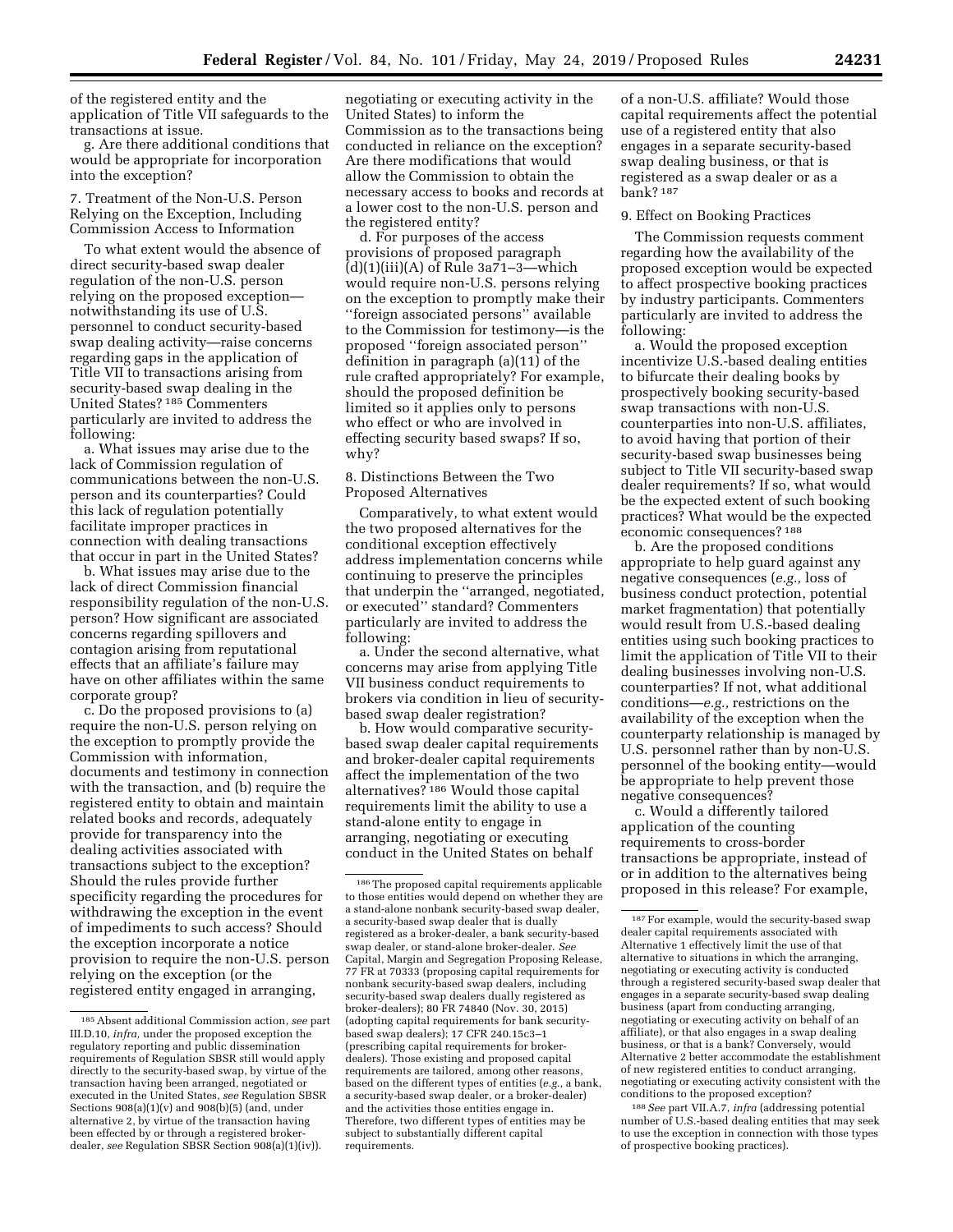of the registered entity and the application of Title VII safeguards to the transactions at issue.

g. Are there additional conditions that would be appropriate for incorporation into the exception?

7. Treatment of the Non-U.S. Person Relying on the Exception, Including Commission Access to Information

To what extent would the absence of direct security-based swap dealer regulation of the non-U.S. person relying on the proposed exception—notwithstanding its use of U.S. personnel to conduct security-based swap dealing activity—raise concerns regarding gaps in the application of Title VII to transactions arising from security-based swap dealing in the United States? [185] Commenters particularly are invited to address the following:

a. What issues may arise due to the lack of Commission regulation of communications between the non-U.S. person and its counterparties? Could this lack of regulation potentially facilitate improper practices in connection with dealing transactions that occur in part in the United States?

b. What issues may arise due to the lack of direct Commission financial responsibility regulation of the non-U.S. person? How significant are associated concerns regarding spillovers and contagion arising from reputational effects that an affiliate's failure may have on other affiliates within the same corporate group?

c. Do the proposed provisions to (a) require the non-U.S. person relying on the exception to promptly provide the Commission with information, documents and testimony in connection with the transaction, and (b) require the registered entity to obtain and maintain related books and records, adequately provide for transparency into the dealing activities associated with transactions subject to the exception? Should the rules provide further specificity regarding the procedures for withdrawing the exception in the event of impediments to such access? Should the exception incorporate a notice provision to require the non-U.S. person relying on the exception (or the registered entity engaged in arranging, negotiating or executing activity in the United States) to inform the Commission as to the transactions being conducted in reliance on the exception? Are there modifications that would allow the Commission to obtain the necessary access to books and records at a lower cost to the non-U.S. person and the registered entity?

d. For purposes of the access provisions of proposed paragraph (d)(1)(iii)(A) of Rule 3a71–3—which would require non-U.S. persons relying on the exception to promptly make their "foreign associated persons" available to the Commission for testimony—is the proposed "foreign associated person" definition in paragraph (a)(11) of the rule crafted appropriately? For example, should the proposed definition be limited so it applies only to persons who effect or who are involved in effecting security based swaps? If so, why?

8. Distinctions Between the Two Proposed Alternatives

Comparatively, to what extent would the two proposed alternatives for the conditional exception effectively address implementation concerns while continuing to preserve the principles that underpin the "arranged, negotiated, or executed" standard? Commenters particularly are invited to address the following:

a. Under the second alternative, what concerns may arise from applying Title VII business conduct requirements to brokers via condition in lieu of security-based swap dealer registration?

b. How would comparative security-based swap dealer capital requirements and broker-dealer capital requirements affect the implementation of the two alternatives? [186] Would those capital requirements limit the ability to use a stand-alone entity to engage in arranging, negotiating or executing conduct in the United States on behalf of a non-U.S. affiliate? Would those capital requirements affect the potential use of a registered entity that also engages in a separate security-based swap dealing business, or that is registered as a swap dealer or as a bank? [187]

9. Effect on Booking Practices

The Commission requests comment regarding how the availability of the proposed exception would be expected to affect prospective booking practices by industry participants. Commenters particularly are invited to address the following:

a. Would the proposed exception incentivize U.S.-based dealing entities to bifurcate their dealing books by prospectively booking security-based swap transactions with non-U.S. counterparties into non-U.S. affiliates, to avoid having that portion of their security-based swap businesses being subject to Title VII security-based swap dealer requirements? If so, what would be the expected extent of such booking practices? What would be the expected economic consequences? [188]

b. Are the proposed conditions appropriate to help guard against any negative consequences (*e.g.,* loss of business conduct protection, potential market fragmentation) that potentially would result from U.S.-based dealing entities using such booking practices to limit the application of Title VII to their dealing businesses involving non-U.S. counterparties? If not, what additional conditions—*e.g.,* restrictions on the availability of the exception when the counterparty relationship is managed by U.S. personnel rather than by non-U.S. personnel of the booking entity—would be appropriate to help prevent those negative consequences?

c. Would a differently tailored application of the counting requirements to cross-border transactions be appropriate, instead of or in addition to the alternatives being proposed in this release? For example,

[185] Absent additional Commission action, *see* part III.D.10, *infra,* under the proposed exception the regulatory reporting and public dissemination requirements of Regulation SBSR still would apply directly to the security-based swap, by virtue of the transaction having been arranged, negotiated or executed in the United States, *see* Regulation SBSR Sections 908(a)(1)(v) and 908(b)(5) (and, under alternative 2, by virtue of the transaction having been effected by or through a registered broker-dealer, *see* Regulation SBSR Section 908(a)(1)(iv)).

[186] The proposed capital requirements applicable to those entities would depend on whether they are a stand-alone nonbank security-based swap dealer, a security-based swap dealer that is dually registered as a broker-dealer, a bank security-based swap dealer, or stand-alone broker-dealer. *See* Capital, Margin and Segregation Proposing Release, 77 FR at 70333 (proposing capital requirements for nonbank security-based swap dealers, including security-based swap dealers dually registered as broker-dealers); 80 FR 74840 (Nov. 30, 2015) (adopting capital requirements for bank security-based swap dealers); 17 CFR 240.15c3–1 (prescribing capital requirements for broker-dealers). Those existing and proposed capital requirements are tailored, among other reasons, based on the different types of entities (*e.g.,* a bank, a security-based swap dealer, or a broker-dealer) and the activities those entities engage in. Therefore, two different types of entities may be subject to substantially different capital requirements.

[187] For example, would the security-based swap dealer capital requirements associated with Alternative 1 effectively limit the use of that alternative to situations in which the arranging, negotiating or executing activity is conducted through a registered security-based swap dealer that engages in a separate security-based swap dealing business (apart from conducting arranging, negotiating or executing activity on behalf of an affiliate), or that also engages in a swap dealing business, or that is a bank? Conversely, would Alternative 2 better accommodate the establishment of new registered entities to conduct arranging, negotiating or executing activity consistent with the conditions to the proposed exception?

[188] *See* part VII.A.7, *infra* (addressing potential number of U.S.-based dealing entities that may seek to use the exception in connection with those types of prospective booking practices).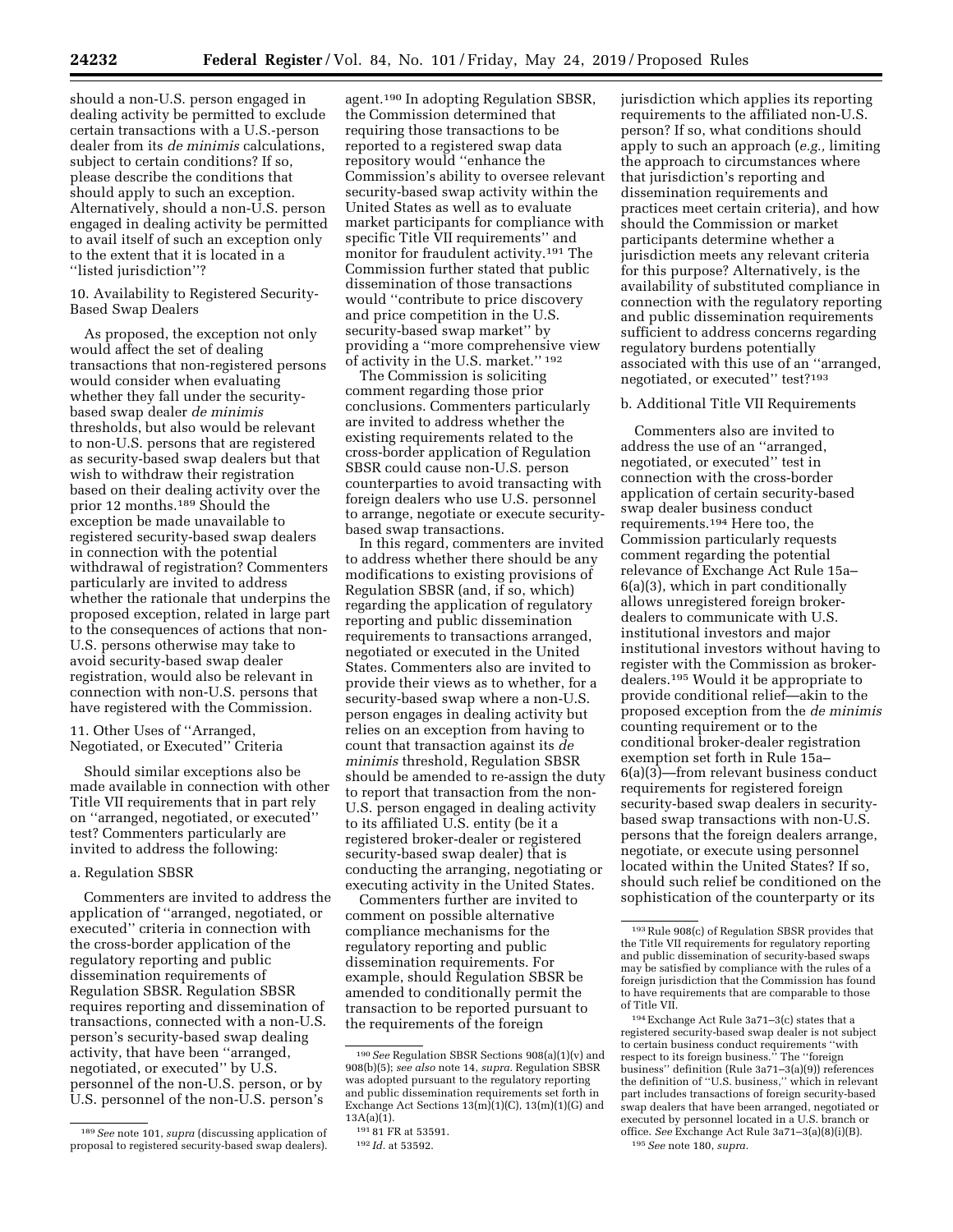should a non-U.S. person engaged in dealing activity be permitted to exclude certain transactions with a U.S.-person dealer from its *de minimis* calculations, subject to certain conditions? If so, please describe the conditions that should apply to such an exception. Alternatively, should a non-U.S. person engaged in dealing activity be permitted to avail itself of such an exception only to the extent that it is located in a ''listed jurisdiction''?

10. Availability to Registered Security-Based Swap Dealers

As proposed, the exception not only would affect the set of dealing transactions that non-registered persons would consider when evaluating whether they fall under the security-based swap dealer *de minimis* thresholds, but also would be relevant to non-U.S. persons that are registered as security-based swap dealers but that wish to withdraw their registration based on their dealing activity over the prior 12 months.[189] Should the exception be made unavailable to registered security-based swap dealers in connection with the potential withdrawal of registration? Commenters particularly are invited to address whether the rationale that underpins the proposed exception, related in large part to the consequences of actions that non-U.S. persons otherwise may take to avoid security-based swap dealer registration, would also be relevant in connection with non-U.S. persons that have registered with the Commission.

11. Other Uses of ''Arranged, Negotiated, or Executed'' Criteria

Should similar exceptions also be made available in connection with other Title VII requirements that in part rely on ''arranged, negotiated, or executed'' test? Commenters particularly are invited to address the following:

a. Regulation SBSR

Commenters are invited to address the application of ''arranged, negotiated, or executed'' criteria in connection with the cross-border application of the regulatory reporting and public dissemination requirements of Regulation SBSR. Regulation SBSR requires reporting and dissemination of transactions, connected with a non-U.S. person's security-based swap dealing activity, that have been ''arranged, negotiated, or executed'' by U.S. personnel of the non-U.S. person, or by U.S. personnel of the non-U.S. person's agent.[190] In adopting Regulation SBSR, the Commission determined that requiring those transactions to be reported to a registered swap data repository would ''enhance the Commission's ability to oversee relevant security-based swap activity within the United States as well as to evaluate market participants for compliance with specific Title VII requirements'' and monitor for fraudulent activity.[191] The Commission further stated that public dissemination of those transactions would ''contribute to price discovery and price competition in the U.S. security-based swap market'' by providing a ''more comprehensive view of activity in the U.S. market.''[192]

The Commission is soliciting comment regarding those prior conclusions. Commenters particularly are invited to address whether the existing requirements related to the cross-border application of Regulation SBSR could cause non-U.S. person counterparties to avoid transacting with foreign dealers who use U.S. personnel to arrange, negotiate or execute security-based swap transactions.

In this regard, commenters are invited to address whether there should be any modifications to existing provisions of Regulation SBSR (and, if so, which) regarding the application of regulatory reporting and public dissemination requirements to transactions arranged, negotiated or executed in the United States. Commenters also are invited to provide their views as to whether, for a security-based swap where a non-U.S. person engages in dealing activity but relies on an exception from having to count that transaction against its *de minimis* threshold, Regulation SBSR should be amended to re-assign the duty to report that transaction from the non-U.S. person engaged in dealing activity to its affiliated U.S. entity (be it a registered broker-dealer or registered security-based swap dealer) that is conducting the arranging, negotiating or executing activity in the United States.

Commenters further are invited to comment on possible alternative compliance mechanisms for the regulatory reporting and public dissemination requirements. For example, should Regulation SBSR be amended to conditionally permit the transaction to be reported pursuant to the requirements of the foreign jurisdiction which applies its reporting requirements to the affiliated non-U.S. person? If so, what conditions should apply to such an approach (*e.g.,* limiting the approach to circumstances where that jurisdiction's reporting and dissemination requirements and practices meet certain criteria), and how should the Commission or market participants determine whether a jurisdiction meets any relevant criteria for this purpose? Alternatively, is the availability of substituted compliance in connection with the regulatory reporting and public dissemination requirements sufficient to address concerns regarding regulatory burdens potentially associated with this use of an ''arranged, negotiated, or executed'' test?[193]

b. Additional Title VII Requirements

Commenters also are invited to address the use of an ''arranged, negotiated, or executed'' test in connection with the cross-border application of certain security-based swap dealer business conduct requirements.[194] Here too, the Commission particularly requests comment regarding the potential relevance of Exchange Act Rule 15a–6(a)(3), which in part conditionally allows unregistered foreign broker-dealers to communicate with U.S. institutional investors and major institutional investors without having to register with the Commission as broker-dealers.[195] Would it be appropriate to provide conditional relief—akin to the proposed exception from the *de minimis* counting requirement or to the conditional broker-dealer registration exemption set forth in Rule 15a–6(a)(3)—from relevant business conduct requirements for registered foreign security-based swap dealers in security-based swap transactions with non-U.S. persons that the foreign dealers arrange, negotiate, or execute using personnel located within the United States? If so, should such relief be conditioned on the sophistication of the counterparty or its

---

[189] *See* note 101, *supra* (discussing application of proposal to registered security-based swap dealers).

[190] *See* Regulation SBSR Sections 908(a)(1)(v) and 908(b)(5); *see also* note 14, *supra.* Regulation SBSR was adopted pursuant to the regulatory reporting and public dissemination requirements set forth in Exchange Act Sections 13(m)(1)(C), 13(m)(1)(G) and 13A(a)(1).

[191] 81 FR at 53591.

[192] *Id.* at 53592.

[193] Rule 908(c) of Regulation SBSR provides that the Title VII requirements for regulatory reporting and public dissemination of security-based swaps may be satisfied by compliance with the rules of a foreign jurisdiction that the Commission has found to have requirements that are comparable to those of Title VII.

[194] Exchange Act Rule 3a71–3(c) states that a registered security-based swap dealer is not subject to certain business conduct requirements ''with respect to its foreign business.'' The ''foreign business'' definition (Rule 3a71–3(a)(9)) references the definition of ''U.S. business,'' which in relevant part includes transactions of foreign security-based swap dealers that have been arranged, negotiated or executed by personnel located in a U.S. branch or office. *See* Exchange Act Rule 3a71–3(a)(8)(i)(B).

[195] *See* note 180, *supra.*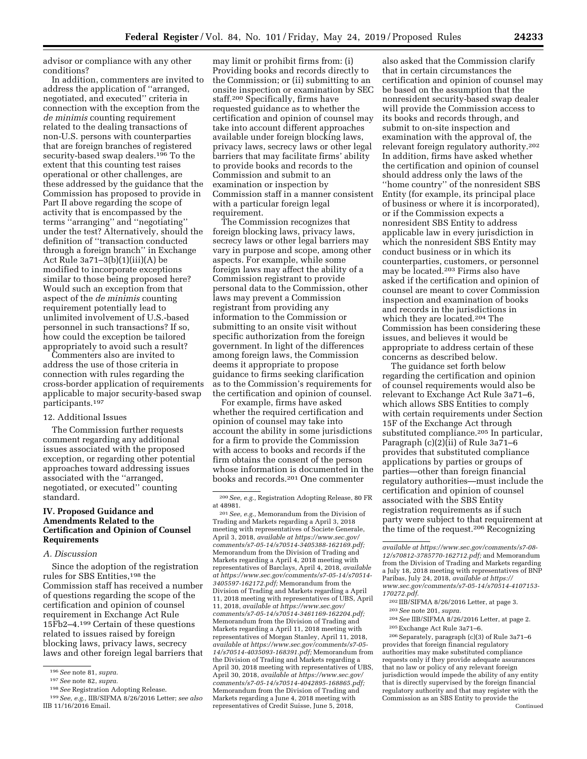advisor or compliance with any other conditions?

In addition, commenters are invited to address the application of ''arranged, negotiated, and executed'' criteria in connection with the exception from the *de minimis* counting requirement related to the dealing transactions of non-U.S. persons with counterparties that are foreign branches of registered security-based swap dealers.[196] To the extent that this counting test raises operational or other challenges, are these addressed by the guidance that the Commission has proposed to provide in Part II above regarding the scope of activity that is encompassed by the terms ''arranging'' and ''negotiating'' under the test? Alternatively, should the definition of ''transaction conducted through a foreign branch'' in Exchange Act Rule 3a71–3(b)(1)(iii)(A) be modified to incorporate exceptions similar to those being proposed here? Would such an exception from that aspect of the *de minimis* counting requirement potentially lead to unlimited involvement of U.S.-based personnel in such transactions? If so, how could the exception be tailored appropriately to avoid such a result?

Commenters also are invited to address the use of those criteria in connection with rules regarding the cross-border application of requirements applicable to major security-based swap participants.[197]

12. Additional Issues

The Commission further requests comment regarding any additional issues associated with the proposed exception, or regarding other potential approaches toward addressing issues associated with the ''arranged, negotiated, or executed'' counting standard.

## IV. Proposed Guidance and Amendments Related to the Certification and Opinion of Counsel Requirements

### A. Discussion

Since the adoption of the registration rules for SBS Entities,[198] the Commission staff has received a number of questions regarding the scope of the certification and opinion of counsel requirement in Exchange Act Rule 15Fb2–4.[199] Certain of these questions related to issues raised by foreign blocking laws, privacy laws, secrecy laws and other foreign legal barriers that may limit or prohibit firms from: (i) Providing books and records directly to the Commission; or (ii) submitting to an onsite inspection or examination by SEC staff.[200] Specifically, firms have requested guidance as to whether the certification and opinion of counsel may take into account different approaches available under foreign blocking laws, privacy laws, secrecy laws or other legal barriers that may facilitate firms' ability to provide books and records to the Commission and submit to an examination or inspection by Commission staff in a manner consistent with a particular foreign legal requirement.

The Commission recognizes that foreign blocking laws, privacy laws, secrecy laws or other legal barriers may vary in purpose and scope, among other aspects. For example, while some foreign laws may affect the ability of a Commission registrant to provide personal data to the Commission, other laws may prevent a Commission registrant from providing any information to the Commission or submitting to an onsite visit without specific authorization from the foreign government. In light of the differences among foreign laws, the Commission deems it appropriate to propose guidance to firms seeking clarification as to the Commission's requirements for the certification and opinion of counsel.

For example, firms have asked whether the required certification and opinion of counsel may take into account the ability in some jurisdictions for a firm to provide the Commission with access to books and records if the firm obtains the consent of the person whose information is documented in the books and records.[201] One commenter also asked that the Commission clarify that in certain circumstances the certification and opinion of counsel may be based on the assumption that the nonresident security-based swap dealer will provide the Commission access to its books and records through, and submit to on-site inspection and examination with the approval of, the relevant foreign regulatory authority.[202] In addition, firms have asked whether the certification and opinion of counsel should address only the laws of the ''home country'' of the nonresident SBS Entity (for example, its principal place of business or where it is incorporated), or if the Commission expects a nonresident SBS Entity to address applicable law in every jurisdiction in which the nonresident SBS Entity may conduct business or in which its counterparties, customers, or personnel may be located.[203] Firms also have asked if the certification and opinion of counsel are meant to cover Commission inspection and examination of books and records in the jurisdictions in which they are located.[204] The Commission has been considering these issues, and believes it would be appropriate to address certain of these concerns as described below.

The guidance set forth below regarding the certification and opinion of counsel requirements would also be relevant to Exchange Act Rule 3a71–6, which allows SBS Entities to comply with certain requirements under Section 15F of the Exchange Act through substituted compliance.[205] In particular, Paragraph (c)(2)(ii) of Rule 3a71–6 provides that substituted compliance applications by parties or groups of parties—other than foreign financial regulatory authorities—must include the certification and opinion of counsel associated with the SBS Entity registration requirements as if such party were subject to that requirement at the time of the request.[206] Recognizing

---

[196] *See* note 81, *supra.*

[197] *See* note 82, *supra.*

[198] *See* Registration Adopting Release.

[199] *See, e.g.,* IIB/SIFMA 8/26/2016 Letter; *see also* IIB 11/16/2016 Email.

[200] *See, e.g.,* Registration Adopting Release, 80 FR at 48981.

[201] *See, e.g.,* Memorandum from the Division of Trading and Markets regarding a April 3, 2018 meeting with representatives of Societe Generale, April 3, 2018, *available at https://www.sec.gov/comments/s7-05-14/s70514-3405388-162169.pdf;* Memorandum from the Division of Trading and Markets regarding a April 4, 2018 meeting with representatives of Barclays, April 4, 2018, *available at https://www.sec.gov/comments/s7-05-14/s70514-3405597-162172.pdf;* Memorandum from the Division of Trading and Markets regarding a April 11, 2018 meeting with representatives of UBS, April 11, 2018, *available at https://www.sec.gov/comments/s7-05-14/s70514-3461169-162204.pdf;* Memorandum from the Division of Trading and Markets regarding a April 11, 2018 meeting with representatives of Morgan Stanley, April 11, 2018, *available at https://www.sec.gov/comments/s7-05-14/s70514-4035093-168391.pdf;* Memorandum from the Division of Trading and Markets regarding a April 30, 2018 meeting with representatives of UBS, April 30, 2018, *available at https://www.sec.gov/comments/s7-05-14/s70514-4042895-168865.pdf;* Memorandum from the Division of Trading and Markets regarding a June 4, 2018 meeting with representatives of Credit Suisse, June 5, 2018, *available at https://www.sec.gov/comments/s7-08-12/s70812-3785770-162712.pdf;* and Memorandum from the Division of Trading and Markets regarding a July 18, 2018 meeting with representatives of BNP Paribas, July 24, 2018, *available at https://www.sec.gov/comments/s7-05-14/s70514-4107153-170272.pdf.*

[202] IIB/SIFMA 8/26/2016 Letter, at page 3.

[203] *See* note 201, *supra.*

[204] *See* IIB/SIFMA 8/26/2016 Letter, at page 2.

[205] Exchange Act Rule 3a71–6.

[206] Separately, paragraph (c)(3) of Rule 3a71–6 provides that foreign financial regulatory authorities may make substituted compliance requests only if they provide adequate assurances that no law or policy of any relevant foreign jurisdiction would impede the ability of any entity that is directly supervised by the foreign financial regulatory authority and that may register with the Commission as an SBS Entity to provide the

Continued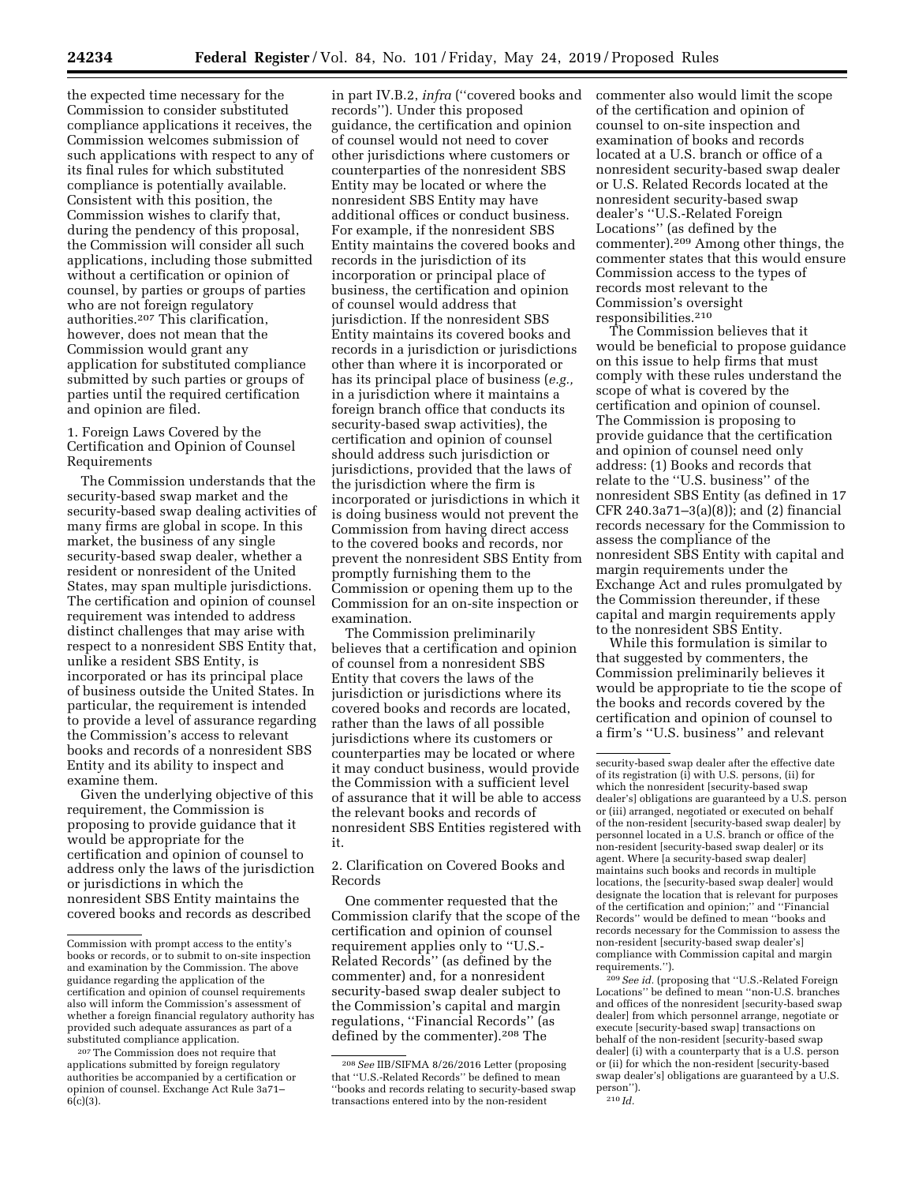the expected time necessary for the Commission to consider substituted compliance applications it receives, the Commission welcomes submission of such applications with respect to any of its final rules for which substituted compliance is potentially available. Consistent with this position, the Commission wishes to clarify that, during the pendency of this proposal, the Commission will consider all such applications, including those submitted without a certification or opinion of counsel, by parties or groups of parties who are not foreign regulatory authorities.[207] This clarification, however, does not mean that the Commission would grant any application for substituted compliance submitted by such parties or groups of parties until the required certification and opinion are filed.

### 1. Foreign Laws Covered by the Certification and Opinion of Counsel Requirements

The Commission understands that the security-based swap market and the security-based swap dealing activities of many firms are global in scope. In this market, the business of any single security-based swap dealer, whether a resident or nonresident of the United States, may span multiple jurisdictions. The certification and opinion of counsel requirement was intended to address distinct challenges that may arise with respect to a nonresident SBS Entity that, unlike a resident SBS Entity, is incorporated or has its principal place of business outside the United States. In particular, the requirement is intended to provide a level of assurance regarding the Commission's access to relevant books and records of a nonresident SBS Entity and its ability to inspect and examine them.

Given the underlying objective of this requirement, the Commission is proposing to provide guidance that it would be appropriate for the certification and opinion of counsel to address only the laws of the jurisdiction or jurisdictions in which the nonresident SBS Entity maintains the covered books and records as described in part IV.B.2, *infra* ("covered books and records"). Under this proposed guidance, the certification and opinion of counsel would not need to cover other jurisdictions where customers or counterparties of the nonresident SBS Entity may be located or where the nonresident SBS Entity may have additional offices or conduct business. For example, if the nonresident SBS Entity maintains the covered books and records in the jurisdiction of its incorporation or principal place of business, the certification and opinion of counsel would address that jurisdiction. If the nonresident SBS Entity maintains its covered books and records in a jurisdiction or jurisdictions other than where it is incorporated or has its principal place of business (*e.g.,* in a jurisdiction where it maintains a foreign branch office that conducts its security-based swap activities), the certification and opinion of counsel should address such jurisdiction or jurisdictions, provided that the laws of the jurisdiction where the firm is incorporated or jurisdictions in which it is doing business would not prevent the Commission from having direct access to the covered books and records, nor prevent the nonresident SBS Entity from promptly furnishing them to the Commission or opening them up to the Commission for an on-site inspection or examination.

The Commission preliminarily believes that a certification and opinion of counsel from a nonresident SBS Entity that covers the laws of the jurisdiction or jurisdictions where its covered books and records are located, rather than the laws of all possible jurisdictions where its customers or counterparties may be located or where it may conduct business, would provide the Commission with a sufficient level of assurance that it will be able to access the relevant books and records of nonresident SBS Entities registered with it.

### 2. Clarification on Covered Books and Records

One commenter requested that the Commission clarify that the scope of the certification and opinion of counsel requirement applies only to "U.S.-Related Records" (as defined by the commenter) and, for a nonresident security-based swap dealer subject to the Commission's capital and margin regulations, "Financial Records" (as defined by the commenter).[208] The commenter also would limit the scope of the certification and opinion of counsel to on-site inspection and examination of books and records located at a U.S. branch or office of a nonresident security-based swap dealer or U.S. Related Records located at the nonresident security-based swap dealer's "U.S.-Related Foreign Locations" (as defined by the commenter).[209] Among other things, the commenter states that this would ensure Commission access to the types of records most relevant to the Commission's oversight responsibilities.[210]

The Commission believes that it would be beneficial to propose guidance on this issue to help firms that must comply with these rules understand the scope of what is covered by the certification and opinion of counsel. The Commission is proposing to provide guidance that the certification and opinion of counsel need only address: (1) Books and records that relate to the "U.S. business" of the nonresident SBS Entity (as defined in 17 CFR 240.3a71–3(a)(8)); and (2) financial records necessary for the Commission to assess the compliance of the nonresident SBS Entity with capital and margin requirements under the Exchange Act and rules promulgated by the Commission thereunder, if these capital and margin requirements apply to the nonresident SBS Entity.

While this formulation is similar to that suggested by commenters, the Commission preliminarily believes it would be appropriate to tie the scope of the books and records covered by the certification and opinion of counsel to a firm's "U.S. business" and relevant

---

Commission with prompt access to the entity's books or records, or to submit to on-site inspection and examination by the Commission. The above guidance regarding the application of the certification and opinion of counsel requirements also will inform the Commission's assessment of whether a foreign financial regulatory authority has provided such adequate assurances as part of a substituted compliance application.

[207] The Commission does not require that applications submitted by foreign regulatory authorities be accompanied by a certification or opinion of counsel. Exchange Act Rule 3a71–6(c)(3).

[208] *See* IIB/SIFMA 8/26/2016 Letter (proposing that "U.S.-Related Records" be defined to mean "books and records relating to security-based swap transactions entered into by the non-resident security-based swap dealer after the effective date of its registration (i) with U.S. persons, (ii) for which the nonresident [security-based swap dealer's] obligations are guaranteed by a U.S. person or (iii) arranged, negotiated or executed on behalf of the non-resident [security-based swap dealer] by personnel located in a U.S. branch or office of the non-resident [security-based swap dealer] or its agent. Where [a security-based swap dealer] maintains such books and records in multiple locations, the [security-based swap dealer] would designate the location that is relevant for purposes of the certification and opinion;" and "Financial Records" would be defined to mean "books and records necessary for the Commission to assess the non-resident [security-based swap dealer's] compliance with Commission capital and margin requirements.").

[209] *See id.* (proposing that "U.S.-Related Foreign Locations" be defined to mean "non-U.S. branches and offices of the nonresident [security-based swap dealer] from which personnel arrange, negotiate or execute [security-based swap] transactions on behalf of the non-resident [security-based swap dealer] (i) with a counterparty that is a U.S. person or (ii) for which the non-resident [security-based swap dealer's] obligations are guaranteed by a U.S. person").

[210] *Id.*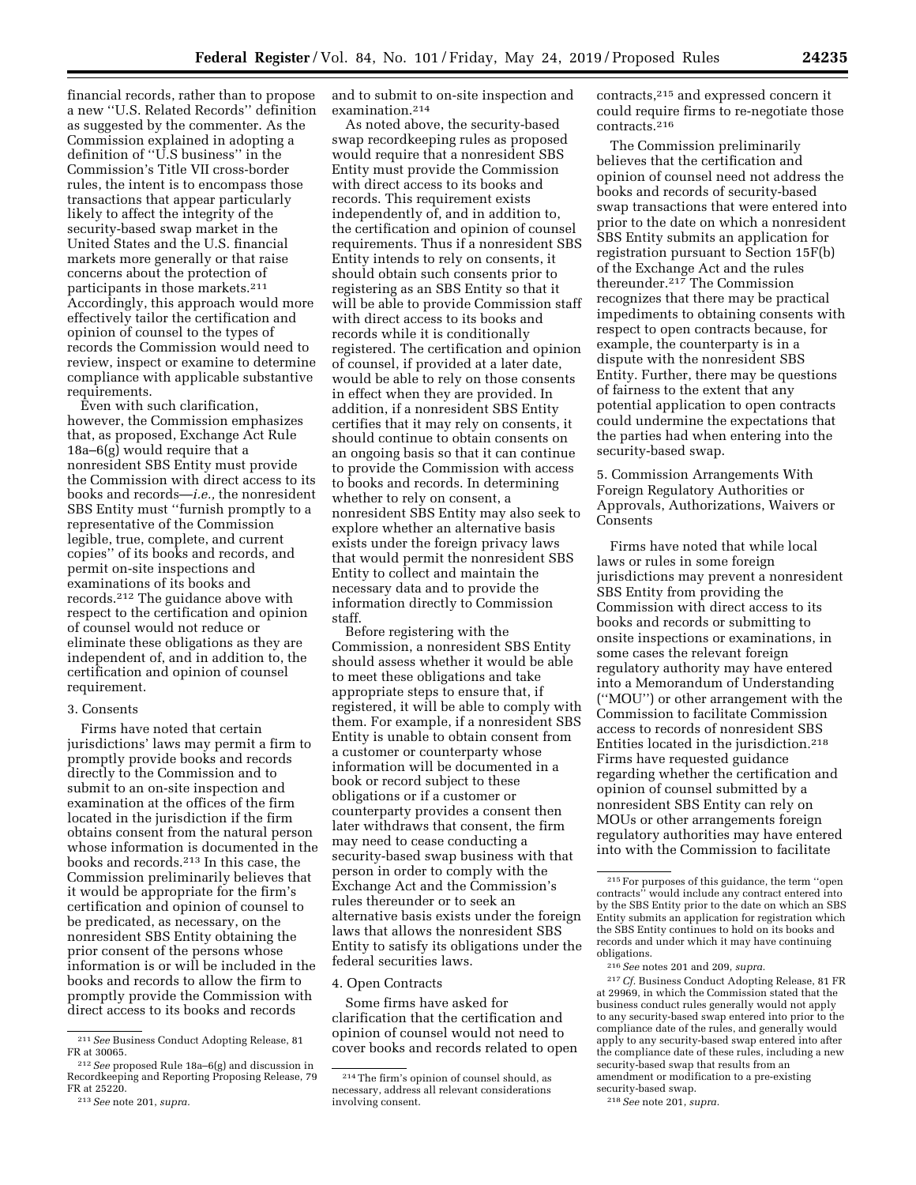financial records, rather than to propose a new ''U.S. Related Records'' definition as suggested by the commenter. As the Commission explained in adopting a definition of ''U.S business'' in the Commission's Title VII cross-border rules, the intent is to encompass those transactions that appear particularly likely to affect the integrity of the security-based swap market in the United States and the U.S. financial markets more generally or that raise concerns about the protection of participants in those markets.[211] Accordingly, this approach would more effectively tailor the certification and opinion of counsel to the types of records the Commission would need to review, inspect or examine to determine compliance with applicable substantive requirements.

Even with such clarification, however, the Commission emphasizes that, as proposed, Exchange Act Rule 18a–6(g) would require that a nonresident SBS Entity must provide the Commission with direct access to its books and records—*i.e.,* the nonresident SBS Entity must ''furnish promptly to a representative of the Commission legible, true, complete, and current copies'' of its books and records, and permit on-site inspections and examinations of its books and records.[212] The guidance above with respect to the certification and opinion of counsel would not reduce or eliminate these obligations as they are independent of, and in addition to, the certification and opinion of counsel requirement.

### 3. Consents

Firms have noted that certain jurisdictions' laws may permit a firm to promptly provide books and records directly to the Commission and to submit to an on-site inspection and examination at the offices of the firm located in the jurisdiction if the firm obtains consent from the natural person whose information is documented in the books and records.[213] In this case, the Commission preliminarily believes that it would be appropriate for the firm's certification and opinion of counsel to be predicated, as necessary, on the nonresident SBS Entity obtaining the prior consent of the persons whose information is or will be included in the books and records to allow the firm to promptly provide the Commission with direct access to its books and records and to submit to on-site inspection and examination.[214]

As noted above, the security-based swap recordkeeping rules as proposed would require that a nonresident SBS Entity must provide the Commission with direct access to its books and records. This requirement exists independently of, and in addition to, the certification and opinion of counsel requirements. Thus if a nonresident SBS Entity intends to rely on consents, it should obtain such consents prior to registering as an SBS Entity so that it will be able to provide Commission staff with direct access to its books and records while it is conditionally registered. The certification and opinion of counsel, if provided at a later date, would be able to rely on those consents in effect when they are provided. In addition, if a nonresident SBS Entity certifies that it may rely on consents, it should continue to obtain consents on an ongoing basis so that it can continue to provide the Commission with access to books and records. In determining whether to rely on consent, a nonresident SBS Entity may also seek to explore whether an alternative basis exists under the foreign privacy laws that would permit the nonresident SBS Entity to collect and maintain the necessary data and to provide the information directly to Commission staff.

Before registering with the Commission, a nonresident SBS Entity should assess whether it would be able to meet these obligations and take appropriate steps to ensure that, if registered, it will be able to comply with them. For example, if a nonresident SBS Entity is unable to obtain consent from a customer or counterparty whose information will be documented in a book or record subject to these obligations or if a customer or counterparty provides a consent then later withdraws that consent, the firm may need to cease conducting a security-based swap business with that person in order to comply with the Exchange Act and the Commission's rules thereunder or to seek an alternative basis exists under the foreign laws that allows the nonresident SBS Entity to satisfy its obligations under the federal securities laws.

### 4. Open Contracts

Some firms have asked for clarification that the certification and opinion of counsel would not need to cover books and records related to open contracts,[215] and expressed concern it could require firms to re-negotiate those contracts.[216]

The Commission preliminarily believes that the certification and opinion of counsel need not address the books and records of security-based swap transactions that were entered into prior to the date on which a nonresident SBS Entity submits an application for registration pursuant to Section 15F(b) of the Exchange Act and the rules thereunder.[217] The Commission recognizes that there may be practical impediments to obtaining consents with respect to open contracts because, for example, the counterparty is in a dispute with the nonresident SBS Entity. Further, there may be questions of fairness to the extent that any potential application to open contracts could undermine the expectations that the parties had when entering into the security-based swap.

### 5. Commission Arrangements With Foreign Regulatory Authorities or Approvals, Authorizations, Waivers or Consents

Firms have noted that while local laws or rules in some foreign jurisdictions may prevent a nonresident SBS Entity from providing the Commission with direct access to its books and records or submitting to onsite inspections or examinations, in some cases the relevant foreign regulatory authority may have entered into a Memorandum of Understanding (''MOU'') or other arrangement with the Commission to facilitate Commission access to records of nonresident SBS Entities located in the jurisdiction.[218] Firms have requested guidance regarding whether the certification and opinion of counsel submitted by a nonresident SBS Entity can rely on MOUs or other arrangements foreign regulatory authorities may have entered into with the Commission to facilitate

---

[211] *See* Business Conduct Adopting Release, 81 FR at 30065.

[212] *See* proposed Rule 18a–6(g) and discussion in Recordkeeping and Reporting Proposing Release, 79 FR at 25220.

[213] *See* note 201, *supra.*

[214] The firm's opinion of counsel should, as necessary, address all relevant considerations involving consent.

[215] For purposes of this guidance, the term ''open contracts'' would include any contract entered into by the SBS Entity prior to the date on which an SBS Entity submits an application for registration which the SBS Entity continues to hold on its books and records and under which it may have continuing obligations.

[216] *See* notes 201 and 209, *supra.*

[217] *Cf.* Business Conduct Adopting Release, 81 FR at 29969, in which the Commission stated that the business conduct rules generally would not apply to any security-based swap entered into prior to the compliance date of the rules, and generally would apply to any security-based swap entered into after the compliance date of these rules, including a new security-based swap that results from an amendment or modification to a pre-existing security-based swap.

[218] *See* note 201, *supra.*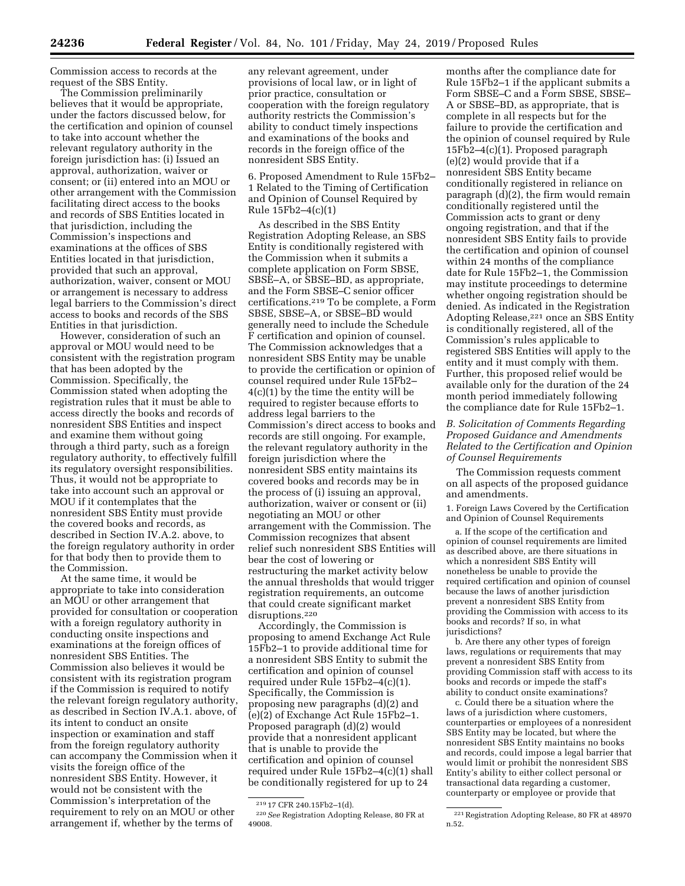Commission access to records at the request of the SBS Entity.

The Commission preliminarily believes that it would be appropriate, under the factors discussed below, for the certification and opinion of counsel to take into account whether the relevant regulatory authority in the foreign jurisdiction has: (i) Issued an approval, authorization, waiver or consent; or (ii) entered into an MOU or other arrangement with the Commission facilitating direct access to the books and records of SBS Entities located in that jurisdiction, including the Commission's inspections and examinations at the offices of SBS Entities located in that jurisdiction, provided that such an approval, authorization, waiver, consent or MOU or arrangement is necessary to address legal barriers to the Commission's direct access to books and records of the SBS Entities in that jurisdiction.

However, consideration of such an approval or MOU would need to be consistent with the registration program that has been adopted by the Commission. Specifically, the Commission stated when adopting the registration rules that it must be able to access directly the books and records of nonresident SBS Entities and inspect and examine them without going through a third party, such as a foreign regulatory authority, to effectively fulfill its regulatory oversight responsibilities. Thus, it would not be appropriate to take into account such an approval or MOU if it contemplates that the nonresident SBS Entity must provide the covered books and records, as described in Section IV.A.2. above, to the foreign regulatory authority in order for that body then to provide them to the Commission.

At the same time, it would be appropriate to take into consideration an MOU or other arrangement that provided for consultation or cooperation with a foreign regulatory authority in conducting onsite inspections and examinations at the foreign offices of nonresident SBS Entities. The Commission also believes it would be consistent with its registration program if the Commission is required to notify the relevant foreign regulatory authority, as described in Section IV.A.1. above, of its intent to conduct an onsite inspection or examination and staff from the foreign regulatory authority can accompany the Commission when it visits the foreign office of the nonresident SBS Entity. However, it would not be consistent with the Commission's interpretation of the requirement to rely on an MOU or other arrangement if, whether by the terms of any relevant agreement, under provisions of local law, or in light of prior practice, consultation or cooperation with the foreign regulatory authority restricts the Commission's ability to conduct timely inspections and examinations of the books and records in the foreign office of the nonresident SBS Entity.

6. Proposed Amendment to Rule 15Fb2–1 Related to the Timing of Certification and Opinion of Counsel Required by Rule 15Fb2–4(c)(1)

As described in the SBS Entity Registration Adopting Release, an SBS Entity is conditionally registered with the Commission when it submits a complete application on Form SBSE, SBSE–A, or SBSE–BD, as appropriate, and the Form SBSE–C senior officer certifications.[219] To be complete, a Form SBSE, SBSE–A, or SBSE–BD would generally need to include the Schedule F certification and opinion of counsel. The Commission acknowledges that a nonresident SBS Entity may be unable to provide the certification or opinion of counsel required under Rule 15Fb2–4(c)(1) by the time the entity will be required to register because efforts to address legal barriers to the Commission's direct access to books and records are still ongoing. For example, the relevant regulatory authority in the foreign jurisdiction where the nonresident SBS entity maintains its covered books and records may be in the process of (i) issuing an approval, authorization, waiver or consent or (ii) negotiating an MOU or other arrangement with the Commission. The Commission recognizes that absent relief such nonresident SBS Entities will bear the cost of lowering or restructuring the market activity below the annual thresholds that would trigger registration requirements, an outcome that could create significant market disruptions.[220]

Accordingly, the Commission is proposing to amend Exchange Act Rule 15Fb2–1 to provide additional time for a nonresident SBS Entity to submit the certification and opinion of counsel required under Rule 15Fb2–4(c)(1). Specifically, the Commission is proposing new paragraphs (d)(2) and (e)(2) of Exchange Act Rule 15Fb2–1. Proposed paragraph (d)(2) would provide that a nonresident applicant that is unable to provide the certification and opinion of counsel required under Rule 15Fb2–4(c)(1) shall be conditionally registered for up to 24 months after the compliance date for Rule 15Fb2–1 if the applicant submits a Form SBSE–C and a Form SBSE, SBSE–A or SBSE–BD, as appropriate, that is complete in all respects but for the failure to provide the certification and the opinion of counsel required by Rule 15Fb2–4(c)(1). Proposed paragraph (e)(2) would provide that if a nonresident SBS Entity became conditionally registered in reliance on paragraph (d)(2), the firm would remain conditionally registered until the Commission acts to grant or deny ongoing registration, and that if the nonresident SBS Entity fails to provide the certification and opinion of counsel within 24 months of the compliance date for Rule 15Fb2–1, the Commission may institute proceedings to determine whether ongoing registration should be denied. As indicated in the Registration Adopting Release,[221] once an SBS Entity is conditionally registered, all of the Commission's rules applicable to registered SBS Entities will apply to the entity and it must comply with them. Further, this proposed relief would be available only for the duration of the 24 month period immediately following the compliance date for Rule 15Fb2–1.

### *B. Solicitation of Comments Regarding Proposed Guidance and Amendments Related to the Certification and Opinion of Counsel Requirements*

The Commission requests comment on all aspects of the proposed guidance and amendments.

1. Foreign Laws Covered by the Certification and Opinion of Counsel Requirements

a. If the scope of the certification and opinion of counsel requirements are limited as described above, are there situations in which a nonresident SBS Entity will nonetheless be unable to provide the required certification and opinion of counsel because the laws of another jurisdiction prevent a nonresident SBS Entity from providing the Commission with access to its books and records? If so, in what jurisdictions?

b. Are there any other types of foreign laws, regulations or requirements that may prevent a nonresident SBS Entity from providing Commission staff with access to its books and records or impede the staff's ability to conduct onsite examinations?

c. Could there be a situation where the laws of a jurisdiction where customers, counterparties or employees of a nonresident SBS Entity may be located, but where the nonresident SBS Entity maintains no books and records, could impose a legal barrier that would limit or prohibit the nonresident SBS Entity's ability to either collect personal or transactional data regarding a customer, counterparty or employee or provide that

[219] 17 CFR 240.15Fb2–1(d).

[220] *See* Registration Adopting Release, 80 FR at 49008.

[221] Registration Adopting Release, 80 FR at 48970 n.52.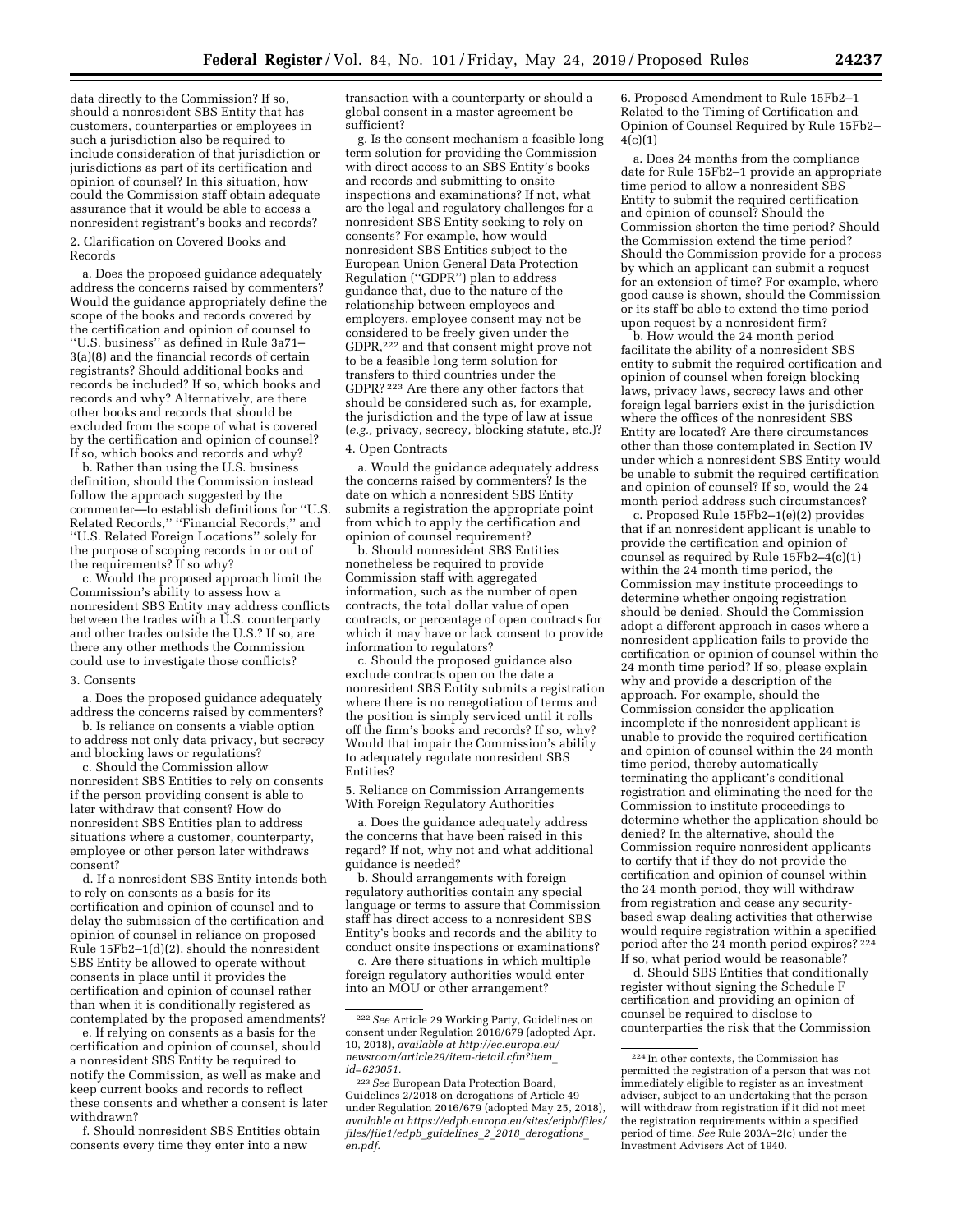data directly to the Commission? If so, should a nonresident SBS Entity that has customers, counterparties or employees in such a jurisdiction also be required to include consideration of that jurisdiction or jurisdictions as part of its certification and opinion of counsel? In this situation, how could the Commission staff obtain adequate assurance that it would be able to access a nonresident registrant's books and records?

2. Clarification on Covered Books and Records

a. Does the proposed guidance adequately address the concerns raised by commenters? Would the guidance appropriately define the scope of the books and records covered by the certification and opinion of counsel to ''U.S. business'' as defined in Rule 3a71–3(a)(8) and the financial records of certain registrants? Should additional books and records be included? If so, which books and records and why? Alternatively, are there other books and records that should be excluded from the scope of what is covered by the certification and opinion of counsel? If so, which books and records and why?

b. Rather than using the U.S. business definition, should the Commission instead follow the approach suggested by the commenter—to establish definitions for ''U.S. Related Records,'' ''Financial Records,'' and ''U.S. Related Foreign Locations'' solely for the purpose of scoping records in or out of the requirements? If so why?

c. Would the proposed approach limit the Commission's ability to assess how a nonresident SBS Entity may address conflicts between the trades with a U.S. counterparty and other trades outside the U.S.? If so, are there any other methods the Commission could use to investigate those conflicts?

3. Consents

a. Does the proposed guidance adequately address the concerns raised by commenters?

b. Is reliance on consents a viable option to address not only data privacy, but secrecy and blocking laws or regulations?

c. Should the Commission allow nonresident SBS Entities to rely on consents if the person providing consent is able to later withdraw that consent? How do nonresident SBS Entities plan to address situations where a customer, counterparty, employee or other person later withdraws consent?

d. If a nonresident SBS Entity intends both to rely on consents as a basis for its certification and opinion of counsel and to delay the submission of the certification and opinion of counsel in reliance on proposed Rule 15Fb2–1(d)(2), should the nonresident SBS Entity be allowed to operate without consents in place until it provides the certification and opinion of counsel rather than when it is conditionally registered as contemplated by the proposed amendments?

e. If relying on consents as a basis for the certification and opinion of counsel, should a nonresident SBS Entity be required to notify the Commission, as well as make and keep current books and records to reflect these consents and whether a consent is later withdrawn?

f. Should nonresident SBS Entities obtain consents every time they enter into a new transaction with a counterparty or should a global consent in a master agreement be sufficient?

g. Is the consent mechanism a feasible long term solution for providing the Commission with direct access to an SBS Entity's books and records and submitting to onsite inspections and examinations? If not, what are the legal and regulatory challenges for a nonresident SBS Entity seeking to rely on consents? For example, how would nonresident SBS Entities subject to the European Union General Data Protection Regulation (''GDPR'') plan to address guidance that, due to the nature of the relationship between employees and employers, employee consent may not be considered to be freely given under the GDPR,[222] and that consent might prove not to be a feasible long term solution for transfers to third countries under the GDPR?[223] Are there any other factors that should be considered such as, for example, the jurisdiction and the type of law at issue (*e.g.,* privacy, secrecy, blocking statute, etc.)?

4. Open Contracts

a. Would the guidance adequately address the concerns raised by commenters? Is the date on which a nonresident SBS Entity submits a registration the appropriate point from which to apply the certification and opinion of counsel requirement?

b. Should nonresident SBS Entities nonetheless be required to provide Commission staff with aggregated information, such as the number of open contracts, the total dollar value of open contracts, or percentage of open contracts for which it may have or lack consent to provide information to regulators?

c. Should the proposed guidance also exclude contracts open on the date a nonresident SBS Entity submits a registration where there is no renegotiation of terms and the position is simply serviced until it rolls off the firm's books and records? If so, why? Would that impair the Commission's ability to adequately regulate nonresident SBS Entities?

5. Reliance on Commission Arrangements With Foreign Regulatory Authorities

a. Does the guidance adequately address the concerns that have been raised in this regard? If not, why not and what additional guidance is needed?

b. Should arrangements with foreign regulatory authorities contain any special language or terms to assure that Commission staff has direct access to a nonresident SBS Entity's books and records and the ability to conduct onsite inspections or examinations?

c. Are there situations in which multiple foreign regulatory authorities would enter into an MOU or other arrangement?

6. Proposed Amendment to Rule 15Fb2–1 Related to the Timing of Certification and Opinion of Counsel Required by Rule 15Fb2–4(c)(1)

a. Does 24 months from the compliance date for Rule 15Fb2–1 provide an appropriate time period to allow a nonresident SBS Entity to submit the required certification and opinion of counsel? Should the Commission shorten the time period? Should the Commission extend the time period? Should the Commission provide for a process by which an applicant can submit a request for an extension of time? For example, where good cause is shown, should the Commission or its staff be able to extend the time period upon request by a nonresident firm?

b. How would the 24 month period facilitate the ability of a nonresident SBS entity to submit the required certification and opinion of counsel when foreign blocking laws, privacy laws, secrecy laws and other foreign legal barriers exist in the jurisdiction where the offices of the nonresident SBS Entity are located? Are there circumstances other than those contemplated in Section IV under which a nonresident SBS Entity would be unable to submit the required certification and opinion of counsel? If so, would the 24 month period address such circumstances?

c. Proposed Rule 15Fb2–1(e)(2) provides that if an nonresident applicant is unable to provide the certification and opinion of counsel as required by Rule 15Fb2–4(c)(1) within the 24 month time period, the Commission may institute proceedings to determine whether ongoing registration should be denied. Should the Commission adopt a different approach in cases where a nonresident application fails to provide the certification or opinion of counsel within the 24 month time period? If so, please explain why and provide a description of the approach. For example, should the Commission consider the application incomplete if the nonresident applicant is unable to provide the required certification and opinion of counsel within the 24 month time period, thereby automatically terminating the applicant's conditional registration and eliminating the need for the Commission to institute proceedings to determine whether the application should be denied? In the alternative, should the Commission require nonresident applicants to certify that if they do not provide the certification and opinion of counsel within the 24 month period, they will withdraw from registration and cease any security-based swap dealing activities that otherwise would require registration within a specified period after the 24 month period expires?[224] If so, what period would be reasonable?

d. Should SBS Entities that conditionally register without signing the Schedule F certification and providing an opinion of counsel be required to disclose to counterparties the risk that the Commission

---

[222] *See* Article 29 Working Party, Guidelines on consent under Regulation 2016/679 (adopted Apr. 10, 2018), *available at http://ec.europa.eu/newsroom/article29/item-detail.cfm?item_id=623051.*

[223] *See* European Data Protection Board, Guidelines 2/2018 on derogations of Article 49 under Regulation 2016/679 (adopted May 25, 2018), *available at https://edpb.europa.eu/sites/edpb/files/files/file1/edpb_guidelines_2_2018_derogations_en.pdf.*

[224] In other contexts, the Commission has permitted the registration of a person that was not immediately eligible to register as an investment adviser, subject to an undertaking that the person will withdraw from registration if it did not meet the registration requirements within a specified period of time. *See* Rule 203A–2(c) under the Investment Advisers Act of 1940.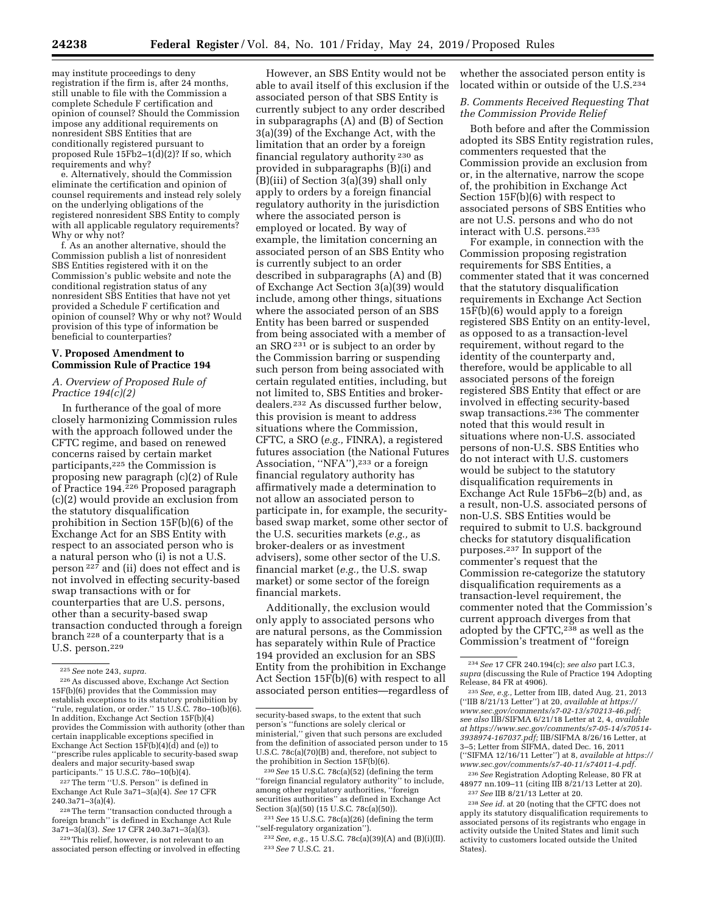may institute proceedings to deny registration if the firm is, after 24 months, still unable to file with the Commission a complete Schedule F certification and opinion of counsel? Should the Commission impose any additional requirements on nonresident SBS Entities that are conditionally registered pursuant to proposed Rule 15Fb2–1(d)(2)? If so, which requirements and why?

e. Alternatively, should the Commission eliminate the certification and opinion of counsel requirements and instead rely solely on the underlying obligations of the registered nonresident SBS Entity to comply with all applicable regulatory requirements? Why or why not?

f. As an another alternative, should the Commission publish a list of nonresident SBS Entities registered with it on the Commission's public website and note the conditional registration status of any nonresident SBS Entities that have not yet provided a Schedule F certification and opinion of counsel? Why or why not? Would provision of this type of information be beneficial to counterparties?

## V. Proposed Amendment to Commission Rule of Practice 194

### A. Overview of Proposed Rule of Practice 194(c)(2)

In furtherance of the goal of more closely harmonizing Commission rules with the approach followed under the CFTC regime, and based on renewed concerns raised by certain market participants,[225] the Commission is proposing new paragraph (c)(2) of Rule of Practice 194.[226] Proposed paragraph (c)(2) would provide an exclusion from the statutory disqualification prohibition in Section 15F(b)(6) of the Exchange Act for an SBS Entity with respect to an associated person who is a natural person who (i) is not a U.S. person [227] and (ii) does not effect and is not involved in effecting security-based swap transactions with or for counterparties that are U.S. persons, other than a security-based swap transaction conducted through a foreign branch [228] of a counterparty that is a U.S. person.[229]

However, an SBS Entity would not be able to avail itself of this exclusion if the associated person of that SBS Entity is currently subject to any order described in subparagraphs (A) and (B) of Section 3(a)(39) of the Exchange Act, with the limitation that an order by a foreign financial regulatory authority [230] as provided in subparagraphs (B)(i) and (B)(iii) of Section 3(a)(39) shall only apply to orders by a foreign financial regulatory authority in the jurisdiction where the associated person is employed or located. By way of example, the limitation concerning an associated person of an SBS Entity who is currently subject to an order described in subparagraphs (A) and (B) of Exchange Act Section 3(a)(39) would include, among other things, situations where the associated person of an SBS Entity has been barred or suspended from being associated with a member of an SRO [231] or is subject to an order by the Commission barring or suspending such person from being associated with certain regulated entities, including, but not limited to, SBS Entities and broker-dealers.[232] As discussed further below, this provision is meant to address situations where the Commission, CFTC, a SRO (*e.g.,* FINRA), a registered futures association (the National Futures Association, ''NFA''),[233] or a foreign financial regulatory authority has affirmatively made a determination to not allow an associated person to participate in, for example, the security-based swap market, some other sector of the U.S. securities markets (*e.g.,* as broker-dealers or as investment advisers), some other sector of the U.S. financial market (*e.g.,* the U.S. swap market) or some sector of the foreign financial markets.

Additionally, the exclusion would only apply to associated persons who are natural persons, as the Commission has separately within Rule of Practice 194 provided an exclusion for an SBS Entity from the prohibition in Exchange Act Section 15F(b)(6) with respect to all associated person entities—regardless of whether the associated person entity is located within or outside of the U.S.[234]

### B. Comments Received Requesting That the Commission Provide Relief

Both before and after the Commission adopted its SBS Entity registration rules, commenters requested that the Commission provide an exclusion from or, in the alternative, narrow the scope of, the prohibition in Exchange Act Section 15F(b)(6) with respect to associated persons of SBS Entities who are not U.S. persons and who do not interact with U.S. persons.[235]

For example, in connection with the Commission proposing registration requirements for SBS Entities, a commenter stated that it was concerned that the statutory disqualification requirements in Exchange Act Section 15F(b)(6) would apply to a foreign registered SBS Entity on an entity-level, as opposed to as a transaction-level requirement, without regard to the identity of the counterparty and, therefore, would be applicable to all associated persons of the foreign registered SBS Entity that effect or are involved in effecting security-based swap transactions.[236] The commenter noted that this would result in situations where non-U.S. associated persons of non-U.S. SBS Entities who do not interact with U.S. customers would be subject to the statutory disqualification requirements in Exchange Act Rule 15Fb6–2(b) and, as a result, non-U.S. associated persons of non-U.S. SBS Entities would be required to submit to U.S. background checks for statutory disqualification purposes.[237] In support of the commenter's request that the Commission re-categorize the statutory disqualification requirements as a transaction-level requirement, the commenter noted that the Commission's current approach diverges from that adopted by the CFTC,[238] as well as the Commission's treatment of ''foreign

---

[225] *See* note 243, *supra.*

[226] As discussed above, Exchange Act Section 15F(b)(6) provides that the Commission may establish exceptions to its statutory prohibition by ''rule, regulation, or order.'' 15 U.S.C. 78o–10(b)(6). In addition, Exchange Act Section 15F(b)(4) provides the Commission with authority (other than certain inapplicable exceptions specified in Exchange Act Section 15F(b)(4)(d) and (e)) to ''prescribe rules applicable to security-based swap dealers and major security-based swap participants.'' 15 U.S.C. 78o–10(b)(4).

[227] The term ''U.S. Person'' is defined in Exchange Act Rule 3a71–3(a)(4). *See* 17 CFR 240.3a71–3(a)(4).

[228] The term ''transaction conducted through a foreign branch'' is defined in Exchange Act Rule 3a71–3(a)(3). *See* 17 CFR 240.3a71–3(a)(3).

[229] This relief, however, is not relevant to an associated person effecting or involved in effecting security-based swaps, to the extent that such person's ''functions are solely clerical or ministerial,'' given that such persons are excluded from the definition of associated person under to 15 U.S.C. 78c(a)(70)(B) and, therefore, not subject to the prohibition in Section 15F(b)(6).

[230] *See* 15 U.S.C. 78c(a)(52) (defining the term ''foreign financial regulatory authority'' to include, among other regulatory authorities, ''foreign securities authorities'' as defined in Exchange Act Section 3(a)(50) (15 U.S.C. 78c(a)(50)).

[231] *See* 15 U.S.C. 78c(a)(26) (defining the term ''self-regulatory organization'').

[232] *See, e.g.,* 15 U.S.C. 78c(a)(39)(A) and (B)(i)(II).

[233] *See* 7 U.S.C. 21.

[234] *See* 17 CFR 240.194(c); *see also* part I.C.3, *supra* (discussing the Rule of Practice 194 Adopting Release, 84 FR at 4906).

[235] *See, e.g.,* Letter from IIB, dated Aug. 21, 2013 (''IIB 8/21/13 Letter'') at 20, *available at https://www.sec.gov/comments/s7-02-13/s70213-46.pdf; see also* IIB/SIFMA 6/21/18 Letter at 2, 4, *available at https://www.sec.gov/comments/s7-05-14/s70514-3938974-167037.pdf;* IIB/SIFMA 8/26/16 Letter, at 3–5; Letter from SIFMA, dated Dec. 16, 2011 (''SIFMA 12/16/11 Letter'') at 8, *available at https://www.sec.gov/comments/s7-40-11/s74011-4.pdf.*

[236] *See* Registration Adopting Release, 80 FR at 48977 nn.109–11 (citing IIB 8/21/13 Letter at 20).

[237] *See* IIB 8/21/13 Letter at 20.

[238] *See id.* at 20 (noting that the CFTC does not apply its statutory disqualification requirements to associated persons of its registrants who engage in activity outside the United States and limit such activity to customers located outside the United States).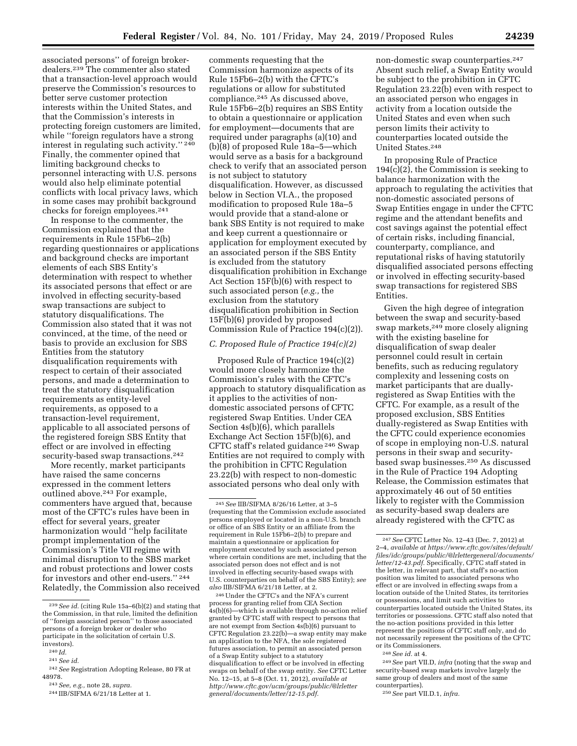associated persons'' of foreign broker-dealers.[239] The commenter also stated that a transaction-level approach would preserve the Commission's resources to better serve customer protection interests within the United States, and that the Commission's interests in protecting foreign customers are limited, while ''foreign regulators have a strong interest in regulating such activity.'' [240] Finally, the commenter opined that limiting background checks to personnel interacting with U.S. persons would also help eliminate potential conflicts with local privacy laws, which in some cases may prohibit background checks for foreign employees.[241]

In response to the commenter, the Commission explained that the requirements in Rule 15Fb6–2(b) regarding questionnaires or applications and background checks are important elements of each SBS Entity's determination with respect to whether its associated persons that effect or are involved in effecting security-based swap transactions are subject to statutory disqualifications. The Commission also stated that it was not convinced, at the time, of the need or basis to provide an exclusion for SBS Entities from the statutory disqualification requirements with respect to certain of their associated persons, and made a determination to treat the statutory disqualification requirements as entity-level requirements, as opposed to a transaction-level requirement, applicable to all associated persons of the registered foreign SBS Entity that effect or are involved in effecting security-based swap transactions.[242]

More recently, market participants have raised the same concerns expressed in the comment letters outlined above.[243] For example, commenters have argued that, because most of the CFTC's rules have been in effect for several years, greater harmonization would ''help facilitate prompt implementation of the Commission's Title VII regime with minimal disruption to the SBS market and robust protections and lower costs for investors and other end-users.'' [244] Relatedly, the Commission also received comments requesting that the Commission harmonize aspects of its Rule 15Fb6–2(b) with the CFTC's regulations or allow for substituted compliance.[245] As discussed above, Rule 15Fb6–2(b) requires an SBS Entity to obtain a questionnaire or application for employment—documents that are required under paragraphs (a)(10) and (b)(8) of proposed Rule 18a–5—which would serve as a basis for a background check to verify that an associated person is not subject to statutory disqualification. However, as discussed below in Section VI.A., the proposed modification to proposed Rule 18a–5 would provide that a stand-alone or bank SBS Entity is not required to make and keep current a questionnaire or application for employment executed by an associated person if the SBS Entity is excluded from the statutory disqualification prohibition in Exchange Act Section 15F(b)(6) with respect to such associated person (*e.g.,* the exclusion from the statutory disqualification prohibition in Section 15F(b)(6) provided by proposed Commission Rule of Practice 194(c)(2)).

### *C. Proposed Rule of Practice 194(c)(2)*

Proposed Rule of Practice 194(c)(2) would more closely harmonize the Commission's rules with the CFTC's approach to statutory disqualification as it applies to the activities of non-domestic associated persons of CFTC registered Swap Entities. Under CEA Section 4s(b)(6), which parallels Exchange Act Section 15F(b)(6), and CFTC staff's related guidance [246] Swap Entities are not required to comply with the prohibition in CFTC Regulation 23.22(b) with respect to non-domestic associated persons who deal only with non-domestic swap counterparties.[247] Absent such relief, a Swap Entity would be subject to the prohibition in CFTC Regulation 23.22(b) even with respect to an associated person who engages in activity from a location outside the United States and even when such person limits their activity to counterparties located outside the United States.[248]

In proposing Rule of Practice 194(c)(2), the Commission is seeking to balance harmonization with the approach to regulating the activities that non-domestic associated persons of Swap Entities engage in under the CFTC regime and the attendant benefits and cost savings against the potential effect of certain risks, including financial, counterparty, compliance, and reputational risks of having statutorily disqualified associated persons effecting or involved in effecting security-based swap transactions for registered SBS Entities.

Given the high degree of integration between the swap and security-based swap markets,[249] more closely aligning with the existing baseline for disqualification of swap dealer personnel could result in certain benefits, such as reducing regulatory complexity and lessening costs on market participants that are dually-registered as Swap Entities with the CFTC. For example, as a result of the proposed exclusion, SBS Entities dually-registered as Swap Entities with the CFTC could experience economies of scope in employing non-U.S. natural persons in their swap and security-based swap businesses.[250] As discussed in the Rule of Practice 194 Adopting Release, the Commission estimates that approximately 46 out of 50 entities likely to register with the Commission as security-based swap dealers are already registered with the CFTC as

---

[239] *See id.* (citing Rule 15a–6(b)(2) and stating that the Commission, in that rule, limited the definition of ''foreign associated person'' to those associated persons of a foreign broker or dealer who participate in the solicitation of certain U.S. investors).

[240] *Id.*

[241] *See id.*

[242] *See* Registration Adopting Release, 80 FR at 48978.

[243] *See, e.g.,* note 28, *supra.*

[244] IIB/SIFMA 6/21/18 Letter at 1.

[245] *See* IIB/SIFMA 8/26/16 Letter, at 3–5 (requesting that the Commission exclude associated persons employed or located in a non-U.S. branch or office of an SBS Entity or an affiliate from the requirement in Rule 15Fb6–2(b) to prepare and maintain a questionnaire or application for employment executed by such associated person where certain conditions are met, including that the associated person does not effect and is not involved in effecting security-based swaps with U.S. counterparties on behalf of the SBS Entity); *see also* IIB/SIFMA 6/21/18 Letter, at 2.

[246] Under the CFTC's and the NFA's current process for granting relief from CEA Section 4s(b)(6)—which is available through no-action relief granted by CFTC staff with respect to persons that are not exempt from Section 4s(b)(6) pursuant to CFTC Regulation 23.22(b)—a swap entity may make an application to the NFA, the sole registered futures association, to permit an associated person of a Swap Entity subject to a statutory disqualification to effect or be involved in effecting swaps on behalf of the swap entity. *See* CFTC Letter No. 12–15, at 5–8 (Oct. 11, 2012), *available at http://www.cftc.gov/ucm/groups/public/@lrletter general/documents/letter/12-15.pdf.*

[247] *See* CFTC Letter No. 12–43 (Dec. 7, 2012) at 2–4, *available at https://www.cftc.gov/sites/default/files/idc/groups/public/@lrlettergeneral/documents/letter/12-43.pdf.* Specifically, CFTC staff stated in the letter, in relevant part, that staff's no-action position was limited to associated persons who effect or are involved in effecting swaps from a location outside of the United States, its territories or possessions, and limit such activities to counterparties located outside the United States, its territories or possessions. CFTC staff also noted that the no-action positions provided in this letter represent the positions of CFTC staff only, and do not necessarily represent the positions of the CFTC or its Commissioners.

[248] *See id.* at 4.

[249] *See* part VII.D, *infra* (noting that the swap and security-based swap markets involve largely the same group of dealers and most of the same counterparties).

[250] *See* part VII.D.1, *infra.*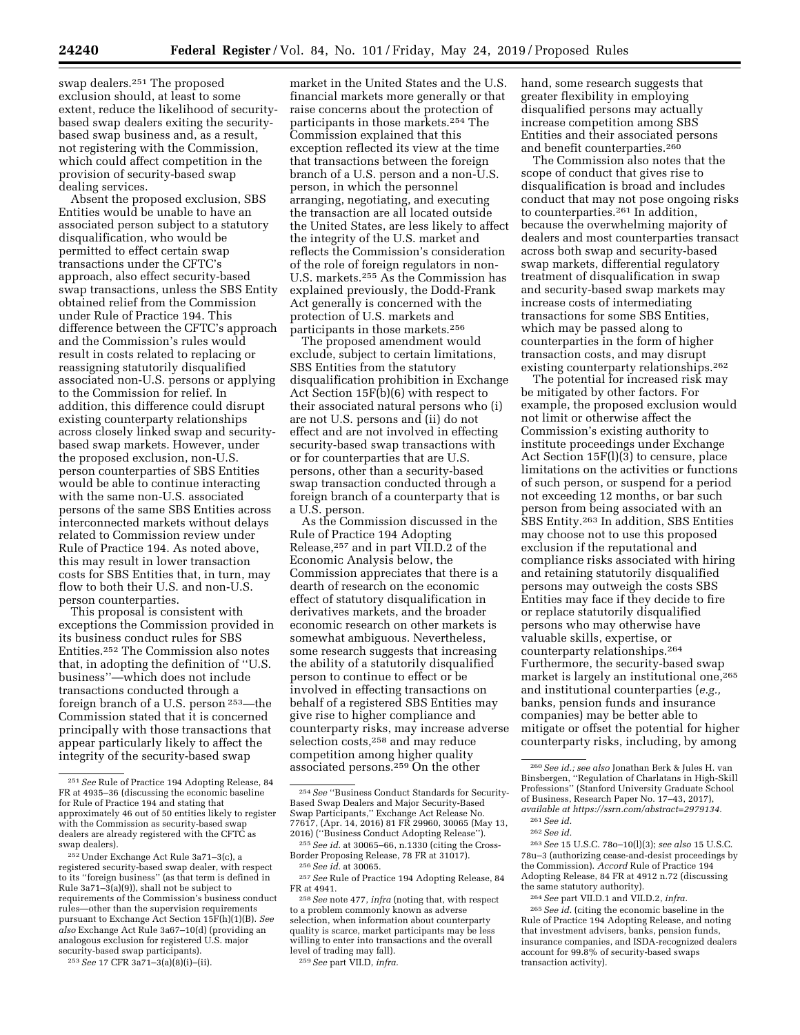swap dealers.[251] The proposed exclusion should, at least to some extent, reduce the likelihood of security-based swap dealers exiting the security-based swap business and, as a result, not registering with the Commission, which could affect competition in the provision of security-based swap dealing services.

Absent the proposed exclusion, SBS Entities would be unable to have an associated person subject to a statutory disqualification, who would be permitted to effect certain swap transactions under the CFTC's approach, also effect security-based swap transactions, unless the SBS Entity obtained relief from the Commission under Rule of Practice 194. This difference between the CFTC's approach and the Commission's rules would result in costs related to replacing or reassigning statutorily disqualified associated non-U.S. persons or applying to the Commission for relief. In addition, this difference could disrupt existing counterparty relationships across closely linked swap and security-based swap markets. However, under the proposed exclusion, non-U.S. person counterparties of SBS Entities would be able to continue interacting with the same non-U.S. associated persons of the same SBS Entities across interconnected markets without delays related to Commission review under Rule of Practice 194. As noted above, this may result in lower transaction costs for SBS Entities that, in turn, may flow to both their U.S. and non-U.S. person counterparties.

This proposal is consistent with exceptions the Commission provided in its business conduct rules for SBS Entities.[252] The Commission also notes that, in adopting the definition of ''U.S. business''—which does not include transactions conducted through a foreign branch of a U.S. person [253]—the Commission stated that it is concerned principally with those transactions that appear particularly likely to affect the integrity of the security-based swap market in the United States and the U.S. financial markets more generally or that raise concerns about the protection of participants in those markets.[254] The Commission explained that this exception reflected its view at the time that transactions between the foreign branch of a U.S. person and a non-U.S. person, in which the personnel arranging, negotiating, and executing the transaction are all located outside the United States, are less likely to affect the integrity of the U.S. market and reflects the Commission's consideration of the role of foreign regulators in non-U.S. markets.[255] As the Commission has explained previously, the Dodd-Frank Act generally is concerned with the protection of U.S. markets and participants in those markets.[256]

The proposed amendment would exclude, subject to certain limitations, SBS Entities from the statutory disqualification prohibition in Exchange Act Section 15F(b)(6) with respect to their associated natural persons who (i) are not U.S. persons and (ii) do not effect and are not involved in effecting security-based swap transactions with or for counterparties that are U.S. persons, other than a security-based swap transaction conducted through a foreign branch of a counterparty that is a U.S. person.

As the Commission discussed in the Rule of Practice 194 Adopting Release,[257] and in part VII.D.2 of the Economic Analysis below, the Commission appreciates that there is a dearth of research on the economic effect of statutory disqualification in derivatives markets, and the broader economic research on other markets is somewhat ambiguous. Nevertheless, some research suggests that increasing the ability of a statutorily disqualified person to continue to effect or be involved in effecting transactions on behalf of a registered SBS Entities may give rise to higher compliance and counterparty risks, may increase adverse selection costs,[258] and may reduce competition among higher quality associated persons.[259] On the other hand, some research suggests that greater flexibility in employing disqualified persons may actually increase competition among SBS Entities and their associated persons and benefit counterparties.[260]

The Commission also notes that the scope of conduct that gives rise to disqualification is broad and includes conduct that may not pose ongoing risks to counterparties.[261] In addition, because the overwhelming majority of dealers and most counterparties transact across both swap and security-based swap markets, differential regulatory treatment of disqualification in swap and security-based swap markets may increase costs of intermediating transactions for some SBS Entities, which may be passed along to counterparties in the form of higher transaction costs, and may disrupt existing counterparty relationships.[262]

The potential for increased risk may be mitigated by other factors. For example, the proposed exclusion would not limit or otherwise affect the Commission's existing authority to institute proceedings under Exchange Act Section 15F(l)(3) to censure, place limitations on the activities or functions of such person, or suspend for a period not exceeding 12 months, or bar such person from being associated with an SBS Entity.[263] In addition, SBS Entities may choose not to use this proposed exclusion if the reputational and compliance risks associated with hiring and retaining statutorily disqualified persons may outweigh the costs SBS Entities may face if they decide to fire or replace statutorily disqualified persons who may otherwise have valuable skills, expertise, or counterparty relationships.[264] Furthermore, the security-based swap market is largely an institutional one,[265] and institutional counterparties (*e.g.,* banks, pension funds and insurance companies) may be better able to mitigate or offset the potential for higher counterparty risks, including, by among

[251] *See* Rule of Practice 194 Adopting Release, 84 FR at 4935–36 (discussing the economic baseline for Rule of Practice 194 and stating that approximately 46 out of 50 entities likely to register with the Commission as security-based swap dealers are already registered with the CFTC as swap dealers).

[252] Under Exchange Act Rule 3a71–3(c), a registered security-based swap dealer, with respect to its ''foreign business'' (as that term is defined in Rule 3a71–3(a)(9)), shall not be subject to requirements of the Commission's business conduct rules—other than the supervision requirements pursuant to Exchange Act Section 15F(h)(1)(B). *See also* Exchange Act Rule 3a67–10(d) (providing an analogous exclusion for registered U.S. major security-based swap participants).

[253] *See* 17 CFR 3a71–3(a)(8)(i)–(ii).

[254] *See* ''Business Conduct Standards for Security-Based Swap Dealers and Major Security-Based Swap Participants,'' Exchange Act Release No. 77617, (Apr. 14, 2016) 81 FR 29960, 30065 (May 13, 2016) (''Business Conduct Adopting Release'').

[255] *See id.* at 30065–66, n.1330 (citing the Cross-Border Proposing Release, 78 FR at 31017).

[256] *See id.* at 30065.

[257] *See* Rule of Practice 194 Adopting Release, 84 FR at 4941.

[258] *See* note 477, *infra* (noting that, with respect to a problem commonly known as adverse selection, when information about counterparty quality is scarce, market participants may be less willing to enter into transactions and the overall level of trading may fall).

[259] *See* part VII.D, *infra.*

[260] *See id.*; *see also* Jonathan Berk & Jules H. van Binsbergen, ''Regulation of Charlatans in High-Skill Professions'' (Stanford University Graduate School of Business, Research Paper No. 17–43, 2017), *available at https://ssrn.com/abstract=2979134.*

[261] *See id.*

[262] *See id.*

[263] *See* 15 U.S.C. 78o–10(l)(3); *see also* 15 U.S.C. 78u–3 (authorizing cease-and-desist proceedings by the Commission). *Accord* Rule of Practice 194 Adopting Release, 84 FR at 4912 n.72 (discussing the same statutory authority).

[264] *See* part VII.D.1 and VII.D.2, *infra.*

[265] *See id.* (citing the economic baseline in the Rule of Practice 194 Adopting Release, and noting that investment advisers, banks, pension funds, insurance companies, and ISDA-recognized dealers account for 99.8% of security-based swaps transaction activity).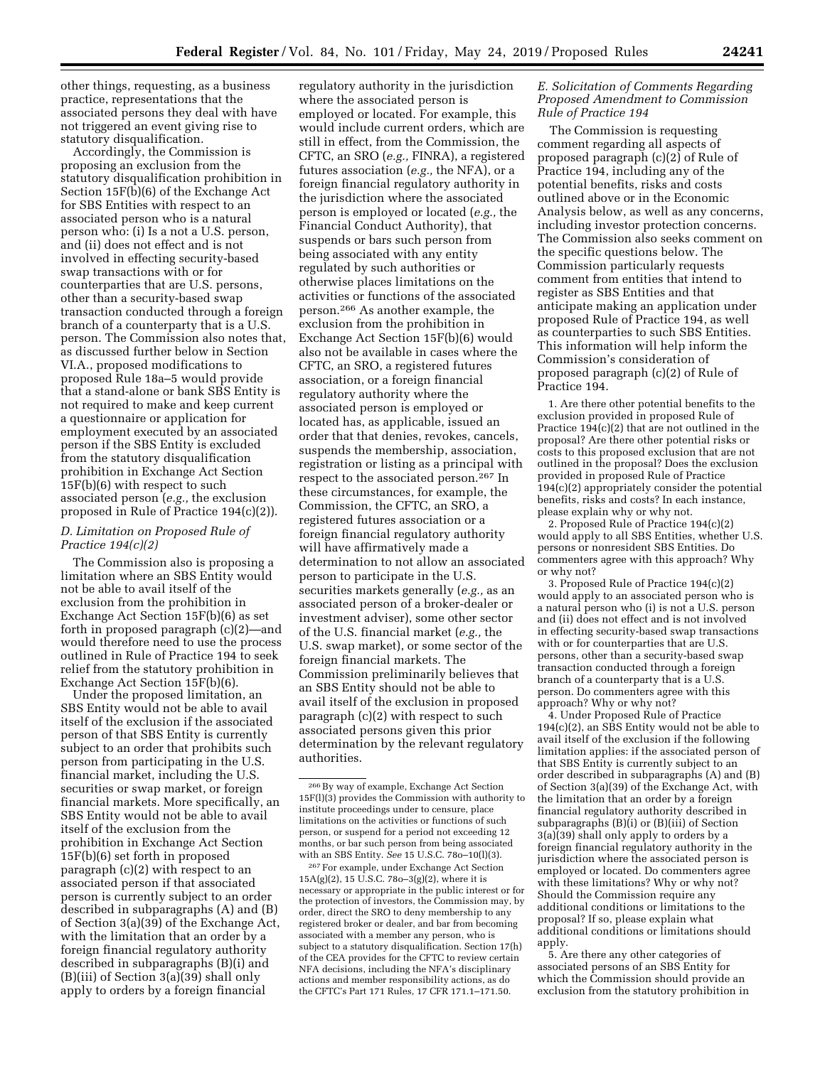other things, requesting, as a business practice, representations that the associated persons they deal with have not triggered an event giving rise to statutory disqualification.

Accordingly, the Commission is proposing an exclusion from the statutory disqualification prohibition in Section 15F(b)(6) of the Exchange Act for SBS Entities with respect to an associated person who is a natural person who: (i) Is a not a U.S. person, and (ii) does not effect and is not involved in effecting security-based swap transactions with or for counterparties that are U.S. persons, other than a security-based swap transaction conducted through a foreign branch of a counterparty that is a U.S. person. The Commission also notes that, as discussed further below in Section VI.A., proposed modifications to proposed Rule 18a–5 would provide that a stand-alone or bank SBS Entity is not required to make and keep current a questionnaire or application for employment executed by an associated person if the SBS Entity is excluded from the statutory disqualification prohibition in Exchange Act Section 15F(b)(6) with respect to such associated person (*e.g.,* the exclusion proposed in Rule of Practice 194(c)(2)).

### *D. Limitation on Proposed Rule of Practice 194(c)(2)*

The Commission also is proposing a limitation where an SBS Entity would not be able to avail itself of the exclusion from the prohibition in Exchange Act Section 15F(b)(6) as set forth in proposed paragraph (c)(2)—and would therefore need to use the process outlined in Rule of Practice 194 to seek relief from the statutory prohibition in Exchange Act Section 15F(b)(6).

Under the proposed limitation, an SBS Entity would not be able to avail itself of the exclusion if the associated person of that SBS Entity is currently subject to an order that prohibits such person from participating in the U.S. financial market, including the U.S. securities or swap market, or foreign financial markets. More specifically, an SBS Entity would not be able to avail itself of the exclusion from the prohibition in Exchange Act Section 15F(b)(6) set forth in proposed paragraph (c)(2) with respect to an associated person if that associated person is currently subject to an order described in subparagraphs (A) and (B) of Section 3(a)(39) of the Exchange Act, with the limitation that an order by a foreign financial regulatory authority described in subparagraphs (B)(i) and (B)(iii) of Section 3(a)(39) shall only apply to orders by a foreign financial regulatory authority in the jurisdiction where the associated person is employed or located. For example, this would include current orders, which are still in effect, from the Commission, the CFTC, an SRO (*e.g.,* FINRA), a registered futures association (*e.g.,* the NFA), or a foreign financial regulatory authority in the jurisdiction where the associated person is employed or located (*e.g.,* the Financial Conduct Authority), that suspends or bars such person from being associated with any entity regulated by such authorities or otherwise places limitations on the activities or functions of the associated person.[266] As another example, the exclusion from the prohibition in Exchange Act Section 15F(b)(6) would also not be available in cases where the CFTC, an SRO, a registered futures association, or a foreign financial regulatory authority where the associated person is employed or located has, as applicable, issued an order that that denies, revokes, cancels, suspends the membership, association, registration or listing as a principal with respect to the associated person.[267] In these circumstances, for example, the Commission, the CFTC, an SRO, a registered futures association or a foreign financial regulatory authority will have affirmatively made a determination to not allow an associated person to participate in the U.S. securities markets generally (*e.g.,* as an associated person of a broker-dealer or investment adviser), some other sector of the U.S. financial market (*e.g.,* the U.S. swap market), or some sector of the foreign financial markets. The Commission preliminarily believes that an SBS Entity should not be able to avail itself of the exclusion in proposed paragraph (c)(2) with respect to such associated persons given this prior determination by the relevant regulatory authorities.

### *E. Solicitation of Comments Regarding Proposed Amendment to Commission Rule of Practice 194*

The Commission is requesting comment regarding all aspects of proposed paragraph (c)(2) of Rule of Practice 194, including any of the potential benefits, risks and costs outlined above or in the Economic Analysis below, as well as any concerns, including investor protection concerns. The Commission also seeks comment on the specific questions below. The Commission particularly requests comment from entities that intend to register as SBS Entities and that anticipate making an application under proposed Rule of Practice 194, as well as counterparties to such SBS Entities. This information will help inform the Commission's consideration of proposed paragraph (c)(2) of Rule of Practice 194.

1. Are there other potential benefits to the exclusion provided in proposed Rule of Practice 194(c)(2) that are not outlined in the proposal? Are there other potential risks or costs to this proposed exclusion that are not outlined in the proposal? Does the exclusion provided in proposed Rule of Practice 194(c)(2) appropriately consider the potential benefits, risks and costs? In each instance, please explain why or why not.

2. Proposed Rule of Practice 194(c)(2) would apply to all SBS Entities, whether U.S. persons or nonresident SBS Entities. Do commenters agree with this approach? Why or why not?

3. Proposed Rule of Practice 194(c)(2) would apply to an associated person who is a natural person who (i) is not a U.S. person and (ii) does not effect and is not involved in effecting security-based swap transactions with or for counterparties that are U.S. persons, other than a security-based swap transaction conducted through a foreign branch of a counterparty that is a U.S. person. Do commenters agree with this approach? Why or why not?

4. Under Proposed Rule of Practice 194(c)(2), an SBS Entity would not be able to avail itself of the exclusion if the following limitation applies: if the associated person of that SBS Entity is currently subject to an order described in subparagraphs (A) and (B) of Section 3(a)(39) of the Exchange Act, with the limitation that an order by a foreign financial regulatory authority described in subparagraphs (B)(i) or (B)(iii) of Section 3(a)(39) shall only apply to orders by a foreign financial regulatory authority in the jurisdiction where the associated person is employed or located. Do commenters agree with these limitations? Why or why not? Should the Commission require any additional conditions or limitations to the proposal? If so, please explain what additional conditions or limitations should apply.

5. Are there any other categories of associated persons of an SBS Entity for which the Commission should provide an exclusion from the statutory prohibition in

---

[266] By way of example, Exchange Act Section 15F(l)(3) provides the Commission with authority to institute proceedings under to censure, place limitations on the activities or functions of such person, or suspend for a period not exceeding 12 months, or bar such person from being associated with an SBS Entity. *See* 15 U.S.C. 78o–10(l)(3).

[267] For example, under Exchange Act Section 15A(g)(2), 15 U.S.C. 78o–3(g)(2), where it is necessary or appropriate in the public interest or for the protection of investors, the Commission may, by order, direct the SRO to deny membership to any registered broker or dealer, and bar from becoming associated with a member any person, who is subject to a statutory disqualification. Section 17(h) of the CEA provides for the CFTC to review certain NFA decisions, including the NFA's disciplinary actions and member responsibility actions, as do the CFTC's Part 171 Rules, 17 CFR 171.1–171.50.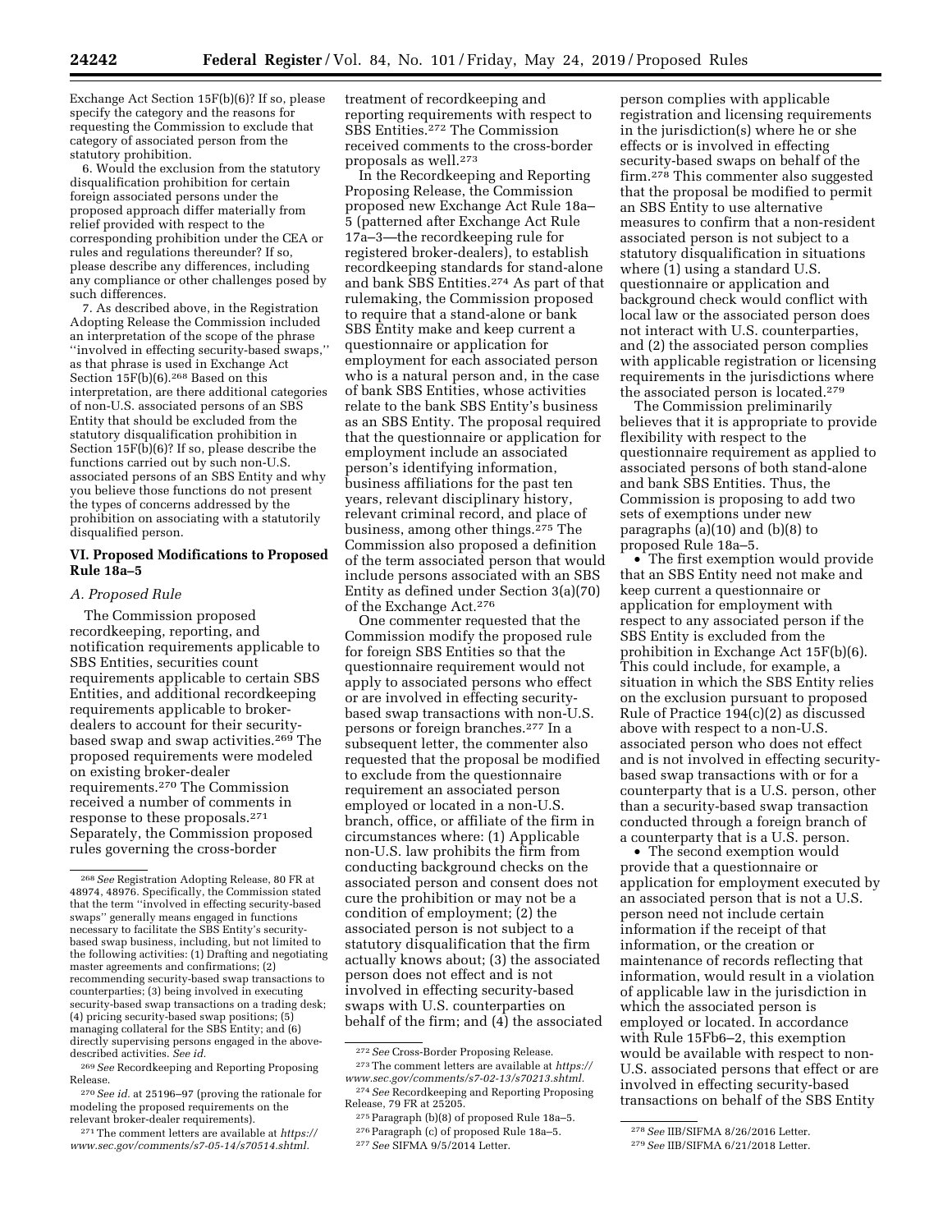Exchange Act Section 15F(b)(6)? If so, please specify the category and the reasons for requesting the Commission to exclude that category of associated person from the statutory prohibition.

6. Would the exclusion from the statutory disqualification prohibition for certain foreign associated persons under the proposed approach differ materially from relief provided with respect to the corresponding prohibition under the CEA or rules and regulations thereunder? If so, please describe any differences, including any compliance or other challenges posed by such differences.

7. As described above, in the Registration Adopting Release the Commission included an interpretation of the scope of the phrase ''involved in effecting security-based swaps,'' as that phrase is used in Exchange Act Section 15F(b)(6).[268] Based on this interpretation, are there additional categories of non-U.S. associated persons of an SBS Entity that should be excluded from the statutory disqualification prohibition in Section 15F(b)(6)? If so, please describe the functions carried out by such non-U.S. associated persons of an SBS Entity and why you believe those functions do not present the types of concerns addressed by the prohibition on associating with a statutorily disqualified person.

## VI. Proposed Modifications to Proposed Rule 18a–5

### A. Proposed Rule

The Commission proposed recordkeeping, reporting, and notification requirements applicable to SBS Entities, securities count requirements applicable to certain SBS Entities, and additional recordkeeping requirements applicable to broker-dealers to account for their security-based swap and swap activities.[269] The proposed requirements were modeled on existing broker-dealer requirements.[270] The Commission received a number of comments in response to these proposals.[271] Separately, the Commission proposed rules governing the cross-border treatment of recordkeeping and reporting requirements with respect to SBS Entities.[272] The Commission received comments to the cross-border proposals as well.[273]

In the Recordkeeping and Reporting Proposing Release, the Commission proposed new Exchange Act Rule 18a–5 (patterned after Exchange Act Rule 17a–3—the recordkeeping rule for registered broker-dealers), to establish recordkeeping standards for stand-alone and bank SBS Entities.[274] As part of that rulemaking, the Commission proposed to require that a stand-alone or bank SBS Entity make and keep current a questionnaire or application for employment for each associated person who is a natural person and, in the case of bank SBS Entities, whose activities relate to the bank SBS Entity's business as an SBS Entity. The proposal required that the questionnaire or application for employment include an associated person's identifying information, business affiliations for the past ten years, relevant disciplinary history, relevant criminal record, and place of business, among other things.[275] The Commission also proposed a definition of the term associated person that would include persons associated with an SBS Entity as defined under Section 3(a)(70) of the Exchange Act.[276]

One commenter requested that the Commission modify the proposed rule for foreign SBS Entities so that the questionnaire requirement would not apply to associated persons who effect or are involved in effecting security-based swap transactions with non-U.S. persons or foreign branches.[277] In a subsequent letter, the commenter also requested that the proposal be modified to exclude from the questionnaire requirement an associated person employed or located in a non-U.S. branch, office, or affiliate of the firm in circumstances where: (1) Applicable non-U.S. law prohibits the firm from conducting background checks on the associated person and consent does not cure the prohibition or may not be a condition of employment; (2) the associated person is not subject to a statutory disqualification that the firm actually knows about; (3) the associated person does not effect and is not involved in effecting security-based swaps with U.S. counterparties on behalf of the firm; and (4) the associated person complies with applicable registration and licensing requirements in the jurisdiction(s) where he or she effects or is involved in effecting security-based swaps on behalf of the firm.[278] This commenter also suggested that the proposal be modified to permit an SBS Entity to use alternative measures to confirm that a non-resident associated person is not subject to a statutory disqualification in situations where (1) using a standard U.S. questionnaire or application and background check would conflict with local law or the associated person does not interact with U.S. counterparties, and (2) the associated person complies with applicable registration or licensing requirements in the jurisdictions where the associated person is located.[279]

The Commission preliminarily believes that it is appropriate to provide flexibility with respect to the questionnaire requirement as applied to associated persons of both stand-alone and bank SBS Entities. Thus, the Commission is proposing to add two sets of exemptions under new paragraphs (a)(10) and (b)(8) to proposed Rule 18a–5.

- The first exemption would provide that an SBS Entity need not make and keep current a questionnaire or application for employment with respect to any associated person if the SBS Entity is excluded from the prohibition in Exchange Act 15F(b)(6). This could include, for example, a situation in which the SBS Entity relies on the exclusion pursuant to proposed Rule of Practice 194(c)(2) as discussed above with respect to a non-U.S. associated person who does not effect and is not involved in effecting security-based swap transactions with or for a counterparty that is a U.S. person, other than a security-based swap transaction conducted through a foreign branch of a counterparty that is a U.S. person.
- The second exemption would provide that a questionnaire or application for employment executed by an associated person that is not a U.S. person need not include certain information if the receipt of that information, or the creation or maintenance of records reflecting that information, would result in a violation of applicable law in the jurisdiction in which the associated person is employed or located. In accordance with Rule 15Fb6–2, this exemption would be available with respect to non-U.S. associated persons that effect or are involved in effecting security-based transactions on behalf of the SBS Entity

---

[268] *See* Registration Adopting Release, 80 FR at 48974, 48976. Specifically, the Commission stated that the term ''involved in effecting security-based swaps'' generally means engaged in functions necessary to facilitate the SBS Entity's security-based swap business, including, but not limited to the following activities: (1) Drafting and negotiating master agreements and confirmations; (2) recommending security-based swap transactions to counterparties; (3) being involved in executing security-based swap transactions on a trading desk; (4) pricing security-based swap positions; (5) managing collateral for the SBS Entity; and (6) directly supervising persons engaged in the above-described activities. *See id.*

[269] *See* Recordkeeping and Reporting Proposing Release.

[270] *See id.* at 25196–97 (proving the rationale for modeling the proposed requirements on the relevant broker-dealer requirements).

[271] The comment letters are available at *https://www.sec.gov/comments/s7-05-14/s70514.shtml.*

[272] *See* Cross-Border Proposing Release.

[273] The comment letters are available at *https://www.sec.gov/comments/s7-02-13/s70213.shtml.*

[274] *See* Recordkeeping and Reporting Proposing Release, 79 FR at 25205.

[275] Paragraph (b)(8) of proposed Rule 18a–5.

[276] Paragraph (c) of proposed Rule 18a–5.

[277] *See* SIFMA 9/5/2014 Letter.

[278] *See* IIB/SIFMA 8/26/2016 Letter.

[279] *See* IIB/SIFMA 6/21/2018 Letter.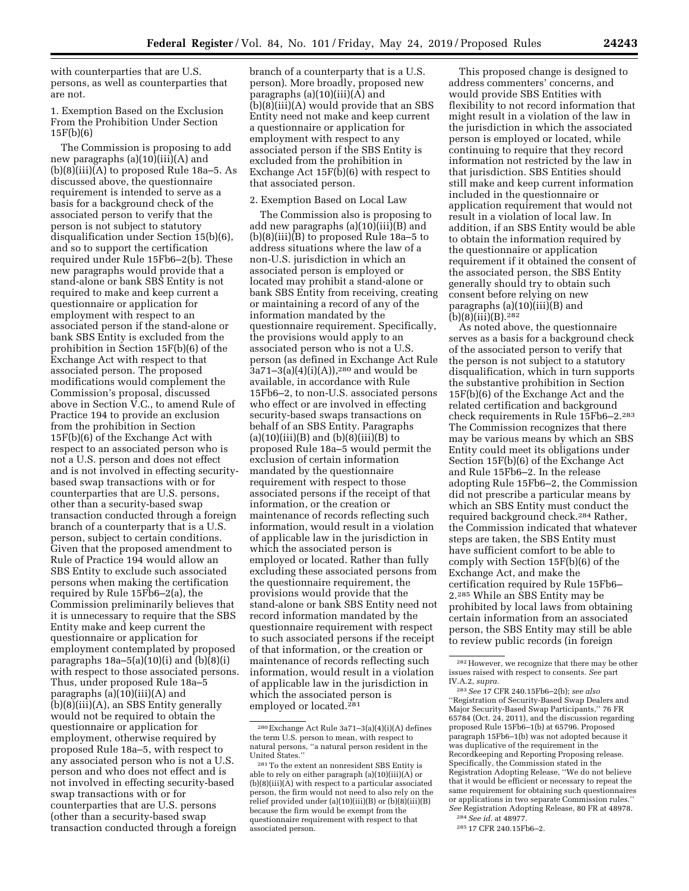with counterparties that are U.S. persons, as well as counterparties that are not.

1. Exemption Based on the Exclusion From the Prohibition Under Section 15F(b)(6)

The Commission is proposing to add new paragraphs (a)(10)(iii)(A) and (b)(8)(iii)(A) to proposed Rule 18a–5. As discussed above, the questionnaire requirement is intended to serve as a basis for a background check of the associated person to verify that the person is not subject to statutory disqualification under Section 15(b)(6), and so to support the certification required under Rule 15Fb6–2(b). These new paragraphs would provide that a stand-alone or bank SBS Entity is not required to make and keep current a questionnaire or application for employment with respect to an associated person if the stand-alone or bank SBS Entity is excluded from the prohibition in Section 15F(b)(6) of the Exchange Act with respect to that associated person. The proposed modifications would complement the Commission's proposal, discussed above in Section V.C., to amend Rule of Practice 194 to provide an exclusion from the prohibition in Section 15F(b)(6) of the Exchange Act with respect to an associated person who is not a U.S. person and does not effect and is not involved in effecting security-based swap transactions with or for counterparties that are U.S. persons, other than a security-based swap transaction conducted through a foreign branch of a counterparty that is a U.S. person, subject to certain conditions. Given that the proposed amendment to Rule of Practice 194 would allow an SBS Entity to exclude such associated persons when making the certification required by Rule 15Fb6–2(a), the Commission preliminarily believes that it is unnecessary to require that the SBS Entity make and keep current the questionnaire or application for employment contemplated by proposed paragraphs 18a–5(a)(10)(i) and (b)(8)(i) with respect to those associated persons. Thus, under proposed Rule 18a–5 paragraphs (a)(10)(iii)(A) and (b)(8)(iii)(A), an SBS Entity generally would not be required to obtain the questionnaire or application for employment, otherwise required by proposed Rule 18a–5, with respect to any associated person who is not a U.S. person and who does not effect and is not involved in effecting security-based swap transactions with or for counterparties that are U.S. persons (other than a security-based swap transaction conducted through a foreign branch of a counterparty that is a U.S. person). More broadly, proposed new paragraphs (a)(10)(iii)(A) and (b)(8)(iii)(A) would provide that an SBS Entity need not make and keep current a questionnaire or application for employment with respect to any associated person if the SBS Entity is excluded from the prohibition in Exchange Act 15F(b)(6) with respect to that associated person.

2. Exemption Based on Local Law

The Commission also is proposing to add new paragraphs (a)(10)(iii)(B) and (b)(8)(iii)(B) to proposed Rule 18a–5 to address situations where the law of a non-U.S. jurisdiction in which an associated person is employed or located may prohibit a stand-alone or bank SBS Entity from receiving, creating or maintaining a record of any of the information mandated by the questionnaire requirement. Specifically, the provisions would apply to an associated person who is not a U.S. person (as defined in Exchange Act Rule 3a71–3(a)(4)(i)(A)),[280] and would be available, in accordance with Rule 15Fb6–2, to non-U.S. associated persons who effect or are involved in effecting security-based swaps transactions on behalf of an SBS Entity. Paragraphs (a)(10)(iii)(B) and (b)(8)(iii)(B) to proposed Rule 18a–5 would permit the exclusion of certain information mandated by the questionnaire requirement with respect to those associated persons if the receipt of that information, or the creation or maintenance of records reflecting such information, would result in a violation of applicable law in the jurisdiction in which the associated person is employed or located. Rather than fully excluding these associated persons from the questionnaire requirement, the provisions would provide that the stand-alone or bank SBS Entity need not record information mandated by the questionnaire requirement with respect to such associated persons if the receipt of that information, or the creation or maintenance of records reflecting such information, would result in a violation of applicable law in the jurisdiction in which the associated person is employed or located.[281]

This proposed change is designed to address commenters' concerns, and would provide SBS Entities with flexibility to not record information that might result in a violation of the law in the jurisdiction in which the associated person is employed or located, while continuing to require that they record information not restricted by the law in that jurisdiction. SBS Entities should still make and keep current information included in the questionnaire or application requirement that would not result in a violation of local law. In addition, if an SBS Entity would be able to obtain the information required by the questionnaire or application requirement if it obtained the consent of the associated person, the SBS Entity generally should try to obtain such consent before relying on new paragraphs (a)(10)(iii)(B) and (b)(8)(iii)(B).[282]

As noted above, the questionnaire serves as a basis for a background check of the associated person to verify that the person is not subject to a statutory disqualification, which in turn supports the substantive prohibition in Section 15F(b)(6) of the Exchange Act and the related certification and background check requirements in Rule 15Fb6–2.[283] The Commission recognizes that there may be various means by which an SBS Entity could meet its obligations under Section 15F(b)(6) of the Exchange Act and Rule 15Fb6–2. In the release adopting Rule 15Fb6–2, the Commission did not prescribe a particular means by which an SBS Entity must conduct the required background check.[284] Rather, the Commission indicated that whatever steps are taken, the SBS Entity must have sufficient comfort to be able to comply with Section 15F(b)(6) of the Exchange Act, and make the certification required by Rule 15Fb6–2.[285] While an SBS Entity may be prohibited by local laws from obtaining certain information from an associated person, the SBS Entity may still be able to review public records (in foreign

---

[280] Exchange Act Rule 3a71–3(a)(4)(i)(A) defines the term U.S. person to mean, with respect to natural persons, "a natural person resident in the United States."

[281] To the extent an nonresident SBS Entity is able to rely on either paragraph (a)(10)(iii)(A) or (b)(8)(iii)(A) with respect to a particular associated person, the firm would not need to also rely on the relief provided under (a)(10)(iii)(B) or (b)(8)(iii)(B) because the firm would be exempt from the questionnaire requirement with respect to that associated person.

[282] However, we recognize that there may be other issues raised with respect to consents. *See* part IV.A.2, *supra.*

[283] *See* 17 CFR 240.15Fb6–2(b); *see also* "Registration of Security-Based Swap Dealers and Major Security-Based Swap Participants," 76 FR 65784 (Oct. 24, 2011), and the discussion regarding proposed Rule 15Fb6–1(b) at 65796. Proposed paragraph 15Fb6–1(b) was not adopted because it was duplicative of the requirement in the Recordkeeping and Reporting Proposing release. Specifically, the Commission stated in the Registration Adopting Release, "We do not believe that it would be efficient or necessary to repeat the same requirement for obtaining such questionnaires or applications in two separate Commission rules." *See* Registration Adopting Release, 80 FR at 48978.

[284] *See id.* at 48977.

[285] 17 CFR 240.15Fb6–2.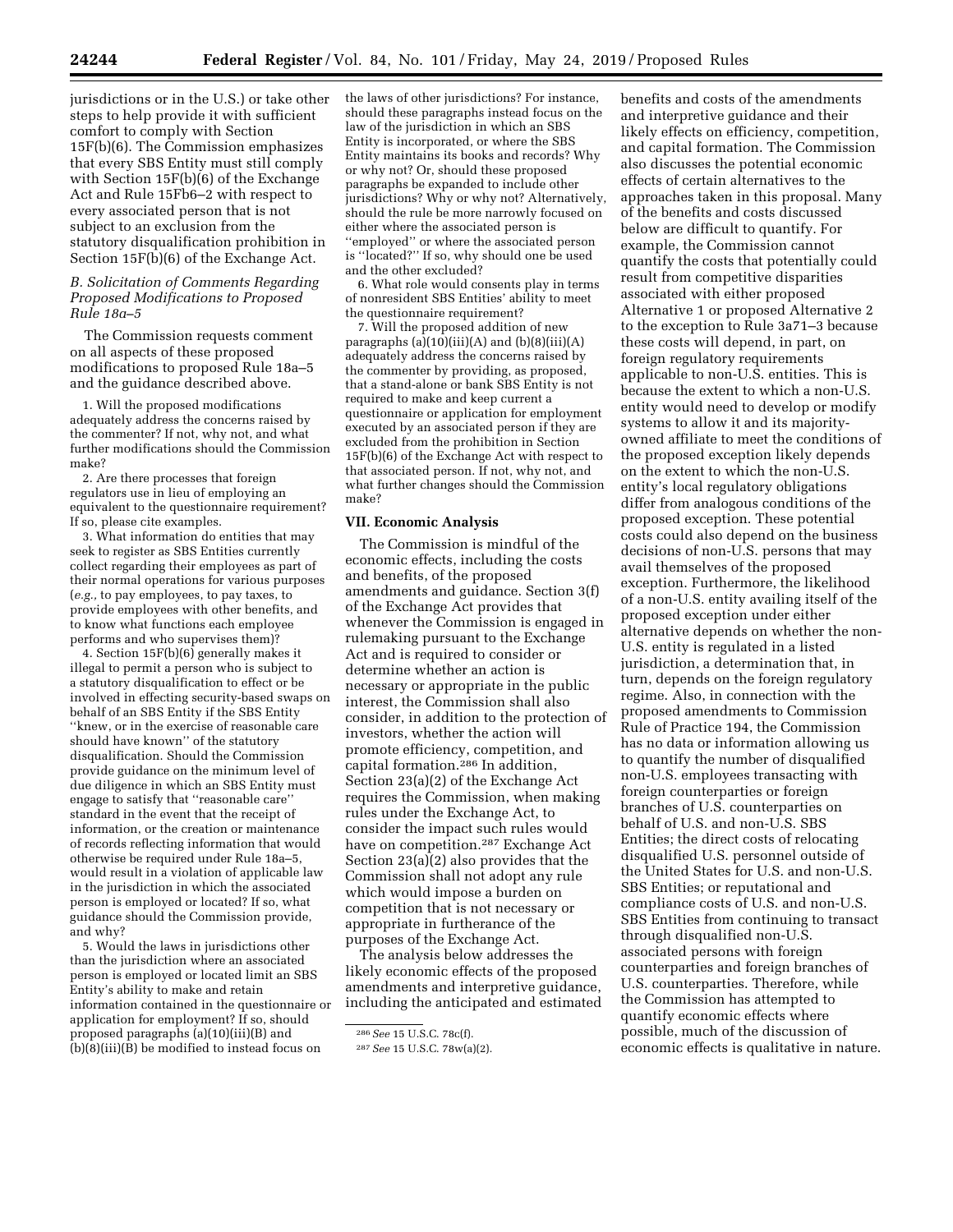jurisdictions or in the U.S.) or take other steps to help provide it with sufficient comfort to comply with Section 15F(b)(6). The Commission emphasizes that every SBS Entity must still comply with Section 15F(b)(6) of the Exchange Act and Rule 15Fb6–2 with respect to every associated person that is not subject to an exclusion from the statutory disqualification prohibition in Section 15F(b)(6) of the Exchange Act.

### *B. Solicitation of Comments Regarding Proposed Modifications to Proposed Rule 18a–5*

The Commission requests comment on all aspects of these proposed modifications to proposed Rule 18a–5 and the guidance described above.

1. Will the proposed modifications adequately address the concerns raised by the commenter? If not, why not, and what further modifications should the Commission make?

2. Are there processes that foreign regulators use in lieu of employing an equivalent to the questionnaire requirement? If so, please cite examples.

3. What information do entities that may seek to register as SBS Entities currently collect regarding their employees as part of their normal operations for various purposes (*e.g.,* to pay employees, to pay taxes, to provide employees with other benefits, and to know what functions each employee performs and who supervises them)?

4. Section 15F(b)(6) generally makes it illegal to permit a person who is subject to a statutory disqualification to effect or be involved in effecting security-based swaps on behalf of an SBS Entity if the SBS Entity ''knew, or in the exercise of reasonable care should have known'' of the statutory disqualification. Should the Commission provide guidance on the minimum level of due diligence in which an SBS Entity must engage to satisfy that ''reasonable care'' standard in the event that the receipt of information, or the creation or maintenance of records reflecting information that would otherwise be required under Rule 18a–5, would result in a violation of applicable law in the jurisdiction in which the associated person is employed or located? If so, what guidance should the Commission provide, and why?

5. Would the laws in jurisdictions other than the jurisdiction where an associated person is employed or located limit an SBS Entity's ability to make and retain information contained in the questionnaire or application for employment? If so, should proposed paragraphs (a)(10)(iii)(B) and (b)(8)(iii)(B) be modified to instead focus on the laws of other jurisdictions? For instance, should these paragraphs instead focus on the law of the jurisdiction in which an SBS Entity is incorporated, or where the SBS Entity maintains its books and records? Why or why not? Or, should these proposed paragraphs be expanded to include other jurisdictions? Why or why not? Alternatively, should the rule be more narrowly focused on either where the associated person is ''employed'' or where the associated person is ''located?'' If so, why should one be used and the other excluded?

6. What role would consents play in terms of nonresident SBS Entities' ability to meet the questionnaire requirement?

7. Will the proposed addition of new paragraphs (a)(10)(iii)(A) and (b)(8)(iii)(A) adequately address the concerns raised by the commenter by providing, as proposed, that a stand-alone or bank SBS Entity is not required to make and keep current a questionnaire or application for employment executed by an associated person if they are excluded from the prohibition in Section 15F(b)(6) of the Exchange Act with respect to that associated person. If not, why not, and what further changes should the Commission make?

## VII. Economic Analysis

The Commission is mindful of the economic effects, including the costs and benefits, of the proposed amendments and guidance. Section 3(f) of the Exchange Act provides that whenever the Commission is engaged in rulemaking pursuant to the Exchange Act and is required to consider or determine whether an action is necessary or appropriate in the public interest, the Commission shall also consider, in addition to the protection of investors, whether the action will promote efficiency, competition, and capital formation.[286] In addition, Section 23(a)(2) of the Exchange Act requires the Commission, when making rules under the Exchange Act, to consider the impact such rules would have on competition.[287] Exchange Act Section 23(a)(2) also provides that the Commission shall not adopt any rule which would impose a burden on competition that is not necessary or appropriate in furtherance of the purposes of the Exchange Act.

The analysis below addresses the likely economic effects of the proposed amendments and interpretive guidance, including the anticipated and estimated benefits and costs of the amendments and interpretive guidance and their likely effects on efficiency, competition, and capital formation. The Commission also discusses the potential economic effects of certain alternatives to the approaches taken in this proposal. Many of the benefits and costs discussed below are difficult to quantify. For example, the Commission cannot quantify the costs that potentially could result from competitive disparities associated with either proposed Alternative 1 or proposed Alternative 2 to the exception to Rule 3a71–3 because these costs will depend, in part, on foreign regulatory requirements applicable to non-U.S. entities. This is because the extent to which a non-U.S. entity would need to develop or modify systems to allow it and its majority-owned affiliate to meet the conditions of the proposed exception likely depends on the extent to which the non-U.S. entity's local regulatory obligations differ from analogous conditions of the proposed exception. These potential costs could also depend on the business decisions of non-U.S. persons that may avail themselves of the proposed exception. Furthermore, the likelihood of a non-U.S. entity availing itself of the proposed exception under either alternative depends on whether the non-U.S. entity is regulated in a listed jurisdiction, a determination that, in turn, depends on the foreign regulatory regime. Also, in connection with the proposed amendments to Commission Rule of Practice 194, the Commission has no data or information allowing us to quantify the number of disqualified non-U.S. employees transacting with foreign counterparties or foreign branches of U.S. counterparties on behalf of U.S. and non-U.S. SBS Entities; the direct costs of relocating disqualified U.S. personnel outside of the United States for U.S. and non-U.S. SBS Entities; or reputational and compliance costs of U.S. and non-U.S. SBS Entities from continuing to transact through disqualified non-U.S. associated persons with foreign counterparties and foreign branches of U.S. counterparties. Therefore, while the Commission has attempted to quantify economic effects where possible, much of the discussion of economic effects is qualitative in nature.

[286] *See* 15 U.S.C. 78c(f).

[287] *See* 15 U.S.C. 78w(a)(2).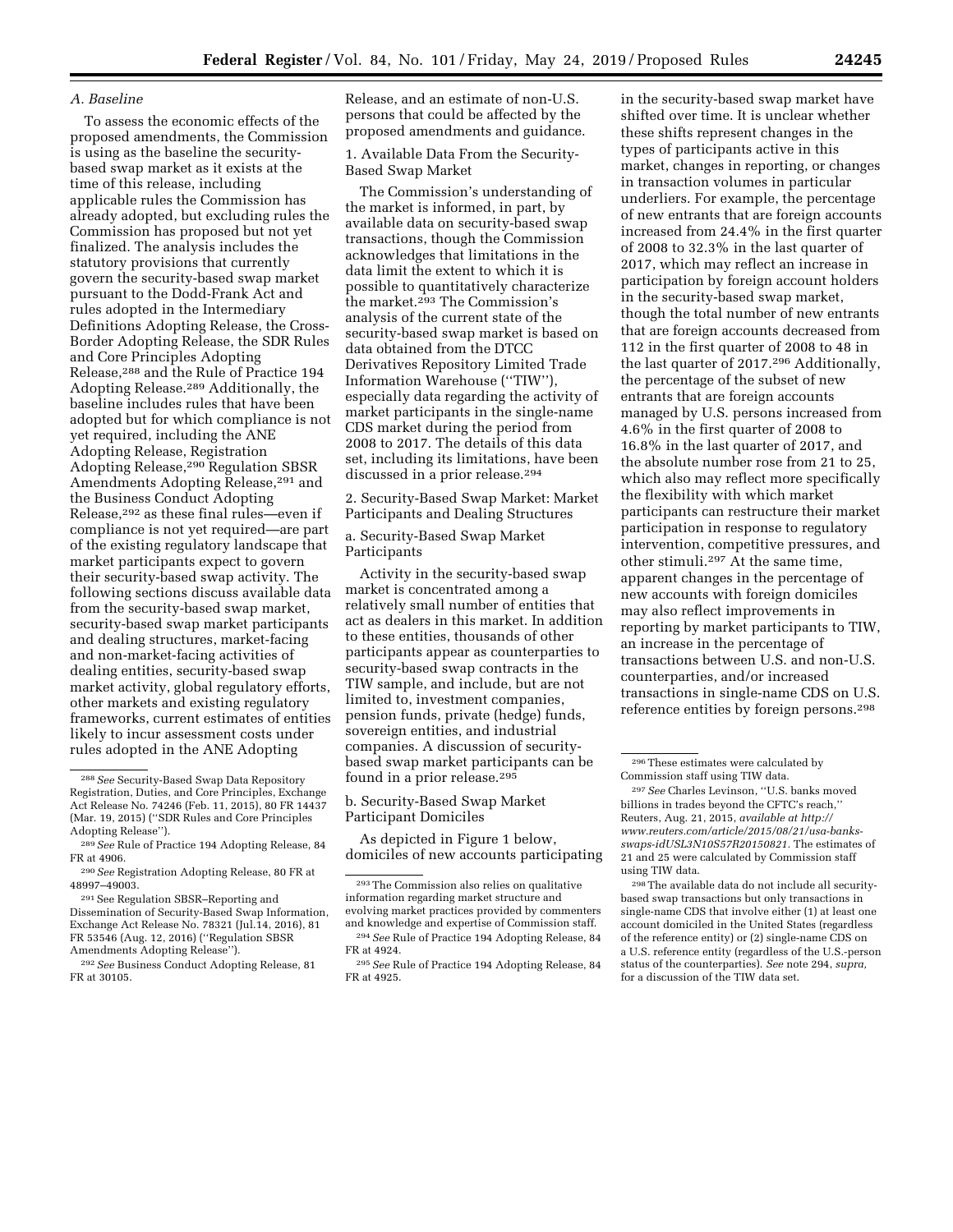### A. Baseline

To assess the economic effects of the proposed amendments, the Commission is using as the baseline the security-based swap market as it exists at the time of this release, including applicable rules the Commission has already adopted, but excluding rules the Commission has proposed but not yet finalized. The analysis includes the statutory provisions that currently govern the security-based swap market pursuant to the Dodd-Frank Act and rules adopted in the Intermediary Definitions Adopting Release, the Cross-Border Adopting Release, the SDR Rules and Core Principles Adopting Release,[288] and the Rule of Practice 194 Adopting Release.[289] Additionally, the baseline includes rules that have been adopted but for which compliance is not yet required, including the ANE Adopting Release, Registration Adopting Release,[290] Regulation SBSR Amendments Adopting Release,[291] and the Business Conduct Adopting Release,[292] as these final rules—even if compliance is not yet required—are part of the existing regulatory landscape that market participants expect to govern their security-based swap activity. The following sections discuss available data from the security-based swap market, security-based swap market participants and dealing structures, market-facing and non-market-facing activities of dealing entities, security-based swap market activity, global regulatory efforts, other markets and existing regulatory frameworks, current estimates of entities likely to incur assessment costs under rules adopted in the ANE Adopting Release, and an estimate of non-U.S. persons that could be affected by the proposed amendments and guidance.

1. Available Data From the Security-Based Swap Market

The Commission's understanding of the market is informed, in part, by available data on security-based swap transactions, though the Commission acknowledges that limitations in the data limit the extent to which it is possible to quantitatively characterize the market.[293] The Commission's analysis of the current state of the security-based swap market is based on data obtained from the DTCC Derivatives Repository Limited Trade Information Warehouse (''TIW''), especially data regarding the activity of market participants in the single-name CDS market during the period from 2008 to 2017. The details of this data set, including its limitations, have been discussed in a prior release.[294]

2. Security-Based Swap Market: Market Participants and Dealing Structures

a. Security-Based Swap Market Participants

Activity in the security-based swap market is concentrated among a relatively small number of entities that act as dealers in this market. In addition to these entities, thousands of other participants appear as counterparties to security-based swap contracts in the TIW sample, and include, but are not limited to, investment companies, pension funds, private (hedge) funds, sovereign entities, and industrial companies. A discussion of security-based swap market participants can be found in a prior release.[295]

b. Security-Based Swap Market Participant Domiciles

As depicted in Figure 1 below, domiciles of new accounts participating in the security-based swap market have shifted over time. It is unclear whether these shifts represent changes in the types of participants active in this market, changes in reporting, or changes in transaction volumes in particular underliers. For example, the percentage of new entrants that are foreign accounts increased from 24.4% in the first quarter of 2008 to 32.3% in the last quarter of 2017, which may reflect an increase in participation by foreign account holders in the security-based swap market, though the total number of new entrants that are foreign accounts decreased from 112 in the first quarter of 2008 to 48 in the last quarter of 2017.[296] Additionally, the percentage of the subset of new entrants that are foreign accounts managed by U.S. persons increased from 4.6% in the first quarter of 2008 to 16.8% in the last quarter of 2017, and the absolute number rose from 21 to 25, which also may reflect more specifically the flexibility with which market participants can restructure their market participation in response to regulatory intervention, competitive pressures, and other stimuli.[297] At the same time, apparent changes in the percentage of new accounts with foreign domiciles may also reflect improvements in reporting by market participants to TIW, an increase in the percentage of transactions between U.S. and non-U.S. counterparties, and/or increased transactions in single-name CDS on U.S. reference entities by foreign persons.[298]

---

[288] *See* Security-Based Swap Data Repository Registration, Duties, and Core Principles, Exchange Act Release No. 74246 (Feb. 11, 2015), 80 FR 14437 (Mar. 19, 2015) (''SDR Rules and Core Principles Adopting Release'').

[289] *See* Rule of Practice 194 Adopting Release, 84 FR at 4906.

[290] *See* Registration Adopting Release, 80 FR at 48997–49003.

[291] See Regulation SBSR–Reporting and Dissemination of Security-Based Swap Information, Exchange Act Release No. 78321 (Jul.14, 2016), 81 FR 53546 (Aug. 12, 2016) (''Regulation SBSR Amendments Adopting Release'').

[292] *See* Business Conduct Adopting Release, 81 FR at 30105.

[293] The Commission also relies on qualitative information regarding market structure and evolving market practices provided by commenters and knowledge and expertise of Commission staff.

[294] *See* Rule of Practice 194 Adopting Release, 84 FR at 4924.

[295] *See* Rule of Practice 194 Adopting Release, 84 FR at 4925.

[296] These estimates were calculated by Commission staff using TIW data.

[297] *See* Charles Levinson, ''U.S. banks moved billions in trades beyond the CFTC's reach,'' Reuters, Aug. 21, 2015, *available at http://www.reuters.com/article/2015/08/21/usa-banks-swaps-idUSL3N10S57R20150821*. The estimates of 21 and 25 were calculated by Commission staff using TIW data.

[298] The available data do not include all security-based swap transactions but only transactions in single-name CDS that involve either (1) at least one account domiciled in the United States (regardless of the reference entity) or (2) single-name CDS on a U.S. reference entity (regardless of the U.S.-person status of the counterparties). *See* note 294, *supra,* for a discussion of the TIW data set.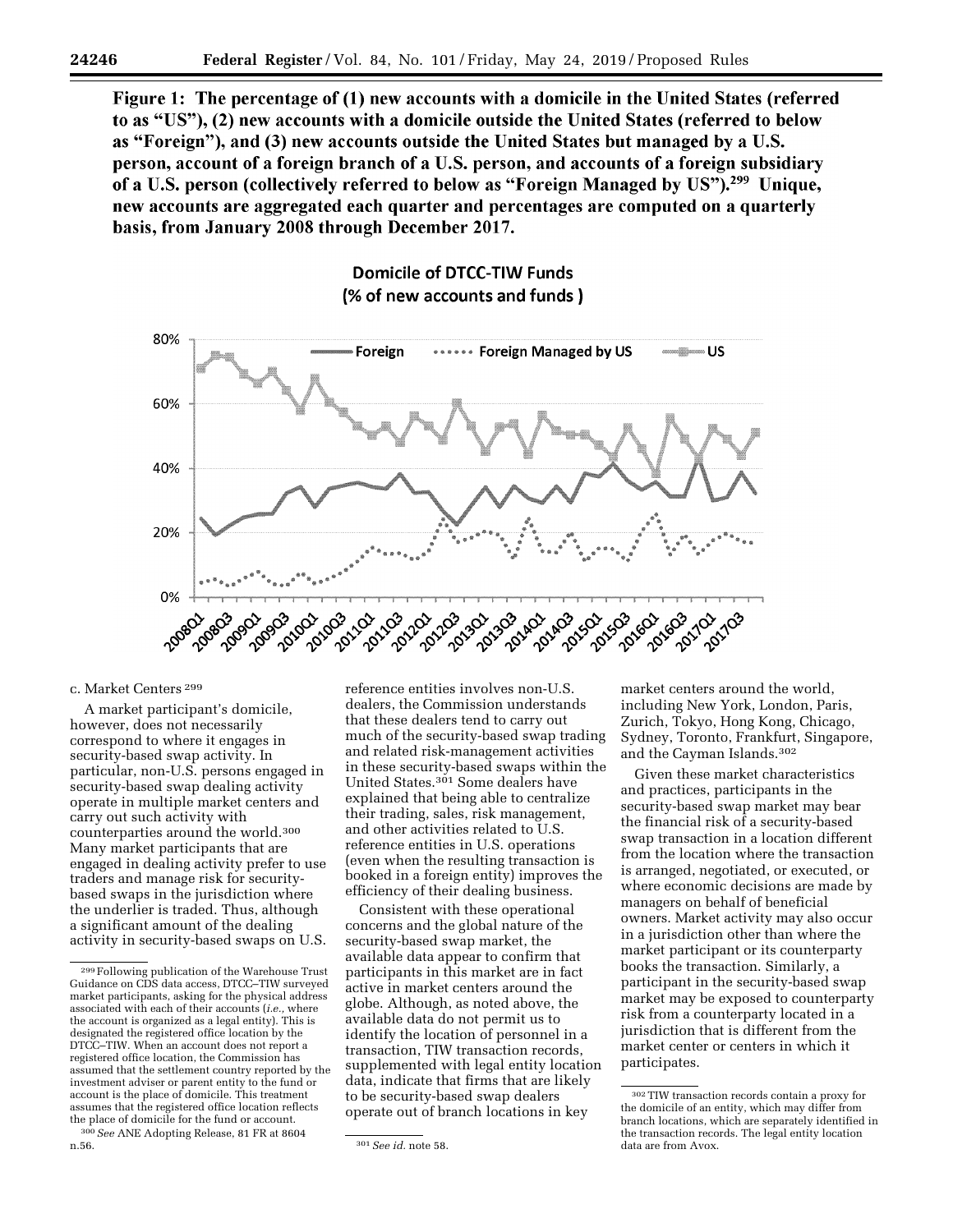**Figure 1: The percentage of (1) new accounts with a domicile in the United States (referred to as "US"), (2) new accounts with a domicile outside the United States (referred to below as "Foreign"), and (3) new accounts outside the United States but managed by a U.S. person, account of a foreign branch of a U.S. person, and accounts of a foreign subsidiary of a U.S. person (collectively referred to below as "Foreign Managed by US").[299] Unique, new accounts are aggregated each quarter and percentages are computed on a quarterly basis, from January 2008 through December 2017.**

c. Market Centers [299]

A market participant's domicile, however, does not necessarily correspond to where it engages in security-based swap activity. In particular, non-U.S. persons engaged in security-based swap dealing activity operate in multiple market centers and carry out such activity with counterparties around the world.[300] Many market participants that are engaged in dealing activity prefer to use traders and manage risk for security-based swaps in the jurisdiction where the underlier is traded. Thus, although a significant amount of the dealing activity in security-based swaps on U.S. reference entities involves non-U.S. dealers, the Commission understands that these dealers tend to carry out much of the security-based swap trading and related risk-management activities in these security-based swaps within the United States.[301] Some dealers have explained that being able to centralize their trading, sales, risk management, and other activities related to U.S. reference entities in U.S. operations (even when the resulting transaction is booked in a foreign entity) improves the efficiency of their dealing business.

Consistent with these operational concerns and the global nature of the security-based swap market, the available data appear to confirm that participants in this market are in fact active in market centers around the globe. Although, as noted above, the available data do not permit us to identify the location of personnel in a transaction, TIW transaction records, supplemented with legal entity location data, indicate that firms that are likely to be security-based swap dealers operate out of branch locations in key market centers around the world, including New York, London, Paris, Zurich, Tokyo, Hong Kong, Chicago, Sydney, Toronto, Frankfurt, Singapore, and the Cayman Islands.[302]

Given these market characteristics and practices, participants in the security-based swap market may bear the financial risk of a security-based swap transaction in a location different from the location where the transaction is arranged, negotiated, or executed, or where economic decisions are made by managers on behalf of beneficial owners. Market activity may also occur in a jurisdiction other than where the market participant or its counterparty books the transaction. Similarly, a participant in the security-based swap market may be exposed to counterparty risk from a counterparty located in a jurisdiction that is different from the market center or centers in which it participates.

---

[299] Following publication of the Warehouse Trust Guidance on CDS data access, DTCC–TIW surveyed market participants, asking for the physical address associated with each of their accounts (*i.e.*, where the account is organized as a legal entity). This is designated the registered office location by the DTCC–TIW. When an account does not report a registered office location, the Commission has assumed that the settlement country reported by the investment adviser or parent entity to the fund or account is the place of domicile. This treatment assumes that the registered office location reflects the place of domicile for the fund or account.

[300] *See* ANE Adopting Release, 81 FR at 8604 n.56.

[301] *See id.* note 58.

[302] TIW transaction records contain a proxy for the domicile of an entity, which may differ from branch locations, which are separately identified in the transaction records. The legal entity location data are from Avox.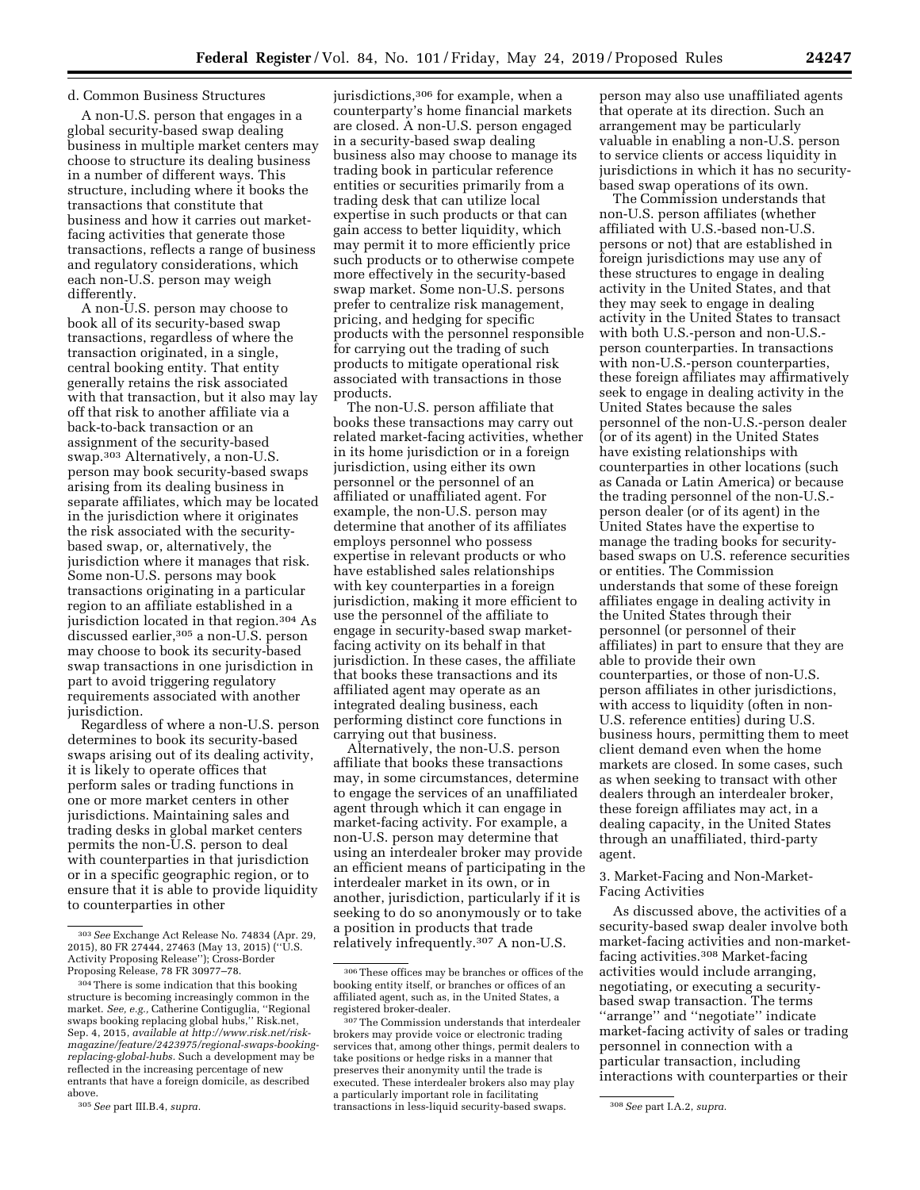d. Common Business Structures

A non-U.S. person that engages in a global security-based swap dealing business in multiple market centers may choose to structure its dealing business in a number of different ways. This structure, including where it books the transactions that constitute that business and how it carries out market-facing activities that generate those transactions, reflects a range of business and regulatory considerations, which each non-U.S. person may weigh differently.

A non-U.S. person may choose to book all of its security-based swap transactions, regardless of where the transaction originated, in a single, central booking entity. That entity generally retains the risk associated with that transaction, but it also may lay off that risk to another affiliate via a back-to-back transaction or an assignment of the security-based swap.[303] Alternatively, a non-U.S. person may book security-based swaps arising from its dealing business in separate affiliates, which may be located in the jurisdiction where it originates the risk associated with the security-based swap, or, alternatively, the jurisdiction where it manages that risk. Some non-U.S. persons may book transactions originating in a particular region to an affiliate established in a jurisdiction located in that region.[304] As discussed earlier,[305] a non-U.S. person may choose to book its security-based swap transactions in one jurisdiction in part to avoid triggering regulatory requirements associated with another jurisdiction.

Regardless of where a non-U.S. person determines to book its security-based swaps arising out of its dealing activity, it is likely to operate offices that perform sales or trading functions in one or more market centers in other jurisdictions. Maintaining sales and trading desks in global market centers permits the non-U.S. person to deal with counterparties in that jurisdiction or in a specific geographic region, or to ensure that it is able to provide liquidity to counterparties in other jurisdictions,[306] for example, when a counterparty's home financial markets are closed. A non-U.S. person engaged in a security-based swap dealing business also may choose to manage its trading book in particular reference entities or securities primarily from a trading desk that can utilize local expertise in such products or that can gain access to better liquidity, which may permit it to more efficiently price such products or to otherwise compete more effectively in the security-based swap market. Some non-U.S. persons prefer to centralize risk management, pricing, and hedging for specific products with the personnel responsible for carrying out the trading of such products to mitigate operational risk associated with transactions in those products.

The non-U.S. person affiliate that books these transactions may carry out related market-facing activities, whether in its home jurisdiction or in a foreign jurisdiction, using either its own personnel or the personnel of an affiliated or unaffiliated agent. For example, the non-U.S. person may determine that another of its affiliates employs personnel who possess expertise in relevant products or who have established sales relationships with key counterparties in a foreign jurisdiction, making it more efficient to use the personnel of the affiliate to engage in security-based swap market-facing activity on its behalf in that jurisdiction. In these cases, the affiliate that books these transactions and its affiliated agent may operate as an integrated dealing business, each performing distinct core functions in carrying out that business.

Alternatively, the non-U.S. person affiliate that books these transactions may, in some circumstances, determine to engage the services of an unaffiliated agent through which it can engage in market-facing activity. For example, a non-U.S. person may determine that using an interdealer broker may provide an efficient means of participating in the interdealer market in its own, or in another, jurisdiction, particularly if it is seeking to do so anonymously or to take a position in products that trade relatively infrequently.[307] A non-U.S. person may also use unaffiliated agents that operate at its direction. Such an arrangement may be particularly valuable in enabling a non-U.S. person to service clients or access liquidity in jurisdictions in which it has no security-based swap operations of its own.

The Commission understands that non-U.S. person affiliates (whether affiliated with U.S.-based non-U.S. persons or not) that are established in foreign jurisdictions may use any of these structures to engage in dealing activity in the United States, and that they may seek to engage in dealing activity in the United States to transact with both U.S.-person and non-U.S.-person counterparties. In transactions with non-U.S.-person counterparties, these foreign affiliates may affirmatively seek to engage in dealing activity in the United States because the sales personnel of the non-U.S.-person dealer (or of its agent) in the United States have existing relationships with counterparties in other locations (such as Canada or Latin America) or because the trading personnel of the non-U.S.-person dealer (or of its agent) in the United States have the expertise to manage the trading books for security-based swaps on U.S. reference securities or entities. The Commission understands that some of these foreign affiliates engage in dealing activity in the United States through their personnel (or personnel of their affiliates) in part to ensure that they are able to provide their own counterparties, or those of non-U.S. person affiliates in other jurisdictions, with access to liquidity (often in non-U.S. reference entities) during U.S. business hours, permitting them to meet client demand even when the home markets are closed. In some cases, such as when seeking to transact with other dealers through an interdealer broker, these foreign affiliates may act, in a dealing capacity, in the United States through an unaffiliated, third-party agent.

3. Market-Facing and Non-Market-Facing Activities

As discussed above, the activities of a security-based swap dealer involve both market-facing activities and non-market-facing activities.[308] Market-facing activities would include arranging, negotiating, or executing a security-based swap transaction. The terms ''arrange'' and ''negotiate'' indicate market-facing activity of sales or trading personnel in connection with a particular transaction, including interactions with counterparties or their

---

[303] *See* Exchange Act Release No. 74834 (Apr. 29, 2015), 80 FR 27444, 27463 (May 13, 2015) (''U.S. Activity Proposing Release''); Cross-Border Proposing Release, 78 FR 30977–78.

[304] There is some indication that this booking structure is becoming increasingly common in the market. *See, e.g.,* Catherine Contiguglia, ''Regional swaps booking replacing global hubs,'' Risk.net, Sep. 4, 2015, *available at http://www.risk.net/risk-magazine/feature/2423975/regional-swaps-booking-replacing-global-hubs.* Such a development may be reflected in the increasing percentage of new entrants that have a foreign domicile, as described above.

[305] *See* part III.B.4, *supra.*

[306] These offices may be branches or offices of the booking entity itself, or branches or offices of an affiliated agent, such as, in the United States, a registered broker-dealer.

[307] The Commission understands that interdealer brokers may provide voice or electronic trading services that, among other things, permit dealers to take positions or hedge risks in a manner that preserves their anonymity until the trade is executed. These interdealer brokers also may play a particularly important role in facilitating transactions in less-liquid security-based swaps.

[308] *See* part I.A.2, *supra.*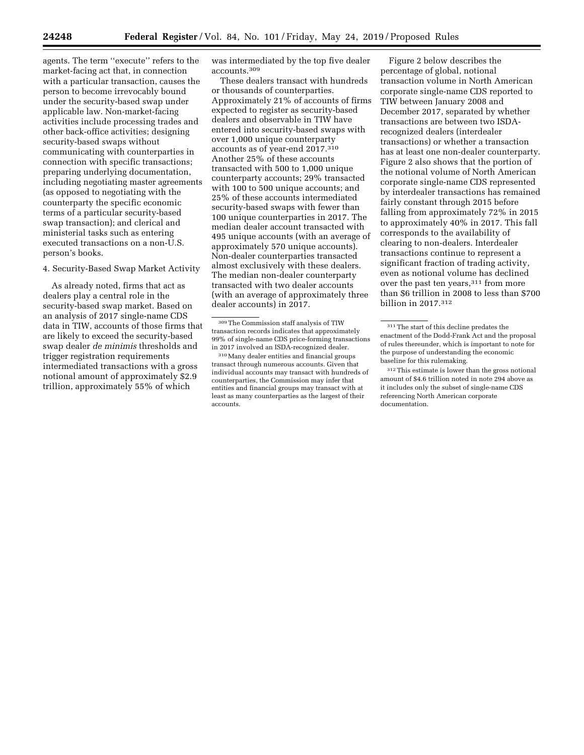agents. The term ''execute'' refers to the market-facing act that, in connection with a particular transaction, causes the person to become irrevocably bound under the security-based swap under applicable law. Non-market-facing activities include processing trades and other back-office activities; designing security-based swaps without communicating with counterparties in connection with specific transactions; preparing underlying documentation, including negotiating master agreements (as opposed to negotiating with the counterparty the specific economic terms of a particular security-based swap transaction); and clerical and ministerial tasks such as entering executed transactions on a non-U.S. person's books.

4. Security-Based Swap Market Activity

As already noted, firms that act as dealers play a central role in the security-based swap market. Based on an analysis of 2017 single-name CDS data in TIW, accounts of those firms that are likely to exceed the security-based swap dealer *de minimis* thresholds and trigger registration requirements intermediated transactions with a gross notional amount of approximately $2.9 trillion, approximately 55% of which was intermediated by the top five dealer accounts.[309]

These dealers transact with hundreds or thousands of counterparties. Approximately 21% of accounts of firms expected to register as security-based dealers and observable in TIW have entered into security-based swaps with over 1,000 unique counterparty accounts as of year-end 2017.[310] Another 25% of these accounts transacted with 500 to 1,000 unique counterparty accounts; 29% transacted with 100 to 500 unique accounts; and 25% of these accounts intermediated security-based swaps with fewer than 100 unique counterparties in 2017. The median dealer account transacted with 495 unique accounts (with an average of approximately 570 unique accounts). Non-dealer counterparties transacted almost exclusively with these dealers. The median non-dealer counterparty transacted with two dealer accounts (with an average of approximately three dealer accounts) in 2017.

Figure 2 below describes the percentage of global, notional transaction volume in North American corporate single-name CDS reported to TIW between January 2008 and December 2017, separated by whether transactions are between two ISDA-recognized dealers (interdealer transactions) or whether a transaction has at least one non-dealer counterparty. Figure 2 also shows that the portion of the notional volume of North American corporate single-name CDS represented by interdealer transactions has remained fairly constant through 2015 before falling from approximately 72% in 2015 to approximately 40% in 2017. This fall corresponds to the availability of clearing to non-dealers. Interdealer transactions continue to represent a significant fraction of trading activity, even as notional volume has declined over the past ten years,[311] from more than $6 trillion in 2008 to less than $700 billion in 2017.[312]

---

[309] The Commission staff analysis of TIW transaction records indicates that approximately 99% of single-name CDS price-forming transactions in 2017 involved an ISDA-recognized dealer.

[310] Many dealer entities and financial groups transact through numerous accounts. Given that individual accounts may transact with hundreds of counterparties, the Commission may infer that entities and financial groups may transact with at least as many counterparties as the largest of their accounts.

[311] The start of this decline predates the enactment of the Dodd-Frank Act and the proposal of rules thereunder, which is important to note for the purpose of understanding the economic baseline for this rulemaking.

[312] This estimate is lower than the gross notional amount of $4.6 trillion noted in note 294 above as it includes only the subset of single-name CDS referencing North American corporate documentation.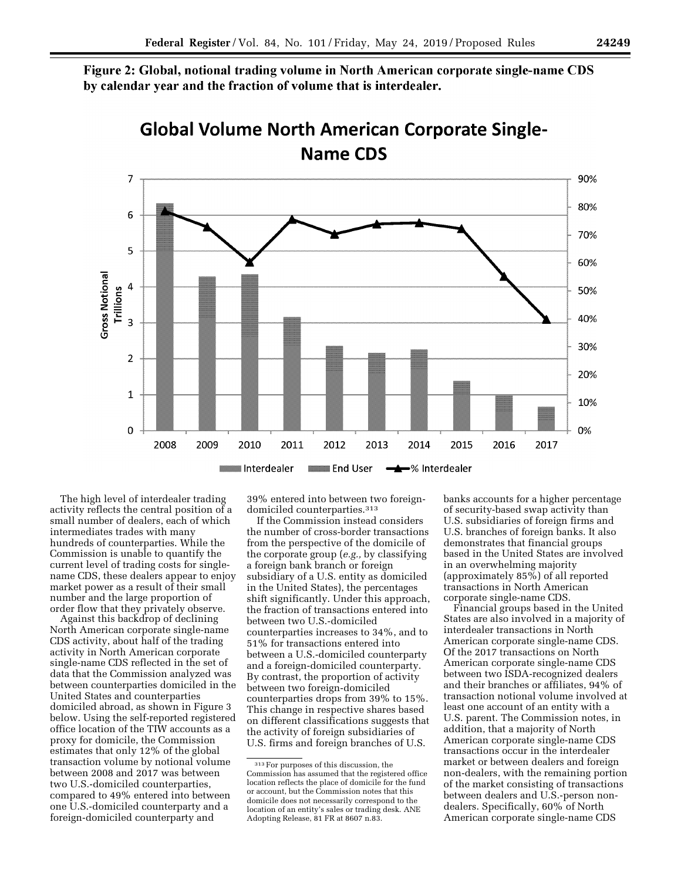**Figure 2: Global, notional trading volume in North American corporate single-name CDS by calendar year and the fraction of volume that is interdealer.**

The high level of interdealer trading activity reflects the central position of a small number of dealers, each of which intermediates trades with many hundreds of counterparties. While the Commission is unable to quantify the current level of trading costs for single-name CDS, these dealers appear to enjoy market power as a result of their small number and the large proportion of order flow that they privately observe.

Against this backdrop of declining North American corporate single-name CDS activity, about half of the trading activity in North American corporate single-name CDS reflected in the set of data that the Commission analyzed was between counterparties domiciled in the United States and counterparties domiciled abroad, as shown in Figure 3 below. Using the self-reported registered office location of the TIW accounts as a proxy for domicile, the Commission estimates that only 12% of the global transaction volume by notional volume between 2008 and 2017 was between two U.S.-domiciled counterparties, compared to 49% entered into between one U.S.-domiciled counterparty and a foreign-domiciled counterparty and 39% entered into between two foreign-domiciled counterparties.[313]

If the Commission instead considers the number of cross-border transactions from the perspective of the domicile of the corporate group (*e.g.,* by classifying a foreign bank branch or foreign subsidiary of a U.S. entity as domiciled in the United States), the percentages shift significantly. Under this approach, the fraction of transactions entered into between two U.S.-domiciled counterparties increases to 34%, and to 51% for transactions entered into between a U.S.-domiciled counterparty and a foreign-domiciled counterparty. By contrast, the proportion of activity between two foreign-domiciled counterparties drops from 39% to 15%. This change in respective shares based on different classifications suggests that the activity of foreign subsidiaries of U.S. firms and foreign branches of U.S. banks accounts for a higher percentage of security-based swap activity than U.S. subsidiaries of foreign firms and U.S. branches of foreign banks. It also demonstrates that financial groups based in the United States are involved in an overwhelming majority (approximately 85%) of all reported transactions in North American corporate single-name CDS.

Financial groups based in the United States are also involved in a majority of interdealer transactions in North American corporate single-name CDS. Of the 2017 transactions on North American corporate single-name CDS between two ISDA-recognized dealers and their branches or affiliates, 94% of transaction notional volume involved at least one account of an entity with a U.S. parent. The Commission notes, in addition, that a majority of North American corporate single-name CDS transactions occur in the interdealer market or between dealers and foreign non-dealers, with the remaining portion of the market consisting of transactions between dealers and U.S.-person non-dealers. Specifically, 60% of North American corporate single-name CDS

[313] For purposes of this discussion, the Commission has assumed that the registered office location reflects the place of domicile for the fund or account, but the Commission notes that this domicile does not necessarily correspond to the location of an entity's sales or trading desk. ANE Adopting Release, 81 FR at 8607 n.83.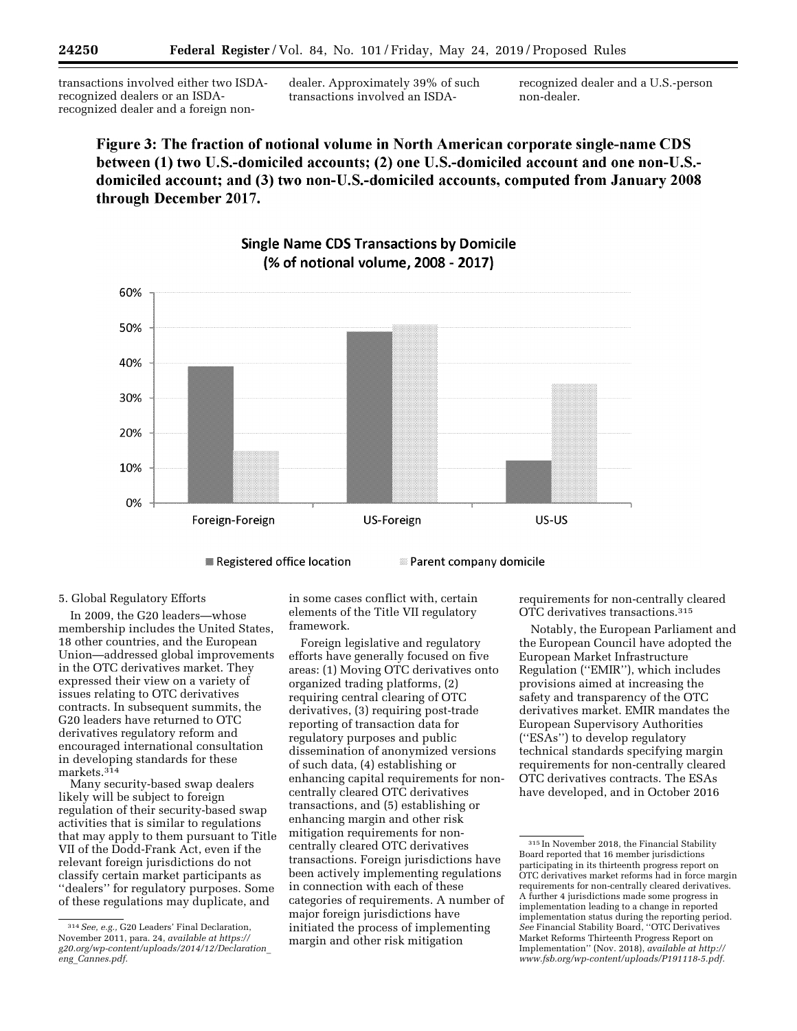transactions involved either two ISDA-recognized dealers or an ISDA-recognized dealer and a foreign non-dealer. Approximately 39% of such transactions involved an ISDA-recognized dealer and a U.S.-person non-dealer.

**Figure 3: The fraction of notional volume in North American corporate single-name CDS between (1) two U.S.-domiciled accounts; (2) one U.S.-domiciled account and one non-U.S.-domiciled account; and (3) two non-U.S.-domiciled accounts, computed from January 2008 through December 2017.**

Single Name CDS Transactions by Domicile (% of notional volume, 2008 - 2017)

| | Registered office location | Parent company domicile |
|---|---|---|
| Foreign-Foreign | 39% | 15% |
| US-Foreign | 49% | 51% |
| US-US | 12% | 34% |

### 5. Global Regulatory Efforts

In 2009, the G20 leaders—whose membership includes the United States, 18 other countries, and the European Union—addressed global improvements in the OTC derivatives market. They expressed their view on a variety of issues relating to OTC derivatives contracts. In subsequent summits, the G20 leaders have returned to OTC derivatives regulatory reform and encouraged international consultation in developing standards for these markets.[314]

Many security-based swap dealers likely will be subject to foreign regulation of their security-based swap activities that is similar to regulations that may apply to them pursuant to Title VII of the Dodd-Frank Act, even if the relevant foreign jurisdictions do not classify certain market participants as ''dealers'' for regulatory purposes. Some of these regulations may duplicate, and in some cases conflict with, certain elements of the Title VII regulatory framework.

Foreign legislative and regulatory efforts have generally focused on five areas: (1) Moving OTC derivatives onto organized trading platforms, (2) requiring central clearing of OTC derivatives, (3) requiring post-trade reporting of transaction data for regulatory purposes and public dissemination of anonymized versions of such data, (4) establishing or enhancing capital requirements for non-centrally cleared OTC derivatives transactions, and (5) establishing or enhancing margin and other risk mitigation requirements for non-centrally cleared OTC derivatives transactions. Foreign jurisdictions have been actively implementing regulations in connection with each of these categories of requirements. A number of major foreign jurisdictions have initiated the process of implementing margin and other risk mitigation requirements for non-centrally cleared OTC derivatives transactions.[315]

Notably, the European Parliament and the European Council have adopted the European Market Infrastructure Regulation (''EMIR''), which includes provisions aimed at increasing the safety and transparency of the OTC derivatives market. EMIR mandates the European Supervisory Authorities (''ESAs'') to develop regulatory technical standards specifying margin requirements for non-centrally cleared OTC derivatives contracts. The ESAs have developed, and in October 2016

---

[314] *See, e.g.,* G20 Leaders' Final Declaration, November 2011, para. 24, *available at https://g20.org/wp-content/uploads/2014/12/Declaration_eng_Cannes.pdf.*

[315] In November 2018, the Financial Stability Board reported that 16 member jurisdictions participating in its thirteenth progress report on OTC derivatives market reforms had in force margin requirements for non-centrally cleared derivatives. A further 4 jurisdictions made some progress in implementation leading to a change in reported implementation status during the reporting period. *See* Financial Stability Board, ''OTC Derivatives Market Reforms Thirteenth Progress Report on Implementation'' (Nov. 2018), *available at http://www.fsb.org/wp-content/uploads/P191118-5.pdf.*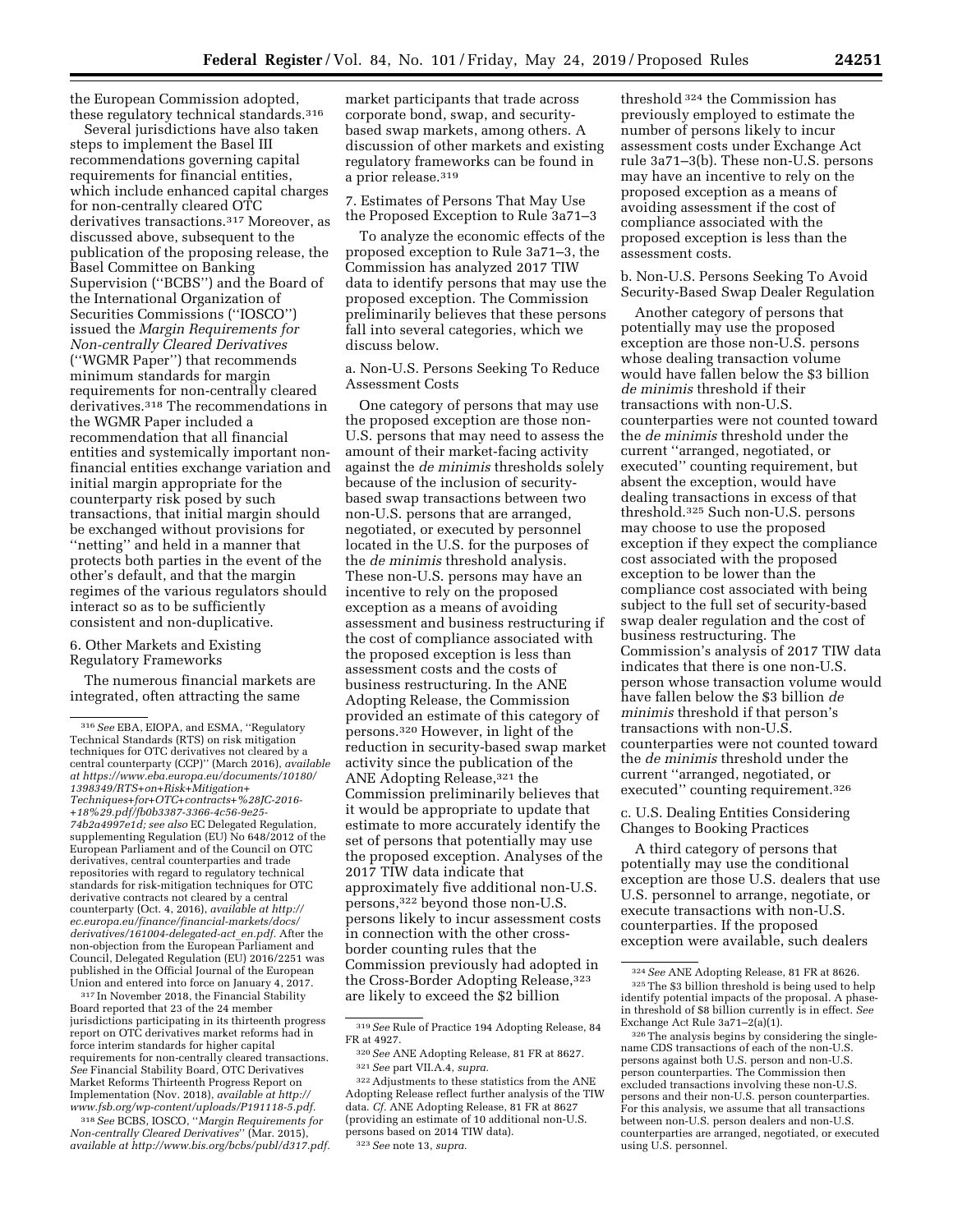the European Commission adopted, these regulatory technical standards.[316]

Several jurisdictions have also taken steps to implement the Basel III recommendations governing capital requirements for financial entities, which include enhanced capital charges for non-centrally cleared OTC derivatives transactions.[317] Moreover, as discussed above, subsequent to the publication of the proposing release, the Basel Committee on Banking Supervision (''BCBS'') and the Board of the International Organization of Securities Commissions (''IOSCO'') issued the *Margin Requirements for Non-centrally Cleared Derivatives* (''WGMR Paper'') that recommends minimum standards for margin requirements for non-centrally cleared derivatives.[318] The recommendations in the WGMR Paper included a recommendation that all financial entities and systemically important non-financial entities exchange variation and initial margin appropriate for the counterparty risk posed by such transactions, that initial margin should be exchanged without provisions for ''netting'' and held in a manner that protects both parties in the event of the other's default, and that the margin regimes of the various regulators should interact so as to be sufficiently consistent and non-duplicative.

6. Other Markets and Existing Regulatory Frameworks

The numerous financial markets are integrated, often attracting the same market participants that trade across corporate bond, swap, and security-based swap markets, among others. A discussion of other markets and existing regulatory frameworks can be found in a prior release.[319]

7. Estimates of Persons That May Use the Proposed Exception to Rule 3a71–3

To analyze the economic effects of the proposed exception to Rule 3a71–3, the Commission has analyzed 2017 TIW data to identify persons that may use the proposed exception. The Commission preliminarily believes that these persons fall into several categories, which we discuss below.

a. Non-U.S. Persons Seeking To Reduce Assessment Costs

One category of persons that may use the proposed exception are those non-U.S. persons that may need to assess the amount of their market-facing activity against the *de minimis* thresholds solely because of the inclusion of security-based swap transactions between two non-U.S. persons that are arranged, negotiated, or executed by personnel located in the U.S. for the purposes of the *de minimis* threshold analysis. These non-U.S. persons may have an incentive to rely on the proposed exception as a means of avoiding assessment and business restructuring if the cost of compliance associated with the proposed exception is less than assessment costs and the costs of business restructuring. In the ANE Adopting Release, the Commission provided an estimate of this category of persons.[320] However, in light of the reduction in security-based swap market activity since the publication of the ANE Adopting Release,[321] the Commission preliminarily believes that it would be appropriate to update that estimate to more accurately identify the set of persons that potentially may use the proposed exception. Analyses of the 2017 TIW data indicate that approximately five additional non-U.S. persons,[322] beyond those non-U.S. persons likely to incur assessment costs in connection with the other cross-border counting rules that the Commission previously had adopted in the Cross-Border Adopting Release,[323] are likely to exceed the $2 billion threshold[324] the Commission has previously employed to estimate the number of persons likely to incur assessment costs under Exchange Act rule 3a71–3(b). These non-U.S. persons may have an incentive to rely on the proposed exception as a means of avoiding assessment if the cost of compliance associated with the proposed exception is less than the assessment costs.

b. Non-U.S. Persons Seeking To Avoid Security-Based Swap Dealer Regulation

Another category of persons that potentially may use the proposed exception are those non-U.S. persons whose dealing transaction volume would have fallen below the $3 billion *de minimis* threshold if their transactions with non-U.S. counterparties were not counted toward the *de minimis* threshold under the current ''arranged, negotiated, or executed'' counting requirement, but absent the exception, would have dealing transactions in excess of that threshold.[325] Such non-U.S. persons may choose to use the proposed exception if they expect the compliance cost associated with the proposed exception to be lower than the compliance cost associated with being subject to the full set of security-based swap dealer regulation and the cost of business restructuring. The Commission's analysis of 2017 TIW data indicates that there is one non-U.S. person whose transaction volume would have fallen below the $3 billion *de minimis* threshold if that person's transactions with non-U.S. counterparties were not counted toward the *de minimis* threshold under the current ''arranged, negotiated, or executed'' counting requirement.[326]

c. U.S. Dealing Entities Considering Changes to Booking Practices

A third category of persons that potentially may use the conditional exception are those U.S. dealers that use U.S. personnel to arrange, negotiate, or execute transactions with non-U.S. counterparties. If the proposed exception were available, such dealers

---

[316] *See* EBA, EIOPA, and ESMA, ''Regulatory Technical Standards (RTS) on risk mitigation techniques for OTC derivatives not cleared by a central counterparty (CCP)'' (March 2016), *available at https://www.eba.europa.eu/documents/10180/1398349/RTS+on+Risk+Mitigation+Techniques+for+OTC+contracts+%28JC-2016-+18%29.pdf/fb0b3387-3366-4c56-9e25-74b2a4997e1d; see also* EC Delegated Regulation, supplementing Regulation (EU) No 648/2012 of the European Parliament and of the Council on OTC derivatives, central counterparties and trade repositories with regard to regulatory technical standards for risk-mitigation techniques for OTC derivative contracts not cleared by a central counterparty (Oct. 4, 2016), *available at http://ec.europa.eu/finance/financial-markets/docs/derivatives/161004-delegated-act_en.pdf*. After the non-objection from the European Parliament and Council, Delegated Regulation (EU) 2016/2251 was published in the Official Journal of the European Union and entered into force on January 4, 2017.

[317] In November 2018, the Financial Stability Board reported that 23 of the 24 member jurisdictions participating in its thirteenth progress report on OTC derivatives market reforms had in force interim standards for higher capital requirements for non-centrally cleared transactions. *See* Financial Stability Board, OTC Derivatives Market Reforms Thirteenth Progress Report on Implementation (Nov. 2018), *available at http://www.fsb.org/wp-content/uploads/P191118-5.pdf*.

[318] *See* BCBS, IOSCO, ''*Margin Requirements for Non-centrally Cleared Derivatives*'' (Mar. 2015), *available at http://www.bis.org/bcbs/publ/d317.pdf*.

[319] *See* Rule of Practice 194 Adopting Release, 84 FR at 4927.

[320] *See* ANE Adopting Release, 81 FR at 8627.

[321] *See* part VII.A.4, *supra.*

[322] Adjustments to these statistics from the ANE Adopting Release reflect further analysis of the TIW data. *Cf.* ANE Adopting Release, 81 FR at 8627 (providing an estimate of 10 additional non-U.S. persons based on 2014 TIW data).

[323] *See* note 13, *supra.*

[324] *See* ANE Adopting Release, 81 FR at 8626.

[325] The $3 billion threshold is being used to help identify potential impacts of the proposal. A phase-in threshold of $8 billion currently is in effect. *See* Exchange Act Rule 3a71–2(a)(1).

[326] The analysis begins by considering the single-name CDS transactions of each of the non-U.S. persons against both U.S. person and non-U.S. person counterparties. The Commission then excluded transactions involving these non-U.S. persons and their non-U.S. person counterparties. For this analysis, we assume that all transactions between non-U.S. person dealers and non-U.S. counterparties are arranged, negotiated, or executed using U.S. personnel.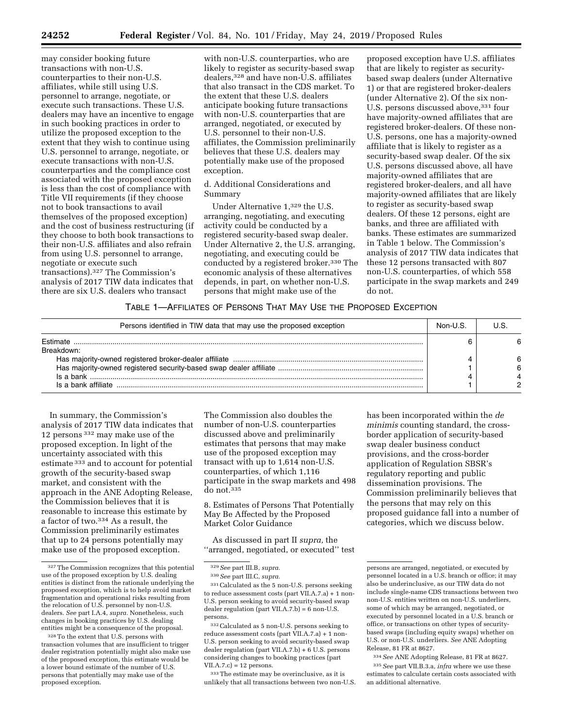may consider booking future transactions with non-U.S. counterparties to their non-U.S. affiliates, while still using U.S. personnel to arrange, negotiate, or execute such transactions. These U.S. dealers may have an incentive to engage in such booking practices in order to utilize the proposed exception to the extent that they wish to continue using U.S. personnel to arrange, negotiate, or execute transactions with non-U.S. counterparties and the compliance cost associated with the proposed exception is less than the cost of compliance with Title VII requirements (if they choose not to book transactions to avail themselves of the proposed exception) and the cost of business restructuring (if they choose to both book transactions to their non-U.S. affiliates and also refrain from using U.S. personnel to arrange, negotiate or execute such transactions).[327] The Commission's analysis of 2017 TIW data indicates that there are six U.S. dealers who transact with non-U.S. counterparties, who are likely to register as security-based swap dealers,[328] and have non-U.S. affiliates that also transact in the CDS market. To the extent that these U.S. dealers anticipate booking future transactions with non-U.S. counterparties that are arranged, negotiated, or executed by U.S. personnel to their non-U.S. affiliates, the Commission preliminarily believes that these U.S. dealers may potentially make use of the proposed exception.

d. Additional Considerations and Summary

Under Alternative 1,[329] the U.S. arranging, negotiating, and executing activity could be conducted by a registered security-based swap dealer. Under Alternative 2, the U.S. arranging, negotiating, and executing could be conducted by a registered broker.[330] The economic analysis of these alternatives depends, in part, on whether non-U.S. persons that might make use of the proposed exception have U.S. affiliates that are likely to register as security-based swap dealers (under Alternative 1) or that are registered broker-dealers (under Alternative 2). Of the six non-U.S. persons discussed above,[331] four have majority-owned affiliates that are registered broker-dealers. Of these non-U.S. persons, one has a majority-owned affiliate that is likely to register as a security-based swap dealer. Of the six U.S. persons discussed above, all have majority-owned affiliates that are registered broker-dealers, and all have majority-owned affiliates that are likely to register as security-based swap dealers. Of these 12 persons, eight are banks, and three are affiliated with banks. These estimates are summarized in Table 1 below. The Commission's analysis of 2017 TIW data indicates that these 12 persons transacted with 807 non-U.S. counterparties, of which 558 participate in the swap markets and 249 do not.

TABLE 1—AFFILIATES OF PERSONS THAT MAY USE THE PROPOSED EXCEPTION

| Persons identified in TIW data that may use the proposed exception | Non-U.S. | U.S. |
|---|---|---|
| Estimate | 6 | 6 |
| Breakdown: | | |
| Has majority-owned registered broker-dealer affiliate | 4 | 6 |
| Has majority-owned registered security-based swap dealer affiliate | 1 | 6 |
| Is a bank | 4 | 4 |
| Is a bank affiliate | 1 | 2 |

In summary, the Commission's analysis of 2017 TIW data indicates that 12 persons[332] may make use of the proposed exception. In light of the uncertainty associated with this estimate[333] and to account for potential growth of the security-based swap market, and consistent with the approach in the ANE Adopting Release, the Commission believes that it is reasonable to increase this estimate by a factor of two.[334] As a result, the Commission preliminarily estimates that up to 24 persons potentially may make use of the proposed exception. The Commission also doubles the number of non-U.S. counterparties discussed above and preliminarily estimates that persons that may make use of the proposed exception may transact with up to 1,614 non-U.S. counterparties, of which 1,116 participate in the swap markets and 498 do not.[335]

8. Estimates of Persons That Potentially May Be Affected by the Proposed Market Color Guidance

As discussed in part II *supra,* the ''arranged, negotiated, or executed'' test has been incorporated within the *de minimis* counting standard, the cross-border application of security-based swap dealer business conduct provisions, and the cross-border application of Regulation SBSR's regulatory reporting and public dissemination provisions. The Commission preliminarily believes that the persons that may rely on this proposed guidance fall into a number of categories, which we discuss below.

[327] The Commission recognizes that this potential use of the proposed exception by U.S. dealing entities is distinct from the rationale underlying the proposed exception, which is to help avoid market fragmentation and operational risks resulting from the relocation of U.S. personnel by non-U.S. dealers. *See* part I.A.4, *supra.* Nonetheless, such changes in booking practices by U.S. dealing entities might be a consequence of the proposal.

[328] To the extent that U.S. persons with transaction volumes that are insufficient to trigger dealer registration potentially might also make use of the proposed exception, this estimate would be a lower bound estimate of the number of U.S. persons that potentially may make use of the proposed exception.

[329] *See* part III.B, *supra.*

[330] *See* part III.C, *supra.*

[331] Calculated as the 5 non-U.S. persons seeking to reduce assessment costs (part VII.A.7.a) + 1 non-U.S. person seeking to avoid security-based swap dealer regulation (part VII.A.7.b) = 6 non-U.S. persons.

[332] Calculated as 5 non-U.S. persons seeking to reduce assessment costs (part VII.A.7.a) + 1 non-U.S. person seeking to avoid security-based swap dealer regulation (part VII.A.7.b) + 6 U.S. persons considering changes to booking practices (part VII.A.7.c) = 12 persons.

[333] The estimate may be overinclusive, as it is unlikely that all transactions between two non-U.S. persons are arranged, negotiated, or executed by personnel located in a U.S. branch or office; it may also be underinclusive, as our TIW data do not include single-name CDS transactions between two non-U.S. entities written on non-U.S. underliers, some of which may be arranged, negotiated, or executed by personnel located in a U.S. branch or office, or transactions on other types of security-based swaps (including equity swaps) whether on U.S. or non-U.S. underliers. *See* ANE Adopting Release, 81 FR at 8627.

[334] *See* ANE Adopting Release, 81 FR at 8627.

[335] *See* part VII.B.3.a, *infra* where we use these estimates to calculate certain costs associated with an additional alternative.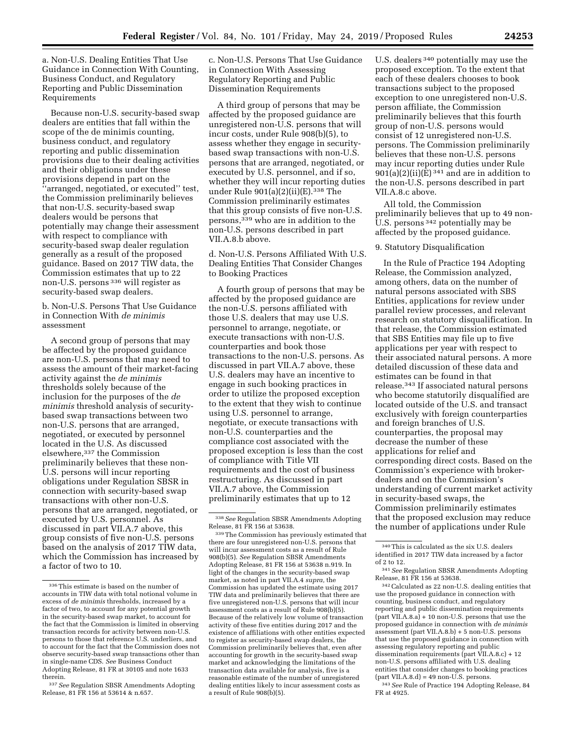a. Non-U.S. Dealing Entities That Use Guidance in Connection With Counting, Business Conduct, and Regulatory Reporting and Public Dissemination Requirements

Because non-U.S. security-based swap dealers are entities that fall within the scope of the de minimis counting, business conduct, and regulatory reporting and public dissemination provisions due to their dealing activities and their obligations under these provisions depend in part on the ''arranged, negotiated, or executed'' test, the Commission preliminarily believes that non-U.S. security-based swap dealers would be persons that potentially may change their assessment with respect to compliance with security-based swap dealer regulation generally as a result of the proposed guidance. Based on 2017 TIW data, the Commission estimates that up to 22 non-U.S. persons [336] will register as security-based swap dealers.

b. Non-U.S. Persons That Use Guidance in Connection With *de minimis* assessment

A second group of persons that may be affected by the proposed guidance are non-U.S. persons that may need to assess the amount of their market-facing activity against the *de minimis* thresholds solely because of the inclusion for the purposes of the *de minimis* threshold analysis of security-based swap transactions between two non-U.S. persons that are arranged, negotiated, or executed by personnel located in the U.S. As discussed elsewhere,[337] the Commission preliminarily believes that these non-U.S. persons will incur reporting obligations under Regulation SBSR in connection with security-based swap transactions with other non-U.S. persons that are arranged, negotiated, or executed by U.S. personnel. As discussed in part VII.A.7 above, this group consists of five non-U.S. persons based on the analysis of 2017 TIW data, which the Commission has increased by a factor of two to 10.

c. Non-U.S. Persons That Use Guidance in Connection With Assessing Regulatory Reporting and Public Dissemination Requirements

A third group of persons that may be affected by the proposed guidance are unregistered non-U.S. persons that will incur costs, under Rule 908(b)(5), to assess whether they engage in security-based swap transactions with non-U.S. persons that are arranged, negotiated, or executed by U.S. personnel, and if so, whether they will incur reporting duties under Rule 901(a)(2)(ii)(E).[338] The Commission preliminarily estimates that this group consists of five non-U.S. persons,[339] who are in addition to the non-U.S. persons described in part VII.A.8.b above.

d. Non-U.S. Persons Affiliated With U.S. Dealing Entities That Consider Changes to Booking Practices

A fourth group of persons that may be affected by the proposed guidance are the non-U.S. persons affiliated with those U.S. dealers that may use U.S. personnel to arrange, negotiate, or execute transactions with non-U.S. counterparties and book those transactions to the non-U.S. persons. As discussed in part VII.A.7 above, these U.S. dealers may have an incentive to engage in such booking practices in order to utilize the proposed exception to the extent that they wish to continue using U.S. personnel to arrange, negotiate, or execute transactions with non-U.S. counterparties and the compliance cost associated with the proposed exception is less than the cost of compliance with Title VII requirements and the cost of business restructuring. As discussed in part VII.A.7 above, the Commission preliminarily estimates that up to 12 U.S. dealers [340] potentially may use the proposed exception. To the extent that each of these dealers chooses to book transactions subject to the proposed exception to one unregistered non-U.S. person affiliate, the Commission preliminarily believes that this fourth group of non-U.S. persons would consist of 12 unregistered non-U.S. persons. The Commission preliminarily believes that these non-U.S. persons may incur reporting duties under Rule 901(a)(2)(ii)(E) [341] and are in addition to the non-U.S. persons described in part VII.A.8.c above.

All told, the Commission preliminarily believes that up to 49 non-U.S. persons [342] potentially may be affected by the proposed guidance.

9. Statutory Disqualification

In the Rule of Practice 194 Adopting Release, the Commission analyzed, among others, data on the number of natural persons associated with SBS Entities, applications for review under parallel review processes, and relevant research on statutory disqualification. In that release, the Commission estimated that SBS Entities may file up to five applications per year with respect to their associated natural persons. A more detailed discussion of these data and estimates can be found in that release.[343] If associated natural persons who become statutorily disqualified are located outside of the U.S. and transact exclusively with foreign counterparties and foreign branches of U.S. counterparties, the proposal may decrease the number of these applications for relief and corresponding direct costs. Based on the Commission's experience with broker-dealers and on the Commission's understanding of current market activity in security-based swaps, the Commission preliminarily estimates that the proposed exclusion may reduce the number of applications under Rule

---

[336] This estimate is based on the number of accounts in TIW data with total notional volume in excess of *de minimis* thresholds, increased by a factor of two, to account for any potential growth in the security-based swap market, to account for the fact that the Commission is limited in observing transaction records for activity between non-U.S. persons to those that reference U.S. underliers, and to account for the fact that the Commission does not observe security-based swap transactions other than in single-name CDS. *See* Business Conduct Adopting Release, 81 FR at 30105 and note 1633 therein.

[337] *See* Regulation SBSR Amendments Adopting Release, 81 FR 156 at 53614 & n.657.

[338] *See* Regulation SBSR Amendments Adopting Release, 81 FR 156 at 53638.

[339] The Commission has previously estimated that there are four unregistered non-U.S. persons that will incur assessment costs as a result of Rule 908(b)(5). *See* Regulation SBSR Amendments Adopting Release, 81 FR 156 at 53638 n.919. In light of the changes in the security-based swap market, as noted in part VII.A.4 *supra,* the Commission has updated the estimate using 2017 TIW data and preliminarily believes that there are five unregistered non-U.S. persons that will incur assessment costs as a result of Rule 908(b)(5). Because of the relatively low volume of transaction activity of these five entities during 2017 and the existence of affiliations with other entities expected to register as security-based swap dealers, the Commission preliminarily believes that, even after accounting for growth in the security-based swap market and acknowledging the limitations of the transaction data available for analysis, five is a reasonable estimate of the number of unregistered dealing entities likely to incur assessment costs as a result of Rule 908(b)(5).

[340] This is calculated as the six U.S. dealers identified in 2017 TIW data increased by a factor of 2 to 12.

[341] *See* Regulation SBSR Amendments Adopting Release, 81 FR 156 at 53638.

[342] Calculated as 22 non-U.S. dealing entities that use the proposed guidance in connection with counting, business conduct, and regulatory reporting and public dissemination requirements (part VII.A.8.a) + 10 non-U.S. persons that use the proposed guidance in connection with *de minimis* assessment (part VII.A.8.b) + 5 non-U.S. persons that use the proposed guidance in connection with assessing regulatory reporting and public dissemination requirements (part VII.A.8.c) + 12 non-U.S. persons affiliated with U.S. dealing entities that consider changes to booking practices (part VII.A.8.d) = 49 non-U.S. persons.

[343] *See* Rule of Practice 194 Adopting Release, 84 FR at 4925.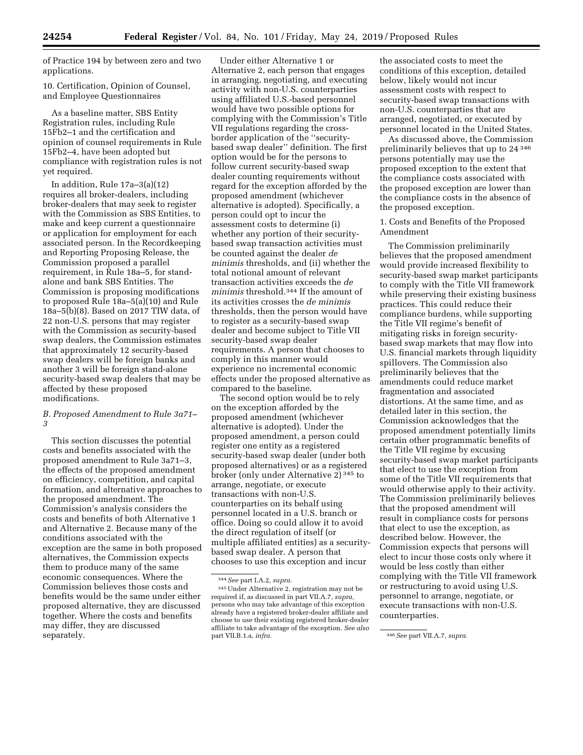of Practice 194 by between zero and two applications.

10. Certification, Opinion of Counsel, and Employee Questionnaires

As a baseline matter, SBS Entity Registration rules, including Rule 15Fb2–1 and the certification and opinion of counsel requirements in Rule 15Fb2–4, have been adopted but compliance with registration rules is not yet required.

In addition, Rule 17a–3(a)(12) requires all broker-dealers, including broker-dealers that may seek to register with the Commission as SBS Entities, to make and keep current a questionnaire or application for employment for each associated person. In the Recordkeeping and Reporting Proposing Release, the Commission proposed a parallel requirement, in Rule 18a–5, for stand-alone and bank SBS Entities. The Commission is proposing modifications to proposed Rule 18a–5(a)(10) and Rule 18a–5(b)(8). Based on 2017 TIW data, of 22 non-U.S. persons that may register with the Commission as security-based swap dealers, the Commission estimates that approximately 12 security-based swap dealers will be foreign banks and another 3 will be foreign stand-alone security-based swap dealers that may be affected by these proposed modifications.

*B. Proposed Amendment to Rule 3a71–3*

This section discusses the potential costs and benefits associated with the proposed amendment to Rule 3a71–3, the effects of the proposed amendment on efficiency, competition, and capital formation, and alternative approaches to the proposed amendment. The Commission's analysis considers the costs and benefits of both Alternative 1 and Alternative 2. Because many of the conditions associated with the exception are the same in both proposed alternatives, the Commission expects them to produce many of the same economic consequences. Where the Commission believes those costs and benefits would be the same under either proposed alternative, they are discussed together. Where the costs and benefits may differ, they are discussed separately.

Under either Alternative 1 or Alternative 2, each person that engages in arranging, negotiating, and executing activity with non-U.S. counterparties using affiliated U.S.-based personnel would have two possible options for complying with the Commission's Title VII regulations regarding the cross-border application of the "security-based swap dealer" definition. The first option would be for the persons to follow current security-based swap dealer counting requirements without regard for the exception afforded by the proposed amendment (whichever alternative is adopted). Specifically, a person could opt to incur the assessment costs to determine (i) whether any portion of their security-based swap transaction activities must be counted against the dealer *de minimis* thresholds, and (ii) whether the total notional amount of relevant transaction activities exceeds the *de minimis* threshold.[344] If the amount of its activities crosses the *de minimis* thresholds, then the person would have to register as a security-based swap dealer and become subject to Title VII security-based swap dealer requirements. A person that chooses to comply in this manner would experience no incremental economic effects under the proposed alternative as compared to the baseline.

The second option would be to rely on the exception afforded by the proposed amendment (whichever alternative is adopted). Under the proposed amendment, a person could register one entity as a registered security-based swap dealer (under both proposed alternatives) or as a registered broker (only under Alternative 2)[345] to arrange, negotiate, or execute transactions with non-U.S. counterparties on its behalf using personnel located in a U.S. branch or office. Doing so could allow it to avoid the direct regulation of itself (or multiple affiliated entities) as a security-based swap dealer. A person that chooses to use this exception and incur the associated costs to meet the conditions of this exception, detailed below, likely would not incur assessment costs with respect to security-based swap transactions with non-U.S. counterparties that are arranged, negotiated, or executed by personnel located in the United States.

As discussed above, the Commission preliminarily believes that up to 24[346] persons potentially may use the proposed exception to the extent that the compliance costs associated with the proposed exception are lower than the compliance costs in the absence of the proposed exception.

1. Costs and Benefits of the Proposed Amendment

The Commission preliminarily believes that the proposed amendment would provide increased flexibility to security-based swap market participants to comply with the Title VII framework while preserving their existing business practices. This could reduce their compliance burdens, while supporting the Title VII regime's benefit of mitigating risks in foreign security-based swap markets that may flow into U.S. financial markets through liquidity spillovers. The Commission also preliminarily believes that the amendments could reduce market fragmentation and associated distortions. At the same time, and as detailed later in this section, the Commission acknowledges that the proposed amendment potentially limits certain other programmatic benefits of the Title VII regime by excusing security-based swap market participants that elect to use the exception from some of the Title VII requirements that would otherwise apply to their activity. The Commission preliminarily believes that the proposed amendment will result in compliance costs for persons that elect to use the exception, as described below. However, the Commission expects that persons will elect to incur those costs only where it would be less costly than either complying with the Title VII framework or restructuring to avoid using U.S. personnel to arrange, negotiate, or execute transactions with non-U.S. counterparties.

[344] *See* part I.A.2, *supra.*

[345] Under Alternative 2, registration may not be required if, as discussed in part VII.A.7, *supra,* persons who may take advantage of this exception already have a registered broker-dealer affiliate and choose to use their existing registered broker-dealer affiliate to take advantage of the exception. *See also* part VII.B.1.a, *infra.*

[346] *See* part VII.A.7, *supra.*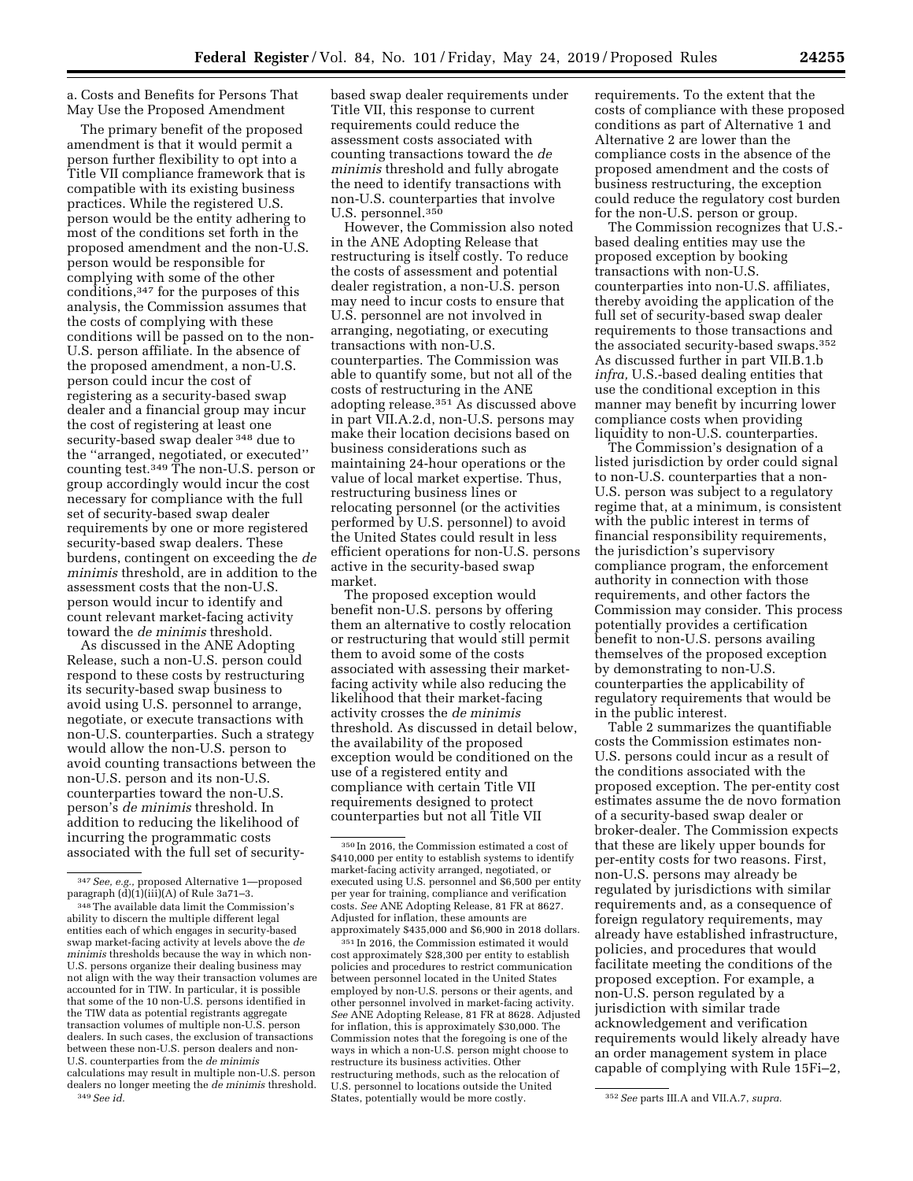a. Costs and Benefits for Persons That May Use the Proposed Amendment

The primary benefit of the proposed amendment is that it would permit a person further flexibility to opt into a Title VII compliance framework that is compatible with its existing business practices. While the registered U.S. person would be the entity adhering to most of the conditions set forth in the proposed amendment and the non-U.S. person would be responsible for complying with some of the other conditions,[347] for the purposes of this analysis, the Commission assumes that the costs of complying with these conditions will be passed on to the non-U.S. person affiliate. In the absence of the proposed amendment, a non-U.S. person could incur the cost of registering as a security-based swap dealer and a financial group may incur the cost of registering at least one security-based swap dealer[348] due to the ''arranged, negotiated, or executed'' counting test.[349] The non-U.S. person or group accordingly would incur the cost necessary for compliance with the full set of security-based swap dealer requirements by one or more registered security-based swap dealers. These burdens, contingent on exceeding the *de minimis* threshold, are in addition to the assessment costs that the non-U.S. person would incur to identify and count relevant market-facing activity toward the *de minimis* threshold.

As discussed in the ANE Adopting Release, such a non-U.S. person could respond to these costs by restructuring its security-based swap business to avoid using U.S. personnel to arrange, negotiate, or execute transactions with non-U.S. counterparties. Such a strategy would allow the non-U.S. person to avoid counting transactions between the non-U.S. person and its non-U.S. counterparties toward the non-U.S. person's *de minimis* threshold. In addition to reducing the likelihood of incurring the programmatic costs associated with the full set of security-based swap dealer requirements under Title VII, this response to current requirements could reduce the assessment costs associated with counting transactions toward the *de minimis* threshold and fully abrogate the need to identify transactions with non-U.S. counterparties that involve U.S. personnel.[350]

However, the Commission also noted in the ANE Adopting Release that restructuring is itself costly. To reduce the costs of assessment and potential dealer registration, a non-U.S. person may need to incur costs to ensure that U.S. personnel are not involved in arranging, negotiating, or executing transactions with non-U.S. counterparties. The Commission was able to quantify some, but not all of the costs of restructuring in the ANE adopting release.[351] As discussed above in part VII.A.2.d, non-U.S. persons may make their location decisions based on business considerations such as maintaining 24-hour operations or the value of local market expertise. Thus, restructuring business lines or relocating personnel (or the activities performed by U.S. personnel) to avoid the United States could result in less efficient operations for non-U.S. persons active in the security-based swap market.

The proposed exception would benefit non-U.S. persons by offering them an alternative to costly relocation or restructuring that would still permit them to avoid some of the costs associated with assessing their market-facing activity while also reducing the likelihood that their market-facing activity crosses the *de minimis* threshold. As discussed in detail below, the availability of the proposed exception would be conditioned on the use of a registered entity and compliance with certain Title VII requirements designed to protect counterparties but not all Title VII requirements. To the extent that the costs of compliance with these proposed conditions as part of Alternative 1 and Alternative 2 are lower than the compliance costs in the absence of the proposed amendment and the costs of business restructuring, the exception could reduce the regulatory cost burden for the non-U.S. person or group.

The Commission recognizes that U.S.-based dealing entities may use the proposed exception by booking transactions with non-U.S. counterparties into non-U.S. affiliates, thereby avoiding the application of the full set of security-based swap dealer requirements to those transactions and the associated security-based swaps.[352] As discussed further in part VII.B.1.b *infra,* U.S.-based dealing entities that use the conditional exception in this manner may benefit by incurring lower compliance costs when providing liquidity to non-U.S. counterparties.

The Commission's designation of a listed jurisdiction by order could signal to non-U.S. counterparties that a non-U.S. person was subject to a regulatory regime that, at a minimum, is consistent with the public interest in terms of financial responsibility requirements, the jurisdiction's supervisory compliance program, the enforcement authority in connection with those requirements, and other factors the Commission may consider. This process potentially provides a certification benefit to non-U.S. persons availing themselves of the proposed exception by demonstrating to non-U.S. counterparties the applicability of regulatory requirements that would be in the public interest.

Table 2 summarizes the quantifiable costs the Commission estimates non-U.S. persons could incur as a result of the conditions associated with the proposed exception. The per-entity cost estimates assume the de novo formation of a security-based swap dealer or broker-dealer. The Commission expects that these are likely upper bounds for per-entity costs for two reasons. First, non-U.S. persons may already be regulated by jurisdictions with similar requirements and, as a consequence of foreign regulatory requirements, may already have established infrastructure, policies, and procedures that would facilitate meeting the conditions of the proposed exception. For example, a non-U.S. person regulated by a jurisdiction with similar trade acknowledgement and verification requirements would likely already have an order management system in place capable of complying with Rule 15Fi–2,

---

[347] *See, e.g.,* proposed Alternative 1—proposed paragraph (d)(1)(iii)(A) of Rule 3a71–3.

[348] The available data limit the Commission's ability to discern the multiple different legal entities each of which engages in security-based swap market-facing activity at levels above the *de minimis* thresholds because the way in which non-U.S. persons organize their dealing business may not align with the way their transaction volumes are accounted for in TIW. In particular, it is possible that some of the 10 non-U.S. persons identified in the TIW data as potential registrants aggregate transaction volumes of multiple non-U.S. person dealers. In such cases, the exclusion of transactions between these non-U.S. person dealers and non-U.S. counterparties from the *de minimis* calculations may result in multiple non-U.S. person dealers no longer meeting the *de minimis* threshold.

[349] *See id.*

[350] In 2016, the Commission estimated a cost of $410,000 per entity to establish systems to identify market-facing activity arranged, negotiated, or executed using U.S. personnel and $6,500 per entity per year for training, compliance and verification costs. *See* ANE Adopting Release, 81 FR at 8627. Adjusted for inflation, these amounts are approximately $435,000 and $6,900 in 2018 dollars.

[351] In 2016, the Commission estimated it would cost approximately $28,300 per entity to establish policies and procedures to restrict communication between personnel located in the United States employed by non-U.S. persons or their agents, and other personnel involved in market-facing activity. *See* ANE Adopting Release, 81 FR at 8628. Adjusted for inflation, this is approximately $30,000. The Commission notes that the foregoing is one of the ways in which a non-U.S. person might choose to restructure its business activities. Other restructuring methods, such as the relocation of U.S. personnel to locations outside the United States, potentially would be more costly.

[352] *See* parts III.A and VII.A.7, *supra.*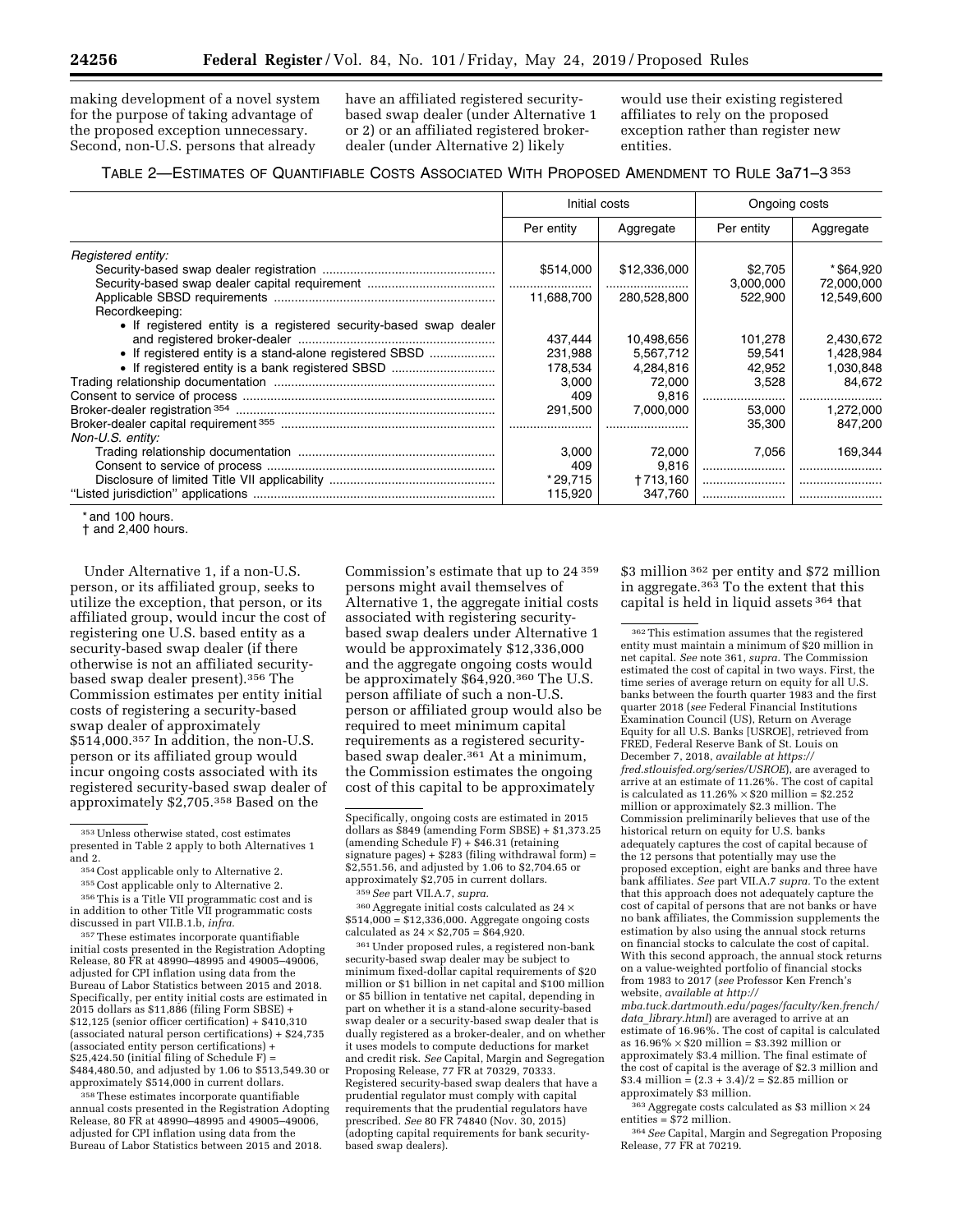making development of a novel system for the purpose of taking advantage of the proposed exception unnecessary. Second, non-U.S. persons that already have an affiliated registered security-based swap dealer (under Alternative 1 or 2) or an affiliated registered broker-dealer (under Alternative 2) likely would use their existing registered affiliates to rely on the proposed exception rather than register new entities.

TABLE 2—ESTIMATES OF QUANTIFIABLE COSTS ASSOCIATED WITH PROPOSED AMENDMENT TO RULE 3a71–3 [353]

| | Initial costs | | Ongoing costs | |
|---|---|---|---|---|
| | Per entity | Aggregate | Per entity | Aggregate |
| *Registered entity:* | | | | |
| Security-based swap dealer registration | $514,000 | $12,336,000 | $2,705 | * $64,920 |
| Security-based swap dealer capital requirement | | | 3,000,000 | 72,000,000 |
| Applicable SBSD requirements | 11,688,700 | 280,528,800 | 522,900 | 12,549,600 |
| Recordkeeping: | | | | |
| • If registered entity is a registered security-based swap dealer and registered broker-dealer | 437,444 | 10,498,656 | 101,278 | 2,430,672 |
| • If registered entity is a stand-alone registered SBSD | 231,988 | 5,567,712 | 59,541 | 1,428,984 |
| • If registered entity is a bank registered SBSD | 178,534 | 4,284,816 | 42,952 | 1,030,848 |
| Trading relationship documentation | 3,000 | 72,000 | 3,528 | 84,672 |
| Consent to service of process | 409 | 9,816 | | |
| Broker-dealer registration [354] | 291,500 | 7,000,000 | 53,000 | 1,272,000 |
| Broker-dealer capital requirement [355] | | | 35,300 | 847,200 |
| *Non-U.S. entity:* | | | | |
| Trading relationship documentation | 3,000 | 72,000 | 7,056 | 169,344 |
| Consent to service of process | 409 | 9,816 | | |
| Disclosure of limited Title VII applicability | * 29,715 | † 713,160 | | |
| "Listed jurisdiction" applications | 115,920 | 347,760 | | |

* and 100 hours.
† and 2,400 hours.

Under Alternative 1, if a non-U.S. person, or its affiliated group, seeks to utilize the exception, that person, or its affiliated group, would incur the cost of registering one U.S. based entity as a security-based swap dealer (if there otherwise is not an affiliated security-based swap dealer present).[356] The Commission estimates per entity initial costs of registering a security-based swap dealer of approximately $514,000.[357] In addition, the non-U.S. person or its affiliated group would incur ongoing costs associated with its registered security-based swap dealer of approximately $2,705.[358] Based on the Commission's estimate that up to 24 [359] persons might avail themselves of Alternative 1, the aggregate initial costs associated with registering security-based swap dealers under Alternative 1 would be approximately $12,336,000 and the aggregate ongoing costs would be approximately $64,920.[360] The U.S. person affiliate of such a non-U.S. person or affiliated group would also be required to meet minimum capital requirements as a registered security-based swap dealer.[361] At a minimum, the Commission estimates the ongoing cost of this capital to be approximately $3 million [362] per entity and $72 million in aggregate.[363] To the extent that this capital is held in liquid assets [364] that

[353] Unless otherwise stated, cost estimates presented in Table 2 apply to both Alternatives 1 and 2.

[354] Cost applicable only to Alternative 2.

[355] Cost applicable only to Alternative 2.

[356] This is a Title VII programmatic cost and is in addition to other Title VII programmatic costs discussed in part VII.B.1.b, *infra*.

[357] These estimates incorporate quantifiable initial costs presented in the Registration Adopting Release, 80 FR at 48990–48995 and 49005–49006, adjusted for CPI inflation using data from the Bureau of Labor Statistics between 2015 and 2018. Specifically, per entity initial costs are estimated in 2015 dollars as $11,886 (filing Form SBSE) + $12,125 (senior officer certification) + $410,310 (associated natural person certifications) + $24,735 (associated entity person certifications) + $25,424.50 (initial filing of Schedule F) = $484,480.50, and adjusted by 1.06 to $513,549.30 or approximately $514,000 in current dollars.

[358] These estimates incorporate quantifiable annual costs presented in the Registration Adopting Release, 80 FR at 48990–48995 and 49005–49006, adjusted for CPI inflation using data from the Bureau of Labor Statistics between 2015 and 2018. Specifically, ongoing costs are estimated in 2015 dollars as $849 (amending Form SBSE) + $1,373.25 (amending Schedule F) + $46.31 (retaining signature pages) + $283 (filing withdrawal form) = $2,551.56, and adjusted by 1.06 to $2,704.65 or approximately $2,705 in current dollars.

[359] *See* part VII.A.7, *supra*.

[360] Aggregate initial costs calculated as 24 × $514,000 = $12,336,000. Aggregate ongoing costs calculated as 24 × $2,705 = $64,920.

[361] Under proposed rules, a registered non-bank security-based swap dealer may be subject to minimum fixed-dollar capital requirements of $20 million or $1 billion in net capital and $100 million or $5 billion in tentative net capital, depending in part on whether it is a stand-alone security-based swap dealer or a security-based swap dealer that is dually registered as a broker-dealer, and on whether it uses models to compute deductions for market and credit risk. *See* Capital, Margin and Segregation Proposing Release, 77 FR at 70329, 70333. Registered security-based swap dealers that have a prudential regulator must comply with capital requirements as the prudential regulators have prescribed. *See* 80 FR 74840 (Nov. 30, 2015) (adopting capital requirements for bank security-based swap dealers).

[362] This estimation assumes that the registered entity must maintain a minimum of $20 million in net capital. *See* note 361, *supra*. The Commission estimated the cost of capital in two ways. First, the time series of average return on equity for all U.S. banks between the fourth quarter 1983 and the first quarter 2018 (*see* Federal Financial Institutions Examination Council (US), Return on Average Equity for all U.S. Banks [USROE], retrieved from FRED, Federal Reserve Bank of St. Louis on December 7, 2018, *available at https://fred.stlouisfed.org/series/USROE*), are averaged to arrive at an estimate of 11.26%. The cost of capital is calculated as 11.26% × $20 million = $2.252 million or approximately $2.3 million. The Commission preliminarily believes that use of the historical return on equity for U.S. banks adequately captures the cost of capital because of the 12 persons that potentially may use the proposed exception, eight are banks and three have bank affiliates. *See* part VII.A.7 *supra*. To the extent that this approach does not adequately capture the cost of capital of persons that are not banks or have no bank affiliates, the Commission supplements the estimation by also using the annual stock returns on financial stocks to calculate the cost of capital. With this second approach, the annual stock returns on a value-weighted portfolio of financial stocks from 1983 to 2017 (*see* Professor Ken French's website, *available at http://mba.tuck.dartmouth.edu/pages/faculty/ken.french/data_library.html*) are averaged to arrive at an estimate of 16.96%. The cost of capital is calculated as 16.96% × $20 million = $3.392 million or approximately $3.4 million. The final estimate of the cost of capital is the average of $2.3 million and $3.4 million = (2.3 + 3.4)/2 = $2.85 million or approximately $3 million.

[363] Aggregate costs calculated as $3 million × 24 entities = $72 million.

[364] *See* Capital, Margin and Segregation Proposing Release, 77 FR at 70219.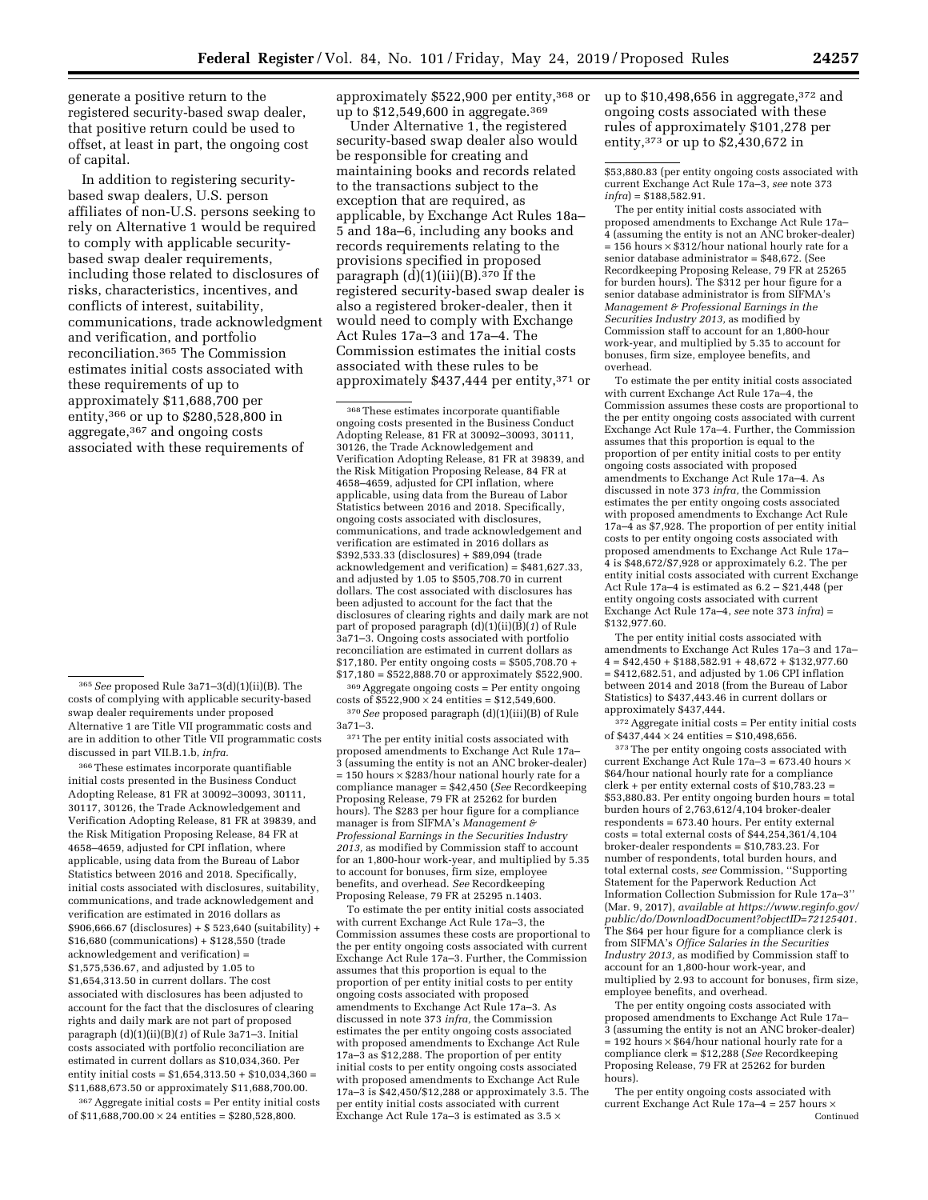generate a positive return to the registered security-based swap dealer, that positive return could be used to offset, at least in part, the ongoing cost of capital.

In addition to registering security-based swap dealers, U.S. person affiliates of non-U.S. persons seeking to rely on Alternative 1 would be required to comply with applicable security-based swap dealer requirements, including those related to disclosures of risks, characteristics, incentives, and conflicts of interest, suitability, communications, trade acknowledgment and verification, and portfolio reconciliation.[365] The Commission estimates initial costs associated with these requirements of up to approximately $11,688,700 per entity,[366] or up to $280,528,800 in aggregate,[367] and ongoing costs associated with these requirements of approximately $522,900 per entity,[368] or up to $12,549,600 in aggregate.[369]

Under Alternative 1, the registered security-based swap dealer also would be responsible for creating and maintaining books and records related to the transactions subject to the exception that are required, as applicable, by Exchange Act Rules 18a–5 and 18a–6, including any books and records requirements relating to the provisions specified in proposed paragraph (d)(1)(iii)(B).[370] If the registered security-based swap dealer is also a registered broker-dealer, then it would need to comply with Exchange Act Rules 17a–3 and 17a–4. The Commission estimates the initial costs associated with these rules to be approximately $437,444 per entity,[371] or up to $10,498,656 in aggregate,[372] and ongoing costs associated with these rules of approximately $101,278 per entity,[373] or up to $2,430,672 in

---

[365] *See* proposed Rule 3a71–3(d)(1)(ii)(B). The costs of complying with applicable security-based swap dealer requirements under proposed Alternative 1 are Title VII programmatic costs and are in addition to other Title VII programmatic costs discussed in part VII.B.1.b, *infra.*

[366] These estimates incorporate quantifiable initial costs presented in the Business Conduct Adopting Release, 81 FR at 30092–30093, 30111, 30117, 30126, the Trade Acknowledgement and Verification Adopting Release, 81 FR at 39839, and the Risk Mitigation Proposing Release, 84 FR at 4658–4659, adjusted for CPI inflation, where applicable, using data from the Bureau of Labor Statistics between 2016 and 2018. Specifically, initial costs associated with disclosures, suitability, communications, and trade acknowledgement and verification are estimated in 2016 dollars as $906,666.67 (disclosures) + $ 523,640 (suitability) + $16,680 (communications) + $128,550 (trade acknowledgement and verification) = $1,575,536.67, and adjusted by 1.05 to $1,654,313.50 in current dollars. The cost associated with disclosures has been adjusted to account for the fact that the disclosures of clearing rights and daily mark are not part of proposed paragraph (d)(1)(ii)(B)(*1*) of Rule 3a71–3. Initial costs associated with portfolio reconciliation are estimated in current dollars as $10,034,360. Per entity initial costs = $1,654,313.50 + $10,034,360 = $11,688,673.50 or approximately $11,688,700.00.

[367] Aggregate initial costs = Per entity initial costs of $11,688,700.00 × 24 entities = $280,528,800.

[368] These estimates incorporate quantifiable ongoing costs presented in the Business Conduct Adopting Release, 81 FR at 30092–30093, 30111, 30126, the Trade Acknowledgement and Verification Adopting Release, 81 FR at 39839, and the Risk Mitigation Proposing Release, 84 FR at 4658–4659, adjusted for CPI inflation, where applicable, using data from the Bureau of Labor Statistics between 2016 and 2018. Specifically, ongoing costs associated with disclosures, communications, and trade acknowledgement and verification are estimated in 2016 dollars as $392,533.33 (disclosures) + $89,094 (trade acknowledgement and verification) = $481,627.33, and adjusted by 1.05 to $505,708.70 in current dollars. The cost associated with disclosures has been adjusted to account for the fact that the disclosures of clearing rights and daily mark are not part of proposed paragraph (d)(1)(ii)(B)(*1*) of Rule 3a71–3. Ongoing costs associated with portfolio reconciliation are estimated in current dollars as $17,180. Per entity ongoing costs = $505,708.70 + $17,180 = $522,888.70 or approximately $522,900.

[369] Aggregate ongoing costs = Per entity ongoing costs of $522,900 × 24 entities = $12,549,600.

[370] *See* proposed paragraph (d)(1)(iii)(B) of Rule 3a71–3.

[371] The per entity initial costs associated with proposed amendments to Exchange Act Rule 17a–3 (assuming the entity is not an ANC broker-dealer) = 150 hours × $283/hour national hourly rate for a compliance manager = $42,450 (*See* Recordkeeping Proposing Release, 79 FR at 25262 for burden hours). The $283 per hour figure for a compliance manager is from SIFMA's *Management & Professional Earnings in the Securities Industry 2013,* as modified by Commission staff to account for an 1,800-hour work-year, and multiplied by 5.35 to account for bonuses, firm size, employee benefits, and overhead. *See* Recordkeeping Proposing Release, 79 FR at 25295 n.1403.

To estimate the per entity initial costs associated with current Exchange Act Rule 17a–3, the Commission assumes these costs are proportional to the per entity ongoing costs associated with current Exchange Act Rule 17a–3. Further, the Commission assumes that this proportion is equal to the proportion of per entity initial costs to per entity ongoing costs associated with proposed amendments to Exchange Act Rule 17a–3. As discussed in note 373 *infra,* the Commission estimates the per entity ongoing costs associated with proposed amendments to Exchange Act Rule 17a–3 as $12,288. The proportion of per entity initial costs to per entity ongoing costs associated with proposed amendments to Exchange Act Rule 17a–3 is $42,450/$12,288 or approximately 3.5. The per entity initial costs associated with current Exchange Act Rule 17a–3 is estimated as 3.5 × $53,880.83 (per entity ongoing costs associated with current Exchange Act Rule 17a–3, *see* note 373 *infra*) = $188,582.91.

The per entity initial costs associated with proposed amendments to Exchange Act Rule 17a–4 (assuming the entity is not an ANC broker-dealer) = 156 hours × $312/hour national hourly rate for a senior database administrator = $48,672. (See Recordkeeping Proposing Release, 79 FR at 25265 for burden hours). The $312 per hour figure for a senior database administrator is from SIFMA's *Management & Professional Earnings in the Securities Industry 2013,* as modified by Commission staff to account for an 1,800-hour work-year, and multiplied by 5.35 to account for bonuses, firm size, employee benefits, and overhead.

To estimate the per entity initial costs associated with current Exchange Act Rule 17a–4, the Commission assumes these costs are proportional to the per entity ongoing costs associated with current Exchange Act Rule 17a–4. Further, the Commission assumes that this proportion is equal to the proportion of per entity initial costs to per entity ongoing costs associated with proposed amendments to Exchange Act Rule 17a–4. As discussed in note 373 *infra,* the Commission estimates the per entity ongoing costs associated with proposed amendments to Exchange Act Rule 17a–4 as $7,928. The proportion of per entity initial costs to per entity ongoing costs associated with proposed amendments to Exchange Act Rule 17a–4 is $48,672/$7,928 or approximately 6.2. The per entity initial costs associated with current Exchange Act Rule 17a–4 is estimated as 6.2 – $21,448 (per entity ongoing costs associated with current Exchange Act Rule 17a–4, *see* note 373 *infra*) = $132,977.60.

The per entity initial costs associated with amendments to Exchange Act Rules 17a–3 and 17a–4 = $42,450 + $188,582.91 + 48,672 + $132,977.60 = $412,682.51, and adjusted by 1.06 CPI inflation between 2014 and 2018 (from the Bureau of Labor Statistics) to $437,443.46 in current dollars or approximately $437,444.

[372] Aggregate initial costs = Per entity initial costs of $437,444 × 24 entities = $10,498,656.

[373] The per entity ongoing costs associated with current Exchange Act Rule 17a–3 = 673.40 hours × $64/hour national hourly rate for a compliance clerk + per entity external costs of $10,783.23 = $53,880.83. Per entity ongoing burden hours = total burden hours of 2,763,612/4,104 broker-dealer respondents = 673.40 hours. Per entity external costs = total external costs of $44,254,361/4,104 broker-dealer respondents = $10,783.23. For number of respondents, total burden hours, and total external costs, *see* Commission, ''Supporting Statement for the Paperwork Reduction Act Information Collection Submission for Rule 17a–3'' (Mar. 9, 2017), *available at https://www.reginfo.gov/public/do/DownloadDocument?objectID=72125401.* The $64 per hour figure for a compliance clerk is from SIFMA's *Office Salaries in the Securities Industry 2013,* as modified by Commission staff to account for an 1,800-hour work-year, and multiplied by 2.93 to account for bonuses, firm size, employee benefits, and overhead.

The per entity ongoing costs associated with proposed amendments to Exchange Act Rule 17a–3 (assuming the entity is not an ANC broker-dealer) = 192 hours × $64/hour national hourly rate for a compliance clerk = $12,288 (*See* Recordkeeping Proposing Release, 79 FR at 25262 for burden hours).

The per entity ongoing costs associated with current Exchange Act Rule 17a–4 = 257 hours ×

Continued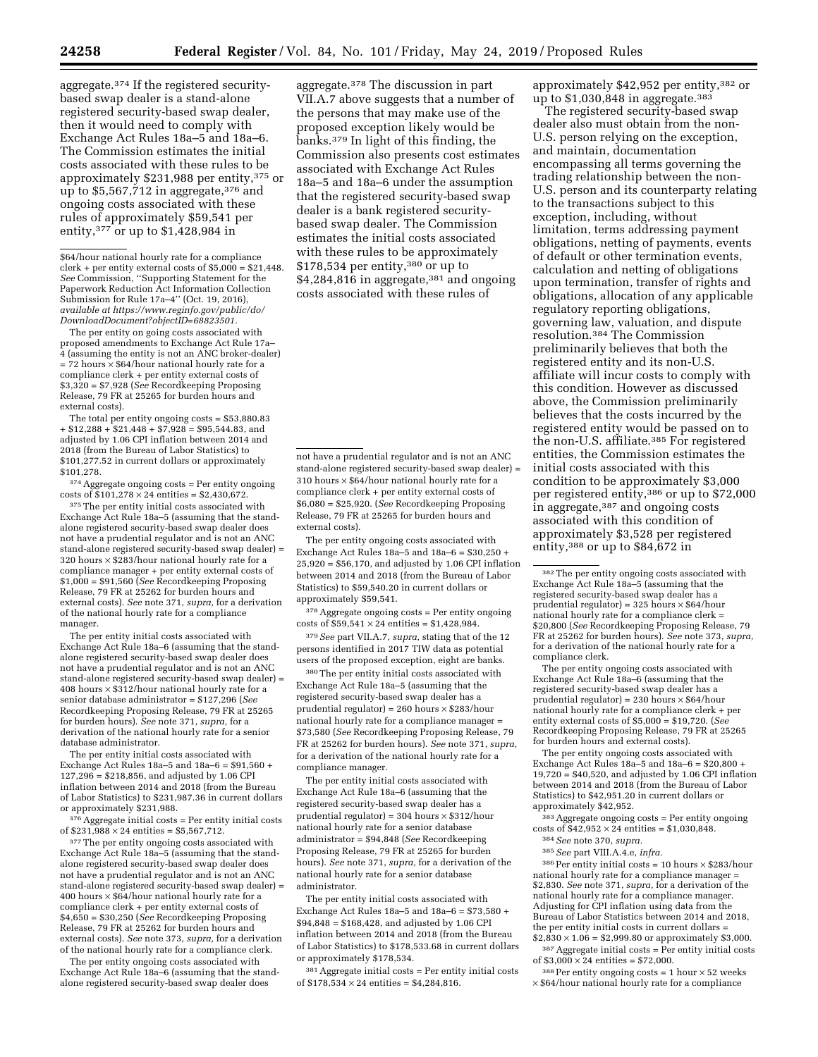aggregate.[374] If the registered security-based swap dealer is a stand-alone registered security-based swap dealer, then it would need to comply with Exchange Act Rules 18a–5 and 18a–6. The Commission estimates the initial costs associated with these rules to be approximately $231,988 per entity,[375] or up to $5,567,712 in aggregate,[376] and ongoing costs associated with these rules of approximately $59,541 per entity,[377] or up to $1,428,984 in aggregate.[378] The discussion in part VII.A.7 above suggests that a number of the persons that may make use of the proposed exception likely would be banks.[379] In light of this finding, the Commission also presents cost estimates associated with Exchange Act Rules 18a–5 and 18a–6 under the assumption that the registered security-based swap dealer is a bank registered security-based swap dealer. The Commission estimates the initial costs associated with these rules to be approximately $178,534 per entity,[380] or up to $4,284,816 in aggregate,[381] and ongoing costs associated with these rules of approximately $42,952 per entity,[382] or up to $1,030,848 in aggregate.[383]

The registered security-based swap dealer also must obtain from the non-U.S. person relying on the exception, and maintain, documentation encompassing all terms governing the trading relationship between the non-U.S. person and its counterparty relating to the transactions subject to this exception, including, without limitation, terms addressing payment obligations, netting of payments, events of default or other termination events, calculation and netting of obligations upon termination, transfer of rights and obligations, allocation of any applicable regulatory reporting obligations, governing law, valuation, and dispute resolution.[384] The Commission preliminarily believes that both the registered entity and its non-U.S. affiliate will incur costs to comply with this condition. However as discussed above, the Commission preliminarily believes that the costs incurred by the registered entity would be passed on to the non-U.S. affiliate.[385] For registered entities, the Commission estimates the initial costs associated with this condition to be approximately $3,000 per registered entity,[386] or up to $72,000 in aggregate,[387] and ongoing costs associated with this condition of approximately $3,528 per registered entity,[388] or up to $84,672 in

---

$64/hour national hourly rate for a compliance clerk + per entity external costs of $5,000 = $21,448. *See* Commission, "Supporting Statement for the Paperwork Reduction Act Information Collection Submission for Rule 17a–4" (Oct. 19, 2016), *available at https://www.reginfo.gov/public/do/DownloadDocument?objectID=68823501.*

The per entity on going costs associated with proposed amendments to Exchange Act Rule 17a–4 (assuming the entity is not an ANC broker-dealer) = 72 hours × $64/hour national hourly rate for a compliance clerk + per entity external costs of $3,320 = $7,928 (*See* Recordkeeping Proposing Release, 79 FR at 25265 for burden hours and external costs).

The total per entity ongoing costs = $53,880.83 + $12,288 + $21,448 + $7,928 = $95,544.83, and adjusted by 1.06 CPI inflation between 2014 and 2018 (from the Bureau of Labor Statistics) to $101,277.52 in current dollars or approximately $101,278.

[374] Aggregate ongoing costs = Per entity ongoing costs of $101,278 × 24 entities = $2,430,672.

[375] The per entity initial costs associated with Exchange Act Rule 18a–5 (assuming that the stand-alone registered security-based swap dealer does not have a prudential regulator and is not an ANC stand-alone registered security-based swap dealer) = 320 hours × $283/hour national hourly rate for a compliance manager + per entity external costs of $1,000 = $91,560 (*See* Recordkeeping Proposing Release, 79 FR at 25262 for burden hours and external costs). *See* note 371, *supra,* for a derivation of the national hourly rate for a compliance manager.

The per entity initial costs associated with Exchange Act Rule 18a–6 (assuming that the stand-alone registered security-based swap dealer does not have a prudential regulator and is not an ANC stand-alone registered security-based swap dealer) = 408 hours × $312/hour national hourly rate for a senior database administrator = $127,296 (*See* Recordkeeping Proposing Release, 79 FR at 25265 for burden hours). *See* note 371, *supra,* for a derivation of the national hourly rate for a senior database administrator.

The per entity initial costs associated with Exchange Act Rules 18a–5 and 18a–6 = $91,560 + 127,296 = $218,856, and adjusted by 1.06 CPI inflation between 2014 and 2018 (from the Bureau of Labor Statistics) to $231,987.36 in current dollars or approximately $231,988.

[376] Aggregate initial costs = Per entity initial costs of $231,988 × 24 entities = $5,567,712.

[377] The per entity ongoing costs associated with Exchange Act Rule 18a–5 (assuming that the stand-alone registered security-based swap dealer does not have a prudential regulator and is not an ANC stand-alone registered security-based swap dealer) = 400 hours × $64/hour national hourly rate for a compliance clerk + per entity external costs of $4,650 = $30,250 (*See* Recordkeeping Proposing Release, 79 FR at 25262 for burden hours and external costs). *See* note 373, *supra,* for a derivation of the national hourly rate for a compliance clerk.

The per entity ongoing costs associated with Exchange Act Rule 18a–6 (assuming that the stand-alone registered security-based swap dealer does not have a prudential regulator and is not an ANC stand-alone registered security-based swap dealer) = 310 hours × $64/hour national hourly rate for a compliance clerk + per entity external costs of $6,080 = $25,920. (*See* Recordkeeping Proposing Release, 79 FR at 25265 for burden hours and external costs).

The per entity ongoing costs associated with Exchange Act Rules 18a–5 and 18a–6 = $30,250 + 25,920 = $56,170, and adjusted by 1.06 CPI inflation between 2014 and 2018 (from the Bureau of Labor Statistics) to $59,540.20 in current dollars or approximately $59,541.

[378] Aggregate ongoing costs = Per entity ongoing costs of $59,541 × 24 entities = $1,428,984.

[379] *See* part VII.A.7, *supra,* stating that of the 12 persons identified in 2017 TIW data as potential users of the proposed exception, eight are banks.

[380] The per entity initial costs associated with Exchange Act Rule 18a–5 (assuming that the registered security-based swap dealer has a prudential regulator) = 260 hours × $283/hour national hourly rate for a compliance manager = $73,580 (*See* Recordkeeping Proposing Release, 79 FR at 25262 for burden hours). *See* note 371, *supra,* for a derivation of the national hourly rate for a compliance manager.

The per entity initial costs associated with Exchange Act Rule 18a–6 (assuming that the registered security-based swap dealer has a prudential regulator) = 304 hours × $312/hour national hourly rate for a senior database administrator = $94,848 (*See* Recordkeeping Proposing Release, 79 FR at 25265 for burden hours). *See* note 371, *supra,* for a derivation of the national hourly rate for a senior database administrator.

The per entity initial costs associated with Exchange Act Rules 18a–5 and 18a–6 = $73,580 + $94,848 = $168,428, and adjusted by 1.06 CPI inflation between 2014 and 2018 (from the Bureau of Labor Statistics) to $178,533.68 in current dollars or approximately $178,534.

[381] Aggregate initial costs = Per entity initial costs of $178,534 × 24 entities = $4,284,816.

[382] The per entity ongoing costs associated with Exchange Act Rule 18a–5 (assuming that the registered security-based swap dealer has a prudential regulator) = 325 hours × $64/hour national hourly rate for a compliance clerk = $20,800 (*See* Recordkeeping Proposing Release, 79 FR at 25262 for burden hours). *See* note 373, *supra,* for a derivation of the national hourly rate for a compliance clerk.

The per entity ongoing costs associated with Exchange Act Rule 18a–6 (assuming that the registered security-based swap dealer has a prudential regulator) = 230 hours × $64/hour national hourly rate for a compliance clerk + per entity external costs of $5,000 = $19,720. (*See* Recordkeeping Proposing Release, 79 FR at 25265 for burden hours and external costs).

The per entity ongoing costs associated with Exchange Act Rules 18a–5 and 18a–6 = $20,800 + 19,720 = $40,520, and adjusted by 1.06 CPI inflation between 2014 and 2018 (from the Bureau of Labor Statistics) to $42,951.20 in current dollars or approximately $42,952.

[383] Aggregate ongoing costs = Per entity ongoing costs of $42,952 × 24 entities = $1,030,848.

[384] *See* note 370, *supra.*

[385] *See* part VIII.A.4.e, *infra.*

[386] Per entity initial costs = 10 hours × $283/hour national hourly rate for a compliance manager = $2,830. *See* note 371, *supra,* for a derivation of the national hourly rate for a compliance manager. Adjusting for CPI inflation using data from the Bureau of Labor Statistics between 2014 and 2018, the per entity initial costs in current dollars = $2,830 × 1.06 = $2,999.80 or approximately $3,000.

[387] Aggregate initial costs = Per entity initial costs of $3,000 × 24 entities = $72,000.

[388] Per entity ongoing costs = 1 hour × 52 weeks × $64/hour national hourly rate for a compliance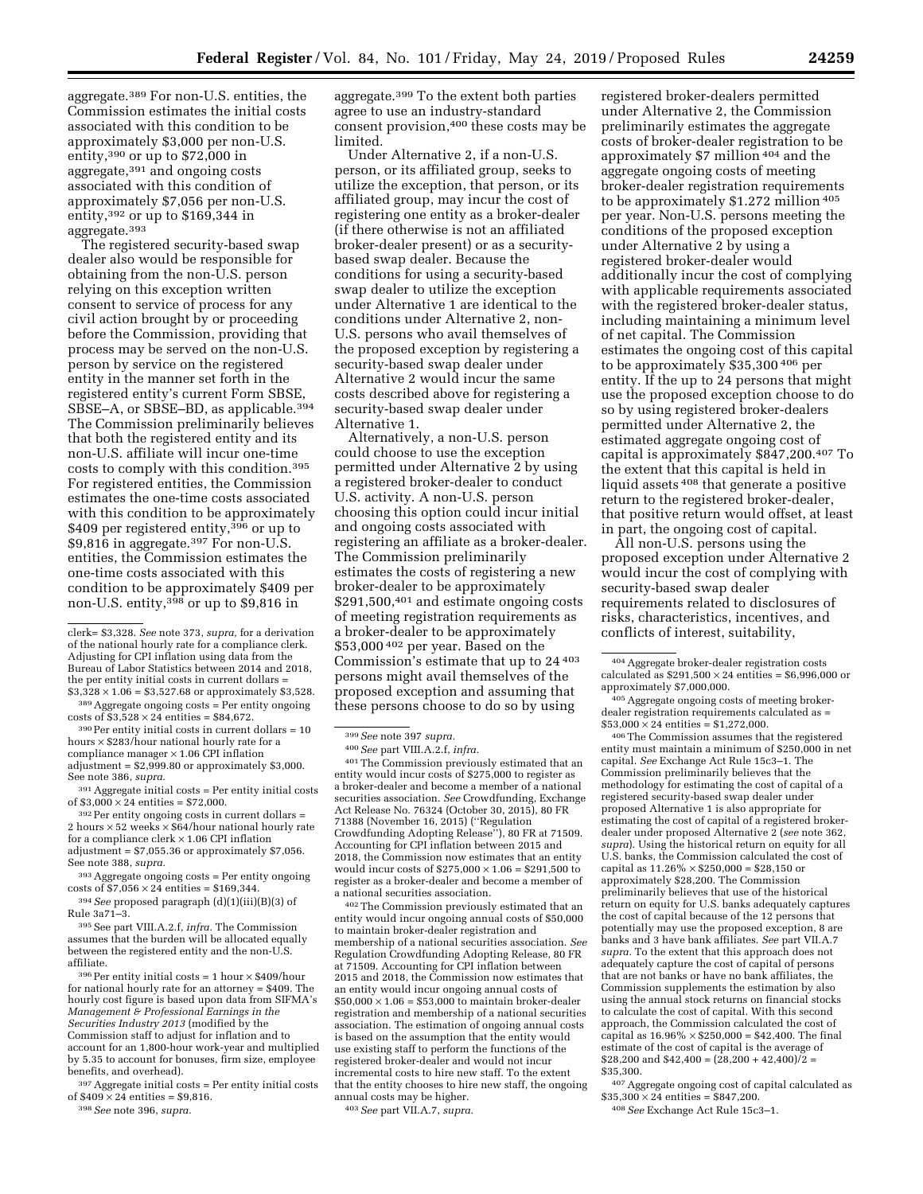aggregate.[389] For non-U.S. entities, the Commission estimates the initial costs associated with this condition to be approximately $3,000 per non-U.S. entity,[390] or up to $72,000 in aggregate,[391] and ongoing costs associated with this condition of approximately $7,056 per non-U.S. entity,[392] or up to $169,344 in aggregate.[393]

The registered security-based swap dealer also would be responsible for obtaining from the non-U.S. person relying on this exception written consent to service of process for any civil action brought by or proceeding before the Commission, providing that process may be served on the non-U.S. person by service on the registered entity in the manner set forth in the registered entity's current Form SBSE, SBSE–A, or SBSE–BD, as applicable.[394] The Commission preliminarily believes that both the registered entity and its non-U.S. affiliate will incur one-time costs to comply with this condition.[395] For registered entities, the Commission estimates the one-time costs associated with this condition to be approximately $409 per registered entity,[396] or up to $9,816 in aggregate.[397] For non-U.S. entities, the Commission estimates the one-time costs associated with this condition to be approximately $409 per non-U.S. entity,[398] or up to $9,816 in aggregate.[399] To the extent both parties agree to use an industry-standard consent provision,[400] these costs may be limited.

Under Alternative 2, if a non-U.S. person, or its affiliated group, seeks to utilize the exception, that person, or its affiliated group, may incur the cost of registering one entity as a broker-dealer (if there otherwise is not an affiliated broker-dealer present) or as a security-based swap dealer. Because the conditions for using a security-based swap dealer to utilize the exception under Alternative 1 are identical to the conditions under Alternative 2, non-U.S. persons who avail themselves of the proposed exception by registering a security-based swap dealer under Alternative 2 would incur the same costs described above for registering a security-based swap dealer under Alternative 1.

Alternatively, a non-U.S. person could choose to use the exception permitted under Alternative 2 by using a registered broker-dealer to conduct U.S. activity. A non-U.S. person choosing this option could incur initial and ongoing costs associated with registering an affiliate as a broker-dealer. The Commission preliminarily estimates the costs of registering a new broker-dealer to be approximately $291,500,[401] and estimate ongoing costs of meeting registration requirements as a broker-dealer to be approximately $53,000[402] per year. Based on the Commission's estimate that up to 24[403] persons might avail themselves of the proposed exception and assuming that these persons choose to do so by using registered broker-dealers permitted under Alternative 2, the Commission preliminarily estimates the aggregate costs of broker-dealer registration to be approximately $7 million[404] and the aggregate ongoing costs of meeting broker-dealer registration requirements to be approximately $1.272 million[405] per year. Non-U.S. persons meeting the conditions of the proposed exception under Alternative 2 by using a registered broker-dealer would additionally incur the cost of complying with applicable requirements associated with the registered broker-dealer status, including maintaining a minimum level of net capital. The Commission estimates the ongoing cost of this capital to be approximately $35,300[406] per entity. If the up to 24 persons that might use the proposed exception choose to do so by using registered broker-dealers permitted under Alternative 2, the estimated aggregate ongoing cost of capital is approximately $847,200.[407] To the extent that this capital is held in liquid assets[408] that generate a positive return to the registered broker-dealer, that positive return would offset, at least in part, the ongoing cost of capital.

All non-U.S. persons using the proposed exception under Alternative 2 would incur the cost of complying with security-based swap dealer requirements related to disclosures of risks, characteristics, incentives, and conflicts of interest, suitability,

---

clerk= $3,328. *See* note 373, *supra*, for a derivation of the national hourly rate for a compliance clerk. Adjusting for CPI inflation using data from the Bureau of Labor Statistics between 2014 and 2018, the per entity initial costs in current dollars = $3,328 × 1.06 = $3,527.68 or approximately $3,528.

[389] Aggregate ongoing costs = Per entity ongoing costs of $3,528 × 24 entities = $84,672.

[390] Per entity initial costs in current dollars = 10 hours × $283/hour national hourly rate for a compliance manager × 1.06 CPI inflation adjustment = $2,999.80 or approximately $3,000. See note 386, *supra*.

[391] Aggregate initial costs = Per entity initial costs of $3,000 × 24 entities = $72,000.

[392] Per entity ongoing costs in current dollars = 2 hours × 52 weeks × $64/hour national hourly rate for a compliance clerk × 1.06 CPI inflation adjustment = $7,055.36 or approximately $7,056. See note 388, *supra*.

[393] Aggregate ongoing costs = Per entity ongoing costs of $7,056 × 24 entities = $169,344.

[394] *See* proposed paragraph (d)(1)(iii)(B)(3) of Rule 3a71–3.

[395] See part VIII.A.2.f, *infra*. The Commission assumes that the burden will be allocated equally between the registered entity and the non-U.S. affiliate.

[396] Per entity initial costs = 1 hour × $409/hour for national hourly rate for an attorney = $409. The hourly cost figure is based upon data from SIFMA's *Management & Professional Earnings in the Securities Industry 2013* (modified by the Commission staff to adjust for inflation and to account for an 1,800-hour work-year and multiplied by 5.35 to account for bonuses, firm size, employee benefits, and overhead).

[397] Aggregate initial costs = Per entity initial costs of $409 × 24 entities = $9,816.

[398] *See* note 396, *supra*.

[399] *See* note 397 *supra*.

[400] *See* part VIII.A.2.f, *infra*.

[401] The Commission previously estimated that an entity would incur costs of $275,000 to register as a broker-dealer and become a member of a national securities association. *See* Crowdfunding, Exchange Act Release No. 76324 (October 30, 2015), 80 FR 71388 (November 16, 2015) ("Regulation Crowdfunding Adopting Release"), 80 FR at 71509. Accounting for CPI inflation between 2015 and 2018, the Commission now estimates that an entity would incur costs of $275,000 × 1.06 = $291,500 to register as a broker-dealer and become a member of a national securities association.

[402] The Commission previously estimated that an entity would incur ongoing annual costs of $50,000 to maintain broker-dealer registration and membership of a national securities association. *See* Regulation Crowdfunding Adopting Release, 80 FR at 71509. Accounting for CPI inflation between 2015 and 2018, the Commission now estimates that an entity would incur ongoing annual costs of $50,000 × 1.06 = $53,000 to maintain broker-dealer registration and membership of a national securities association. The estimation of ongoing annual costs is based on the assumption that the entity would use existing staff to perform the functions of the registered broker-dealer and would not incur incremental costs to hire new staff. To the extent that the entity chooses to hire new staff, the ongoing annual costs may be higher.

[403] *See* part VII.A.7, *supra*.

[404] Aggregate broker-dealer registration costs calculated as $291,500 × 24 entities = $6,996,000 or approximately $7,000,000.

[405] Aggregate ongoing costs of meeting broker-dealer registration requirements calculated as = $53,000 × 24 entities = $1,272,000.

[406] The Commission assumes that the registered entity must maintain a minimum of $250,000 in net capital. *See* Exchange Act Rule 15c3–1. The Commission preliminarily believes that the methodology for estimating the cost of capital of a registered security-based swap dealer under proposed Alternative 1 is also appropriate for estimating the cost of capital of a registered broker-dealer under proposed Alternative 2 (*see* note 362, *supra*). Using the historical return on equity for all U.S. banks, the Commission calculated the cost of capital as 11.26% × $250,000 = $28,150 or approximately $28,200. The Commission preliminarily believes that use of the historical return on equity for U.S. banks adequately captures the cost of capital because of the 12 persons that potentially may use the proposed exception, 8 are banks and 3 have bank affiliates. *See* part VII.A.7 *supra*. To the extent that this approach does not adequately capture the cost of capital of persons that are not banks or have no bank affiliates, the Commission supplements the estimation by also using the annual stock returns on financial stocks to calculate the cost of capital. With this second approach, the Commission calculated the cost of capital as 16.96% × $250,000 = $42,400. The final estimate of the cost of capital is the average of $28,200 and $42,400 = (28,200 + 42,400)/2 = $35,300.

[407] Aggregate ongoing cost of capital calculated as $35,300 × 24 entities = $847,200.

[408] *See* Exchange Act Rule 15c3–1.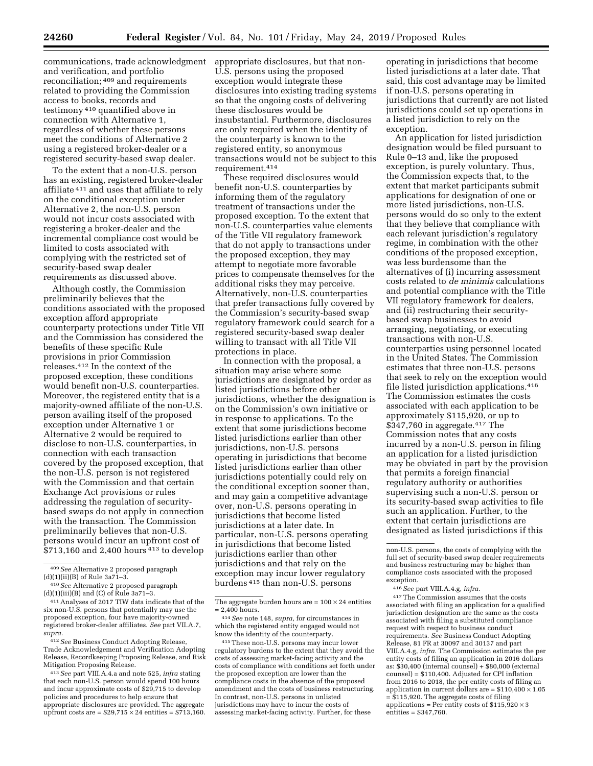communications, trade acknowledgment and verification, and portfolio reconciliation;[409] and requirements related to providing the Commission access to books, records and testimony[410] quantified above in connection with Alternative 1, regardless of whether these persons meet the conditions of Alternative 2 using a registered broker-dealer or a registered security-based swap dealer.

To the extent that a non-U.S. person has an existing, registered broker-dealer affiliate[411] and uses that affiliate to rely on the conditional exception under Alternative 2, the non-U.S. person would not incur costs associated with registering a broker-dealer and the incremental compliance cost would be limited to costs associated with complying with the restricted set of security-based swap dealer requirements as discussed above.

Although costly, the Commission preliminarily believes that the conditions associated with the proposed exception afford appropriate counterparty protections under Title VII and the Commission has considered the benefits of these specific Rule provisions in prior Commission releases.[412] In the context of the proposed exception, these conditions would benefit non-U.S. counterparties. Moreover, the registered entity that is a majority-owned affiliate of the non-U.S. person availing itself of the proposed exception under Alternative 1 or Alternative 2 would be required to disclose to non-U.S. counterparties, in connection with each transaction covered by the proposed exception, that the non-U.S. person is not registered with the Commission and that certain Exchange Act provisions or rules addressing the regulation of security-based swaps do not apply in connection with the transaction. The Commission preliminarily believes that non-U.S. persons would incur an upfront cost of $713,160 and 2,400 hours[413] to develop appropriate disclosures, but that non-U.S. persons using the proposed exception would integrate these disclosures into existing trading systems so that the ongoing costs of delivering these disclosures would be insubstantial. Furthermore, disclosures are only required when the identity of the counterparty is known to the registered entity, so anonymous transactions would not be subject to this requirement.[414]

These required disclosures would benefit non-U.S. counterparties by informing them of the regulatory treatment of transactions under the proposed exception. To the extent that non-U.S. counterparties value elements of the Title VII regulatory framework that do not apply to transactions under the proposed exception, they may attempt to negotiate more favorable prices to compensate themselves for the additional risks they may perceive. Alternatively, non-U.S. counterparties that prefer transactions fully covered by the Commission's security-based swap regulatory framework could search for a registered security-based swap dealer willing to transact with all Title VII protections in place.

In connection with the proposal, a situation may arise where some jurisdictions are designated by order as listed jurisdictions before other jurisdictions, whether the designation is on the Commission's own initiative or in response to applications. To the extent that some jurisdictions become listed jurisdictions earlier than other jurisdictions, non-U.S. persons operating in jurisdictions that become listed jurisdictions earlier than other jurisdictions potentially could rely on the conditional exception sooner than, and may gain a competitive advantage over, non-U.S. persons operating in jurisdictions that become listed jurisdictions at a later date. In particular, non-U.S. persons operating in jurisdictions that become listed jurisdictions earlier than other jurisdictions and that rely on the exception may incur lower regulatory burdens[415] than non-U.S. persons operating in jurisdictions that become listed jurisdictions at a later date. That said, this cost advantage may be limited if non-U.S. persons operating in jurisdictions that currently are not listed jurisdictions could set up operations in a listed jurisdiction to rely on the exception.

An application for listed jurisdiction designation would be filed pursuant to Rule 0–13 and, like the proposed exception, is purely voluntary. Thus, the Commission expects that, to the extent that market participants submit applications for designation of one or more listed jurisdictions, non-U.S. persons would do so only to the extent that they believe that compliance with each relevant jurisdiction's regulatory regime, in combination with the other conditions of the proposed exception, was less burdensome than the alternatives of (i) incurring assessment costs related to *de minimis* calculations and potential compliance with the Title VII regulatory framework for dealers, and (ii) restructuring their security-based swap businesses to avoid arranging, negotiating, or executing transactions with non-U.S. counterparties using personnel located in the United States. The Commission estimates that three non-U.S. persons that seek to rely on the exception would file listed jurisdiction applications.[416] The Commission estimates the costs associated with each application to be approximately $115,920, or up to $347,760 in aggregate.[417] The Commission notes that any costs incurred by a non-U.S. person in filing an application for a listed jurisdiction may be obviated in part by the provision that permits a foreign financial regulatory authority or authorities supervising such a non-U.S. person or its security-based swap activities to file such an application. Further, to the extent that certain jurisdictions are designated as listed jurisdictions if this

---

[409] *See* Alternative 2 proposed paragraph (d)(1)(ii)(B) of Rule 3a71–3.

[410] *See* Alternative 2 proposed paragraph (d)(1)(iii)(B) and (C) of Rule 3a71–3.

[411] Analyses of 2017 TIW data indicate that of the six non-U.S. persons that potentially may use the proposed exception, four have majority-owned registered broker-dealer affiliates. *See* part VII.A.7, *supra*.

[412] *See* Business Conduct Adopting Release, Trade Acknowledgement and Verification Adopting Release, Recordkeeping Proposing Release, and Risk Mitigation Proposing Release.

[413] *See* part VIII.A.4.a and note 525, *infra* stating that each non-U.S. person would spend 100 hours and incur approximate costs of $29,715 to develop policies and procedures to help ensure that appropriate disclosures are provided. The aggregate upfront costs are = $29,715 × 24 entities = $713,160. The aggregate burden hours are = 100 × 24 entities = 2,400 hours.

[414] *See* note 148, *supra*, for circumstances in which the registered entity engaged would not know the identity of the counterparty.

[415] These non-U.S. persons may incur lower regulatory burdens to the extent that they avoid the costs of assessing market-facing activity and the costs of compliance with conditions set forth under the proposed exception are lower than the compliance costs in the absence of the proposed amendment and the costs of business restructuring. In contrast, non-U.S. persons in unlisted jurisdictions may have to incur the costs of assessing market-facing activity. Further, for these non-U.S. persons, the costs of complying with the full set of security-based swap dealer requirements and business restructuring may be higher than compliance costs associated with the proposed exception.

[416] *See* part VIII.A.4.g, *infra*.

[417] The Commission assumes that the costs associated with filing an application for a qualified jurisdiction designation are the same as the costs associated with filing a substituted compliance request with respect to business conduct requirements. *See* Business Conduct Adopting Release, 81 FR at 30097 and 30137 and part VIII.A.4.g, *infra*. The Commission estimates the per entity costs of filing an application in 2016 dollars as: $30,400 (internal counsel) + $80,000 (external counsel) = $110,400. Adjusted for CPI inflation from 2016 to 2018, the per entity costs of filing an application in current dollars are = $110,400 × 1.05 = $115,920. The aggregate costs of filing applications = Per entity costs of $115,920 × 3 entities = $347,760.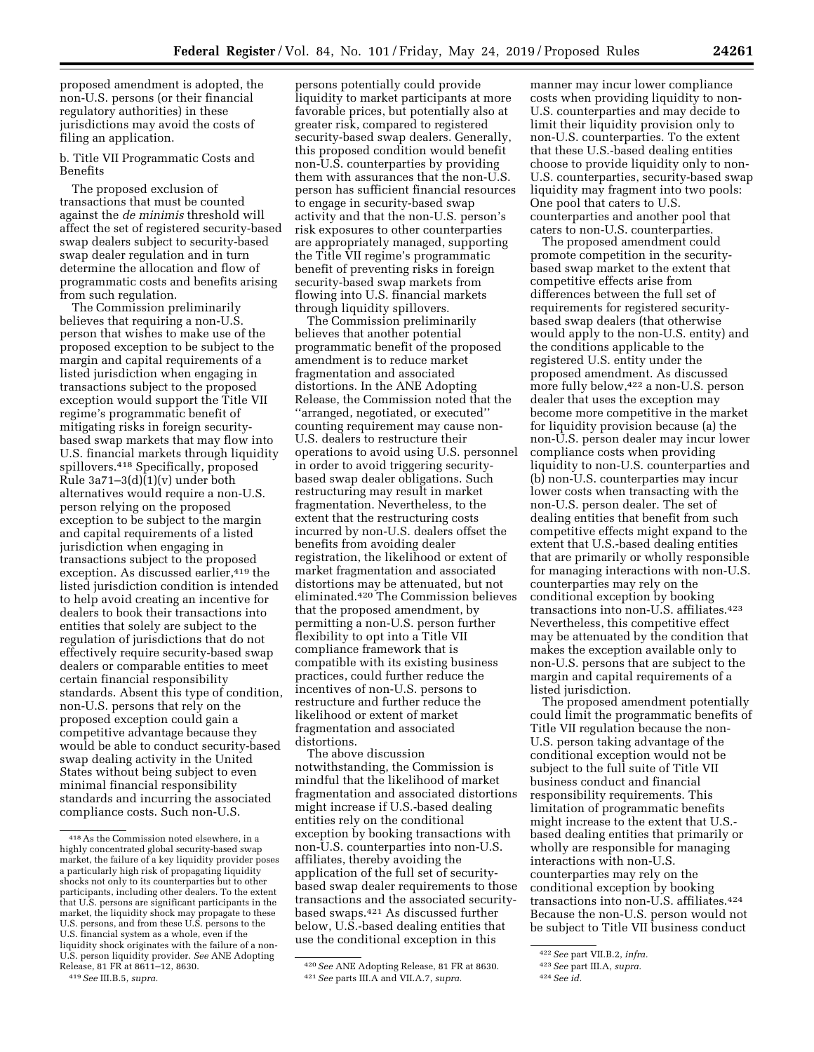proposed amendment is adopted, the non-U.S. persons (or their financial regulatory authorities) in these jurisdictions may avoid the costs of filing an application.

b. Title VII Programmatic Costs and Benefits

The proposed exclusion of transactions that must be counted against the *de minimis* threshold will affect the set of registered security-based swap dealers subject to security-based swap dealer regulation and in turn determine the allocation and flow of programmatic costs and benefits arising from such regulation.

The Commission preliminarily believes that requiring a non-U.S. person that wishes to make use of the proposed exception to be subject to the margin and capital requirements of a listed jurisdiction when engaging in transactions subject to the proposed exception would support the Title VII regime's programmatic benefit of mitigating risks in foreign security-based swap markets that may flow into U.S. financial markets through liquidity spillovers.[418] Specifically, proposed Rule 3a71–3(d)(1)(v) under both alternatives would require a non-U.S. person relying on the proposed exception to be subject to the margin and capital requirements of a listed jurisdiction when engaging in transactions subject to the proposed exception. As discussed earlier,[419] the listed jurisdiction condition is intended to help avoid creating an incentive for dealers to book their transactions into entities that solely are subject to the regulation of jurisdictions that do not effectively require security-based swap dealers or comparable entities to meet certain financial responsibility standards. Absent this type of condition, non-U.S. persons that rely on the proposed exception could gain a competitive advantage because they would be able to conduct security-based swap dealing activity in the United States without being subject to even minimal financial responsibility standards and incurring the associated compliance costs. Such non-U.S. persons potentially could provide liquidity to market participants at more favorable prices, but potentially also at greater risk, compared to registered security-based swap dealers. Generally, this proposed condition would benefit non-U.S. counterparties by providing them with assurances that the non-U.S. person has sufficient financial resources to engage in security-based swap activity and that the non-U.S. person's risk exposures to other counterparties are appropriately managed, supporting the Title VII regime's programmatic benefit of preventing risks in foreign security-based swap markets from flowing into U.S. financial markets through liquidity spillovers.

The Commission preliminarily believes that another potential programmatic benefit of the proposed amendment is to reduce market fragmentation and associated distortions. In the ANE Adopting Release, the Commission noted that the ''arranged, negotiated, or executed'' counting requirement may cause non-U.S. dealers to restructure their operations to avoid using U.S. personnel in order to avoid triggering security-based swap dealer obligations. Such restructuring may result in market fragmentation. Nevertheless, to the extent that the restructuring costs incurred by non-U.S. dealers offset the benefits from avoiding dealer registration, the likelihood or extent of market fragmentation and associated distortions may be attenuated, but not eliminated.[420] The Commission believes that the proposed amendment, by permitting a non-U.S. person further flexibility to opt into a Title VII compliance framework that is compatible with its existing business practices, could further reduce the incentives of non-U.S. persons to restructure and further reduce the likelihood or extent of market fragmentation and associated distortions.

The above discussion notwithstanding, the Commission is mindful that the likelihood of market fragmentation and associated distortions might increase if U.S.-based dealing entities rely on the conditional exception by booking transactions with non-U.S. counterparties into non-U.S. affiliates, thereby avoiding the application of the full set of security-based swap dealer requirements to those transactions and the associated security-based swaps.[421] As discussed further below, U.S.-based dealing entities that use the conditional exception in this manner may incur lower compliance costs when providing liquidity to non-U.S. counterparties and may decide to limit their liquidity provision only to non-U.S. counterparties. To the extent that these U.S.-based dealing entities choose to provide liquidity only to non-U.S. counterparties, security-based swap liquidity may fragment into two pools: One pool that caters to U.S. counterparties and another pool that caters to non-U.S. counterparties.

The proposed amendment could promote competition in the security-based swap market to the extent that competitive effects arise from differences between the full set of requirements for registered security-based swap dealers (that otherwise would apply to the non-U.S. entity) and the conditions applicable to the registered U.S. entity under the proposed amendment. As discussed more fully below,[422] a non-U.S. person dealer that uses the exception may become more competitive in the market for liquidity provision because (a) the non-U.S. person dealer may incur lower compliance costs when providing liquidity to non-U.S. counterparties and (b) non-U.S. counterparties may incur lower costs when transacting with the non-U.S. person dealer. The set of dealing entities that benefit from such competitive effects might expand to the extent that U.S.-based dealing entities that are primarily or wholly responsible for managing interactions with non-U.S. counterparties may rely on the conditional exception by booking transactions into non-U.S. affiliates.[423] Nevertheless, this competitive effect may be attenuated by the condition that makes the exception available only to non-U.S. persons that are subject to the margin and capital requirements of a listed jurisdiction.

The proposed amendment potentially could limit the programmatic benefits of Title VII regulation because the non-U.S. person taking advantage of the conditional exception would not be subject to the full suite of Title VII business conduct and financial responsibility requirements. This limitation of programmatic benefits might increase to the extent that U.S.-based dealing entities that primarily or wholly are responsible for managing interactions with non-U.S. counterparties may rely on the conditional exception by booking transactions into non-U.S. affiliates.[424] Because the non-U.S. person would not be subject to Title VII business conduct

---

[418] As the Commission noted elsewhere, in a highly concentrated global security-based swap market, the failure of a key liquidity provider poses a particularly high risk of propagating liquidity shocks not only to its counterparties but to other participants, including other dealers. To the extent that U.S. persons are significant participants in the market, the liquidity shock may propagate to these U.S. persons, and from these U.S. persons to the U.S. financial system as a whole, even if the liquidity shock originates with the failure of a non-U.S. person liquidity provider. *See* ANE Adopting Release, 81 FR at 8611–12, 8630.

[419] *See* III.B.5, *supra.*

[420] *See* ANE Adopting Release, 81 FR at 8630.

[421] *See* parts III.A and VII.A.7, *supra.*

[422] *See* part VII.B.2, *infra.*

[423] *See* part III.A, *supra.*

[424] *See id.*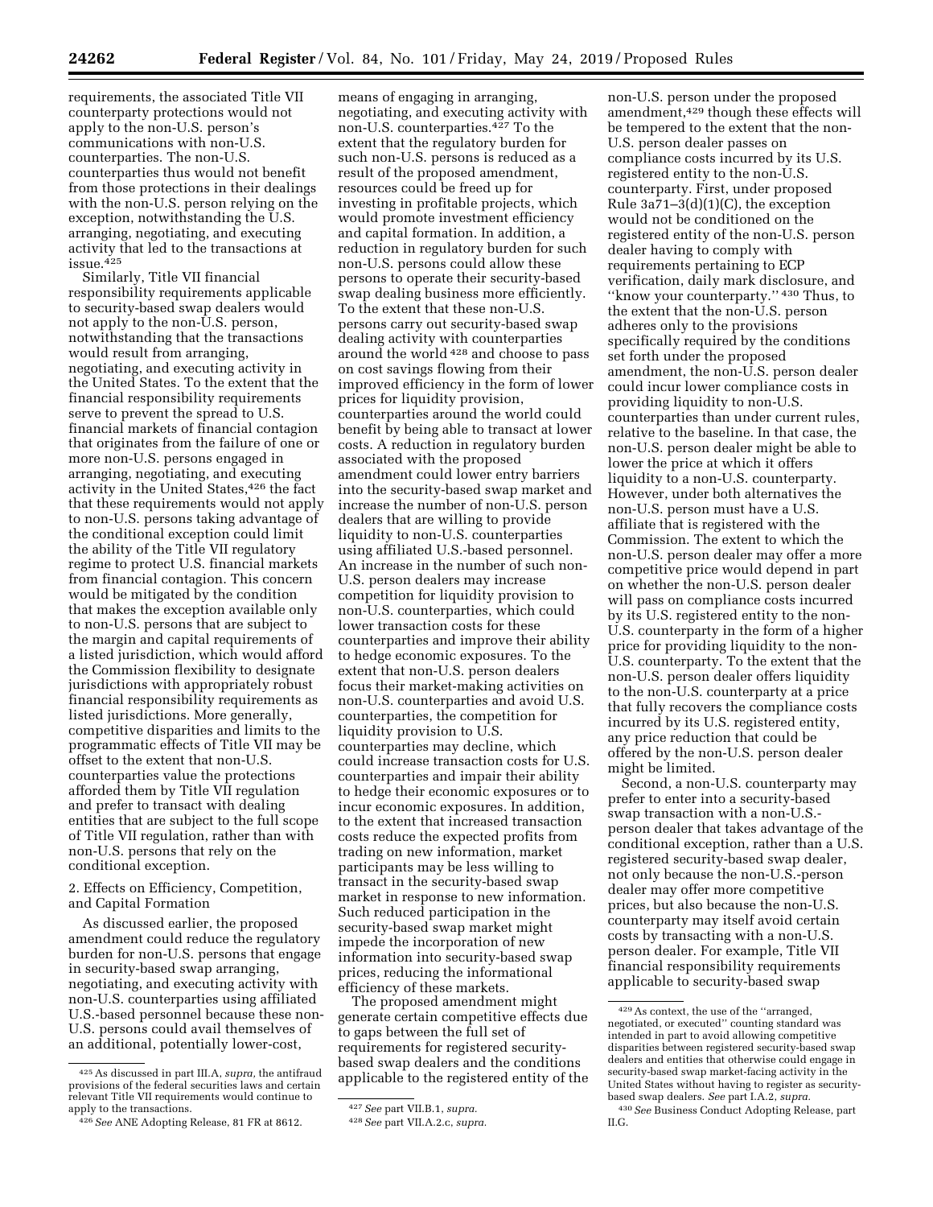requirements, the associated Title VII counterparty protections would not apply to the non-U.S. person's communications with non-U.S. counterparties. The non-U.S. counterparties thus would not benefit from those protections in their dealings with the non-U.S. person relying on the exception, notwithstanding the U.S. arranging, negotiating, and executing activity that led to the transactions at issue.[425]

Similarly, Title VII financial responsibility requirements applicable to security-based swap dealers would not apply to the non-U.S. person, notwithstanding that the transactions would result from arranging, negotiating, and executing activity in the United States. To the extent that the financial responsibility requirements serve to prevent the spread to U.S. financial markets of financial contagion that originates from the failure of one or more non-U.S. persons engaged in arranging, negotiating, and executing activity in the United States,[426] the fact that these requirements would not apply to non-U.S. persons taking advantage of the conditional exception could limit the ability of the Title VII regulatory regime to protect U.S. financial markets from financial contagion. This concern would be mitigated by the condition that makes the exception available only to non-U.S. persons that are subject to the margin and capital requirements of a listed jurisdiction, which would afford the Commission flexibility to designate jurisdictions with appropriately robust financial responsibility requirements as listed jurisdictions. More generally, competitive disparities and limits to the programmatic effects of Title VII may be offset to the extent that non-U.S. counterparties value the protections afforded them by Title VII regulation and prefer to transact with dealing entities that are subject to the full scope of Title VII regulation, rather than with non-U.S. persons that rely on the conditional exception.

2. Effects on Efficiency, Competition, and Capital Formation

As discussed earlier, the proposed amendment could reduce the regulatory burden for non-U.S. persons that engage in security-based swap arranging, negotiating, and executing activity with non-U.S. counterparties using affiliated U.S.-based personnel because these non-U.S. persons could avail themselves of an additional, potentially lower-cost, means of engaging in arranging, negotiating, and executing activity with non-U.S. counterparties.[427] To the extent that the regulatory burden for such non-U.S. persons is reduced as a result of the proposed amendment, resources could be freed up for investing in profitable projects, which would promote investment efficiency and capital formation. In addition, a reduction in regulatory burden for such non-U.S. persons could allow these persons to operate their security-based swap dealing business more efficiently. To the extent that these non-U.S. persons carry out security-based swap dealing activity with counterparties around the world[428] and choose to pass on cost savings flowing from their improved efficiency in the form of lower prices for liquidity provision, counterparties around the world could benefit by being able to transact at lower costs. A reduction in regulatory burden associated with the proposed amendment could lower entry barriers into the security-based swap market and increase the number of non-U.S. person dealers that are willing to provide liquidity to non-U.S. counterparties using affiliated U.S.-based personnel. An increase in the number of such non-U.S. person dealers may increase competition for liquidity provision to non-U.S. counterparties, which could lower transaction costs for these counterparties and improve their ability to hedge economic exposures. To the extent that non-U.S. person dealers focus their market-making activities on non-U.S. counterparties and avoid U.S. counterparties, the competition for liquidity provision to U.S. counterparties may decline, which could increase transaction costs for U.S. counterparties and impair their ability to hedge their economic exposures or to incur economic exposures. In addition, to the extent that increased transaction costs reduce the expected profits from trading on new information, market participants may be less willing to transact in the security-based swap market in response to new information. Such reduced participation in the security-based swap market might impede the incorporation of new information into security-based swap prices, reducing the informational efficiency of these markets.

The proposed amendment might generate certain competitive effects due to gaps between the full set of requirements for registered security-based swap dealers and the conditions applicable to the registered entity of the non-U.S. person under the proposed amendment,[429] though these effects will be tempered to the extent that the non-U.S. person dealer passes on compliance costs incurred by its U.S. registered entity to the non-U.S. counterparty. First, under proposed Rule 3a71–3(d)(1)(C), the exception would not be conditioned on the registered entity of the non-U.S. person dealer having to comply with requirements pertaining to ECP verification, daily mark disclosure, and "know your counterparty."[430] Thus, to the extent that the non-U.S. person adheres only to the provisions specifically required by the conditions set forth under the proposed amendment, the non-U.S. person dealer could incur lower compliance costs in providing liquidity to non-U.S. counterparties than under current rules, relative to the baseline. In that case, the non-U.S. person dealer might be able to lower the price at which it offers liquidity to a non-U.S. counterparty. However, under both alternatives the non-U.S. person must have a U.S. affiliate that is registered with the Commission. The extent to which the non-U.S. person dealer may offer a more competitive price would depend in part on whether the non-U.S. person dealer will pass on compliance costs incurred by its U.S. registered entity to the non-U.S. counterparty in the form of a higher price for providing liquidity to the non-U.S. counterparty. To the extent that the non-U.S. person dealer offers liquidity to the non-U.S. counterparty at a price that fully recovers the compliance costs incurred by its U.S. registered entity, any price reduction that could be offered by the non-U.S. person dealer might be limited.

Second, a non-U.S. counterparty may prefer to enter into a security-based swap transaction with a non-U.S.-person dealer that takes advantage of the conditional exception, rather than a U.S. registered security-based swap dealer, not only because the non-U.S.-person dealer may offer more competitive prices, but also because the non-U.S. counterparty may itself avoid certain costs by transacting with a non-U.S. person dealer. For example, Title VII financial responsibility requirements applicable to security-based swap

---

[425] As discussed in part III.A, *supra,* the antifraud provisions of the federal securities laws and certain relevant Title VII requirements would continue to apply to the transactions.

[426] *See* ANE Adopting Release, 81 FR at 8612.

[427] *See* part VII.B.1, *supra.*

[428] *See* part VII.A.2.c, *supra.*

[429] As context, the use of the "arranged, negotiated, or executed" counting standard was intended in part to avoid allowing competitive disparities between registered security-based swap dealers and entities that otherwise could engage in security-based swap market-facing activity in the United States without having to register as security-based swap dealers. *See* part I.A.2, *supra.*

[430] *See* Business Conduct Adopting Release, part II.G.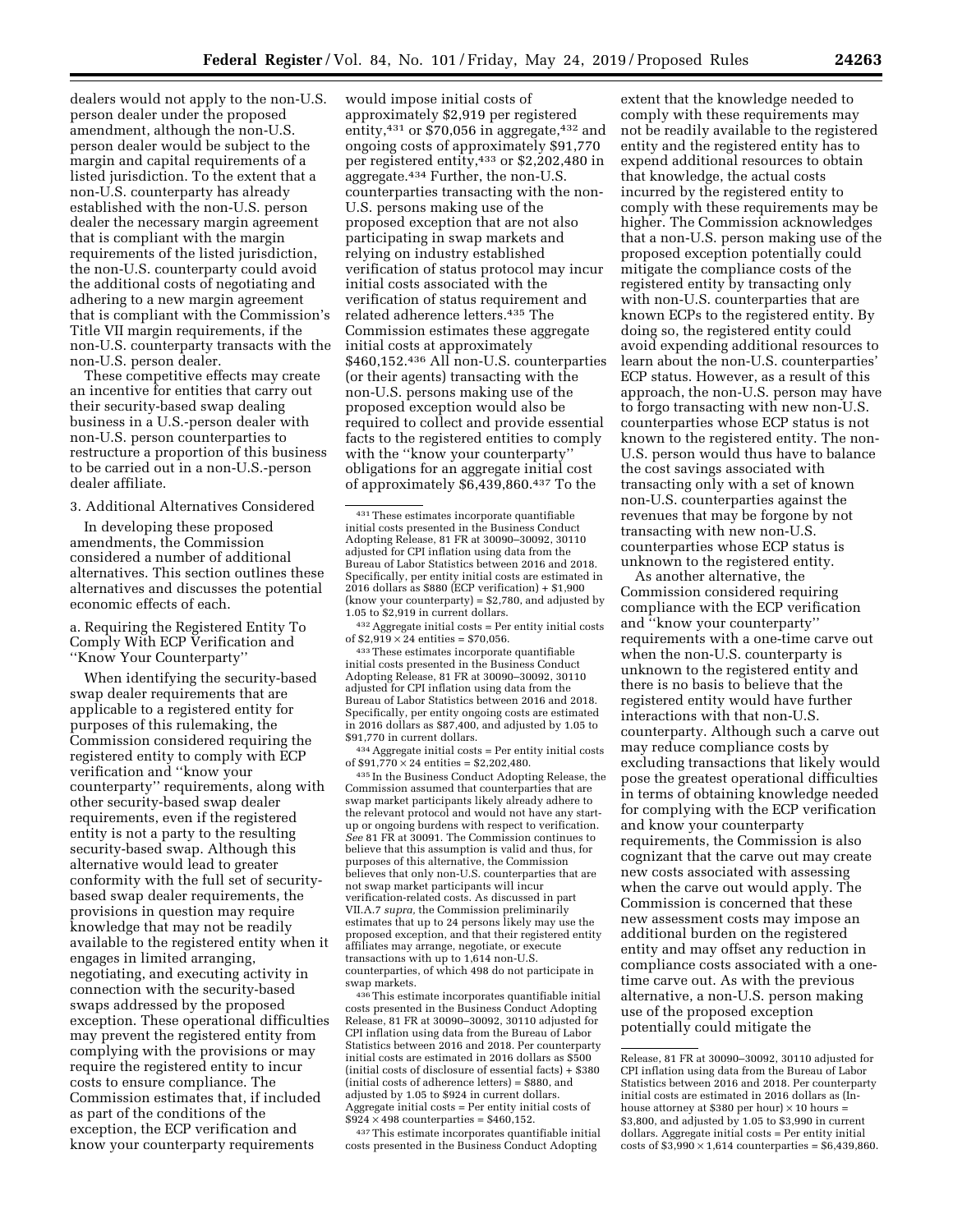dealers would not apply to the non-U.S. person dealer under the proposed amendment, although the non-U.S. person dealer would be subject to the margin and capital requirements of a listed jurisdiction. To the extent that a non-U.S. counterparty has already established with the non-U.S. person dealer the necessary margin agreement that is compliant with the margin requirements of the listed jurisdiction, the non-U.S. counterparty could avoid the additional costs of negotiating and adhering to a new margin agreement that is compliant with the Commission's Title VII margin requirements, if the non-U.S. counterparty transacts with the non-U.S. person dealer.

These competitive effects may create an incentive for entities that carry out their security-based swap dealing business in a U.S.-person dealer with non-U.S. person counterparties to restructure a proportion of this business to be carried out in a non-U.S.-person dealer affiliate.

3. Additional Alternatives Considered

In developing these proposed amendments, the Commission considered a number of additional alternatives. This section outlines these alternatives and discusses the potential economic effects of each.

a. Requiring the Registered Entity To Comply With ECP Verification and "Know Your Counterparty"

When identifying the security-based swap dealer requirements that are applicable to a registered entity for purposes of this rulemaking, the Commission considered requiring the registered entity to comply with ECP verification and "know your counterparty" requirements, along with other security-based swap dealer requirements, even if the registered entity is not a party to the resulting security-based swap. Although this alternative would lead to greater conformity with the full set of security-based swap dealer requirements, the provisions in question may require knowledge that may not be readily available to the registered entity when it engages in limited arranging, negotiating, and executing activity in connection with the security-based swaps addressed by the proposed exception. These operational difficulties may prevent the registered entity from complying with the provisions or may require the registered entity to incur costs to ensure compliance. The Commission estimates that, if included as part of the conditions of the exception, the ECP verification and know your counterparty requirements would impose initial costs of approximately $2,919 per registered entity,[431] or $70,056 in aggregate,[432] and ongoing costs of approximately $91,770 per registered entity,[433] or $2,202,480 in aggregate.[434] Further, the non-U.S. counterparties transacting with the non-U.S. persons making use of the proposed exception that are not also participating in swap markets and relying on industry established verification of status protocol may incur initial costs associated with the verification of status requirement and related adherence letters.[435] The Commission estimates these aggregate initial costs at approximately $460,152.[436] All non-U.S. counterparties (or their agents) transacting with the non-U.S. persons making use of the proposed exception would also be required to collect and provide essential facts to the registered entities to comply with the "know your counterparty" obligations for an aggregate initial cost of approximately $6,439,860.[437] To the extent that the knowledge needed to comply with these requirements may not be readily available to the registered entity and the registered entity has to expend additional resources to obtain that knowledge, the actual costs incurred by the registered entity to comply with these requirements may be higher. The Commission acknowledges that a non-U.S. person making use of the proposed exception potentially could mitigate the compliance costs of the registered entity by transacting only with non-U.S. counterparties that are known ECPs to the registered entity. By doing so, the registered entity could avoid expending additional resources to learn about the non-U.S. counterparties' ECP status. However, as a result of this approach, the non-U.S. person may have to forgo transacting with new non-U.S. counterparties whose ECP status is not known to the registered entity. The non-U.S. person would thus have to balance the cost savings associated with transacting only with a set of known non-U.S. counterparties against the revenues that may be forgone by not transacting with new non-U.S. counterparties whose ECP status is unknown to the registered entity.

As another alternative, the Commission considered requiring compliance with the ECP verification and "know your counterparty" requirements with a one-time carve out when the non-U.S. counterparty is unknown to the registered entity and there is no basis to believe that the registered entity would have further interactions with that non-U.S. counterparty. Although such a carve out may reduce compliance costs by excluding transactions that likely would pose the greatest operational difficulties in terms of obtaining knowledge needed for complying with the ECP verification and know your counterparty requirements, the Commission is also cognizant that the carve out may create new costs associated with assessing when the carve out would apply. The Commission is concerned that these new assessment costs may impose an additional burden on the registered entity and may offset any reduction in compliance costs associated with a one-time carve out. As with the previous alternative, a non-U.S. person making use of the proposed exception potentially could mitigate the

---

[431] These estimates incorporate quantifiable initial costs presented in the Business Conduct Adopting Release, 81 FR at 30090–30092, 30110 adjusted for CPI inflation using data from the Bureau of Labor Statistics between 2016 and 2018. Specifically, per entity initial costs are estimated in 2016 dollars as $880 (ECP verification) + $1,900 (know your counterparty) = $2,780, and adjusted by 1.05 to $2,919 in current dollars.

[432] Aggregate initial costs = Per entity initial costs of $2,919 × 24 entities = $70,056.

[433] These estimates incorporate quantifiable initial costs presented in the Business Conduct Adopting Release, 81 FR at 30090–30092, 30110 adjusted for CPI inflation using data from the Bureau of Labor Statistics between 2016 and 2018. Specifically, per entity ongoing costs are estimated in 2016 dollars as $87,400, and adjusted by 1.05 to $91,770 in current dollars.

[434] Aggregate initial costs = Per entity initial costs of $91,770 × 24 entities = $2,202,480.

[435] In the Business Conduct Adopting Release, the Commission assumed that counterparties that are swap market participants likely already adhere to the relevant protocol and would not have any start-up or ongoing burdens with respect to verification. *See* 81 FR at 30091. The Commission continues to believe that this assumption is valid and thus, for purposes of this alternative, the Commission believes that only non-U.S. counterparties that are not swap market participants will incur verification-related costs. As discussed in part VII.A.7 *supra*, the Commission preliminarily estimates that up to 24 persons likely may use the proposed exception, and that their registered entity affiliates may arrange, negotiate, or execute transactions with up to 1,614 non-U.S. counterparties, of which 498 do not participate in swap markets.

[436] This estimate incorporates quantifiable initial costs presented in the Business Conduct Adopting Release, 81 FR at 30090–30092, 30110 adjusted for CPI inflation using data from the Bureau of Labor Statistics between 2016 and 2018. Per counterparty initial costs are estimated in 2016 dollars as $500 (initial costs of disclosure of essential facts) + $380 (initial costs of adherence letters) = $880, and adjusted by 1.05 to $924 in current dollars. Aggregate initial costs = Per entity initial costs of $924 × 498 counterparties = $460,152.

[437] This estimate incorporates quantifiable initial costs presented in the Business Conduct Adopting Release, 81 FR at 30090–30092, 30110 adjusted for CPI inflation using data from the Bureau of Labor Statistics between 2016 and 2018. Per counterparty initial costs are estimated in 2016 dollars as (In-house attorney at $380 per hour) × 10 hours = $3,800, and adjusted by 1.05 to $3,990 in current dollars. Aggregate initial costs = Per entity initial costs of $3,990 × 1,614 counterparties = $6,439,860.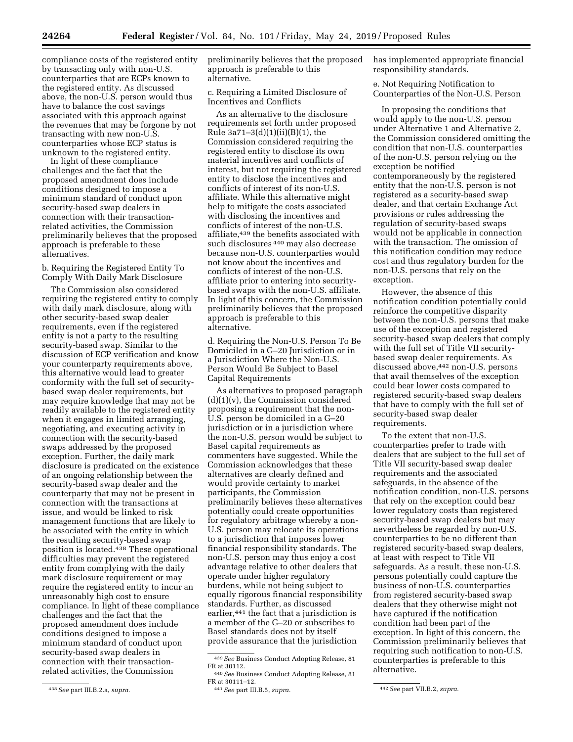compliance costs of the registered entity by transacting only with non-U.S. counterparties that are ECPs known to the registered entity. As discussed above, the non-U.S. person would thus have to balance the cost savings associated with this approach against the revenues that may be forgone by not transacting with new non-U.S. counterparties whose ECP status is unknown to the registered entity.

In light of these compliance challenges and the fact that the proposed amendment does include conditions designed to impose a minimum standard of conduct upon security-based swap dealers in connection with their transaction-related activities, the Commission preliminarily believes that the proposed approach is preferable to these alternatives.

b. Requiring the Registered Entity To Comply With Daily Mark Disclosure

The Commission also considered requiring the registered entity to comply with daily mark disclosure, along with other security-based swap dealer requirements, even if the registered entity is not a party to the resulting security-based swap. Similar to the discussion of ECP verification and know your counterparty requirements above, this alternative would lead to greater conformity with the full set of security-based swap dealer requirements, but may require knowledge that may not be readily available to the registered entity when it engages in limited arranging, negotiating, and executing activity in connection with the security-based swaps addressed by the proposed exception. Further, the daily mark disclosure is predicated on the existence of an ongoing relationship between the security-based swap dealer and the counterparty that may not be present in connection with the transactions at issue, and would be linked to risk management functions that are likely to be associated with the entity in which the resulting security-based swap position is located.[438] These operational difficulties may prevent the registered entity from complying with the daily mark disclosure requirement or may require the registered entity to incur an unreasonably high cost to ensure compliance. In light of these compliance challenges and the fact that the proposed amendment does include conditions designed to impose a minimum standard of conduct upon security-based swap dealers in connection with their transaction-related activities, the Commission preliminarily believes that the proposed approach is preferable to this alternative.

c. Requiring a Limited Disclosure of Incentives and Conflicts

As an alternative to the disclosure requirements set forth under proposed Rule 3a71–3(d)(1)(ii)(B)(1), the Commission considered requiring the registered entity to disclose its own material incentives and conflicts of interest, but not requiring the registered entity to disclose the incentives and conflicts of interest of its non-U.S. affiliate. While this alternative might help to mitigate the costs associated with disclosing the incentives and conflicts of interest of the non-U.S. affiliate,[439] the benefits associated with such disclosures[440] may also decrease because non-U.S. counterparties would not know about the incentives and conflicts of interest of the non-U.S. affiliate prior to entering into security-based swaps with the non-U.S. affiliate. In light of this concern, the Commission preliminarily believes that the proposed approach is preferable to this alternative.

d. Requiring the Non-U.S. Person To Be Domiciled in a G–20 Jurisdiction or in a Jurisdiction Where the Non-U.S. Person Would Be Subject to Basel Capital Requirements

As alternatives to proposed paragraph (d)(1)(v), the Commission considered proposing a requirement that the non-U.S. person be domiciled in a G–20 jurisdiction or in a jurisdiction where the non-U.S. person would be subject to Basel capital requirements as commenters have suggested. While the Commission acknowledges that these alternatives are clearly defined and would provide certainty to market participants, the Commission preliminarily believes these alternatives potentially could create opportunities for regulatory arbitrage whereby a non-U.S. person may relocate its operations to a jurisdiction that imposes lower financial responsibility standards. The non-U.S. person may thus enjoy a cost advantage relative to other dealers that operate under higher regulatory burdens, while not being subject to equally rigorous financial responsibility standards. Further, as discussed earlier,[441] the fact that a jurisdiction is a member of the G–20 or subscribes to Basel standards does not by itself provide assurance that the jurisdiction has implemented appropriate financial responsibility standards.

e. Not Requiring Notification to Counterparties of the Non-U.S. Person

In proposing the conditions that would apply to the non-U.S. person under Alternative 1 and Alternative 2, the Commission considered omitting the condition that non-U.S. counterparties of the non-U.S. person relying on the exception be notified contemporaneously by the registered entity that the non-U.S. person is not registered as a security-based swap dealer, and that certain Exchange Act provisions or rules addressing the regulation of security-based swaps would not be applicable in connection with the transaction. The omission of this notification condition may reduce cost and thus regulatory burden for the non-U.S. persons that rely on the exception.

However, the absence of this notification condition potentially could reinforce the competitive disparity between the non-U.S. persons that make use of the exception and registered security-based swap dealers that comply with the full set of Title VII security-based swap dealer requirements. As discussed above,[442] non-U.S. persons that avail themselves of the exception could bear lower costs compared to registered security-based swap dealers that have to comply with the full set of security-based swap dealer requirements.

To the extent that non-U.S. counterparties prefer to trade with dealers that are subject to the full set of Title VII security-based swap dealer requirements and the associated safeguards, in the absence of the notification condition, non-U.S. persons that rely on the exception could bear lower regulatory costs than registered security-based swap dealers but may nevertheless be regarded by non-U.S. counterparties to be no different than registered security-based swap dealers, at least with respect to Title VII safeguards. As a result, these non-U.S. persons potentially could capture the business of non-U.S. counterparties from registered security-based swap dealers that they otherwise might not have captured if the notification condition had been part of the exception. In light of this concern, the Commission preliminarily believes that requiring such notification to non-U.S. counterparties is preferable to this alternative.

[438] *See* part III.B.2.a, *supra.*

[439] *See* Business Conduct Adopting Release, 81 FR at 30112.

[440] *See* Business Conduct Adopting Release, 81 FR at 30111–12.

[441] *See* part III.B.5, *supra.*

[442] *See* part VII.B.2, *supra.*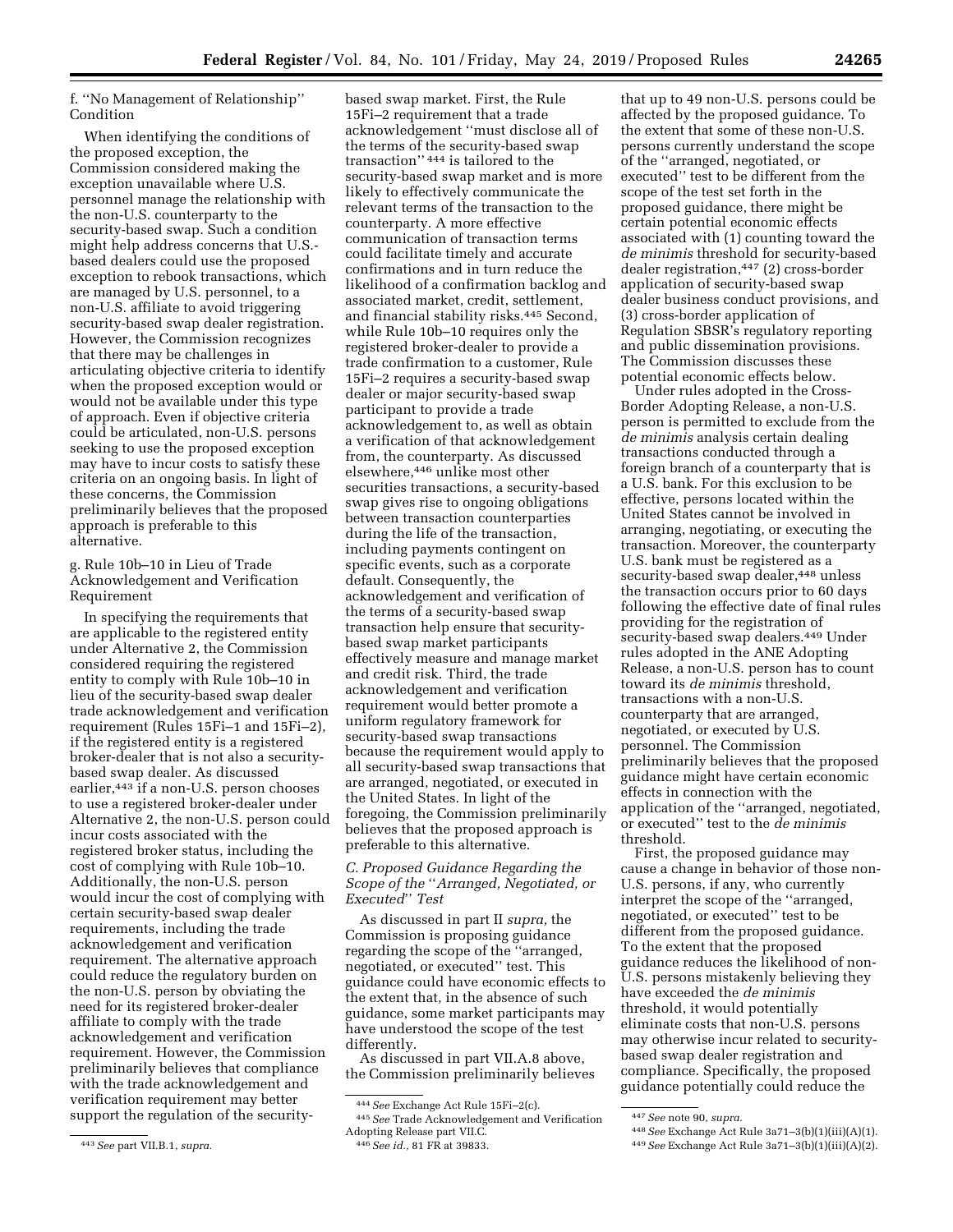f. "No Management of Relationship" Condition

When identifying the conditions of the proposed exception, the Commission considered making the exception unavailable where U.S. personnel manage the relationship with the non-U.S. counterparty to the security-based swap. Such a condition might help address concerns that U.S.-based dealers could use the proposed exception to rebook transactions, which are managed by U.S. personnel, to a non-U.S. affiliate to avoid triggering security-based swap dealer registration. However, the Commission recognizes that there may be challenges in articulating objective criteria to identify when the proposed exception would or would not be available under this type of approach. Even if objective criteria could be articulated, non-U.S. persons seeking to use the proposed exception may have to incur costs to satisfy these criteria on an ongoing basis. In light of these concerns, the Commission preliminarily believes that the proposed approach is preferable to this alternative.

g. Rule 10b–10 in Lieu of Trade Acknowledgement and Verification Requirement

In specifying the requirements that are applicable to the registered entity under Alternative 2, the Commission considered requiring the registered entity to comply with Rule 10b–10 in lieu of the security-based swap dealer trade acknowledgement and verification requirement (Rules 15Fi–1 and 15Fi–2), if the registered entity is a registered broker-dealer that is not also a security-based swap dealer. As discussed earlier,[443] if a non-U.S. person chooses to use a registered broker-dealer under Alternative 2, the non-U.S. person could incur costs associated with the registered broker status, including the cost of complying with Rule 10b–10. Additionally, the non-U.S. person would incur the cost of complying with certain security-based swap dealer requirements, including the trade acknowledgement and verification requirement. The alternative approach could reduce the regulatory burden on the non-U.S. person by obviating the need for its registered broker-dealer affiliate to comply with the trade acknowledgement and verification requirement. However, the Commission preliminarily believes that compliance with the trade acknowledgement and verification requirement may better support the regulation of the security-based swap market. First, the Rule 15Fi–2 requirement that a trade acknowledgement "must disclose all of the terms of the security-based swap transaction"[444] is tailored to the security-based swap market and is more likely to effectively communicate the relevant terms of the transaction to the counterparty. A more effective communication of transaction terms could facilitate timely and accurate confirmations and in turn reduce the likelihood of a confirmation backlog and associated market, credit, settlement, and financial stability risks.[445] Second, while Rule 10b–10 requires only the registered broker-dealer to provide a trade confirmation to a customer, Rule 15Fi–2 requires a security-based swap dealer or major security-based swap participant to provide a trade acknowledgement to, as well as obtain a verification of that acknowledgement from, the counterparty. As discussed elsewhere,[446] unlike most other securities transactions, a security-based swap gives rise to ongoing obligations between transaction counterparties during the life of the transaction, including payments contingent on specific events, such as a corporate default. Consequently, the acknowledgement and verification of the terms of a security-based swap transaction help ensure that security-based swap market participants effectively measure and manage market and credit risk. Third, the trade acknowledgement and verification requirement would better promote a uniform regulatory framework for security-based swap transactions because the requirement would apply to all security-based swap transactions that are arranged, negotiated, or executed in the United States. In light of the foregoing, the Commission preliminarily believes that the proposed approach is preferable to this alternative.

### C. Proposed Guidance Regarding the Scope of the "Arranged, Negotiated, or Executed" Test

As discussed in part II *supra,* the Commission is proposing guidance regarding the scope of the "arranged, negotiated, or executed" test. This guidance could have economic effects to the extent that, in the absence of such guidance, some market participants may have understood the scope of the test differently.

As discussed in part VII.A.8 above, the Commission preliminarily believes that up to 49 non-U.S. persons could be affected by the proposed guidance. To the extent that some of these non-U.S. persons currently understand the scope of the "arranged, negotiated, or executed" test to be different from the scope of the test set forth in the proposed guidance, there might be certain potential economic effects associated with (1) counting toward the *de minimis* threshold for security-based dealer registration,[447] (2) cross-border application of security-based swap dealer business conduct provisions, and (3) cross-border application of Regulation SBSR's regulatory reporting and public dissemination provisions. The Commission discusses these potential economic effects below.

Under rules adopted in the Cross-Border Adopting Release, a non-U.S. person is permitted to exclude from the *de minimis* analysis certain dealing transactions conducted through a foreign branch of a counterparty that is a U.S. bank. For this exclusion to be effective, persons located within the United States cannot be involved in arranging, negotiating, or executing the transaction. Moreover, the counterparty U.S. bank must be registered as a security-based swap dealer,[448] unless the transaction occurs prior to 60 days following the effective date of final rules providing for the registration of security-based swap dealers.[449] Under rules adopted in the ANE Adopting Release, a non-U.S. person has to count toward its *de minimis* threshold, transactions with a non-U.S. counterparty that are arranged, negotiated, or executed by U.S. personnel. The Commission preliminarily believes that the proposed guidance might have certain economic effects in connection with the application of the "arranged, negotiated, or executed" test to the *de minimis* threshold.

First, the proposed guidance may cause a change in behavior of those non-U.S. persons, if any, who currently interpret the scope of the "arranged, negotiated, or executed" test to be different from the proposed guidance. To the extent that the proposed guidance reduces the likelihood of non-U.S. persons mistakenly believing they have exceeded the *de minimis* threshold, it would potentially eliminate costs that non-U.S. persons may otherwise incur related to security-based swap dealer registration and compliance. Specifically, the proposed guidance potentially could reduce the

---

[443] *See* part VII.B.1, *supra.*

[444] *See* Exchange Act Rule 15Fi–2(c).

[445] *See* Trade Acknowledgement and Verification Adopting Release part VII.C.

[446] *See id.,* 81 FR at 39833.

[447] *See* note 90, *supra.*

[448] *See* Exchange Act Rule 3a71–3(b)(1)(iii)(A)(1).

[449] *See* Exchange Act Rule 3a71–3(b)(1)(iii)(A)(2).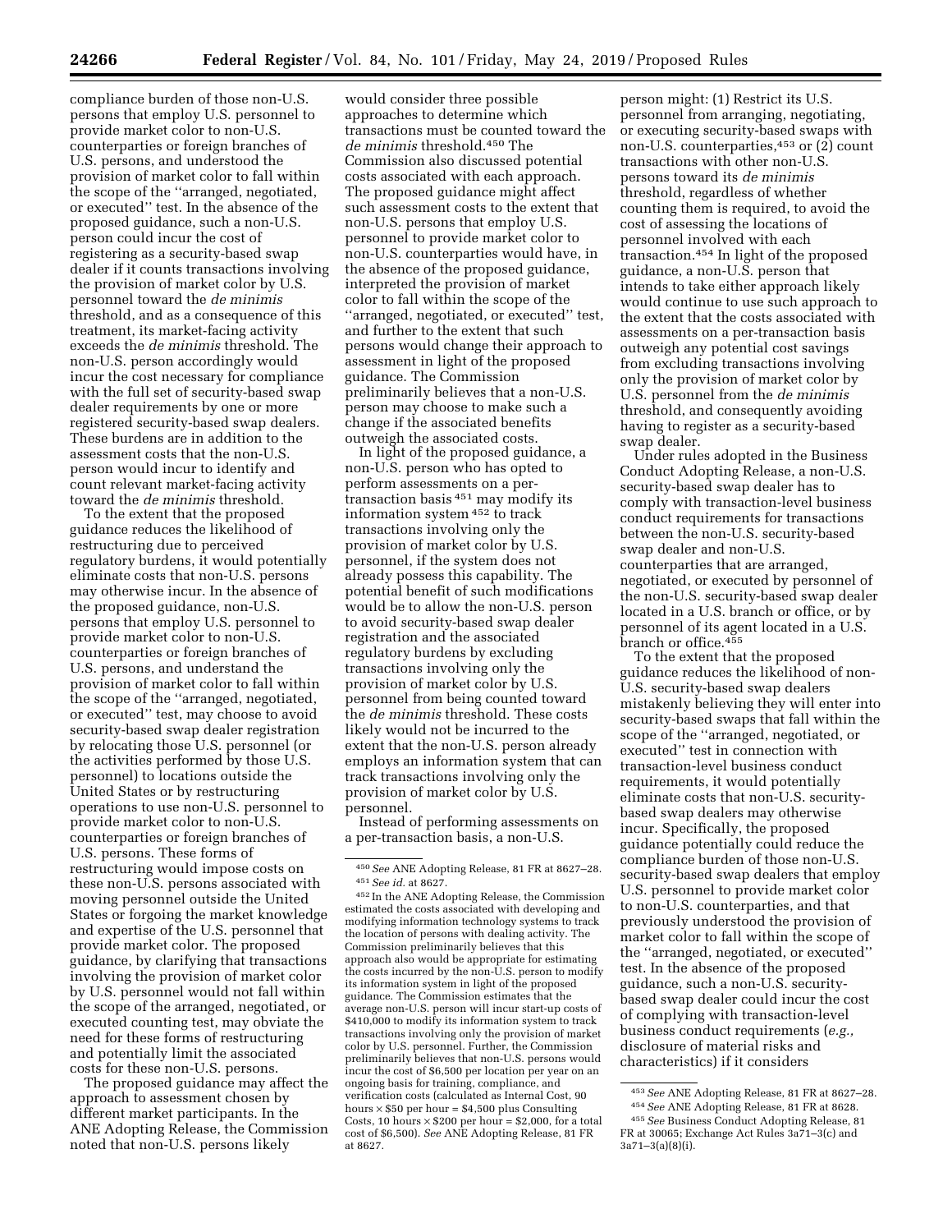compliance burden of those non-U.S. persons that employ U.S. personnel to provide market color to non-U.S. counterparties or foreign branches of U.S. persons, and understood the provision of market color to fall within the scope of the ''arranged, negotiated, or executed'' test. In the absence of the proposed guidance, such a non-U.S. person could incur the cost of registering as a security-based swap dealer if it counts transactions involving the provision of market color by U.S. personnel toward the *de minimis* threshold, and as a consequence of this treatment, its market-facing activity exceeds the *de minimis* threshold. The non-U.S. person accordingly would incur the cost necessary for compliance with the full set of security-based swap dealer requirements by one or more registered security-based swap dealers. These burdens are in addition to the assessment costs that the non-U.S. person would incur to identify and count relevant market-facing activity toward the *de minimis* threshold.

To the extent that the proposed guidance reduces the likelihood of restructuring due to perceived regulatory burdens, it would potentially eliminate costs that non-U.S. persons may otherwise incur. In the absence of the proposed guidance, non-U.S. persons that employ U.S. personnel to provide market color to non-U.S. counterparties or foreign branches of U.S. persons, and understand the provision of market color to fall within the scope of the ''arranged, negotiated, or executed'' test, may choose to avoid security-based swap dealer registration by relocating those U.S. personnel (or the activities performed by those U.S. personnel) to locations outside the United States or by restructuring operations to use non-U.S. personnel to provide market color to non-U.S. counterparties or foreign branches of U.S. persons. These forms of restructuring would impose costs on these non-U.S. persons associated with moving personnel outside the United States or forgoing the market knowledge and expertise of the U.S. personnel that provide market color. The proposed guidance, by clarifying that transactions involving the provision of market color by U.S. personnel would not fall within the scope of the arranged, negotiated, or executed counting test, may obviate the need for these forms of restructuring and potentially limit the associated costs for these non-U.S. persons.

The proposed guidance may affect the approach to assessment chosen by different market participants. In the ANE Adopting Release, the Commission noted that non-U.S. persons likely would consider three possible approaches to determine which transactions must be counted toward the *de minimis* threshold.[450] The Commission also discussed potential costs associated with each approach. The proposed guidance might affect such assessment costs to the extent that non-U.S. persons that employ U.S. personnel to provide market color to non-U.S. counterparties would have, in the absence of the proposed guidance, interpreted the provision of market color to fall within the scope of the ''arranged, negotiated, or executed'' test, and further to the extent that such persons would change their approach to assessment in light of the proposed guidance. The Commission preliminarily believes that a non-U.S. person may choose to make such a change if the associated benefits outweigh the associated costs.

In light of the proposed guidance, a non-U.S. person who has opted to perform assessments on a per-transaction basis[451] may modify its information system[452] to track transactions involving only the provision of market color by U.S. personnel, if the system does not already possess this capability. The potential benefit of such modifications would be to allow the non-U.S. person to avoid security-based swap dealer registration and the associated regulatory burdens by excluding transactions involving only the provision of market color by U.S. personnel from being counted toward the *de minimis* threshold. These costs likely would not be incurred to the extent that the non-U.S. person already employs an information system that can track transactions involving only the provision of market color by U.S. personnel.

Instead of performing assessments on a per-transaction basis, a non-U.S. person might: (1) Restrict its U.S. personnel from arranging, negotiating, or executing security-based swaps with non-U.S. counterparties,[453] or (2) count transactions with other non-U.S. persons toward its *de minimis* threshold, regardless of whether counting them is required, to avoid the cost of assessing the locations of personnel involved with each transaction.[454] In light of the proposed guidance, a non-U.S. person that intends to take either approach likely would continue to use such approach to the extent that the costs associated with assessments on a per-transaction basis outweigh any potential cost savings from excluding transactions involving only the provision of market color by U.S. personnel from the *de minimis* threshold, and consequently avoiding having to register as a security-based swap dealer.

Under rules adopted in the Business Conduct Adopting Release, a non-U.S. security-based swap dealer has to comply with transaction-level business conduct requirements for transactions between the non-U.S. security-based swap dealer and non-U.S. counterparties that are arranged, negotiated, or executed by personnel of the non-U.S. security-based swap dealer located in a U.S. branch or office, or by personnel of its agent located in a U.S. branch or office.[455]

To the extent that the proposed guidance reduces the likelihood of non-U.S. security-based swap dealers mistakenly believing they will enter into security-based swaps that fall within the scope of the ''arranged, negotiated, or executed'' test in connection with transaction-level business conduct requirements, it would potentially eliminate costs that non-U.S. security-based swap dealers may otherwise incur. Specifically, the proposed guidance potentially could reduce the compliance burden of those non-U.S. security-based swap dealers that employ U.S. personnel to provide market color to non-U.S. counterparties, and that previously understood the provision of market color to fall within the scope of the ''arranged, negotiated, or executed'' test. In the absence of the proposed guidance, such a non-U.S. security-based swap dealer could incur the cost of complying with transaction-level business conduct requirements (*e.g.,* disclosure of material risks and characteristics) if it considers

---

[450] *See* ANE Adopting Release, 81 FR at 8627–28.

[451] *See id.* at 8627.

[452] In the ANE Adopting Release, the Commission estimated the costs associated with developing and modifying information technology systems to track the location of persons with dealing activity. The Commission preliminarily believes that this approach also would be appropriate for estimating the costs incurred by the non-U.S. person to modify its information system in light of the proposed guidance. The Commission estimates that the average non-U.S. person will incur start-up costs of $410,000 to modify its information system to track transactions involving only the provision of market color by U.S. personnel. Further, the Commission preliminarily believes that non-U.S. persons would incur the cost of $6,500 per location per year on an ongoing basis for training, compliance, and verification costs (calculated as Internal Cost, 90 hours × $50 per hour = $4,500 plus Consulting Costs, 10 hours × $200 per hour = $2,000, for a total cost of $6,500). *See* ANE Adopting Release, 81 FR at 8627.

[453] *See* ANE Adopting Release, 81 FR at 8627–28.

[454] *See* ANE Adopting Release, 81 FR at 8628.

[455] *See* Business Conduct Adopting Release, 81 FR at 30065; Exchange Act Rules 3a71–3(c) and 3a71–3(a)(8)(i).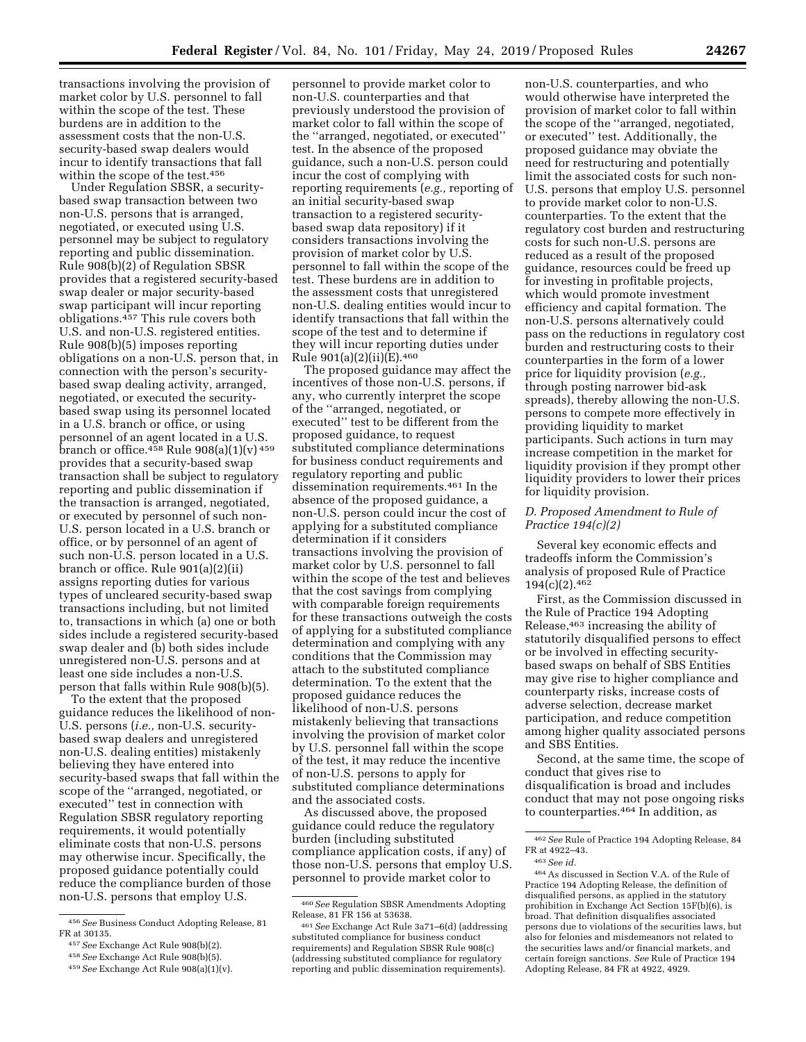transactions involving the provision of market color by U.S. personnel to fall within the scope of the test. These burdens are in addition to the assessment costs that the non-U.S. security-based swap dealers would incur to identify transactions that fall within the scope of the test.[456]

Under Regulation SBSR, a security-based swap transaction between two non-U.S. persons that is arranged, negotiated, or executed using U.S. personnel may be subject to regulatory reporting and public dissemination. Rule 908(b)(2) of Regulation SBSR provides that a registered security-based swap dealer or major security-based swap participant will incur reporting obligations.[457] This rule covers both U.S. and non-U.S. registered entities. Rule 908(b)(5) imposes reporting obligations on a non-U.S. person that, in connection with the person's security-based swap dealing activity, arranged, negotiated, or executed the security-based swap using its personnel located in a U.S. branch or office, or using personnel of an agent located in a U.S. branch or office.[458] Rule 908(a)(1)(v)[459] provides that a security-based swap transaction shall be subject to regulatory reporting and public dissemination if the transaction is arranged, negotiated, or executed by personnel of such non-U.S. person located in a U.S. branch or office, or by personnel of an agent of such non-U.S. person located in a U.S. branch or office. Rule 901(a)(2)(ii) assigns reporting duties for various types of uncleared security-based swap transactions including, but not limited to, transactions in which (a) one or both sides include a registered security-based swap dealer and (b) both sides include unregistered non-U.S. persons and at least one side includes a non-U.S. person that falls within Rule 908(b)(5).

To the extent that the proposed guidance reduces the likelihood of non-U.S. persons (*i.e.,* non-U.S. security-based swap dealers and unregistered non-U.S. dealing entities) mistakenly believing they have entered into security-based swaps that fall within the scope of the ''arranged, negotiated, or executed'' test in connection with Regulation SBSR regulatory reporting requirements, it would potentially eliminate costs that non-U.S. persons may otherwise incur. Specifically, the proposed guidance potentially could reduce the compliance burden of those non-U.S. persons that employ U.S. personnel to provide market color to non-U.S. counterparties and that previously understood the provision of market color to fall within the scope of the ''arranged, negotiated, or executed'' test. In the absence of the proposed guidance, such a non-U.S. person could incur the cost of complying with reporting requirements (*e.g.,* reporting of an initial security-based swap transaction to a registered security-based swap data repository) if it considers transactions involving the provision of market color by U.S. personnel to fall within the scope of the test. These burdens are in addition to the assessment costs that unregistered non-U.S. dealing entities would incur to identify transactions that fall within the scope of the test and to determine if they will incur reporting duties under Rule 901(a)(2)(ii)(E).[460]

The proposed guidance may affect the incentives of those non-U.S. persons, if any, who currently interpret the scope of the ''arranged, negotiated, or executed'' test to be different from the proposed guidance, to request substituted compliance determinations for business conduct requirements and regulatory reporting and public dissemination requirements.[461] In the absence of the proposed guidance, a non-U.S. person could incur the cost of applying for a substituted compliance determination if it considers transactions involving the provision of market color by U.S. personnel to fall within the scope of the test and believes that the cost savings from complying with comparable foreign requirements for these transactions outweigh the costs of applying for a substituted compliance determination and complying with any conditions that the Commission may attach to the substituted compliance determination. To the extent that the proposed guidance reduces the likelihood of non-U.S. persons mistakenly believing that transactions involving the provision of market color by U.S. personnel fall within the scope of the test, it may reduce the incentive of non-U.S. persons to apply for substituted compliance determinations and the associated costs.

As discussed above, the proposed guidance could reduce the regulatory burden (including substituted compliance application costs, if any) of those non-U.S. persons that employ U.S. personnel to provide market color to non-U.S. counterparties, and who would otherwise have interpreted the provision of market color to fall within the scope of the ''arranged, negotiated, or executed'' test. Additionally, the proposed guidance may obviate the need for restructuring and potentially limit the associated costs for such non-U.S. persons that employ U.S. personnel to provide market color to non-U.S. counterparties. To the extent that the regulatory cost burden and restructuring costs for such non-U.S. persons are reduced as a result of the proposed guidance, resources could be freed up for investing in profitable projects, which would promote investment efficiency and capital formation. The non-U.S. persons alternatively could pass on the reductions in regulatory cost burden and restructuring costs to their counterparties in the form of a lower price for liquidity provision (*e.g.,* through posting narrower bid-ask spreads), thereby allowing the non-U.S. persons to compete more effectively in providing liquidity to market participants. Such actions in turn may increase competition in the market for liquidity provision if they prompt other liquidity providers to lower their prices for liquidity provision.

### *D. Proposed Amendment to Rule of Practice 194(c)(2)*

Several key economic effects and tradeoffs inform the Commission's analysis of proposed Rule of Practice 194(c)(2).[462]

First, as the Commission discussed in the Rule of Practice 194 Adopting Release,[463] increasing the ability of statutorily disqualified persons to effect or be involved in effecting security-based swaps on behalf of SBS Entities may give rise to higher compliance and counterparty risks, increase costs of adverse selection, decrease market participation, and reduce competition among higher quality associated persons and SBS Entities.

Second, at the same time, the scope of conduct that gives rise to disqualification is broad and includes conduct that may not pose ongoing risks to counterparties.[464] In addition, as

---

[456] *See* Business Conduct Adopting Release, 81 FR at 30135.

[457] *See* Exchange Act Rule 908(b)(2).

[458] *See* Exchange Act Rule 908(b)(5).

[459] *See* Exchange Act Rule 908(a)(1)(v).

[460] *See* Regulation SBSR Amendments Adopting Release, 81 FR 156 at 53638.

[461] *See* Exchange Act Rule 3a71–6(d) (addressing substituted compliance for business conduct requirements) and Regulation SBSR Rule 908(c) (addressing substituted compliance for regulatory reporting and public dissemination requirements).

[462] *See* Rule of Practice 194 Adopting Release, 84 FR at 4922–43.

[463] *See id.*

[464] As discussed in Section V.A. of the Rule of Practice 194 Adopting Release, the definition of disqualified persons, as applied in the statutory prohibition in Exchange Act Section 15F(b)(6), is broad. That definition disqualifies associated persons due to violations of the securities laws, but also for felonies and misdemeanors not related to the securities laws and/or financial markets, and certain foreign sanctions. *See* Rule of Practice 194 Adopting Release, 84 FR at 4922, 4929.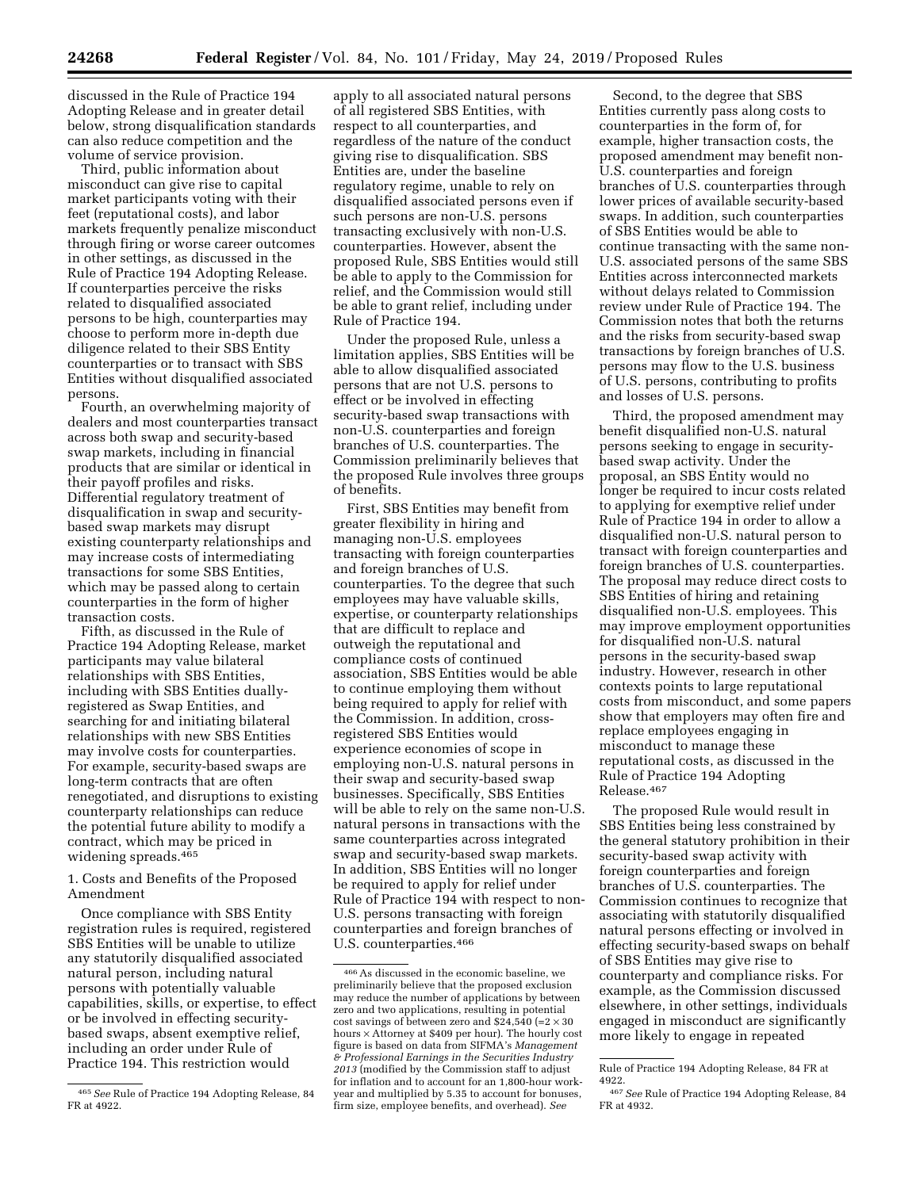discussed in the Rule of Practice 194 Adopting Release and in greater detail below, strong disqualification standards can also reduce competition and the volume of service provision.

Third, public information about misconduct can give rise to capital market participants voting with their feet (reputational costs), and labor markets frequently penalize misconduct through firing or worse career outcomes in other settings, as discussed in the Rule of Practice 194 Adopting Release. If counterparties perceive the risks related to disqualified associated persons to be high, counterparties may choose to perform more in-depth due diligence related to their SBS Entity counterparties or to transact with SBS Entities without disqualified associated persons.

Fourth, an overwhelming majority of dealers and most counterparties transact across both swap and security-based swap markets, including in financial products that are similar or identical in their payoff profiles and risks. Differential regulatory treatment of disqualification in swap and security-based swap markets may disrupt existing counterparty relationships and may increase costs of intermediating transactions for some SBS Entities, which may be passed along to certain counterparties in the form of higher transaction costs.

Fifth, as discussed in the Rule of Practice 194 Adopting Release, market participants may value bilateral relationships with SBS Entities, including with SBS Entities dually-registered as Swap Entities, and searching for and initiating bilateral relationships with new SBS Entities may involve costs for counterparties. For example, security-based swaps are long-term contracts that are often renegotiated, and disruptions to existing counterparty relationships can reduce the potential future ability to modify a contract, which may be priced in widening spreads.[465]

### 1. Costs and Benefits of the Proposed Amendment

Once compliance with SBS Entity registration rules is required, registered SBS Entities will be unable to utilize any statutorily disqualified associated natural person, including natural persons with potentially valuable capabilities, skills, or expertise, to effect or be involved in effecting security-based swaps, absent exemptive relief, including an order under Rule of Practice 194. This restriction would apply to all associated natural persons of all registered SBS Entities, with respect to all counterparties, and regardless of the nature of the conduct giving rise to disqualification. SBS Entities are, under the baseline regulatory regime, unable to rely on disqualified associated persons even if such persons are non-U.S. persons transacting exclusively with non-U.S. counterparties. However, absent the proposed Rule, SBS Entities would still be able to apply to the Commission for relief, and the Commission would still be able to grant relief, including under Rule of Practice 194.

Under the proposed Rule, unless a limitation applies, SBS Entities will be able to allow disqualified associated persons that are not U.S. persons to effect or be involved in effecting security-based swap transactions with non-U.S. counterparties and foreign branches of U.S. counterparties. The Commission preliminarily believes that the proposed Rule involves three groups of benefits.

First, SBS Entities may benefit from greater flexibility in hiring and managing non-U.S. employees transacting with foreign counterparties and foreign branches of U.S. counterparties. To the degree that such employees may have valuable skills, expertise, or counterparty relationships that are difficult to replace and outweigh the reputational and compliance costs of continued association, SBS Entities would be able to continue employing them without being required to apply for relief with the Commission. In addition, cross-registered SBS Entities would experience economies of scope in employing non-U.S. natural persons in their swap and security-based swap businesses. Specifically, SBS Entities will be able to rely on the same non-U.S. natural persons in transactions with the same counterparties across integrated swap and security-based swap markets. In addition, SBS Entities will no longer be required to apply for relief under Rule of Practice 194 with respect to non-U.S. persons transacting with foreign counterparties and foreign branches of U.S. counterparties.[466]

Second, to the degree that SBS Entities currently pass along costs to counterparties in the form of, for example, higher transaction costs, the proposed amendment may benefit non-U.S. counterparties and foreign branches of U.S. counterparties through lower prices of available security-based swaps. In addition, such counterparties of SBS Entities would be able to continue transacting with the same non-U.S. associated persons of the same SBS Entities across interconnected markets without delays related to Commission review under Rule of Practice 194. The Commission notes that both the returns and the risks from security-based swap transactions by foreign branches of U.S. persons may flow to the U.S. business of U.S. persons, contributing to profits and losses of U.S. persons.

Third, the proposed amendment may benefit disqualified non-U.S. natural persons seeking to engage in security-based swap activity. Under the proposal, an SBS Entity would no longer be required to incur costs related to applying for exemptive relief under Rule of Practice 194 in order to allow a disqualified non-U.S. natural person to transact with foreign counterparties and foreign branches of U.S. counterparties. The proposal may reduce direct costs to SBS Entities of hiring and retaining disqualified non-U.S. employees. This may improve employment opportunities for disqualified non-U.S. natural persons in the security-based swap industry. However, research in other contexts points to large reputational costs from misconduct, and some papers show that employers may often fire and replace employees engaging in misconduct to manage these reputational costs, as discussed in the Rule of Practice 194 Adopting Release.[467]

The proposed Rule would result in SBS Entities being less constrained by the general statutory prohibition in their security-based swap activity with foreign counterparties and foreign branches of U.S. counterparties. The Commission continues to recognize that associating with statutorily disqualified natural persons effecting or involved in effecting security-based swaps on behalf of SBS Entities may give rise to counterparty and compliance risks. For example, as the Commission discussed elsewhere, in other settings, individuals engaged in misconduct are significantly more likely to engage in repeated

---

[465] *See* Rule of Practice 194 Adopting Release, 84 FR at 4922.

[466] As discussed in the economic baseline, we preliminarily believe that the proposed exclusion may reduce the number of applications by between zero and two applications, resulting in potential cost savings of between zero and \$24,540 (=2 × 30 hours × Attorney at \$409 per hour). The hourly cost figure is based on data from SIFMA's *Management & Professional Earnings in the Securities Industry 2013* (modified by the Commission staff to adjust for inflation and to account for an 1,800-hour work-year and multiplied by 5.35 to account for bonuses, firm size, employee benefits, and overhead). *See* Rule of Practice 194 Adopting Release, 84 FR at 4922.

[467] *See* Rule of Practice 194 Adopting Release, 84 FR at 4932.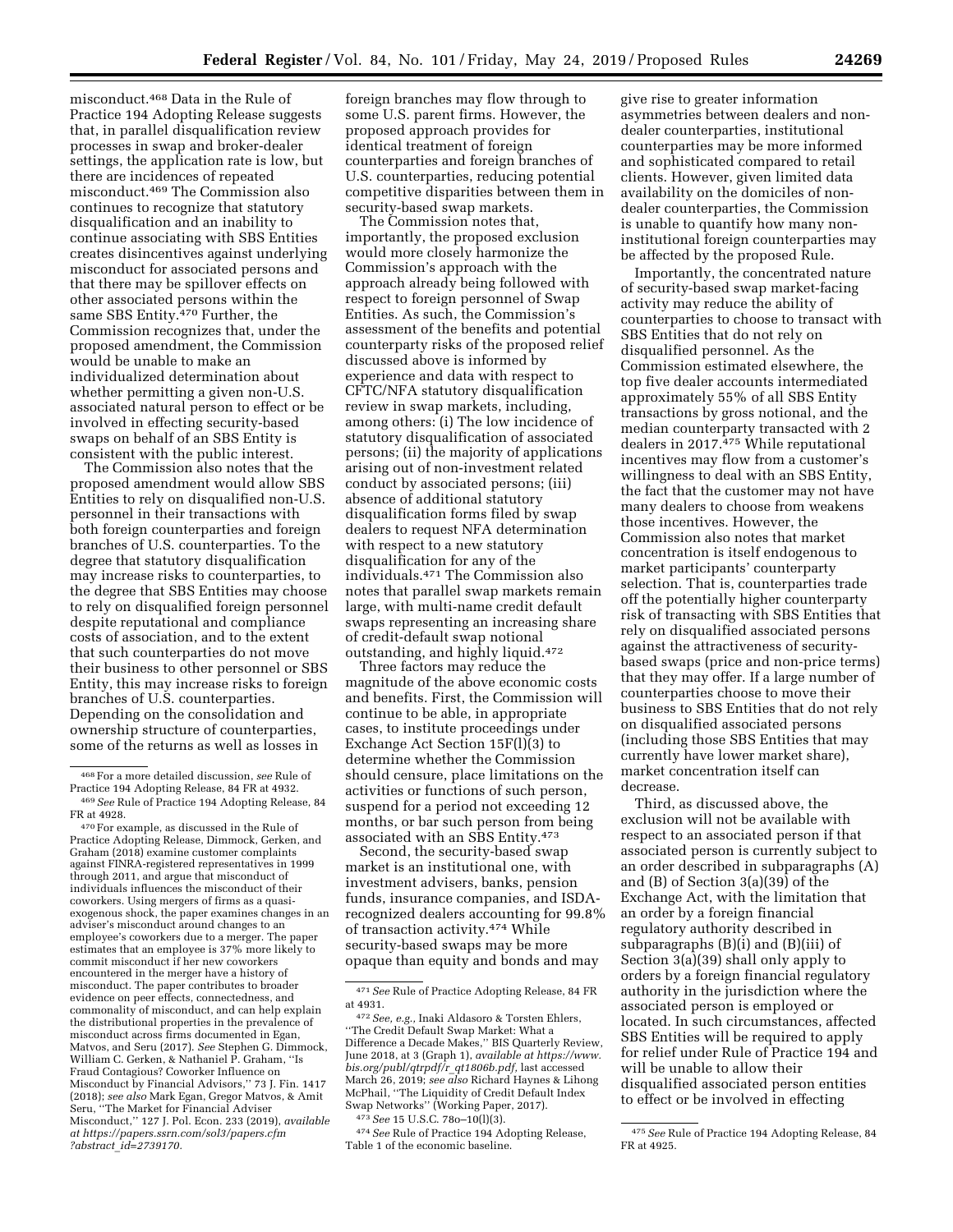misconduct.[468] Data in the Rule of Practice 194 Adopting Release suggests that, in parallel disqualification review processes in swap and broker-dealer settings, the application rate is low, but there are incidences of repeated misconduct.[469] The Commission also continues to recognize that statutory disqualification and an inability to continue associating with SBS Entities creates disincentives against underlying misconduct for associated persons and that there may be spillover effects on other associated persons within the same SBS Entity.[470] Further, the Commission recognizes that, under the proposed amendment, the Commission would be unable to make an individualized determination about whether permitting a given non-U.S. associated natural person to effect or be involved in effecting security-based swaps on behalf of an SBS Entity is consistent with the public interest.

The Commission also notes that the proposed amendment would allow SBS Entities to rely on disqualified non-U.S. personnel in their transactions with both foreign counterparties and foreign branches of U.S. counterparties. To the degree that statutory disqualification may increase risks to counterparties, to the degree that SBS Entities may choose to rely on disqualified foreign personnel despite reputational and compliance costs of association, and to the extent that such counterparties do not move their business to other personnel or SBS Entity, this may increase risks to foreign branches of U.S. counterparties. Depending on the consolidation and ownership structure of counterparties, some of the returns as well as losses in foreign branches may flow through to some U.S. parent firms. However, the proposed approach provides for identical treatment of foreign counterparties and foreign branches of U.S. counterparties, reducing potential competitive disparities between them in security-based swap markets.

The Commission notes that, importantly, the proposed exclusion would more closely harmonize the Commission's approach with the approach already being followed with respect to foreign personnel of Swap Entities. As such, the Commission's assessment of the benefits and potential counterparty risks of the proposed relief discussed above is informed by experience and data with respect to CFTC/NFA statutory disqualification review in swap markets, including, among others: (i) The low incidence of statutory disqualification of associated persons; (ii) the majority of applications arising out of non-investment related conduct by associated persons; (iii) absence of additional statutory disqualification forms filed by swap dealers to request NFA determination with respect to a new statutory disqualification for any of the individuals.[471] The Commission also notes that parallel swap markets remain large, with multi-name credit default swaps representing an increasing share of credit-default swap notional outstanding, and highly liquid.[472]

Three factors may reduce the magnitude of the above economic costs and benefits. First, the Commission will continue to be able, in appropriate cases, to institute proceedings under Exchange Act Section 15F(l)(3) to determine whether the Commission should censure, place limitations on the activities or functions of such person, suspend for a period not exceeding 12 months, or bar such person from being associated with an SBS Entity.[473]

Second, the security-based swap market is an institutional one, with investment advisers, banks, pension funds, insurance companies, and ISDA-recognized dealers accounting for 99.8% of transaction activity.[474] While security-based swaps may be more opaque than equity and bonds and may give rise to greater information asymmetries between dealers and non-dealer counterparties, institutional counterparties may be more informed and sophisticated compared to retail clients. However, given limited data availability on the domiciles of non-dealer counterparties, the Commission is unable to quantify how many non-institutional foreign counterparties may be affected by the proposed Rule.

Importantly, the concentrated nature of security-based swap market-facing activity may reduce the ability of counterparties to choose to transact with SBS Entities that do not rely on disqualified personnel. As the Commission estimated elsewhere, the top five dealer accounts intermediated approximately 55% of all SBS Entity transactions by gross notional, and the median counterparty transacted with 2 dealers in 2017.[475] While reputational incentives may flow from a customer's willingness to deal with an SBS Entity, the fact that the customer may not have many dealers to choose from weakens those incentives. However, the Commission also notes that market concentration is itself endogenous to market participants' counterparty selection. That is, counterparties trade off the potentially higher counterparty risk of transacting with SBS Entities that rely on disqualified associated persons against the attractiveness of security-based swaps (price and non-price terms) that they may offer. If a large number of counterparties choose to move their business to SBS Entities that do not rely on disqualified associated persons (including those SBS Entities that may currently have lower market share), market concentration itself can decrease.

Third, as discussed above, the exclusion will not be available with respect to an associated person if that associated person is currently subject to an order described in subparagraphs (A) and (B) of Section 3(a)(39) of the Exchange Act, with the limitation that an order by a foreign financial regulatory authority described in subparagraphs (B)(i) and (B)(iii) of Section 3(a)(39) shall only apply to orders by a foreign financial regulatory authority in the jurisdiction where the associated person is employed or located. In such circumstances, affected SBS Entities will be required to apply for relief under Rule of Practice 194 and will be unable to allow their disqualified associated person entities to effect or be involved in effecting

---

[468] For a more detailed discussion, *see* Rule of Practice 194 Adopting Release, 84 FR at 4932.

[469] *See* Rule of Practice 194 Adopting Release, 84 FR at 4928.

[470] For example, as discussed in the Rule of Practice Adopting Release, Dimmock, Gerken, and Graham (2018) examine customer complaints against FINRA-registered representatives in 1999 through 2011, and argue that misconduct of individuals influences the misconduct of their coworkers. Using mergers of firms as a quasi-exogenous shock, the paper examines changes in an adviser's misconduct around changes to an employee's coworkers due to a merger. The paper estimates that an employee is 37% more likely to commit misconduct if her new coworkers encountered in the merger have a history of misconduct. The paper contributes to broader evidence on peer effects, connectedness, and commonality of misconduct, and can help explain the distributional properties in the prevalence of misconduct across firms documented in Egan, Matvos, and Seru (2017). *See* Stephen G. Dimmock, William C. Gerken, & Nathaniel P. Graham, ''Is Fraud Contagious? Coworker Influence on Misconduct by Financial Advisors,'' 73 J. Fin. 1417 (2018); *see also* Mark Egan, Gregor Matvos, & Amit Seru, ''The Market for Financial Adviser Misconduct,'' 127 J. Pol. Econ. 233 (2019), *available at https://papers.ssrn.com/sol3/papers.cfm?abstract_id=2739170.*

[471] *See* Rule of Practice Adopting Release, 84 FR at 4931.

[472] *See, e.g.,* Inaki Aldasoro & Torsten Ehlers, ''The Credit Default Swap Market: What a Difference a Decade Makes,'' BIS Quarterly Review, June 2018, at 3 (Graph 1), *available at https://www.bis.org/publ/qtrpdf/r_qt1806b.pdf*, last accessed March 26, 2019; *see also* Richard Haynes & Lihong McPhail, ''The Liquidity of Credit Default Index Swap Networks'' (Working Paper, 2017).

[473] *See* 15 U.S.C. 78o–10(l)(3).

[474] *See* Rule of Practice 194 Adopting Release, Table 1 of the economic baseline.

[475] *See* Rule of Practice 194 Adopting Release, 84 FR at 4925.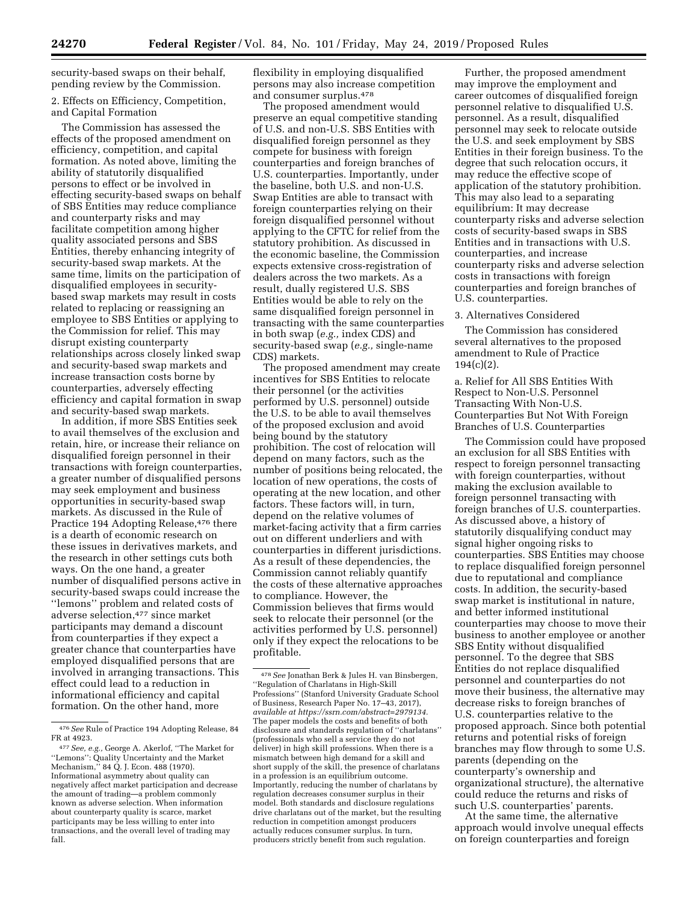security-based swaps on their behalf, pending review by the Commission.

2. Effects on Efficiency, Competition, and Capital Formation

The Commission has assessed the effects of the proposed amendment on efficiency, competition, and capital formation. As noted above, limiting the ability of statutorily disqualified persons to effect or be involved in effecting security-based swaps on behalf of SBS Entities may reduce compliance and counterparty risks and may facilitate competition among higher quality associated persons and SBS Entities, thereby enhancing integrity of security-based swap markets. At the same time, limits on the participation of disqualified employees in security-based swap markets may result in costs related to replacing or reassigning an employee to SBS Entities or applying to the Commission for relief. This may disrupt existing counterparty relationships across closely linked swap and security-based swap markets and increase transaction costs borne by counterparties, adversely effecting efficiency and capital formation in swap and security-based swap markets.

In addition, if more SBS Entities seek to avail themselves of the exclusion and retain, hire, or increase their reliance on disqualified foreign personnel in their transactions with foreign counterparties, a greater number of disqualified persons may seek employment and business opportunities in security-based swap markets. As discussed in the Rule of Practice 194 Adopting Release,[476] there is a dearth of economic research on these issues in derivatives markets, and the research in other settings cuts both ways. On the one hand, a greater number of disqualified persons active in security-based swaps could increase the "lemons" problem and related costs of adverse selection,[477] since market participants may demand a discount from counterparties if they expect a greater chance that counterparties have employed disqualified persons that are involved in arranging transactions. This effect could lead to a reduction in informational efficiency and capital formation. On the other hand, more flexibility in employing disqualified persons may also increase competition and consumer surplus.[478]

The proposed amendment would preserve an equal competitive standing of U.S. and non-U.S. SBS Entities with disqualified foreign personnel as they compete for business with foreign counterparties and foreign branches of U.S. counterparties. Importantly, under the baseline, both U.S. and non-U.S. Swap Entities are able to transact with foreign counterparties relying on their foreign disqualified personnel without applying to the CFTC for relief from the statutory prohibition. As discussed in the economic baseline, the Commission expects extensive cross-registration of dealers across the two markets. As a result, dually registered U.S. SBS Entities would be able to rely on the same disqualified foreign personnel in transacting with the same counterparties in both swap (*e.g.,* index CDS) and security-based swap (*e.g.,* single-name CDS) markets.

The proposed amendment may create incentives for SBS Entities to relocate their personnel (or the activities performed by U.S. personnel) outside the U.S. to be able to avail themselves of the proposed exclusion and avoid being bound by the statutory prohibition. The cost of relocation will depend on many factors, such as the number of positions being relocated, the location of new operations, the costs of operating at the new location, and other factors. These factors will, in turn, depend on the relative volumes of market-facing activity that a firm carries out on different underliers and with counterparties in different jurisdictions. As a result of these dependencies, the Commission cannot reliably quantify the costs of these alternative approaches to compliance. However, the Commission believes that firms would seek to relocate their personnel (or the activities performed by U.S. personnel) only if they expect the relocations to be profitable.

Further, the proposed amendment may improve the employment and career outcomes of disqualified foreign personnel relative to disqualified U.S. personnel. As a result, disqualified personnel may seek to relocate outside the U.S. and seek employment by SBS Entities in their foreign business. To the degree that such relocation occurs, it may reduce the effective scope of application of the statutory prohibition. This may also lead to a separating equilibrium: It may decrease counterparty risks and adverse selection costs of security-based swaps in SBS Entities and in transactions with U.S. counterparties, and increase counterparty risks and adverse selection costs in transactions with foreign counterparties and foreign branches of U.S. counterparties.

3. Alternatives Considered

The Commission has considered several alternatives to the proposed amendment to Rule of Practice 194(c)(2).

a. Relief for All SBS Entities With Respect to Non-U.S. Personnel Transacting With Non-U.S. Counterparties But Not With Foreign Branches of U.S. Counterparties

The Commission could have proposed an exclusion for all SBS Entities with respect to foreign personnel transacting with foreign counterparties, without making the exclusion available to foreign personnel transacting with foreign branches of U.S. counterparties. As discussed above, a history of statutorily disqualifying conduct may signal higher ongoing risks to counterparties. SBS Entities may choose to replace disqualified foreign personnel due to reputational and compliance costs. In addition, the security-based swap market is institutional in nature, and better informed institutional counterparties may choose to move their business to another employee or another SBS Entity without disqualified personnel. To the degree that SBS Entities do not replace disqualified personnel and counterparties do not move their business, the alternative may decrease risks to foreign branches of U.S. counterparties relative to the proposed approach. Since both potential returns and potential risks of foreign branches may flow through to some U.S. parents (depending on the counterparty's ownership and organizational structure), the alternative could reduce the returns and risks of such U.S. counterparties' parents.

At the same time, the alternative approach would involve unequal effects on foreign counterparties and foreign

---

[476] *See* Rule of Practice 194 Adopting Release, 84 FR at 4923.

[477] *See, e.g.,* George A. Akerlof, "The Market for "Lemons": Quality Uncertainty and the Market Mechanism," 84 Q. J. Econ. 488 (1970). Informational asymmetry about quality can negatively affect market participation and decrease the amount of trading—a problem commonly known as adverse selection. When information about counterparty quality is scarce, market participants may be less willing to enter into transactions, and the overall level of trading may fall.

[478] *See* Jonathan Berk & Jules H. van Binsbergen, "Regulation of Charlatans in High-Skill Professions" (Stanford University Graduate School of Business, Research Paper No. 17–43, 2017), *available at https://ssrn.com/abstract=2979134.* The paper models the costs and benefits of both disclosure and standards regulation of "charlatans" (professionals who sell a service they do not deliver) in high skill professions. When there is a mismatch between high demand for a skill and short supply of the skill, the presence of charlatans in a profession is an equilibrium outcome. Importantly, reducing the number of charlatans by regulation decreases consumer surplus in their model. Both standards and disclosure regulations drive charlatans out of the market, but the resulting reduction in competition amongst producers actually reduces consumer surplus. In turn, producers strictly benefit from such regulation.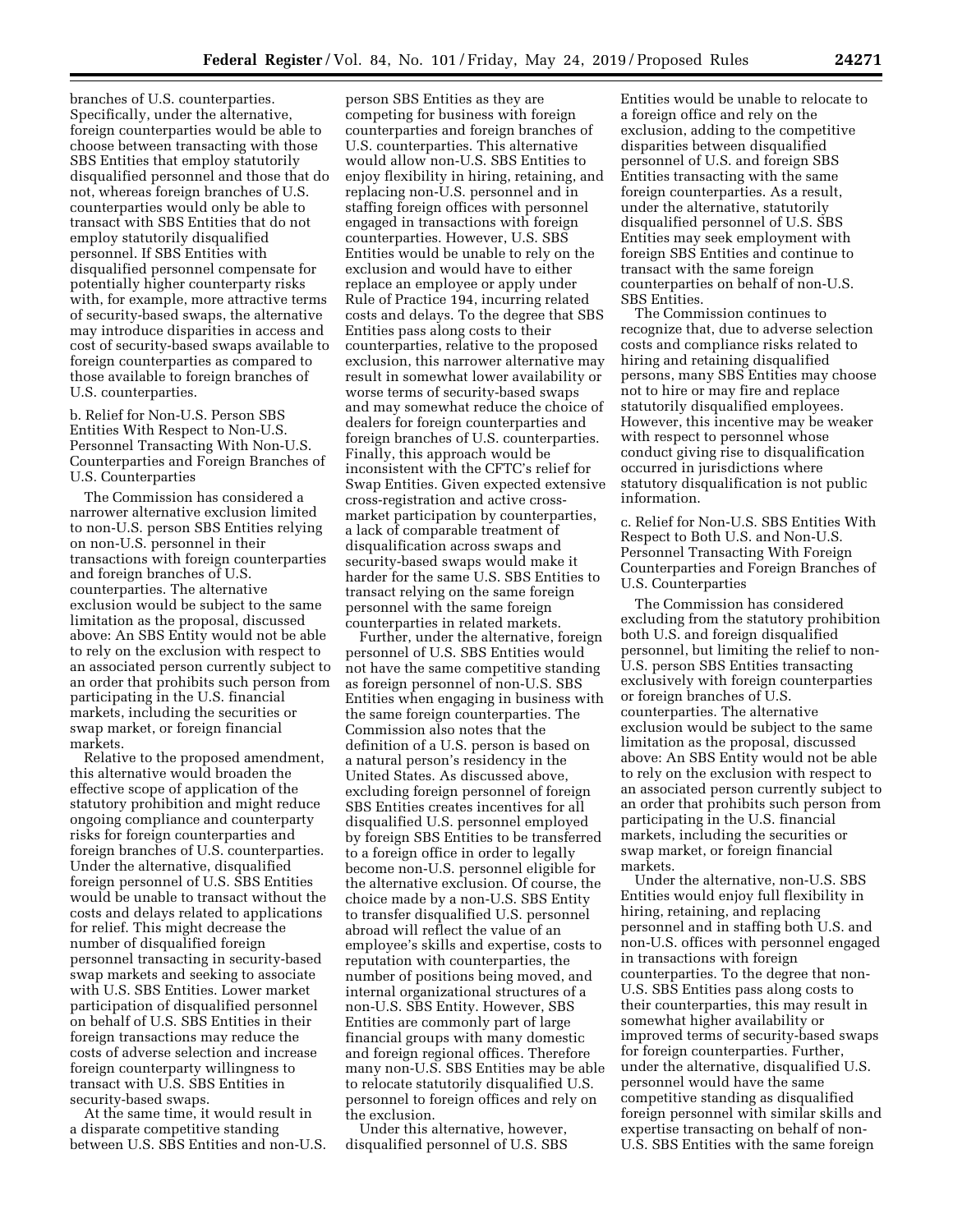branches of U.S. counterparties. Specifically, under the alternative, foreign counterparties would be able to choose between transacting with those SBS Entities that employ statutorily disqualified personnel and those that do not, whereas foreign branches of U.S. counterparties would only be able to transact with SBS Entities that do not employ statutorily disqualified personnel. If SBS Entities with disqualified personnel compensate for potentially higher counterparty risks with, for example, more attractive terms of security-based swaps, the alternative may introduce disparities in access and cost of security-based swaps available to foreign counterparties as compared to those available to foreign branches of U.S. counterparties.

b. Relief for Non-U.S. Person SBS Entities With Respect to Non-U.S. Personnel Transacting With Non-U.S. Counterparties and Foreign Branches of U.S. Counterparties

The Commission has considered a narrower alternative exclusion limited to non-U.S. person SBS Entities relying on non-U.S. personnel in their transactions with foreign counterparties and foreign branches of U.S. counterparties. The alternative exclusion would be subject to the same limitation as the proposal, discussed above: An SBS Entity would not be able to rely on the exclusion with respect to an associated person currently subject to an order that prohibits such person from participating in the U.S. financial markets, including the securities or swap market, or foreign financial markets.

Relative to the proposed amendment, this alternative would broaden the effective scope of application of the statutory prohibition and might reduce ongoing compliance and counterparty risks for foreign counterparties and foreign branches of U.S. counterparties. Under the alternative, disqualified foreign personnel of U.S. SBS Entities would be unable to transact without the costs and delays related to applications for relief. This might decrease the number of disqualified foreign personnel transacting in security-based swap markets and seeking to associate with U.S. SBS Entities. Lower market participation of disqualified personnel on behalf of U.S. SBS Entities in their foreign transactions may reduce the costs of adverse selection and increase foreign counterparty willingness to transact with U.S. SBS Entities in security-based swaps.

At the same time, it would result in a disparate competitive standing between U.S. SBS Entities and non-U.S. person SBS Entities as they are competing for business with foreign counterparties and foreign branches of U.S. counterparties. This alternative would allow non-U.S. SBS Entities to enjoy flexibility in hiring, retaining, and replacing non-U.S. personnel and in staffing foreign offices with personnel engaged in transactions with foreign counterparties. However, U.S. SBS Entities would be unable to rely on the exclusion and would have to either replace an employee or apply under Rule of Practice 194, incurring related costs and delays. To the degree that SBS Entities pass along costs to their counterparties, relative to the proposed exclusion, this narrower alternative may result in somewhat lower availability or worse terms of security-based swaps and may somewhat reduce the choice of dealers for foreign counterparties and foreign branches of U.S. counterparties. Finally, this approach would be inconsistent with the CFTC's relief for Swap Entities. Given expected extensive cross-registration and active cross-market participation by counterparties, a lack of comparable treatment of disqualification across swaps and security-based swaps would make it harder for the same U.S. SBS Entities to transact relying on the same foreign personnel with the same foreign counterparties in related markets.

Further, under the alternative, foreign personnel of U.S. SBS Entities would not have the same competitive standing as foreign personnel of non-U.S. SBS Entities when engaging in business with the same foreign counterparties. The Commission also notes that the definition of a U.S. person is based on a natural person's residency in the United States. As discussed above, excluding foreign personnel of foreign SBS Entities creates incentives for all disqualified U.S. personnel employed by foreign SBS Entities to be transferred to a foreign office in order to legally become non-U.S. personnel eligible for the alternative exclusion. Of course, the choice made by a non-U.S. SBS Entity to transfer disqualified U.S. personnel abroad will reflect the value of an employee's skills and expertise, costs to reputation with counterparties, the number of positions being moved, and internal organizational structures of a non-U.S. SBS Entity. However, SBS Entities are commonly part of large financial groups with many domestic and foreign regional offices. Therefore many non-U.S. SBS Entities may be able to relocate statutorily disqualified U.S. personnel to foreign offices and rely on the exclusion.

Under this alternative, however, disqualified personnel of U.S. SBS Entities would be unable to relocate to a foreign office and rely on the exclusion, adding to the competitive disparities between disqualified personnel of U.S. and foreign SBS Entities transacting with the same foreign counterparties. As a result, under the alternative, statutorily disqualified personnel of U.S. SBS Entities may seek employment with foreign SBS Entities and continue to transact with the same foreign counterparties on behalf of non-U.S. SBS Entities.

The Commission continues to recognize that, due to adverse selection costs and compliance risks related to hiring and retaining disqualified persons, many SBS Entities may choose not to hire or may fire and replace statutorily disqualified employees. However, this incentive may be weaker with respect to personnel whose conduct giving rise to disqualification occurred in jurisdictions where statutory disqualification is not public information.

c. Relief for Non-U.S. SBS Entities With Respect to Both U.S. and Non-U.S. Personnel Transacting With Foreign Counterparties and Foreign Branches of U.S. Counterparties

The Commission has considered excluding from the statutory prohibition both U.S. and foreign disqualified personnel, but limiting the relief to non-U.S. person SBS Entities transacting exclusively with foreign counterparties or foreign branches of U.S. counterparties. The alternative exclusion would be subject to the same limitation as the proposal, discussed above: An SBS Entity would not be able to rely on the exclusion with respect to an associated person currently subject to an order that prohibits such person from participating in the U.S. financial markets, including the securities or swap market, or foreign financial markets.

Under the alternative, non-U.S. SBS Entities would enjoy full flexibility in hiring, retaining, and replacing personnel and in staffing both U.S. and non-U.S. offices with personnel engaged in transactions with foreign counterparties. To the degree that non-U.S. SBS Entities pass along costs to their counterparties, this may result in somewhat higher availability or improved terms of security-based swaps for foreign counterparties. Further, under the alternative, disqualified U.S. personnel would have the same competitive standing as disqualified foreign personnel with similar skills and expertise transacting on behalf of non-U.S. SBS Entities with the same foreign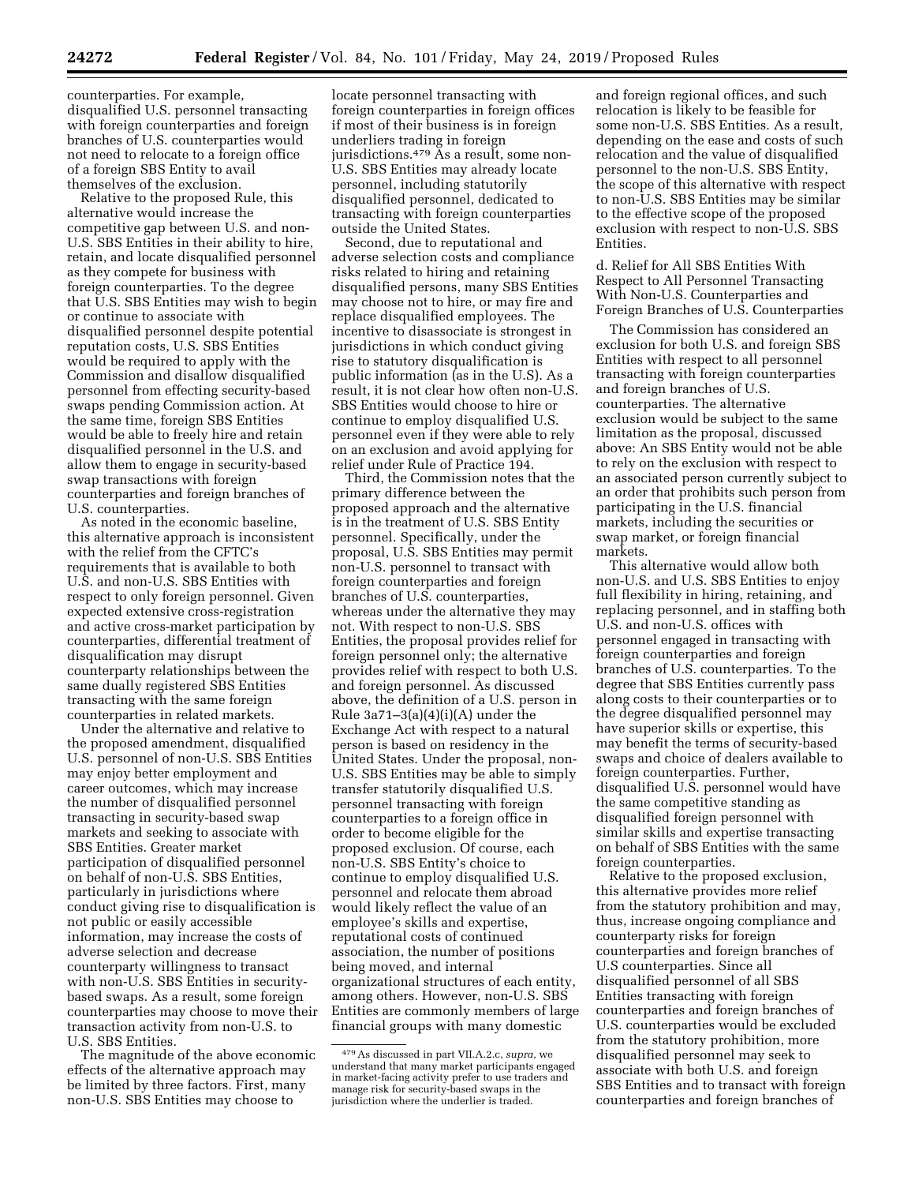counterparties. For example, disqualified U.S. personnel transacting with foreign counterparties and foreign branches of U.S. counterparties would not need to relocate to a foreign office of a foreign SBS Entity to avail themselves of the exclusion.

Relative to the proposed Rule, this alternative would increase the competitive gap between U.S. and non-U.S. SBS Entities in their ability to hire, retain, and locate disqualified personnel as they compete for business with foreign counterparties. To the degree that U.S. SBS Entities may wish to begin or continue to associate with disqualified personnel despite potential reputation costs, U.S. SBS Entities would be required to apply with the Commission and disallow disqualified personnel from effecting security-based swaps pending Commission action. At the same time, foreign SBS Entities would be able to freely hire and retain disqualified personnel in the U.S. and allow them to engage in security-based swap transactions with foreign counterparties and foreign branches of U.S. counterparties.

As noted in the economic baseline, this alternative approach is inconsistent with the relief from the CFTC's requirements that is available to both U.S. and non-U.S. SBS Entities with respect to only foreign personnel. Given expected extensive cross-registration and active cross-market participation by counterparties, differential treatment of disqualification may disrupt counterparty relationships between the same dually registered SBS Entities transacting with the same foreign counterparties in related markets.

Under the alternative and relative to the proposed amendment, disqualified U.S. personnel of non-U.S. SBS Entities may enjoy better employment and career outcomes, which may increase the number of disqualified personnel transacting in security-based swap markets and seeking to associate with SBS Entities. Greater market participation of disqualified personnel on behalf of non-U.S. SBS Entities, particularly in jurisdictions where conduct giving rise to disqualification is not public or easily accessible information, may increase the costs of adverse selection and decrease counterparty willingness to transact with non-U.S. SBS Entities in security-based swaps. As a result, some foreign counterparties may choose to move their transaction activity from non-U.S. to U.S. SBS Entities.

The magnitude of the above economic effects of the alternative approach may be limited by three factors. First, many non-U.S. SBS Entities may choose to locate personnel transacting with foreign counterparties in foreign offices if most of their business is in foreign underliers trading in foreign jurisdictions.[479] As a result, some non-U.S. SBS Entities may already locate personnel, including statutorily disqualified personnel, dedicated to transacting with foreign counterparties outside the United States.

Second, due to reputational and adverse selection costs and compliance risks related to hiring and retaining disqualified persons, many SBS Entities may choose not to hire, or may fire and replace disqualified employees. The incentive to disassociate is strongest in jurisdictions in which conduct giving rise to statutory disqualification is public information (as in the U.S). As a result, it is not clear how often non-U.S. SBS Entities would choose to hire or continue to employ disqualified U.S. personnel even if they were able to rely on an exclusion and avoid applying for relief under Rule of Practice 194.

Third, the Commission notes that the primary difference between the proposed approach and the alternative is in the treatment of U.S. SBS Entity personnel. Specifically, under the proposal, U.S. SBS Entities may permit non-U.S. personnel to transact with foreign counterparties and foreign branches of U.S. counterparties, whereas under the alternative they may not. With respect to non-U.S. SBS Entities, the proposal provides relief for foreign personnel only; the alternative provides relief with respect to both U.S. and foreign personnel. As discussed above, the definition of a U.S. person in Rule 3a71–3(a)(4)(i)(A) under the Exchange Act with respect to a natural person is based on residency in the United States. Under the proposal, non-U.S. SBS Entities may be able to simply transfer statutorily disqualified U.S. personnel transacting with foreign counterparties to a foreign office in order to become eligible for the proposed exclusion. Of course, each non-U.S. SBS Entity's choice to continue to employ disqualified U.S. personnel and relocate them abroad would likely reflect the value of an employee's skills and expertise, reputational costs of continued association, the number of positions being moved, and internal organizational structures of each entity, among others. However, non-U.S. SBS Entities are commonly members of large financial groups with many domestic and foreign regional offices, and such relocation is likely to be feasible for some non-U.S. SBS Entities. As a result, depending on the ease and costs of such relocation and the value of disqualified personnel to the non-U.S. SBS Entity, the scope of this alternative with respect to non-U.S. SBS Entities may be similar to the effective scope of the proposed exclusion with respect to non-U.S. SBS Entities.

### d. Relief for All SBS Entities With Respect to All Personnel Transacting With Non-U.S. Counterparties and Foreign Branches of U.S. Counterparties

The Commission has considered an exclusion for both U.S. and foreign SBS Entities with respect to all personnel transacting with foreign counterparties and foreign branches of U.S. counterparties. The alternative exclusion would be subject to the same limitation as the proposal, discussed above: An SBS Entity would not be able to rely on the exclusion with respect to an associated person currently subject to an order that prohibits such person from participating in the U.S. financial markets, including the securities or swap market, or foreign financial markets.

This alternative would allow both non-U.S. and U.S. SBS Entities to enjoy full flexibility in hiring, retaining, and replacing personnel, and in staffing both U.S. and non-U.S. offices with personnel engaged in transacting with foreign counterparties and foreign branches of U.S. counterparties. To the degree that SBS Entities currently pass along costs to their counterparties or to the degree disqualified personnel may have superior skills or expertise, this may benefit the terms of security-based swaps and choice of dealers available to foreign counterparties. Further, disqualified U.S. personnel would have the same competitive standing as disqualified foreign personnel with similar skills and expertise transacting on behalf of SBS Entities with the same foreign counterparties.

Relative to the proposed exclusion, this alternative provides more relief from the statutory prohibition and may, thus, increase ongoing compliance and counterparty risks for foreign counterparties and foreign branches of U.S counterparties. Since all disqualified personnel of all SBS Entities transacting with foreign counterparties and foreign branches of U.S. counterparties would be excluded from the statutory prohibition, more disqualified personnel may seek to associate with both U.S. and foreign SBS Entities and to transact with foreign counterparties and foreign branches of

[479] As discussed in part VII.A.2.c, *supra,* we understand that many market participants engaged in market-facing activity prefer to use traders and manage risk for security-based swaps in the jurisdiction where the underlier is traded.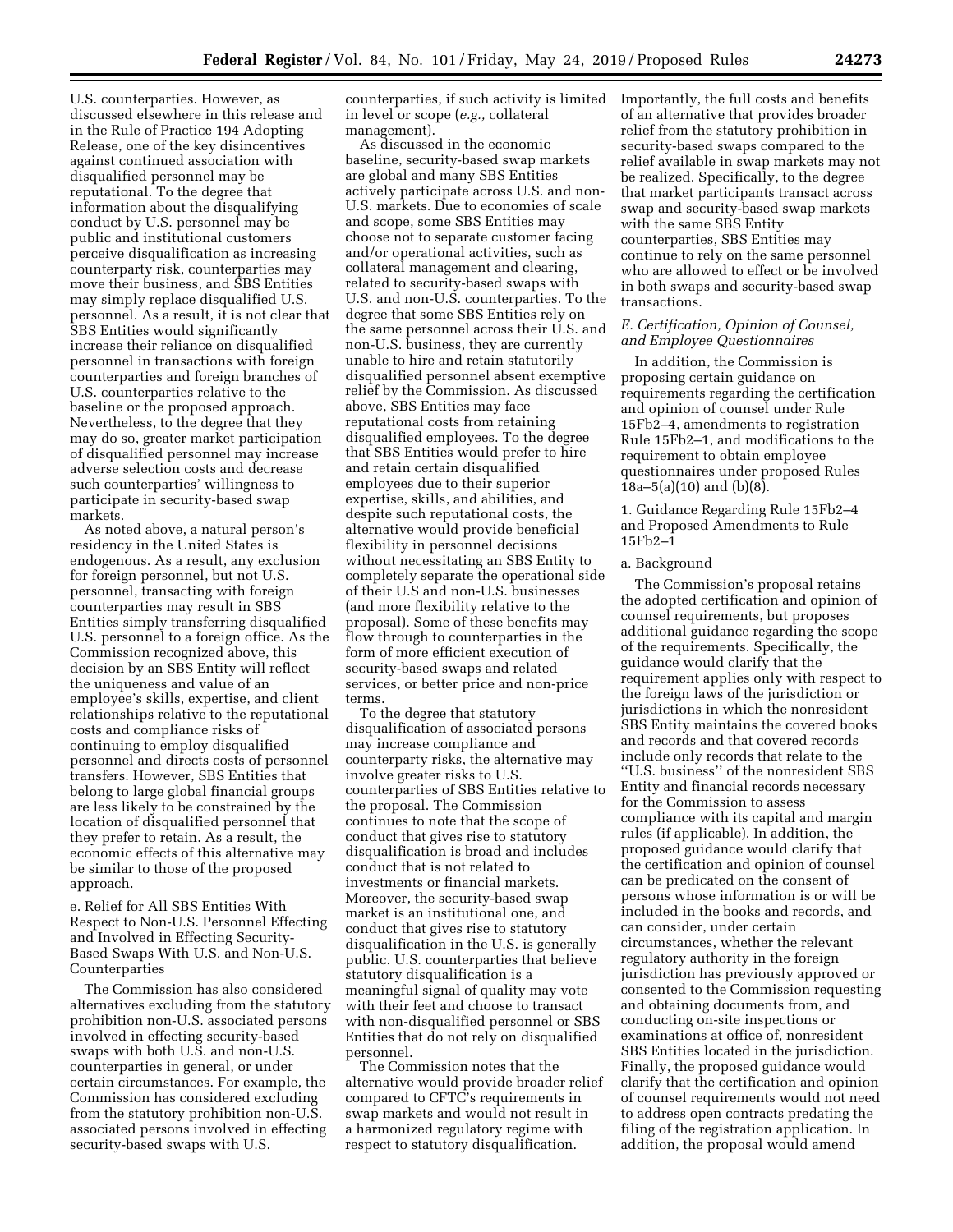U.S. counterparties. However, as discussed elsewhere in this release and in the Rule of Practice 194 Adopting Release, one of the key disincentives against continued association with disqualified personnel may be reputational. To the degree that information about the disqualifying conduct by U.S. personnel may be public and institutional customers perceive disqualification as increasing counterparty risk, counterparties may move their business, and SBS Entities may simply replace disqualified U.S. personnel. As a result, it is not clear that SBS Entities would significantly increase their reliance on disqualified personnel in transactions with foreign counterparties and foreign branches of U.S. counterparties relative to the baseline or the proposed approach. Nevertheless, to the degree that they may do so, greater market participation of disqualified personnel may increase adverse selection costs and decrease such counterparties' willingness to participate in security-based swap markets.

As noted above, a natural person's residency in the United States is endogenous. As a result, any exclusion for foreign personnel, but not U.S. personnel, transacting with foreign counterparties may result in SBS Entities simply transferring disqualified U.S. personnel to a foreign office. As the Commission recognized above, this decision by an SBS Entity will reflect the uniqueness and value of an employee's skills, expertise, and client relationships relative to the reputational costs and compliance risks of continuing to employ disqualified personnel and directs costs of personnel transfers. However, SBS Entities that belong to large global financial groups are less likely to be constrained by the location of disqualified personnel that they prefer to retain. As a result, the economic effects of this alternative may be similar to those of the proposed approach.

e. Relief for All SBS Entities With Respect to Non-U.S. Personnel Effecting and Involved in Effecting Security-Based Swaps With U.S. and Non-U.S. Counterparties

The Commission has also considered alternatives excluding from the statutory prohibition non-U.S. associated persons involved in effecting security-based swaps with both U.S. and non-U.S. counterparties in general, or under certain circumstances. For example, the Commission has considered excluding from the statutory prohibition non-U.S. associated persons involved in effecting security-based swaps with U.S. counterparties, if such activity is limited in level or scope (*e.g.,* collateral management).

As discussed in the economic baseline, security-based swap markets are global and many SBS Entities actively participate across U.S. and non-U.S. markets. Due to economies of scale and scope, some SBS Entities may choose not to separate customer facing and/or operational activities, such as collateral management and clearing, related to security-based swaps with U.S. and non-U.S. counterparties. To the degree that some SBS Entities rely on the same personnel across their U.S. and non-U.S. business, they are currently unable to hire and retain statutorily disqualified personnel absent exemptive relief by the Commission. As discussed above, SBS Entities may face reputational costs from retaining disqualified employees. To the degree that SBS Entities would prefer to hire and retain certain disqualified employees due to their superior expertise, skills, and abilities, and despite such reputational costs, the alternative would provide beneficial flexibility in personnel decisions without necessitating an SBS Entity to completely separate the operational side of their U.S and non-U.S. businesses (and more flexibility relative to the proposal). Some of these benefits may flow through to counterparties in the form of more efficient execution of security-based swaps and related services, or better price and non-price terms.

To the degree that statutory disqualification of associated persons may increase compliance and counterparty risks, the alternative may involve greater risks to U.S. counterparties of SBS Entities relative to the proposal. The Commission continues to note that the scope of conduct that gives rise to statutory disqualification is broad and includes conduct that is not related to investments or financial markets. Moreover, the security-based swap market is an institutional one, and conduct that gives rise to statutory disqualification in the U.S. is generally public. U.S. counterparties that believe statutory disqualification is a meaningful signal of quality may vote with their feet and choose to transact with non-disqualified personnel or SBS Entities that do not rely on disqualified personnel.

The Commission notes that the alternative would provide broader relief compared to CFTC's requirements in swap markets and would not result in a harmonized regulatory regime with respect to statutory disqualification. Importantly, the full costs and benefits of an alternative that provides broader relief from the statutory prohibition in security-based swaps compared to the relief available in swap markets may not be realized. Specifically, to the degree that market participants transact across swap and security-based swap markets with the same SBS Entity counterparties, SBS Entities may continue to rely on the same personnel who are allowed to effect or be involved in both swaps and security-based swap transactions.

### E. Certification, Opinion of Counsel, and Employee Questionnaires

In addition, the Commission is proposing certain guidance on requirements regarding the certification and opinion of counsel under Rule 15Fb2–4, amendments to registration Rule 15Fb2–1, and modifications to the requirement to obtain employee questionnaires under proposed Rules 18a–5(a)(10) and (b)(8).

1. Guidance Regarding Rule 15Fb2–4 and Proposed Amendments to Rule 15Fb2–1

a. Background

The Commission's proposal retains the adopted certification and opinion of counsel requirements, but proposes additional guidance regarding the scope of the requirements. Specifically, the guidance would clarify that the requirement applies only with respect to the foreign laws of the jurisdiction or jurisdictions in which the nonresident SBS Entity maintains the covered books and records and that covered records include only records that relate to the "U.S. business" of the nonresident SBS Entity and financial records necessary for the Commission to assess compliance with its capital and margin rules (if applicable). In addition, the proposed guidance would clarify that the certification and opinion of counsel can be predicated on the consent of persons whose information is or will be included in the books and records, and can consider, under certain circumstances, whether the relevant regulatory authority in the foreign jurisdiction has previously approved or consented to the Commission requesting and obtaining documents from, and conducting on-site inspections or examinations at office of, nonresident SBS Entities located in the jurisdiction. Finally, the proposed guidance would clarify that the certification and opinion of counsel requirements would not need to address open contracts predating the filing of the registration application. In addition, the proposal would amend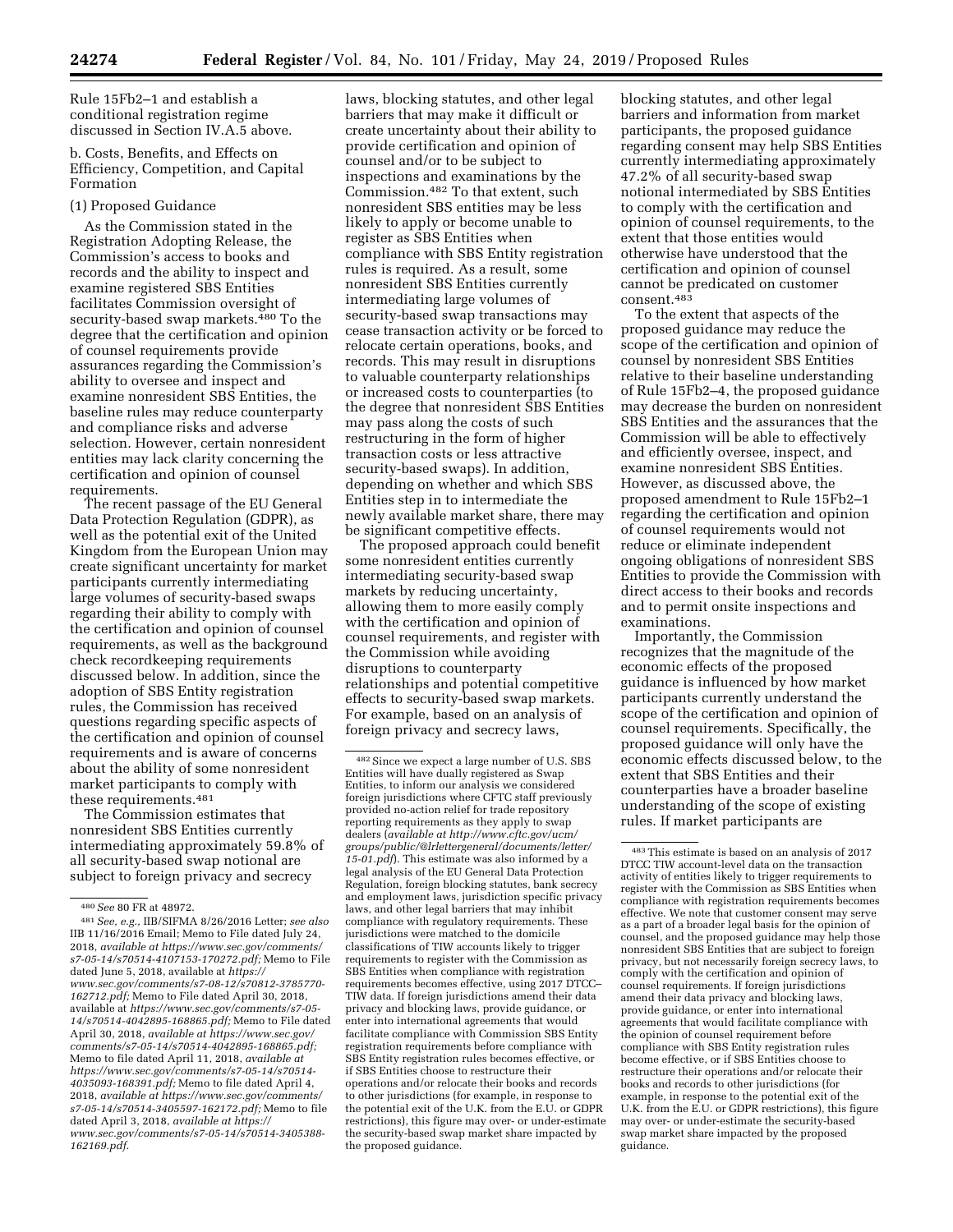Rule 15Fb2–1 and establish a conditional registration regime discussed in Section IV.A.5 above.

b. Costs, Benefits, and Effects on Efficiency, Competition, and Capital Formation

(1) Proposed Guidance

As the Commission stated in the Registration Adopting Release, the Commission's access to books and records and the ability to inspect and examine registered SBS Entities facilitates Commission oversight of security-based swap markets.[480] To the degree that the certification and opinion of counsel requirements provide assurances regarding the Commission's ability to oversee and inspect and examine nonresident SBS Entities, the baseline rules may reduce counterparty and compliance risks and adverse selection. However, certain nonresident entities may lack clarity concerning the certification and opinion of counsel requirements.

The recent passage of the EU General Data Protection Regulation (GDPR), as well as the potential exit of the United Kingdom from the European Union may create significant uncertainty for market participants currently intermediating large volumes of security-based swaps regarding their ability to comply with the certification and opinion of counsel requirements, as well as the background check recordkeeping requirements discussed below. In addition, since the adoption of SBS Entity registration rules, the Commission has received questions regarding specific aspects of the certification and opinion of counsel requirements and is aware of concerns about the ability of some nonresident market participants to comply with these requirements.[481]

The Commission estimates that nonresident SBS Entities currently intermediating approximately 59.8% of all security-based swap notional are subject to foreign privacy and secrecy laws, blocking statutes, and other legal barriers that may make it difficult or create uncertainty about their ability to provide certification and opinion of counsel and/or to be subject to inspections and examinations by the Commission.[482] To that extent, such nonresident SBS entities may be less likely to apply or become unable to register as SBS Entities when compliance with SBS Entity registration rules is required. As a result, some nonresident SBS Entities currently intermediating large volumes of security-based swap transactions may cease transaction activity or be forced to relocate certain operations, books, and records. This may result in disruptions to valuable counterparty relationships or increased costs to counterparties (to the degree that nonresident SBS Entities may pass along the costs of such restructuring in the form of higher transaction costs or less attractive security-based swaps). In addition, depending on whether and which SBS Entities step in to intermediate the newly available market share, there may be significant competitive effects.

The proposed approach could benefit some nonresident entities currently intermediating security-based swap markets by reducing uncertainty, allowing them to more easily comply with the certification and opinion of counsel requirements, and register with the Commission while avoiding disruptions to counterparty relationships and potential competitive effects to security-based swap markets. For example, based on an analysis of foreign privacy and secrecy laws, blocking statutes, and other legal barriers and information from market participants, the proposed guidance regarding consent may help SBS Entities currently intermediating approximately 47.2% of all security-based swap notional intermediated by SBS Entities to comply with the certification and opinion of counsel requirements, to the extent that those entities would otherwise have understood that the certification and opinion of counsel cannot be predicated on customer consent.[483]

To the extent that aspects of the proposed guidance may reduce the scope of the certification and opinion of counsel by nonresident SBS Entities relative to their baseline understanding of Rule 15Fb2–4, the proposed guidance may decrease the burden on nonresident SBS Entities and the assurances that the Commission will be able to effectively and efficiently oversee, inspect, and examine nonresident SBS Entities. However, as discussed above, the proposed amendment to Rule 15Fb2–1 regarding the certification and opinion of counsel requirements would not reduce or eliminate independent ongoing obligations of nonresident SBS Entities to provide the Commission with direct access to their books and records and to permit onsite inspections and examinations.

Importantly, the Commission recognizes that the magnitude of the economic effects of the proposed guidance is influenced by how market participants currently understand the scope of the certification and opinion of counsel requirements. Specifically, the proposed guidance will only have the economic effects discussed below, to the extent that SBS Entities and their counterparties have a broader baseline understanding of the scope of existing rules. If market participants are

---

[480] *See* 80 FR at 48972.

[481] *See, e.g.,* IIB/SIFMA 8/26/2016 Letter; *see also* IIB 11/16/2016 Email; Memo to File dated July 24, 2018, *available at https://www.sec.gov/comments/s7-05-14/s70514-4107153-170272.pdf;* Memo to File dated June 5, 2018, available at *https://www.sec.gov/comments/s7-08-12/s70812-3785770-162712.pdf;* Memo to File dated April 30, 2018, available at *https://www.sec.gov/comments/s7-05-14/s70514-4042895-168865.pdf;* Memo to File dated April 30, 2018, *available at https://www.sec.gov/comments/s7-05-14/s70514-4042895-168865.pdf;* Memo to file dated April 11, 2018, *available at https://www.sec.gov/comments/s7-05-14/s70514-4035093-168391.pdf;* Memo to file dated April 4, 2018, *available at https://www.sec.gov/comments/s7-05-14/s70514-3405597-162172.pdf;* Memo to file dated April 3, 2018, *available at https://www.sec.gov/comments/s7-05-14/s70514-3405388-162169.pdf.*

[482] Since we expect a large number of U.S. SBS Entities will have dually registered as Swap Entities, to inform our analysis we considered foreign jurisdictions where CFTC staff previously provided no-action relief for trade repository reporting requirements as they apply to swap dealers (*available at http://www.cftc.gov/ucm/groups/public/@lrlettergeneral/documents/letter/15-01.pdf*). This estimate was also informed by a legal analysis of the EU General Data Protection Regulation, foreign blocking statutes, bank secrecy and employment laws, jurisdiction specific privacy laws, and other legal barriers that may inhibit compliance with regulatory requirements. These jurisdictions were matched to the domicile classifications of TIW accounts likely to trigger requirements to register with the Commission as SBS Entities when compliance with registration requirements becomes effective, using 2017 DTCC–TIW data. If foreign jurisdictions amend their data privacy and blocking laws, provide guidance, or enter into international agreements that would facilitate compliance with Commission SBS Entity registration requirements before compliance with SBS Entity registration rules becomes effective, or if SBS Entities choose to restructure their operations and/or relocate their books and records to other jurisdictions (for example, in response to the potential exit of the U.K. from the E.U. or GDPR restrictions), this figure may over- or under-estimate the security-based swap market share impacted by the proposed guidance.

[483] This estimate is based on an analysis of 2017 DTCC TIW account-level data on the transaction activity of entities likely to trigger requirements to register with the Commission as SBS Entities when compliance with registration requirements becomes effective. We note that customer consent may serve as a part of a broader legal basis for the opinion of counsel, and the proposed guidance may help those nonresident SBS Entities that are subject to foreign privacy, but not necessarily foreign secrecy laws, to comply with the certification and opinion of counsel requirements. If foreign jurisdictions amend their data privacy and blocking laws, provide guidance, or enter into international agreements that would facilitate compliance with the opinion of counsel requirement before compliance with SBS Entity registration rules become effective, or if SBS Entities choose to restructure their operations and/or relocate their books and records to other jurisdictions (for example, in response to the potential exit of the U.K. from the E.U. or GDPR restrictions), this figure may over- or under-estimate the security-based swap market share impacted by the proposed guidance.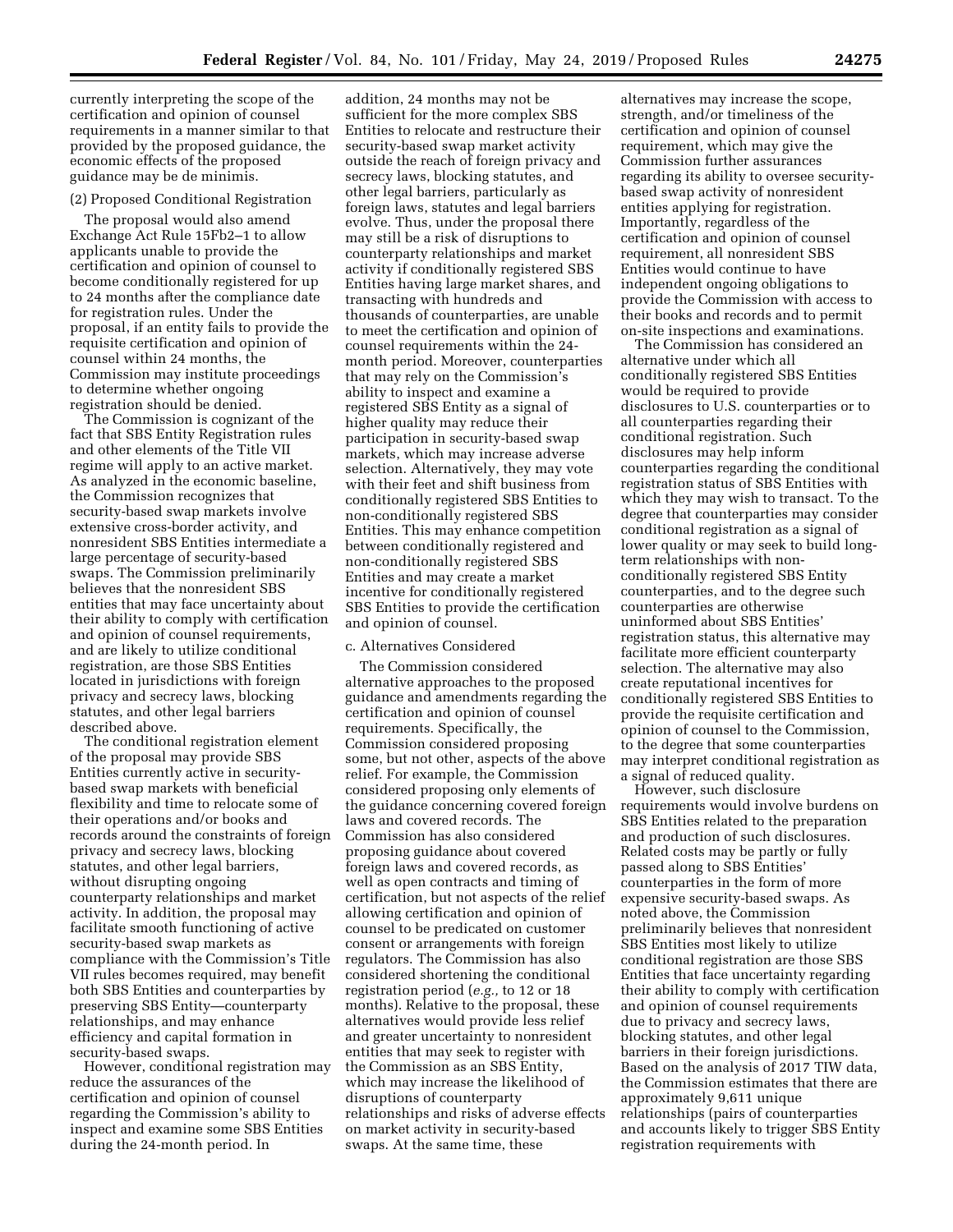currently interpreting the scope of the certification and opinion of counsel requirements in a manner similar to that provided by the proposed guidance, the economic effects of the proposed guidance may be de minimis.

(2) Proposed Conditional Registration

The proposal would also amend Exchange Act Rule 15Fb2–1 to allow applicants unable to provide the certification and opinion of counsel to become conditionally registered for up to 24 months after the compliance date for registration rules. Under the proposal, if an entity fails to provide the requisite certification and opinion of counsel within 24 months, the Commission may institute proceedings to determine whether ongoing registration should be denied.

The Commission is cognizant of the fact that SBS Entity Registration rules and other elements of the Title VII regime will apply to an active market. As analyzed in the economic baseline, the Commission recognizes that security-based swap markets involve extensive cross-border activity, and nonresident SBS Entities intermediate a large percentage of security-based swaps. The Commission preliminarily believes that the nonresident SBS entities that may face uncertainty about their ability to comply with certification and opinion of counsel requirements, and are likely to utilize conditional registration, are those SBS Entities located in jurisdictions with foreign privacy and secrecy laws, blocking statutes, and other legal barriers described above.

The conditional registration element of the proposal may provide SBS Entities currently active in security-based swap markets with beneficial flexibility and time to relocate some of their operations and/or books and records around the constraints of foreign privacy and secrecy laws, blocking statutes, and other legal barriers, without disrupting ongoing counterparty relationships and market activity. In addition, the proposal may facilitate smooth functioning of active security-based swap markets as compliance with the Commission's Title VII rules becomes required, may benefit both SBS Entities and counterparties by preserving SBS Entity—counterparty relationships, and may enhance efficiency and capital formation in security-based swaps.

However, conditional registration may reduce the assurances of the certification and opinion of counsel regarding the Commission's ability to inspect and examine some SBS Entities during the 24-month period. In addition, 24 months may not be sufficient for the more complex SBS Entities to relocate and restructure their security-based swap market activity outside the reach of foreign privacy and secrecy laws, blocking statutes, and other legal barriers, particularly as foreign laws, statutes and legal barriers evolve. Thus, under the proposal there may still be a risk of disruptions to counterparty relationships and market activity if conditionally registered SBS Entities having large market shares, and transacting with hundreds and thousands of counterparties, are unable to meet the certification and opinion of counsel requirements within the 24-month period. Moreover, counterparties that may rely on the Commission's ability to inspect and examine a registered SBS Entity as a signal of higher quality may reduce their participation in security-based swap markets, which may increase adverse selection. Alternatively, they may vote with their feet and shift business from conditionally registered SBS Entities to non-conditionally registered SBS Entities. This may enhance competition between conditionally registered and non-conditionally registered SBS Entities and may create a market incentive for conditionally registered SBS Entities to provide the certification and opinion of counsel.

c. Alternatives Considered

The Commission considered alternative approaches to the proposed guidance and amendments regarding the certification and opinion of counsel requirements. Specifically, the Commission considered proposing some, but not other, aspects of the above relief. For example, the Commission considered proposing only elements of the guidance concerning covered foreign laws and covered records. The Commission has also considered proposing guidance about covered foreign laws and covered records, as well as open contracts and timing of certification, but not aspects of the relief allowing certification and opinion of counsel to be predicated on customer consent or arrangements with foreign regulators. The Commission has also considered shortening the conditional registration period (*e.g.,* to 12 or 18 months). Relative to the proposal, these alternatives would provide less relief and greater uncertainty to nonresident entities that may seek to register with the Commission as an SBS Entity, which may increase the likelihood of disruptions of counterparty relationships and risks of adverse effects on market activity in security-based swaps. At the same time, these alternatives may increase the scope, strength, and/or timeliness of the certification and opinion of counsel requirement, which may give the Commission further assurances regarding its ability to oversee security-based swap activity of nonresident entities applying for registration. Importantly, regardless of the certification and opinion of counsel requirement, all nonresident SBS Entities would continue to have independent ongoing obligations to provide the Commission with access to their books and records and to permit on-site inspections and examinations.

The Commission has considered an alternative under which all conditionally registered SBS Entities would be required to provide disclosures to U.S. counterparties or to all counterparties regarding their conditional registration. Such disclosures may help inform counterparties regarding the conditional registration status of SBS Entities with which they may wish to transact. To the degree that counterparties may consider conditional registration as a signal of lower quality or may seek to build long-term relationships with non-conditionally registered SBS Entity counterparties, and to the degree such counterparties are otherwise uninformed about SBS Entities' registration status, this alternative may facilitate more efficient counterparty selection. The alternative may also create reputational incentives for conditionally registered SBS Entities to provide the requisite certification and opinion of counsel to the Commission, to the degree that some counterparties may interpret conditional registration as a signal of reduced quality.

However, such disclosure requirements would involve burdens on SBS Entities related to the preparation and production of such disclosures. Related costs may be partly or fully passed along to SBS Entities' counterparties in the form of more expensive security-based swaps. As noted above, the Commission preliminarily believes that nonresident SBS Entities most likely to utilize conditional registration are those SBS Entities that face uncertainty regarding their ability to comply with certification and opinion of counsel requirements due to privacy and secrecy laws, blocking statutes, and other legal barriers in their foreign jurisdictions. Based on the analysis of 2017 TIW data, the Commission estimates that there are approximately 9,611 unique relationships (pairs of counterparties and accounts likely to trigger SBS Entity registration requirements with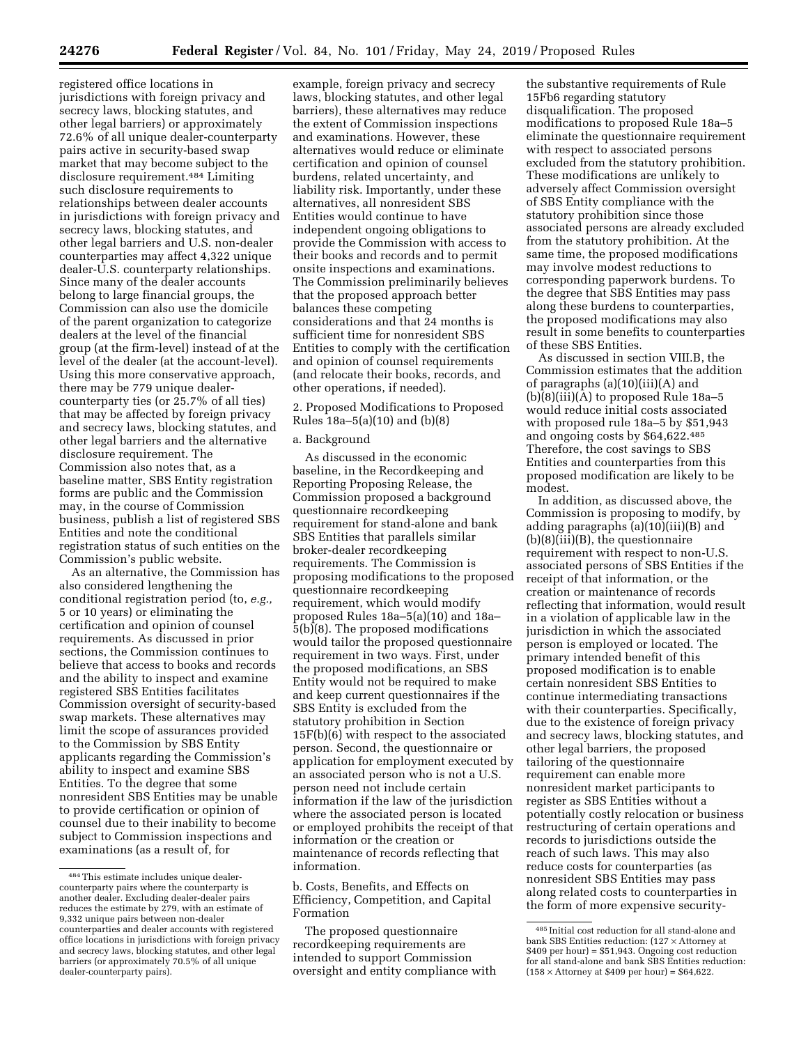registered office locations in jurisdictions with foreign privacy and secrecy laws, blocking statutes, and other legal barriers) or approximately 72.6% of all unique dealer-counterparty pairs active in security-based swap market that may become subject to the disclosure requirement.[484] Limiting such disclosure requirements to relationships between dealer accounts in jurisdictions with foreign privacy and secrecy laws, blocking statutes, and other legal barriers and U.S. non-dealer counterparties may affect 4,322 unique dealer-U.S. counterparty relationships. Since many of the dealer accounts belong to large financial groups, the Commission can also use the domicile of the parent organization to categorize dealers at the level of the financial group (at the firm-level) instead of at the level of the dealer (at the account-level). Using this more conservative approach, there may be 779 unique dealer-counterparty ties (or 25.7% of all ties) that may be affected by foreign privacy and secrecy laws, blocking statutes, and other legal barriers and the alternative disclosure requirement. The Commission also notes that, as a baseline matter, SBS Entity registration forms are public and the Commission may, in the course of Commission business, publish a list of registered SBS Entities and note the conditional registration status of such entities on the Commission's public website.

As an alternative, the Commission has also considered lengthening the conditional registration period (to, *e.g.,* 5 or 10 years) or eliminating the certification and opinion of counsel requirements. As discussed in prior sections, the Commission continues to believe that access to books and records and the ability to inspect and examine registered SBS Entities facilitates Commission oversight of security-based swap markets. These alternatives may limit the scope of assurances provided to the Commission by SBS Entity applicants regarding the Commission's ability to inspect and examine SBS Entities. To the degree that some nonresident SBS Entities may be unable to provide certification or opinion of counsel due to their inability to become subject to Commission inspections and examinations (as a result of, for example, foreign privacy and secrecy laws, blocking statutes, and other legal barriers), these alternatives may reduce the extent of Commission inspections and examinations. However, these alternatives would reduce or eliminate certification and opinion of counsel burdens, related uncertainty, and liability risk. Importantly, under these alternatives, all nonresident SBS Entities would continue to have independent ongoing obligations to provide the Commission with access to their books and records and to permit onsite inspections and examinations. The Commission preliminarily believes that the proposed approach better balances these competing considerations and that 24 months is sufficient time for nonresident SBS Entities to comply with the certification and opinion of counsel requirements (and relocate their books, records, and other operations, if needed).

2. Proposed Modifications to Proposed Rules 18a–5(a)(10) and (b)(8)

a. Background

As discussed in the economic baseline, in the Recordkeeping and Reporting Proposing Release, the Commission proposed a background questionnaire recordkeeping requirement for stand-alone and bank SBS Entities that parallels similar broker-dealer recordkeeping requirements. The Commission is proposing modifications to the proposed questionnaire recordkeeping requirement, which would modify proposed Rules 18a–5(a)(10) and 18a–5(b)(8). The proposed modifications would tailor the proposed questionnaire requirement in two ways. First, under the proposed modifications, an SBS Entity would not be required to make and keep current questionnaires if the SBS Entity is excluded from the statutory prohibition in Section 15F(b)(6) with respect to the associated person. Second, the questionnaire or application for employment executed by an associated person who is not a U.S. person need not include certain information if the law of the jurisdiction where the associated person is located or employed prohibits the receipt of that information or the creation or maintenance of records reflecting that information.

b. Costs, Benefits, and Effects on Efficiency, Competition, and Capital Formation

The proposed questionnaire recordkeeping requirements are intended to support Commission oversight and entity compliance with the substantive requirements of Rule 15Fb6 regarding statutory disqualification. The proposed modifications to proposed Rule 18a–5 eliminate the questionnaire requirement with respect to associated persons excluded from the statutory prohibition. These modifications are unlikely to adversely affect Commission oversight of SBS Entity compliance with the statutory prohibition since those associated persons are already excluded from the statutory prohibition. At the same time, the proposed modifications may involve modest reductions to corresponding paperwork burdens. To the degree that SBS Entities may pass along these burdens to counterparties, the proposed modifications may also result in some benefits to counterparties of these SBS Entities.

As discussed in section VIII.B, the Commission estimates that the addition of paragraphs (a)(10)(iii)(A) and (b)(8)(iii)(A) to proposed Rule 18a–5 would reduce initial costs associated with proposed rule 18a–5 by $51,943 and ongoing costs by $64,622.[485] Therefore, the cost savings to SBS Entities and counterparties from this proposed modification are likely to be modest.

In addition, as discussed above, the Commission is proposing to modify, by adding paragraphs (a)(10)(iii)(B) and (b)(8)(iii)(B), the questionnaire requirement with respect to non-U.S. associated persons of SBS Entities if the receipt of that information, or the creation or maintenance of records reflecting that information, would result in a violation of applicable law in the jurisdiction in which the associated person is employed or located. The primary intended benefit of this proposed modification is to enable certain nonresident SBS Entities to continue intermediating transactions with their counterparties. Specifically, due to the existence of foreign privacy and secrecy laws, blocking statutes, and other legal barriers, the proposed tailoring of the questionnaire requirement can enable more nonresident market participants to register as SBS Entities without a potentially costly relocation or business restructuring of certain operations and records to jurisdictions outside the reach of such laws. This may also reduce costs for counterparties (as nonresident SBS Entities may pass along related costs to counterparties in the form of more expensive security-

---

[484] This estimate includes unique dealer-counterparty pairs where the counterparty is another dealer. Excluding dealer-dealer pairs reduces the estimate by 279, with an estimate of 9,332 unique pairs between non-dealer counterparties and dealer accounts with registered office locations in jurisdictions with foreign privacy and secrecy laws, blocking statutes, and other legal barriers (or approximately 70.5% of all unique dealer-counterparty pairs).

[485] Initial cost reduction for all stand-alone and bank SBS Entities reduction: (127 × Attorney at $409 per hour) = $51,943. Ongoing cost reduction for all stand-alone and bank SBS Entities reduction: (158 × Attorney at $409 per hour) = $64,622.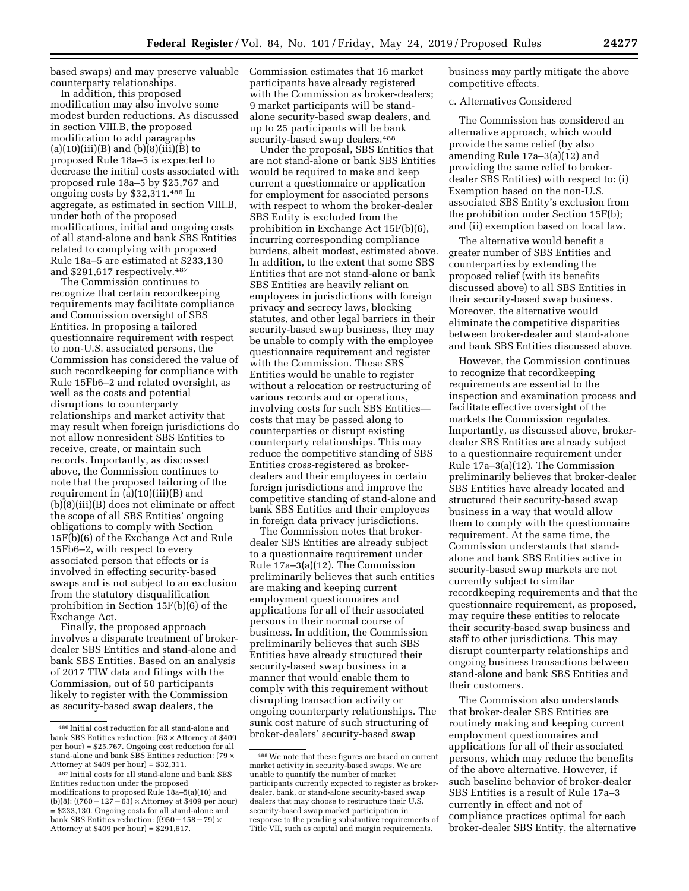based swaps) and may preserve valuable counterparty relationships.

In addition, this proposed modification may also involve some modest burden reductions. As discussed in section VIII.B, the proposed modification to add paragraphs (a)(10)(iii)(B) and (b)(8)(iii)(B) to proposed Rule 18a–5 is expected to decrease the initial costs associated with proposed rule 18a–5 by $25,767 and ongoing costs by $32,311.[486] In aggregate, as estimated in section VIII.B, under both of the proposed modifications, initial and ongoing costs of all stand-alone and bank SBS Entities related to complying with proposed Rule 18a–5 are estimated at $233,130 and $291,617 respectively.[487]

The Commission continues to recognize that certain recordkeeping requirements may facilitate compliance and Commission oversight of SBS Entities. In proposing a tailored questionnaire requirement with respect to non-U.S. associated persons, the Commission has considered the value of such recordkeeping for compliance with Rule 15Fb6–2 and related oversight, as well as the costs and potential disruptions to counterparty relationships and market activity that may result when foreign jurisdictions do not allow nonresident SBS Entities to receive, create, or maintain such records. Importantly, as discussed above, the Commission continues to note that the proposed tailoring of the requirement in (a)(10)(iii)(B) and (b)(8)(iii)(B) does not eliminate or affect the scope of all SBS Entities' ongoing obligations to comply with Section 15F(b)(6) of the Exchange Act and Rule 15Fb6–2, with respect to every associated person that effects or is involved in effecting security-based swaps and is not subject to an exclusion from the statutory disqualification prohibition in Section 15F(b)(6) of the Exchange Act.

Finally, the proposed approach involves a disparate treatment of broker-dealer SBS Entities and stand-alone and bank SBS Entities. Based on an analysis of 2017 TIW data and filings with the Commission, out of 50 participants likely to register with the Commission as security-based swap dealers, the Commission estimates that 16 market participants have already registered with the Commission as broker-dealers; 9 market participants will be stand-alone security-based swap dealers, and up to 25 participants will be bank security-based swap dealers.[488]

Under the proposal, SBS Entities that are not stand-alone or bank SBS Entities would be required to make and keep current a questionnaire or application for employment for associated persons with respect to whom the broker-dealer SBS Entity is excluded from the prohibition in Exchange Act 15F(b)(6), incurring corresponding compliance burdens, albeit modest, estimated above. In addition, to the extent that some SBS Entities that are not stand-alone or bank SBS Entities are heavily reliant on employees in jurisdictions with foreign privacy and secrecy laws, blocking statutes, and other legal barriers in their security-based swap business, they may be unable to comply with the employee questionnaire requirement and register with the Commission. These SBS Entities would be unable to register without a relocation or restructuring of various records and or operations, involving costs for such SBS Entities—costs that may be passed along to counterparties or disrupt existing counterparty relationships. This may reduce the competitive standing of SBS Entities cross-registered as broker-dealers and their employees in certain foreign jurisdictions and improve the competitive standing of stand-alone and bank SBS Entities and their employees in foreign data privacy jurisdictions.

The Commission notes that broker-dealer SBS Entities are already subject to a questionnaire requirement under Rule 17a–3(a)(12). The Commission preliminarily believes that such entities are making and keeping current employment questionnaires and applications for all of their associated persons in their normal course of business. In addition, the Commission preliminarily believes that such SBS Entities have already structured their security-based swap business in a manner that would enable them to comply with this requirement without disrupting transaction activity or ongoing counterparty relationships. The sunk cost nature of such structuring of broker-dealers' security-based swap business may partly mitigate the above competitive effects.

c. Alternatives Considered

The Commission has considered an alternative approach, which would provide the same relief (by also amending Rule 17a–3(a)(12) and providing the same relief to broker-dealer SBS Entities) with respect to: (i) Exemption based on the non-U.S. associated SBS Entity's exclusion from the prohibition under Section 15F(b); and (ii) exemption based on local law.

The alternative would benefit a greater number of SBS Entities and counterparties by extending the proposed relief (with its benefits discussed above) to all SBS Entities in their security-based swap business. Moreover, the alternative would eliminate the competitive disparities between broker-dealer and stand-alone and bank SBS Entities discussed above.

However, the Commission continues to recognize that recordkeeping requirements are essential to the inspection and examination process and facilitate effective oversight of the markets the Commission regulates. Importantly, as discussed above, broker-dealer SBS Entities are already subject to a questionnaire requirement under Rule 17a–3(a)(12). The Commission preliminarily believes that broker-dealer SBS Entities have already located and structured their security-based swap business in a way that would allow them to comply with the questionnaire requirement. At the same time, the Commission understands that stand-alone and bank SBS Entities active in security-based swap markets are not currently subject to similar recordkeeping requirements and that the questionnaire requirement, as proposed, may require these entities to relocate their security-based swap business and staff to other jurisdictions. This may disrupt counterparty relationships and ongoing business transactions between stand-alone and bank SBS Entities and their customers.

The Commission also understands that broker-dealer SBS Entities are routinely making and keeping current employment questionnaires and applications for all of their associated persons, which may reduce the benefits of the above alternative. However, if such baseline behavior of broker-dealer SBS Entities is a result of Rule 17a–3 currently in effect and not of compliance practices optimal for each broker-dealer SBS Entity, the alternative

---

[486] Initial cost reduction for all stand-alone and bank SBS Entities reduction: (63 × Attorney at $409 per hour) = $25,767. Ongoing cost reduction for all stand-alone and bank SBS Entities reduction: (79 × Attorney at $409 per hour) = $32,311.

[487] Initial costs for all stand-alone and bank SBS Entities reduction under the proposed modifications to proposed Rule 18a–5(a)(10) and (b)(8): ((760 − 127 − 63) × Attorney at $409 per hour) = $233,130. Ongoing costs for all stand-alone and bank SBS Entities reduction: ((950 − 158 − 79) × Attorney at $409 per hour) = $291,617.

[488] We note that these figures are based on current market activity in security-based swaps. We are unable to quantify the number of market participants currently expected to register as broker-dealer, bank, or stand-alone security-based swap dealers that may choose to restructure their U.S. security-based swap market participation in response to the pending substantive requirements of Title VII, such as capital and margin requirements.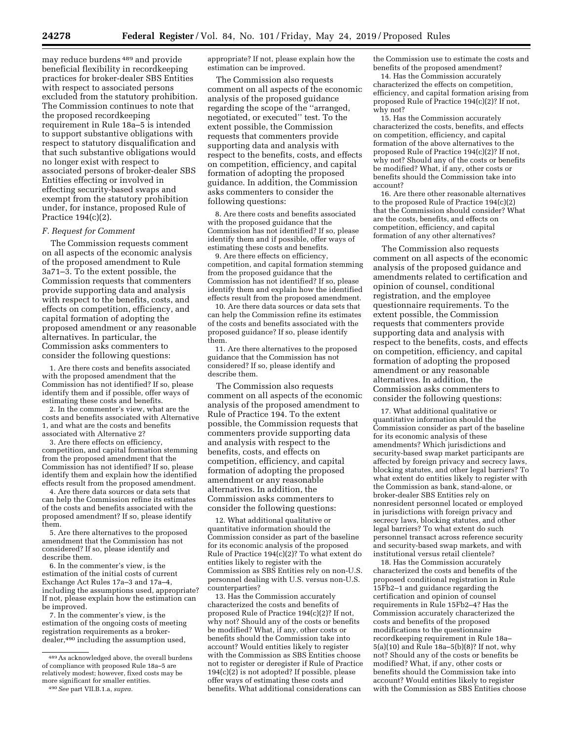may reduce burdens [489] and provide beneficial flexibility in recordkeeping practices for broker-dealer SBS Entities with respect to associated persons excluded from the statutory prohibition. The Commission continues to note that the proposed recordkeeping requirement in Rule 18a–5 is intended to support substantive obligations with respect to statutory disqualification and that such substantive obligations would no longer exist with respect to associated persons of broker-dealer SBS Entities effecting or involved in effecting security-based swaps and exempt from the statutory prohibition under, for instance, proposed Rule of Practice 194(c)(2).

### *F. Request for Comment*

The Commission requests comment on all aspects of the economic analysis of the proposed amendment to Rule 3a71–3. To the extent possible, the Commission requests that commenters provide supporting data and analysis with respect to the benefits, costs, and effects on competition, efficiency, and capital formation of adopting the proposed amendment or any reasonable alternatives. In particular, the Commission asks commenters to consider the following questions:

1. Are there costs and benefits associated with the proposed amendment that the Commission has not identified? If so, please identify them and if possible, offer ways of estimating these costs and benefits.

2. In the commenter's view, what are the costs and benefits associated with Alternative 1, and what are the costs and benefits associated with Alternative 2?

3. Are there effects on efficiency, competition, and capital formation stemming from the proposed amendment that the Commission has not identified? If so, please identify them and explain how the identified effects result from the proposed amendment.

4. Are there data sources or data sets that can help the Commission refine its estimates of the costs and benefits associated with the proposed amendment? If so, please identify them.

5. Are there alternatives to the proposed amendment that the Commission has not considered? If so, please identify and describe them.

6. In the commenter's view, is the estimation of the initial costs of current Exchange Act Rules 17a–3 and 17a–4, including the assumptions used, appropriate? If not, please explain how the estimation can be improved.

7. In the commenter's view, is the estimation of the ongoing costs of meeting registration requirements as a broker-dealer,[490] including the assumption used, appropriate? If not, please explain how the estimation can be improved.

The Commission also requests comment on all aspects of the economic analysis of the proposed guidance regarding the scope of the ''arranged, negotiated, or executed'' test. To the extent possible, the Commission requests that commenters provide supporting data and analysis with respect to the benefits, costs, and effects on competition, efficiency, and capital formation of adopting the proposed guidance. In addition, the Commission asks commenters to consider the following questions:

8. Are there costs and benefits associated with the proposed guidance that the Commission has not identified? If so, please identify them and if possible, offer ways of estimating these costs and benefits.

9. Are there effects on efficiency, competition, and capital formation stemming from the proposed guidance that the Commission has not identified? If so, please identify them and explain how the identified effects result from the proposed amendment.

10. Are there data sources or data sets that can help the Commission refine its estimates of the costs and benefits associated with the proposed guidance? If so, please identify them.

11. Are there alternatives to the proposed guidance that the Commission has not considered? If so, please identify and describe them.

The Commission also requests comment on all aspects of the economic analysis of the proposed amendment to Rule of Practice 194. To the extent possible, the Commission requests that commenters provide supporting data and analysis with respect to the benefits, costs, and effects on competition, efficiency, and capital formation of adopting the proposed amendment or any reasonable alternatives. In addition, the Commission asks commenters to consider the following questions:

12. What additional qualitative or quantitative information should the Commission consider as part of the baseline for its economic analysis of the proposed Rule of Practice 194(c)(2)? To what extent do entities likely to register with the Commission as SBS Entities rely on non-U.S. personnel dealing with U.S. versus non-U.S. counterparties?

13. Has the Commission accurately characterized the costs and benefits of proposed Rule of Practice 194(c)(2)? If not, why not? Should any of the costs or benefits be modified? What, if any, other costs or benefits should the Commission take into account? Would entities likely to register with the Commission as SBS Entities choose not to register or deregister if Rule of Practice 194(c)(2) is not adopted? If possible, please offer ways of estimating these costs and benefits. What additional considerations can the Commission use to estimate the costs and benefits of the proposed amendment?

14. Has the Commission accurately characterized the effects on competition, efficiency, and capital formation arising from proposed Rule of Practice 194(c)(2)? If not, why not?

15. Has the Commission accurately characterized the costs, benefits, and effects on competition, efficiency, and capital formation of the above alternatives to the proposed Rule of Practice 194(c)(2)? If not, why not? Should any of the costs or benefits be modified? What, if any, other costs or benefits should the Commission take into account?

16. Are there other reasonable alternatives to the proposed Rule of Practice 194(c)(2) that the Commission should consider? What are the costs, benefits, and effects on competition, efficiency, and capital formation of any other alternatives?

The Commission also requests comment on all aspects of the economic analysis of the proposed guidance and amendments related to certification and opinion of counsel, conditional registration, and the employee questionnaire requirements. To the extent possible, the Commission requests that commenters provide supporting data and analysis with respect to the benefits, costs, and effects on competition, efficiency, and capital formation of adopting the proposed amendment or any reasonable alternatives. In addition, the Commission asks commenters to consider the following questions:

17. What additional qualitative or quantitative information should the Commission consider as part of the baseline for its economic analysis of these amendments? Which jurisdictions and security-based swap market participants are affected by foreign privacy and secrecy laws, blocking statutes, and other legal barriers? To what extent do entities likely to register with the Commission as bank, stand-alone, or broker-dealer SBS Entities rely on nonresident personnel located or employed in jurisdictions with foreign privacy and secrecy laws, blocking statutes, and other legal barriers? To what extent do such personnel transact across reference security and security-based swap markets, and with institutional versus retail clientele?

18. Has the Commission accurately characterized the costs and benefits of the proposed conditional registration in Rule 15Fb2–1 and guidance regarding the certification and opinion of counsel requirements in Rule 15Fb2–4? Has the Commission accurately characterized the costs and benefits of the proposed modifications to the questionnaire recordkeeping requirement in Rule 18a–5(a)(10) and Rule 18a–5(b)(8)? If not, why not? Should any of the costs or benefits be modified? What, if any, other costs or benefits should the Commission take into account? Would entities likely to register with the Commission as SBS Entities choose

[489] As acknowledged above, the overall burdens of compliance with proposed Rule 18a–5 are relatively modest; however, fixed costs may be more significant for smaller entities.

[490] *See* part VII.B.1.a, *supra.*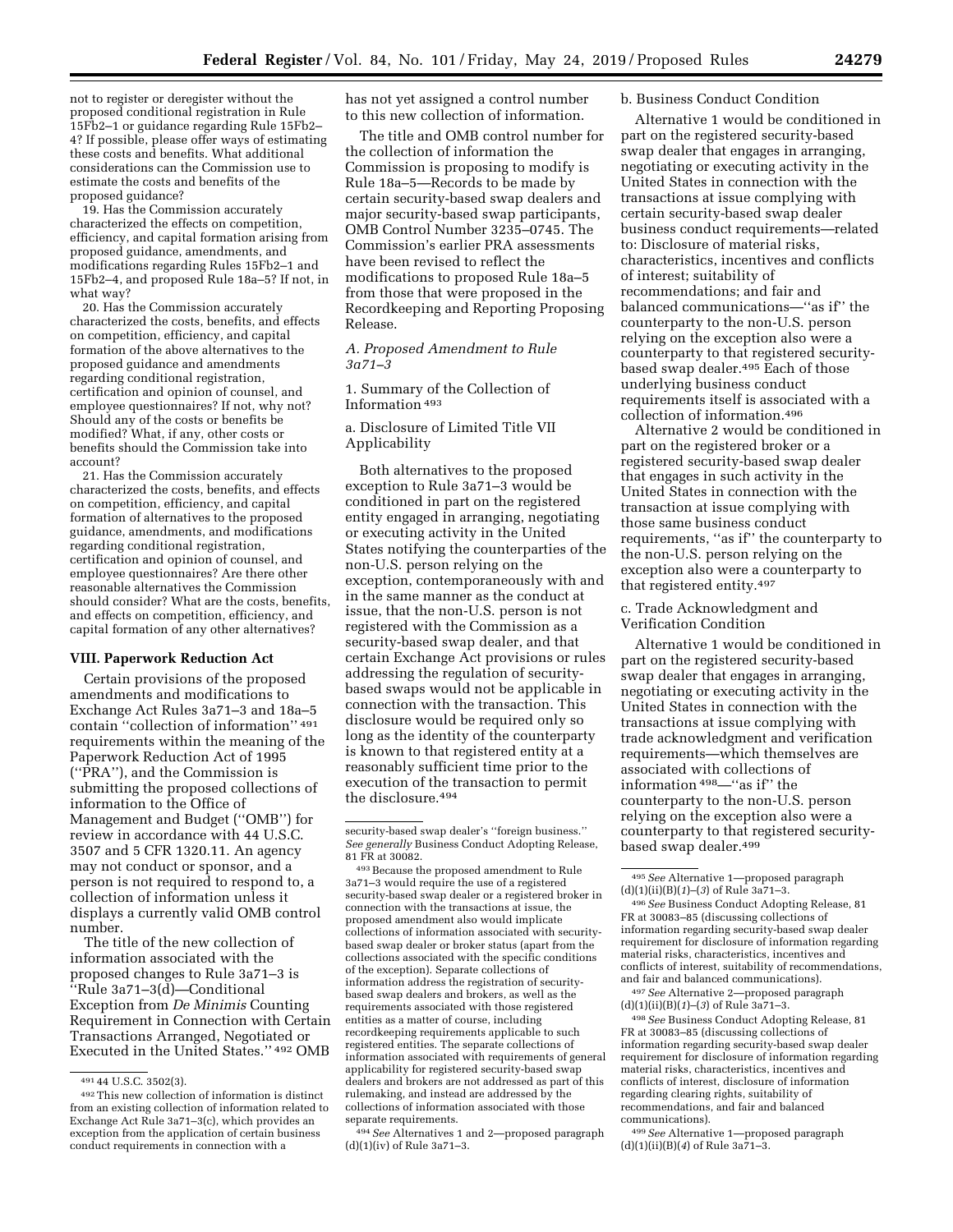not to register or deregister without the proposed conditional registration in Rule 15Fb2–1 or guidance regarding Rule 15Fb2–4? If possible, please offer ways of estimating these costs and benefits. What additional considerations can the Commission use to estimate the costs and benefits of the proposed guidance?

19. Has the Commission accurately characterized the effects on competition, efficiency, and capital formation arising from proposed guidance, amendments, and modifications regarding Rules 15Fb2–1 and 15Fb2–4, and proposed Rule 18a–5? If not, in what way?

20. Has the Commission accurately characterized the costs, benefits, and effects on competition, efficiency, and capital formation of the above alternatives to the proposed guidance and amendments regarding conditional registration, certification and opinion of counsel, and employee questionnaires? If not, why not? Should any of the costs or benefits be modified? What, if any, other costs or benefits should the Commission take into account?

21. Has the Commission accurately characterized the costs, benefits, and effects on competition, efficiency, and capital formation of alternatives to the proposed guidance, amendments, and modifications regarding conditional registration, certification and opinion of counsel, and employee questionnaires? Are there other reasonable alternatives the Commission should consider? What are the costs, benefits, and effects on competition, efficiency, and capital formation of any other alternatives?

## VIII. Paperwork Reduction Act

Certain provisions of the proposed amendments and modifications to Exchange Act Rules 3a71–3 and 18a–5 contain "collection of information" [491] requirements within the meaning of the Paperwork Reduction Act of 1995 ("PRA"), and the Commission is submitting the proposed collections of information to the Office of Management and Budget ("OMB") for review in accordance with 44 U.S.C. 3507 and 5 CFR 1320.11. An agency may not conduct or sponsor, and a person is not required to respond to, a collection of information unless it displays a currently valid OMB control number.

The title of the new collection of information associated with the proposed changes to Rule 3a71–3 is "Rule 3a71–3(d)—Conditional Exception from *De Minimis* Counting Requirement in Connection with Certain Transactions Arranged, Negotiated or Executed in the United States." [492] OMB has not yet assigned a control number to this new collection of information.

The title and OMB control number for the collection of information the Commission is proposing to modify is Rule 18a–5—Records to be made by certain security-based swap dealers and major security-based swap participants, OMB Control Number 3235–0745. The Commission's earlier PRA assessments have been revised to reflect the modifications to proposed Rule 18a–5 from those that were proposed in the Recordkeeping and Reporting Proposing Release.

### *A. Proposed Amendment to Rule 3a71–3*

#### 1. Summary of the Collection of Information [493]

##### a. Disclosure of Limited Title VII Applicability

Both alternatives to the proposed exception to Rule 3a71–3 would be conditioned in part on the registered entity engaged in arranging, negotiating or executing activity in the United States notifying the counterparties of the non-U.S. person relying on the exception, contemporaneously with and in the same manner as the conduct at issue, that the non-U.S. person is not registered with the Commission as a security-based swap dealer, and that certain Exchange Act provisions or rules addressing the regulation of security-based swaps would not be applicable in connection with the transaction. This disclosure would be required only so long as the identity of the counterparty is known to that registered entity at a reasonably sufficient time prior to the execution of the transaction to permit the disclosure.[494]

##### b. Business Conduct Condition

Alternative 1 would be conditioned in part on the registered security-based swap dealer that engages in arranging, negotiating or executing activity in the United States in connection with the transactions at issue complying with certain security-based swap dealer business conduct requirements—related to: Disclosure of material risks, characteristics, incentives and conflicts of interest; suitability of recommendations; and fair and balanced communications—"as if" the counterparty to the non-U.S. person relying on the exception also were a counterparty to that registered security-based swap dealer.[495] Each of those underlying business conduct requirements itself is associated with a collection of information.[496]

Alternative 2 would be conditioned in part on the registered broker or a registered security-based swap dealer that engages in such activity in the United States in connection with the transaction at issue complying with those same business conduct requirements, "as if" the counterparty to the non-U.S. person relying on the exception also were a counterparty to that registered entity.[497]

##### c. Trade Acknowledgment and Verification Condition

Alternative 1 would be conditioned in part on the registered security-based swap dealer that engages in arranging, negotiating or executing activity in the United States in connection with the transactions at issue complying with trade acknowledgment and verification requirements—which themselves are associated with collections of information [498]—"as if" the counterparty to the non-U.S. person relying on the exception also were a counterparty to that registered security-based swap dealer.[499]

---

[491] 44 U.S.C. 3502(3).

[492] This new collection of information is distinct from an existing collection of information related to Exchange Act Rule 3a71–3(c), which provides an exception from the application of certain business conduct requirements in connection with a security-based swap dealer's "foreign business." *See generally* Business Conduct Adopting Release, 81 FR at 30082.

[493] Because the proposed amendment to Rule 3a71–3 would require the use of a registered security-based swap dealer or a registered broker in connection with the transactions at issue, the proposed amendment also would implicate collections of information associated with security-based swap dealer or broker status (apart from the collections associated with the specific conditions of the exception). Separate collections of information address the registration of security-based swap dealers and brokers, as well as the requirements associated with those registered entities as a matter of course, including recordkeeping requirements applicable to such registered entities. The separate collections of information associated with requirements of general applicability for registered security-based swap dealers and brokers are not addressed as part of this rulemaking, and instead are addressed by the collections of information associated with those separate requirements.

[494] *See* Alternatives 1 and 2—proposed paragraph (d)(1)(iv) of Rule 3a71–3.

[495] *See* Alternative 1—proposed paragraph (d)(1)(ii)(B)(*1*)–(*3*) of Rule 3a71–3.

[496] *See* Business Conduct Adopting Release, 81 FR at 30083–85 (discussing collections of information regarding security-based swap dealer requirement for disclosure of information regarding material risks, characteristics, incentives and conflicts of interest, suitability of recommendations, and fair and balanced communications).

[497] *See* Alternative 2—proposed paragraph (d)(1)(ii)(B)(*1*)–(*3*) of Rule 3a71–3.

[498] *See* Business Conduct Adopting Release, 81 FR at 30083–85 (discussing collections of information regarding security-based swap dealer requirement for disclosure of information regarding material risks, characteristics, incentives and conflicts of interest, disclosure of information regarding clearing rights, suitability of recommendations, and fair and balanced communications).

[499] *See* Alternative 1—proposed paragraph (d)(1)(ii)(B)(*4*) of Rule 3a71–3.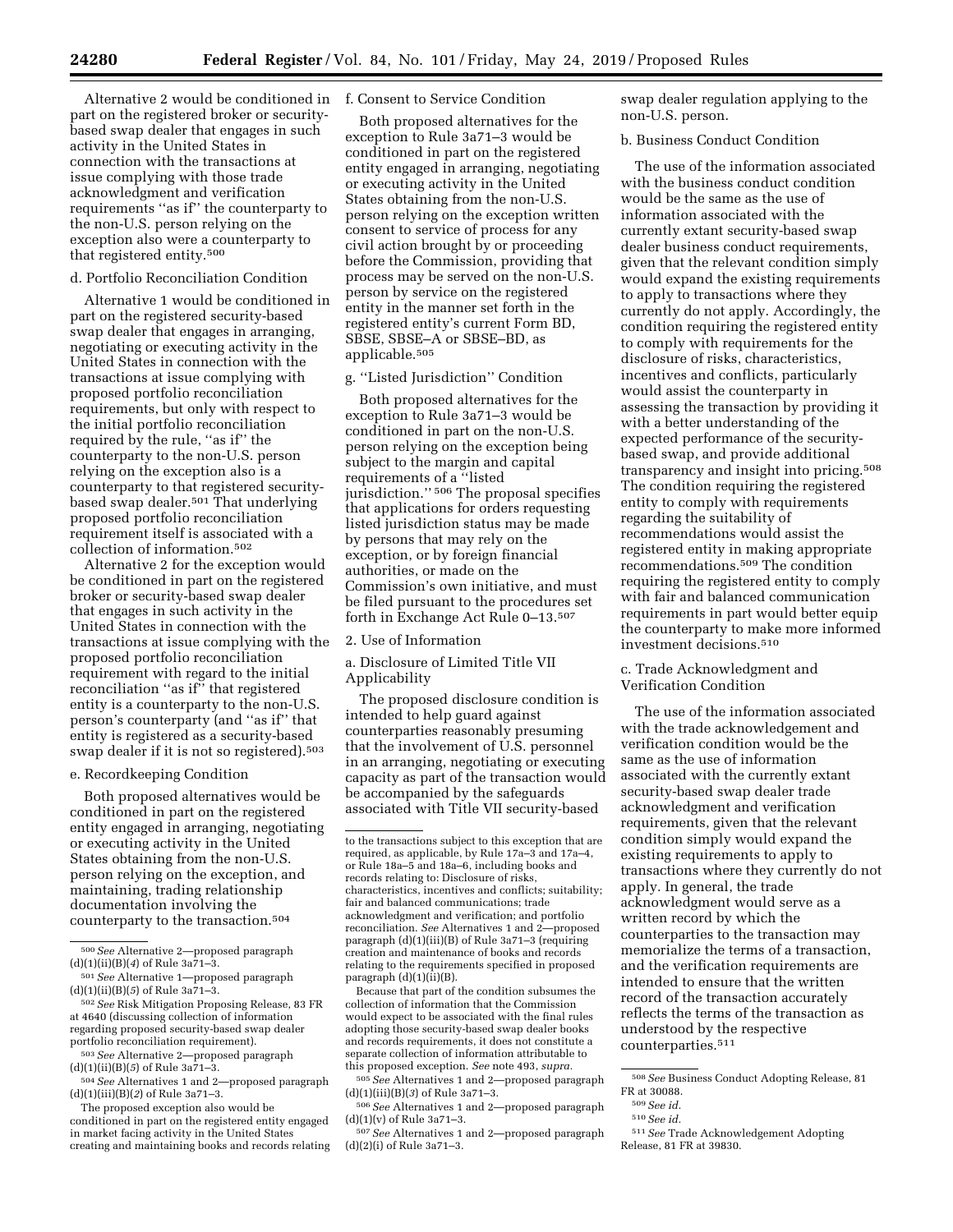Alternative 2 would be conditioned in part on the registered broker or security-based swap dealer that engages in such activity in the United States in connection with the transactions at issue complying with those trade acknowledgment and verification requirements ''as if'' the counterparty to the non-U.S. person relying on the exception also were a counterparty to that registered entity.[500]

d. Portfolio Reconciliation Condition

Alternative 1 would be conditioned in part on the registered security-based swap dealer that engages in arranging, negotiating or executing activity in the United States in connection with the transactions at issue complying with proposed portfolio reconciliation requirements, but only with respect to the initial portfolio reconciliation required by the rule, ''as if'' the counterparty to the non-U.S. person relying on the exception also is a counterparty to that registered security-based swap dealer.[501] That underlying proposed portfolio reconciliation requirement itself is associated with a collection of information.[502]

Alternative 2 for the exception would be conditioned in part on the registered broker or security-based swap dealer that engages in such activity in the United States in connection with the transactions at issue complying with the proposed portfolio reconciliation requirement with regard to the initial reconciliation ''as if'' that registered entity is a counterparty to the non-U.S. person's counterparty (and ''as if'' that entity is registered as a security-based swap dealer if it is not so registered).[503]

e. Recordkeeping Condition

Both proposed alternatives would be conditioned in part on the registered entity engaged in arranging, negotiating or executing activity in the United States obtaining from the non-U.S. person relying on the exception, and maintaining, trading relationship documentation involving the counterparty to the transaction.[504]

The proposed exception also would be conditioned in part on the registered entity engaged in market facing activity in the United States creating and maintaining books and records relating to the transactions subject to this exception that are required, as applicable, by Rule 17a–3 and 17a–4, or Rule 18a–5 and 18a–6, including books and records relating to: Disclosure of risks, characteristics, incentives and conflicts; suitability; fair and balanced communications; trade acknowledgment and verification; and portfolio reconciliation. *See* Alternatives 1 and 2—proposed paragraph (d)(1)(iii)(B) of Rule 3a71–3 (requiring creation and maintenance of books and records relating to the requirements specified in proposed paragraph (d)(1)(ii)(B).

Because that part of the condition subsumes the collection of information that the Commission would expect to be associated with the final rules adopting those security-based swap dealer books and records requirements, it does not constitute a separate collection of information attributable to this proposed exception. *See* note 493, *supra*.

f. Consent to Service Condition

Both proposed alternatives for the exception to Rule 3a71–3 would be conditioned in part on the registered entity engaged in arranging, negotiating or executing activity in the United States obtaining from the non-U.S. person relying on the exception written consent to service of process for any civil action brought by or proceeding before the Commission, providing that process may be served on the non-U.S. person by service on the registered entity in the manner set forth in the registered entity's current Form BD, SBSE, SBSE–A or SBSE–BD, as applicable.[505]

g. ''Listed Jurisdiction'' Condition

Both proposed alternatives for the exception to Rule 3a71–3 would be conditioned in part on the non-U.S. person relying on the exception being subject to the margin and capital requirements of a ''listed jurisdiction.'' [506] The proposal specifies that applications for orders requesting listed jurisdiction status may be made by persons that may rely on the exception, or by foreign financial authorities, or made on the Commission's own initiative, and must be filed pursuant to the procedures set forth in Exchange Act Rule 0–13.[507]

2. Use of Information

a. Disclosure of Limited Title VII Applicability

The proposed disclosure condition is intended to help guard against counterparties reasonably presuming that the involvement of U.S. personnel in an arranging, negotiating or executing capacity as part of the transaction would be accompanied by the safeguards associated with Title VII security-based swap dealer regulation applying to the non-U.S. person.

b. Business Conduct Condition

The use of the information associated with the business conduct condition would be the same as the use of information associated with the currently extant security-based swap dealer business conduct requirements, given that the relevant condition simply would expand the existing requirements to apply to transactions where they currently do not apply. Accordingly, the condition requiring the registered entity to comply with requirements for the disclosure of risks, characteristics, incentives and conflicts, particularly would assist the counterparty in assessing the transaction by providing it with a better understanding of the expected performance of the security-based swap, and provide additional transparency and insight into pricing.[508] The condition requiring the registered entity to comply with requirements regarding the suitability of recommendations would assist the registered entity in making appropriate recommendations.[509] The condition requiring the registered entity to comply with fair and balanced communication requirements in part would better equip the counterparty to make more informed investment decisions.[510]

c. Trade Acknowledgment and Verification Condition

The use of the information associated with the trade acknowledgement and verification condition would be the same as the use of information associated with the currently extant security-based swap dealer trade acknowledgment and verification requirements, given that the relevant condition simply would expand the existing requirements to apply to transactions where they currently do not apply. In general, the trade acknowledgment would serve as a written record by which the counterparties to the transaction may memorialize the terms of a transaction, and the verification requirements are intended to ensure that the written record of the transaction accurately reflects the terms of the transaction as understood by the respective counterparties.[511]

---

[500] *See* Alternative 2—proposed paragraph (d)(1)(ii)(B)(*4*) of Rule 3a71–3.

[501] *See* Alternative 1—proposed paragraph (d)(1)(ii)(B)(*5*) of Rule 3a71–3.

[502] *See* Risk Mitigation Proposing Release, 83 FR at 4640 (discussing collection of information regarding proposed security-based swap dealer portfolio reconciliation requirement).

[503] *See* Alternative 2—proposed paragraph (d)(1)(ii)(B)(*5*) of Rule 3a71–3.

[504] *See* Alternatives 1 and 2—proposed paragraph (d)(1)(iii)(B)(*2*) of Rule 3a71–3.

[505] *See* Alternatives 1 and 2—proposed paragraph (d)(1)(iii)(B)(*3*) of Rule 3a71–3.

[506] *See* Alternatives 1 and 2—proposed paragraph (d)(1)(v) of Rule 3a71–3.

[507] *See* Alternatives 1 and 2—proposed paragraph (d)(2)(i) of Rule 3a71–3.

[508] *See* Business Conduct Adopting Release, 81 FR at 30088.

[509] *See id.*

[510] *See id.*

[511] *See* Trade Acknowledgement Adopting Release, 81 FR at 39830.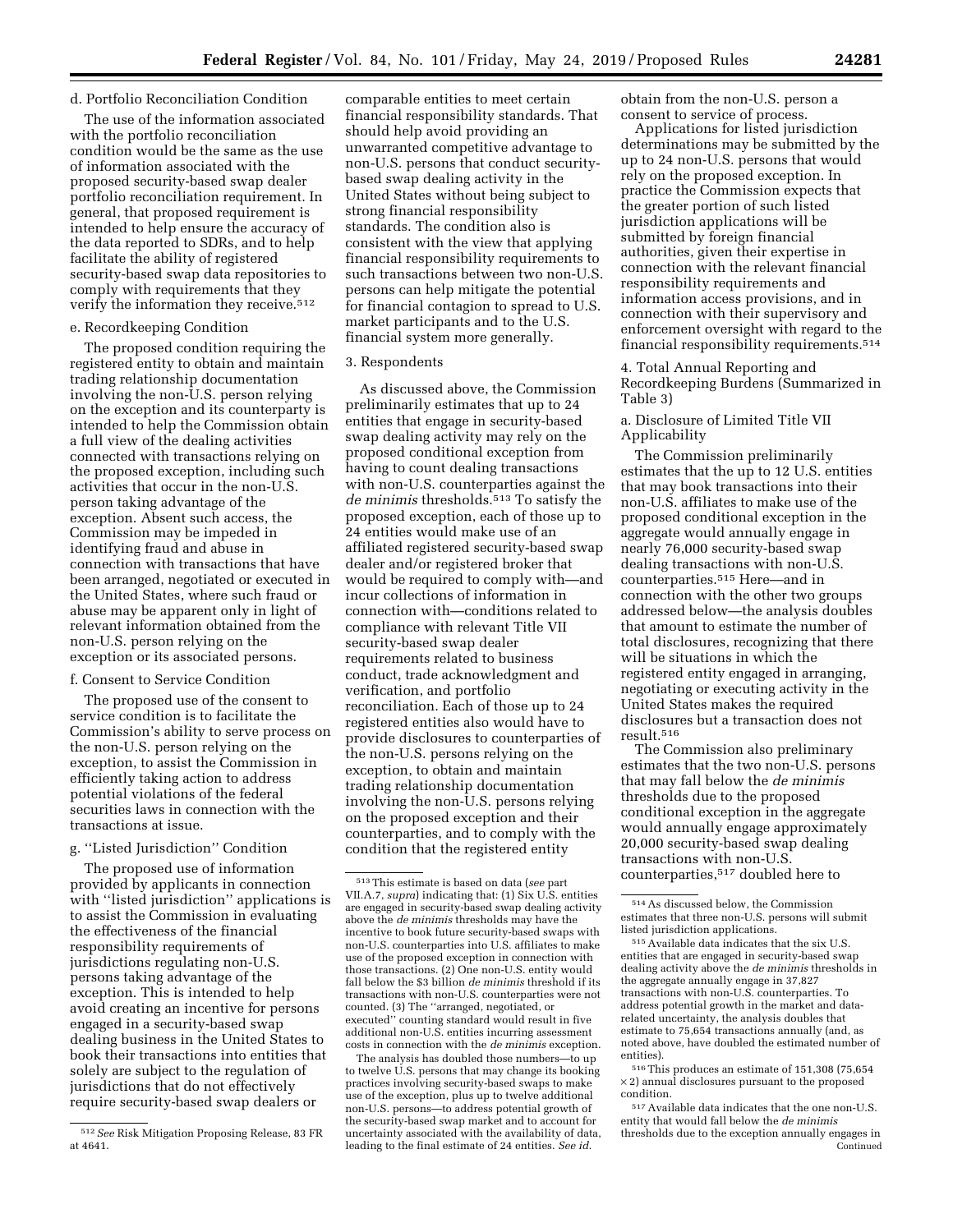d. Portfolio Reconciliation Condition

The use of the information associated with the portfolio reconciliation condition would be the same as the use of information associated with the proposed security-based swap dealer portfolio reconciliation requirement. In general, that proposed requirement is intended to help ensure the accuracy of the data reported to SDRs, and to help facilitate the ability of registered security-based swap data repositories to comply with requirements that they verify the information they receive.[512]

e. Recordkeeping Condition

The proposed condition requiring the registered entity to obtain and maintain trading relationship documentation involving the non-U.S. person relying on the exception and its counterparty is intended to help the Commission obtain a full view of the dealing activities connected with transactions relying on the proposed exception, including such activities that occur in the non-U.S. person taking advantage of the exception. Absent such access, the Commission may be impeded in identifying fraud and abuse in connection with transactions that have been arranged, negotiated or executed in the United States, where such fraud or abuse may be apparent only in light of relevant information obtained from the non-U.S. person relying on the exception or its associated persons.

f. Consent to Service Condition

The proposed use of the consent to service condition is to facilitate the Commission's ability to serve process on the non-U.S. person relying on the exception, to assist the Commission in efficiently taking action to address potential violations of the federal securities laws in connection with the transactions at issue.

g. "Listed Jurisdiction" Condition

The proposed use of information provided by applicants in connection with "listed jurisdiction" applications is to assist the Commission in evaluating the effectiveness of the financial responsibility requirements of jurisdictions regulating non-U.S. persons taking advantage of the exception. This is intended to help avoid creating an incentive for persons engaged in a security-based swap dealing business in the United States to book their transactions into entities that solely are subject to the regulation of jurisdictions that do not effectively require security-based swap dealers or comparable entities to meet certain financial responsibility standards. That should help avoid providing an unwarranted competitive advantage to non-U.S. persons that conduct security-based swap dealing activity in the United States without being subject to strong financial responsibility standards. The condition also is consistent with the view that applying financial responsibility requirements to such transactions between two non-U.S. persons can help mitigate the potential for financial contagion to spread to U.S. market participants and to the U.S. financial system more generally.

3. Respondents

As discussed above, the Commission preliminarily estimates that up to 24 entities that engage in security-based swap dealing activity may rely on the proposed conditional exception from having to count dealing transactions with non-U.S. counterparties against the *de minimis* thresholds.[513] To satisfy the proposed exception, each of those up to 24 entities would make use of an affiliated registered security-based swap dealer and/or registered broker that would be required to comply with—and incur collections of information in connection with—conditions related to compliance with relevant Title VII security-based swap dealer requirements related to business conduct, trade acknowledgment and verification, and portfolio reconciliation. Each of those up to 24 registered entities also would have to provide disclosures to counterparties of the non-U.S. persons relying on the exception, to obtain and maintain trading relationship documentation involving the non-U.S. persons relying on the proposed exception and their counterparties, and to comply with the condition that the registered entity obtain from the non-U.S. person a consent to service of process.

Applications for listed jurisdiction determinations may be submitted by the up to 24 non-U.S. persons that would rely on the proposed exception. In practice the Commission expects that the greater portion of such listed jurisdiction applications will be submitted by foreign financial authorities, given their expertise in connection with the relevant financial responsibility requirements and information access provisions, and in connection with their supervisory and enforcement oversight with regard to the financial responsibility requirements.[514]

4. Total Annual Reporting and Recordkeeping Burdens (Summarized in Table 3)

a. Disclosure of Limited Title VII Applicability

The Commission preliminarily estimates that the up to 12 U.S. entities that may book transactions into their non-U.S. affiliates to make use of the proposed conditional exception in the aggregate would annually engage in nearly 76,000 security-based swap dealing transactions with non-U.S. counterparties.[515] Here—and in connection with the other two groups addressed below—the analysis doubles that amount to estimate the number of total disclosures, recognizing that there will be situations in which the registered entity engaged in arranging, negotiating or executing activity in the United States makes the required disclosures but a transaction does not result.[516]

The Commission also preliminary estimates that the two non-U.S. persons that may fall below the *de minimis* thresholds due to the proposed conditional exception in the aggregate would annually engage approximately 20,000 security-based swap dealing transactions with non-U.S. counterparties,[517] doubled here to

---

[512] *See* Risk Mitigation Proposing Release, 83 FR at 4641.

[513] This estimate is based on data (*see* part VII.A.7, *supra*) indicating that: (1) Six U.S. entities are engaged in security-based swap dealing activity above the *de minimis* thresholds may have the incentive to book future security-based swaps with non-U.S. counterparties into U.S. affiliates to make use of the proposed exception in connection with those transactions. (2) One non-U.S. entity would fall below the $3 billion *de minimis* threshold if its transactions with non-U.S. counterparties were not counted. (3) The "arranged, negotiated, or executed" counting standard would result in five additional non-U.S. entities incurring assessment costs in connection with the *de minimis* exception.

The analysis has doubled those numbers—to up to twelve U.S. persons that may change its booking practices involving security-based swaps to make use of the exception, plus up to twelve additional non-U.S. persons—to address potential growth of the security-based swap market and to account for uncertainty associated with the availability of data, leading to the final estimate of 24 entities. *See id.*

[514] As discussed below, the Commission estimates that three non-U.S. persons will submit listed jurisdiction applications.

[515] Available data indicates that the six U.S. entities that are engaged in security-based swap dealing activity above the *de minimis* thresholds in the aggregate annually engage in 37,827 transactions with non-U.S. counterparties. To address potential growth in the market and data-related uncertainty, the analysis doubles that estimate to 75,654 transactions annually (and, as noted above, have doubled the estimated number of entities).

[516] This produces an estimate of 151,308 (75,654 × 2) annual disclosures pursuant to the proposed condition.

[517] Available data indicates that the one non-U.S. entity that would fall below the *de minimis* thresholds due to the exception annually engages in Continued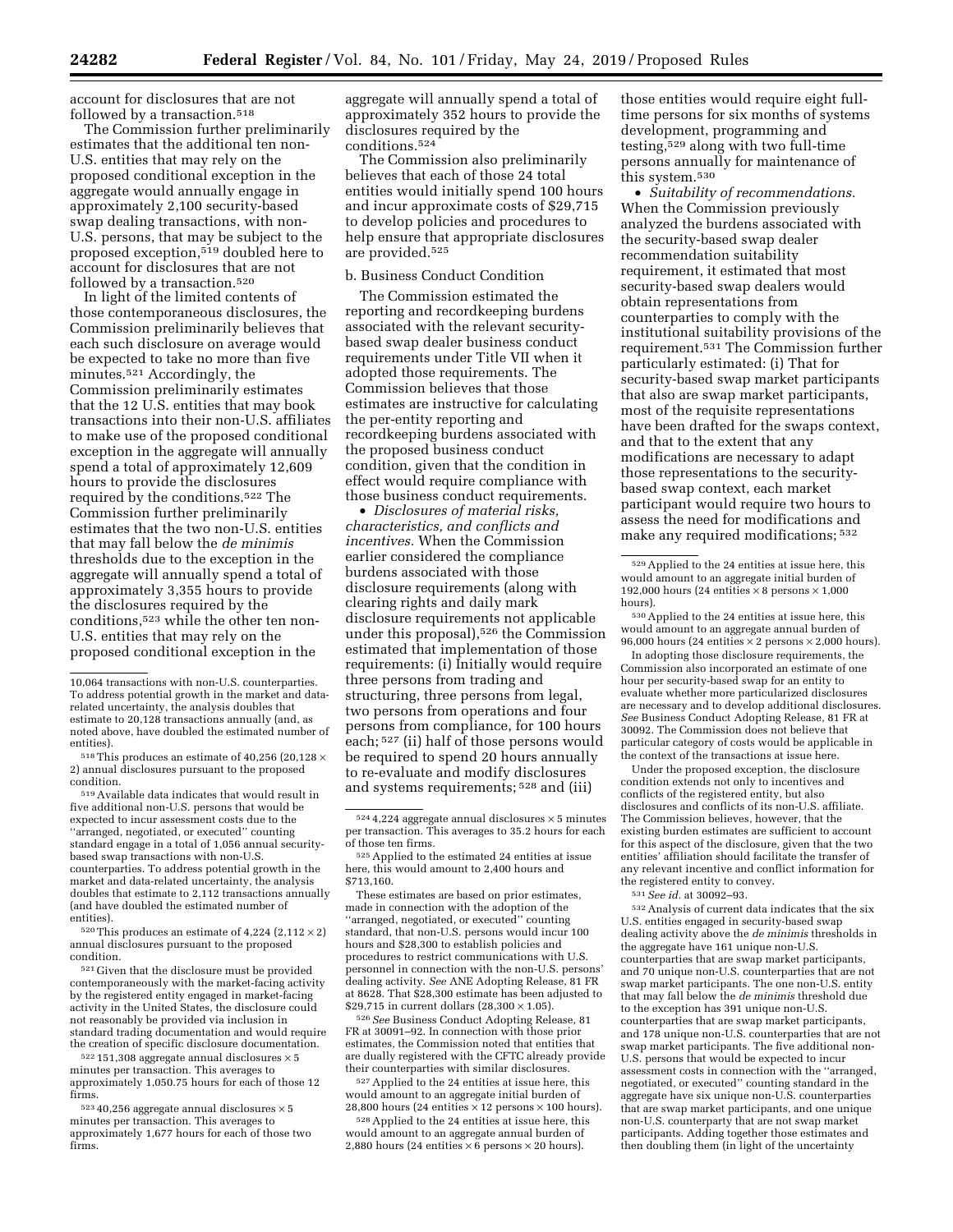account for disclosures that are not followed by a transaction.[518]

The Commission further preliminarily estimates that the additional ten non-U.S. entities that may rely on the proposed conditional exception in the aggregate would annually engage in approximately 2,100 security-based swap dealing transactions, with non-U.S. persons, that may be subject to the proposed exception,[519] doubled here to account for disclosures that are not followed by a transaction.[520]

In light of the limited contents of those contemporaneous disclosures, the Commission preliminarily believes that each such disclosure on average would be expected to take no more than five minutes.[521] Accordingly, the Commission preliminarily estimates that the 12 U.S. entities that may book transactions into their non-U.S. affiliates to make use of the proposed conditional exception in the aggregate will annually spend a total of approximately 12,609 hours to provide the disclosures required by the conditions.[522] The Commission further preliminarily estimates that the two non-U.S. entities that may fall below the *de minimis* thresholds due to the exception in the aggregate will annually spend a total of approximately 3,355 hours to provide the disclosures required by the conditions,[523] while the other ten non-U.S. entities that may rely on the proposed conditional exception in the aggregate will annually spend a total of approximately 352 hours to provide the disclosures required by the conditions.[524]

The Commission also preliminarily believes that each of those 24 total entities would initially spend 100 hours and incur approximate costs of $29,715 to develop policies and procedures to help ensure that appropriate disclosures are provided.[525]

b. Business Conduct Condition

The Commission estimated the reporting and recordkeeping burdens associated with the relevant security-based swap dealer business conduct requirements under Title VII when it adopted those requirements. The Commission believes that those estimates are instructive for calculating the per-entity reporting and recordkeeping burdens associated with the proposed business conduct condition, given that the condition in effect would require compliance with those business conduct requirements.

- *Disclosures of material risks, characteristics, and conflicts and incentives.* When the Commission earlier considered the compliance burdens associated with those disclosure requirements (along with clearing rights and daily mark disclosure requirements not applicable under this proposal),[526] the Commission estimated that implementation of those requirements: (i) Initially would require three persons from trading and structuring, three persons from legal, two persons from operations and four persons from compliance, for 100 hours each;[527] (ii) half of those persons would be required to spend 20 hours annually to re-evaluate and modify disclosures and systems requirements;[528] and (iii) those entities would require eight full-time persons for six months of systems development, programming and testing,[529] along with two full-time persons annually for maintenance of this system.[530]

- *Suitability of recommendations.* When the Commission previously analyzed the burdens associated with the security-based swap dealer recommendation suitability requirement, it estimated that most security-based swap dealers would obtain representations from counterparties to comply with the institutional suitability provisions of the requirement.[531] The Commission further particularly estimated: (i) That for security-based swap market participants that also are swap market participants, most of the requisite representations have been drafted for the swaps context, and that to the extent that any modifications are necessary to adapt those representations to the security-based swap context, each market participant would require two hours to assess the need for modifications and make any required modifications;[532]

---

10,064 transactions with non-U.S. counterparties. To address potential growth in the market and data-related uncertainty, the analysis doubles that estimate to 20,128 transactions annually (and, as noted above, have doubled the estimated number of entities).

[518] This produces an estimate of 40,256 (20,128 × 2) annual disclosures pursuant to the proposed condition.

[519] Available data indicates that would result in five additional non-U.S. persons that would be expected to incur assessment costs due to the "arranged, negotiated, or executed" counting standard engage in a total of 1,056 annual security-based swap transactions with non-U.S. counterparties. To address potential growth in the market and data-related uncertainty, the analysis doubles that estimate to 2,112 transactions annually (and have doubled the estimated number of entities).

[520] This produces an estimate of 4,224 (2,112 × 2) annual disclosures pursuant to the proposed condition.

[521] Given that the disclosure must be provided contemporaneously with the market-facing activity by the registered entity engaged in market-facing activity in the United States, the disclosure could not reasonably be provided via inclusion in standard trading documentation and would require the creation of specific disclosure documentation.

[522] 151,308 aggregate annual disclosures × 5 minutes per transaction. This averages to approximately 1,050.75 hours for each of those 12 firms.

[523] 40,256 aggregate annual disclosures × 5 minutes per transaction. This averages to approximately 1,677 hours for each of those two firms.

[524] 4,224 aggregate annual disclosures × 5 minutes per transaction. This averages to 35.2 hours for each of those ten firms.

[525] Applied to the estimated 24 entities at issue here, this would amount to 2,400 hours and $713,160.

These estimates are based on prior estimates, made in connection with the adoption of the "arranged, negotiated, or executed" counting standard, that non-U.S. persons would incur 100 hours and $28,300 to establish policies and procedures to restrict communications with U.S. personnel in connection with the non-U.S. persons' dealing activity. *See* ANE Adopting Release, 81 FR at 8628. That $28,300 estimate has been adjusted to $29,715 in current dollars (28,300 × 1.05).

[526] *See* Business Conduct Adopting Release, 81 FR at 30091–92. In connection with those prior estimates, the Commission noted that entities that are dually registered with the CFTC already provide their counterparties with similar disclosures.

[527] Applied to the 24 entities at issue here, this would amount to an aggregate initial burden of 28,800 hours (24 entities × 12 persons × 100 hours).

[528] Applied to the 24 entities at issue here, this would amount to an aggregate annual burden of 2,880 hours (24 entities × 6 persons × 20 hours).

[529] Applied to the 24 entities at issue here, this would amount to an aggregate initial burden of 192,000 hours (24 entities × 8 persons × 1,000 hours).

[530] Applied to the 24 entities at issue here, this would amount to an aggregate annual burden of 96,000 hours (24 entities × 2 persons × 2,000 hours).

In adopting those disclosure requirements, the Commission also incorporated an estimate of one hour per security-based swap for an entity to evaluate whether more particularized disclosures are necessary and to develop additional disclosures. *See* Business Conduct Adopting Release, 81 FR at 30092. The Commission does not believe that particular category of costs would be applicable in the context of the transactions at issue here.

Under the proposed exception, the disclosure condition extends not only to incentives and conflicts of the registered entity, but also disclosures and conflicts of its non-U.S. affiliate. The Commission believes, however, that the existing burden estimates are sufficient to account for this aspect of the disclosure, given that the two entities' affiliation should facilitate the transfer of any relevant incentive and conflict information for the registered entity to convey.

[531] *See id.* at 30092–93.

[532] Analysis of current data indicates that the six U.S. entities engaged in security-based swap dealing activity above the *de minimis* thresholds in the aggregate have 161 unique non-U.S. counterparties that are swap market participants, and 70 unique non-U.S. counterparties that are not swap market participants. The one non-U.S. entity that may fall below the *de minimis* threshold due to the exception has 391 unique non-U.S. counterparties that are swap market participants, and 178 unique non-U.S. counterparties that are not swap market participants. The five additional non-U.S. persons that would be expected to incur assessment costs in connection with the "arranged, negotiated, or executed" counting standard in the aggregate have six unique non-U.S. counterparties that are swap market participants, and one unique non-U.S. counterparty that are not swap market participants. Adding together those estimates and then doubling them (in light of the uncertainty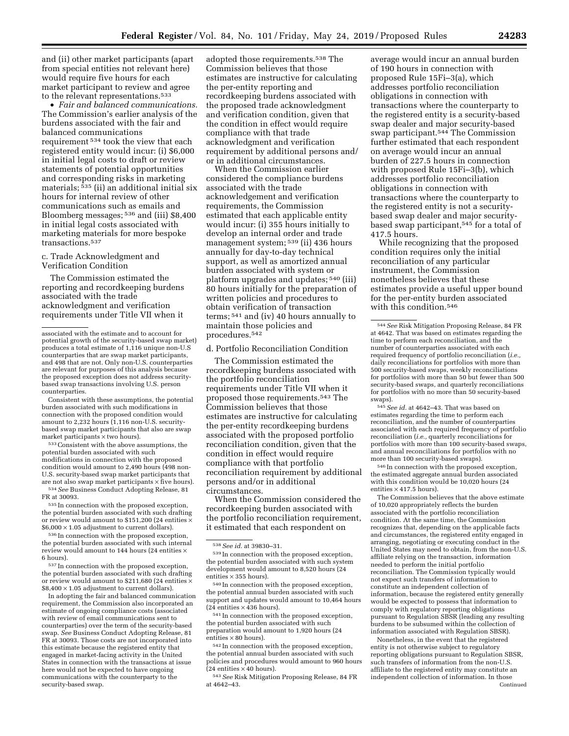and (ii) other market participants (apart from special entities not relevant here) would require five hours for each market participant to review and agree to the relevant representations.[533]

- *Fair and balanced communications.* The Commission's earlier analysis of the burdens associated with the fair and balanced communications requirement [534] took the view that each registered entity would incur: (i) $6,000 in initial legal costs to draft or review statements of potential opportunities and corresponding risks in marketing materials; [535] (ii) an additional initial six hours for internal review of other communications such as emails and Bloomberg messages; [536] and (iii) $8,400 in initial legal costs associated with marketing materials for more bespoke transactions.[537]

### c. Trade Acknowledgment and Verification Condition

The Commission estimated the reporting and recordkeeping burdens associated with the trade acknowledgment and verification requirements under Title VII when it adopted those requirements.[538] The Commission believes that those estimates are instructive for calculating the per-entity reporting and recordkeeping burdens associated with the proposed trade acknowledgment and verification condition, given that the condition in effect would require compliance with that trade acknowledgment and verification requirement by additional persons and/or in additional circumstances.

When the Commission earlier considered the compliance burdens associated with the trade acknowledgment and verification requirements, the Commission estimated that each applicable entity would incur: (i) 355 hours initially to develop an internal order and trade management system; [539] (ii) 436 hours annually for day-to-day technical support, as well as amortized annual burden associated with system or platform upgrades and updates; [540] (iii) 80 hours initially for the preparation of written policies and procedures to obtain verification of transaction terms; [541] and (iv) 40 hours annually to maintain those policies and procedures.[542]

### d. Portfolio Reconciliation Condition

The Commission estimated the recordkeeping burdens associated with the portfolio reconciliation requirements under Title VII when it proposed those requirements.[543] The Commission believes that those estimates are instructive for calculating the per-entity recordkeeping burdens associated with the proposed portfolio reconciliation condition, given that the condition in effect would require compliance with that portfolio reconciliation requirement by additional persons and/or in additional circumstances.

When the Commission considered the recordkeeping burden associated with the portfolio reconciliation requirement, it estimated that each respondent on average would incur an annual burden of 190 hours in connection with proposed Rule 15Fi–3(a), which addresses portfolio reconciliation obligations in connection with transactions where the counterparty to the registered entity is a security-based swap dealer and major security-based swap participant.[544] The Commission further estimated that each respondent on average would incur an annual burden of 227.5 hours in connection with proposed Rule 15Fi–3(b), which addresses portfolio reconciliation obligations in connection with transactions where the counterparty to the registered entity is not a security-based swap dealer and major security-based swap participant,[545] for a total of 417.5 hours.

While recognizing that the proposed condition requires only the initial reconciliation of any particular instrument, the Commission nonetheless believes that these estimates provide a useful upper bound for the per-entity burden associated with this condition.[546]

---

associated with the estimate and to account for potential growth of the security-based swap market) produces a total estimate of 1,116 unique non-U.S counterparties that are swap market participants, and 498 that are not. Only non-U.S. counterparties are relevant for purposes of this analysis because the proposed exception does not address security-based swap transactions involving U.S. person counterparties.

Consistent with these assumptions, the potential burden associated with such modifications in connection with the proposed condition would amount to 2,232 hours (1,116 non-U.S. security-based swap market participants that also are swap market participants × two hours).

[533] Consistent with the above assumptions, the potential burden associated with such modifications in connection with the proposed condition would amount to 2,490 hours (498 non-U.S. security-based swap market participants that are not also swap market participants × five hours).

[534] *See* Business Conduct Adopting Release, 81 FR at 30093.

[535] In connection with the proposed exception, the potential burden associated with such drafting or review would amount to $151,200 (24 entities × $6,000 × 1.05 adjustment to current dollars).

[536] In connection with the proposed exception, the potential burden associated with such internal review would amount to 144 hours (24 entities × 6 hours).

[537] In connection with the proposed exception, the potential burden associated with such drafting or review would amount to $211,680 (24 entities × $8,400 × 1.05 adjustment to current dollars).

In adopting the fair and balanced communication requirement, the Commission also incorporated an estimate of ongoing compliance costs (associated with review of email communications sent to counterparties) over the term of the security-based swap. *See* Business Conduct Adopting Release, 81 FR at 30093. Those costs are not incorporated into this estimate because the registered entity that engaged in market-facing activity in the United States in connection with the transactions at issue here would not be expected to have ongoing communications with the counterparty to the security-based swap.

[538] *See id.* at 39830–31.

[539] In connection with the proposed exception, the potential burden associated with such system development would amount to 8,520 hours (24 entities × 355 hours).

[540] In connection with the proposed exception, the potential annual burden associated with such support and updates would amount to 10,464 hours (24 entities × 436 hours).

[541] In connection with the proposed exception, the potential burden associated with such preparation would amount to 1,920 hours (24 entities × 80 hours).

[542] In connection with the proposed exception, the potential annual burden associated with such policies and procedures would amount to 960 hours (24 entities × 40 hours).

[543] *See* Risk Mitigation Proposing Release, 84 FR at 4642–43.

[544] *See* Risk Mitigation Proposing Release, 84 FR at 4642. That was based on estimates regarding the time to perform each reconciliation, and the number of counterparties associated with each required frequency of portfolio reconciliation (*i.e.,* daily reconciliations for portfolios with more than 500 security-based swaps, weekly reconciliations for portfolios with more than 50 but fewer than 500 security-based swaps, and quarterly reconciliations for portfolios with no more than 50 security-based swaps).

[545] *See id.* at 4642–43. That was based on estimates regarding the time to perform each reconciliation, and the number of counterparties associated with each required frequency of portfolio reconciliation (*i.e.,* quarterly reconciliations for portfolios with more than 100 security-based swaps, and annual reconciliations for portfolios with no more than 100 security-based swaps).

[546] In connection with the proposed exception, the estimated aggregate annual burden associated with this condition would be 10,020 hours (24 entities × 417.5 hours).

The Commission believes that the above estimate of 10,020 appropriately reflects the burden associated with the portfolio reconciliation condition. At the same time, the Commission recognizes that, depending on the applicable facts and circumstances, the registered entity engaged in arranging, negotiating or executing conduct in the United States may need to obtain, from the non-U.S. affiliate relying on the transaction, information needed to perform the initial portfolio reconciliation. The Commission typically would not expect such transfers of information to constitute an independent collection of information, because the registered entity generally would be expected to possess that information to comply with regulatory reporting obligations pursuant to Regulation SBSR (leading any resulting burdens to be subsumed within the collection of information associated with Regulation SBSR).

Nonetheless, in the event that the registered entity is not otherwise subject to regulatory reporting obligations pursuant to Regulation SBSR, such transfers of information from the non-U.S. affiliate to the registered entity may constitute an independent collection of information. In those

Continued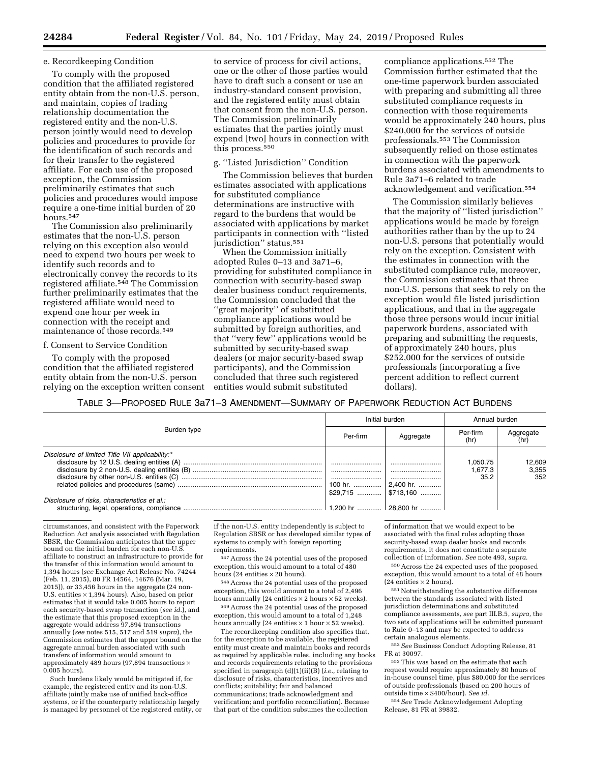e. Recordkeeping Condition

To comply with the proposed condition that the affiliated registered entity obtain from the non-U.S. person, and maintain, copies of trading relationship documentation the registered entity and the non-U.S. person jointly would need to develop policies and procedures to provide for the identification of such records and for their transfer to the registered affiliate. For each use of the proposed exception, the Commission preliminarily estimates that such policies and procedures would impose require a one-time initial burden of 20 hours.[547]

The Commission also preliminarily estimates that the non-U.S. person relying on this exception also would need to expend two hours per week to identify such records and to electronically convey the records to its registered affiliate.[548] The Commission further preliminarily estimates that the registered affiliate would need to expend one hour per week in connection with the receipt and maintenance of those records.[549]

f. Consent to Service Condition

To comply with the proposed condition that the affiliated registered entity obtain from the non-U.S. person relying on the exception written consent to service of process for civil actions, one or the other of those parties would have to draft such a consent or use an industry-standard consent provision, and the registered entity must obtain that consent from the non-U.S. person. The Commission preliminarily estimates that the parties jointly must expend [two] hours in connection with this process.[550]

g. "Listed Jurisdiction" Condition

The Commission believes that burden estimates associated with applications for substituted compliance determinations are instructive with regard to the burdens that would be associated with applications by market participants in connection with "listed jurisdiction" status.[551]

When the Commission initially adopted Rules 0–13 and 3a71–6, providing for substituted compliance in connection with security-based swap dealer business conduct requirements, the Commission concluded that the "great majority" of substituted compliance applications would be submitted by foreign authorities, and that "very few" applications would be submitted by security-based swap dealers (or major security-based swap participants), and the Commission concluded that three such registered entities would submit substituted compliance applications.[552] The Commission further estimated that the one-time paperwork burden associated with preparing and submitting all three substituted compliance requests in connection with those requirements would be approximately 240 hours, plus $240,000 for the services of outside professionals.[553] The Commission subsequently relied on those estimates in connection with the paperwork burdens associated with amendments to Rule 3a71–6 related to trade acknowledgement and verification.[554]

The Commission similarly believes that the majority of "listed jurisdiction" applications would be made by foreign authorities rather than by the up to 24 non-U.S. persons that potentially would rely on the exception. Consistent with the estimates in connection with the substituted compliance rule, moreover, the Commission estimates that three non-U.S. persons that seek to rely on the exception would file listed jurisdiction applications, and that in the aggregate those three persons would incur initial paperwork burdens, associated with preparing and submitting the requests, of approximately 240 hours, plus $252,000 for the services of outside professionals (incorporating a five percent addition to reflect current dollars).

TABLE 3—PROPOSED RULE 3a71–3 AMENDMENT—SUMMARY OF PAPERWORK REDUCTION ACT BURDENS

| Burden type | Initial burden | | Annual burden | |
|---|---|---|---|---|
| | Per-firm | Aggregate | Per-firm (hr) | Aggregate (hr) |
| *Disclosure of limited Title VII applicability:** | | | | |
| disclosure by 12 U.S. dealing entities (A) | | | 1,050.75 | 12,609 |
| disclosure by 2 non-U.S. dealing entities (B) | | | 1,677.3 | 3,355 |
| disclosure by other non-U.S. entities (C) | | | 35.2 | 352 |
| related policies and procedures (same) | 100 hr. $29,715 | 2,400 hr. $713,160 | | |
| *Disclosure of risks, characteristics et al.:* | | | | |
| structuring, legal, operations, compliance | 1,200 hr | 28,800 hr | | |

circumstances, and consistent with the Paperwork Reduction Act analysis associated with Regulation SBSR, the Commission anticipates that the upper bound on the initial burden for each non-U.S. affiliate to construct an infrastructure to provide for the transfer of this information would amount to 1,394 hours (*see* Exchange Act Release No. 74244 (Feb. 11, 2015), 80 FR 14564, 14676 (Mar. 19, 2015)), or 33,456 hours in the aggregate (24 non-U.S. entities × 1,394 hours). Also, based on prior estimates that it would take 0.005 hours to report each security-based swap transaction (*see id.*), and the estimate that this proposed exception in the aggregate would address 97,894 transactions annually (*see* notes 515, 517 and 519 *supra*), the Commission estimates that the upper bound on the aggregate annual burden associated with such transfers of information would amount to approximately 489 hours (97,894 transactions × 0.005 hours).

Such burdens likely would be mitigated if, for example, the registered entity and its non-U.S. affiliate jointly make use of unified back-office systems, or if the counterparty relationship largely is managed by personnel of the registered entity, or if the non-U.S. entity independently is subject to Regulation SBSR or has developed similar types of systems to comply with foreign reporting requirements.

[547] Across the 24 potential uses of the proposed exception, this would amount to a total of 480 hours (24 entities × 20 hours).

[548] Across the 24 potential uses of the proposed exception, this would amount to a total of 2,496 hours annually (24 entities × 2 hours × 52 weeks).

[549] Across the 24 potential uses of the proposed exception, this would amount to a total of 1,248 hours annually (24 entities × 1 hour × 52 weeks).

The recordkeeping condition also specifies that, for the exception to be available, the registered entity must create and maintain books and records as required by applicable rules, including any books and records requirements relating to the provisions specified in paragraph (d)(1)(ii)(B) (*i.e.,* relating to disclosure of risks, characteristics, incentives and conflicts; suitability; fair and balanced communications; trade acknowledgment and verification; and portfolio reconciliation). Because that part of the condition subsumes the collection of information that we would expect to be associated with the final rules adopting those security-based swap dealer books and records requirements, it does not constitute a separate collection of information. *See* note 493, *supra.*

[550] Across the 24 expected uses of the proposed exception, this would amount to a total of 48 hours (24 entities × 2 hours).

[551] Notwithstanding the substantive differences between the standards associated with listed jurisdiction determinations and substituted compliance assessments, *see* part III.B.5, *supra,* the two sets of applications will be submitted pursuant to Rule 0–13 and may be expected to address certain analogous elements.

[552] *See* Business Conduct Adopting Release, 81 FR at 30097.

[553] This was based on the estimate that each request would require approximately 80 hours of in-house counsel time, plus $80,000 for the services of outside professionals (based on 200 hours of outside time × $400/hour). *See id.*

[554] *See* Trade Acknowledgement Adopting Release, 81 FR at 39832.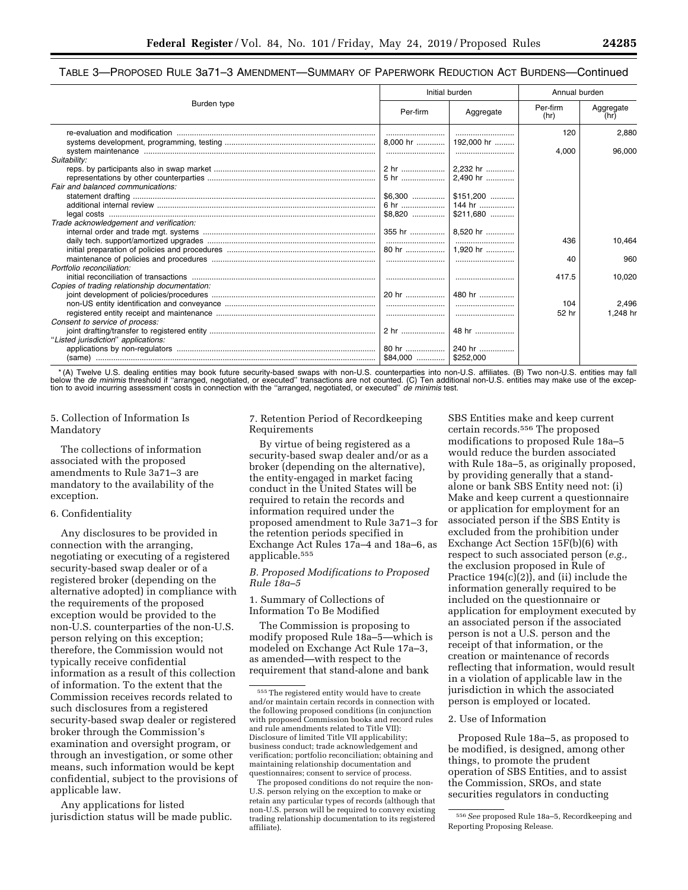TABLE 3—PROPOSED RULE 3a71–3 AMENDMENT—SUMMARY OF PAPERWORK REDUCTION ACT BURDENS—Continued

| Burden type | Initial burden | | Annual burden | |
|---|---|---|---|---|
| | Per-firm | Aggregate | Per-firm (hr) | Aggregate (hr) |
| re-evaluation and modification | | | 120 | 2,880 |
| systems development, programming, testing | 8,000 hr | 192,000 hr | | |
| system maintenance | | | 4,000 | 96,000 |
| *Suitability:* | | | | |
| reps. by participants also in swap market | 2 hr | 2,232 hr | | |
| representations by other counterparties | 5 hr | 2,490 hr | | |
| *Fair and balanced communications:* | | | | |
| statement drafting | $6,300 | $151,200 | | |
| additional internal review | 6 hr | 144 hr | | |
| legal costs | $8,820 | $211,680 | | |
| *Trade acknowledgement and verification:* | | | | |
| internal order and trade mgt. systems | 355 hr | 8,520 hr | | |
| daily tech. support/amortized upgrades | | | 436 | 10,464 |
| initial preparation of policies and procedures | 80 hr | 1,920 hr | | |
| maintenance of policies and procedures | | | 40 | 960 |
| *Portfolio reconciliation:* | | | | |
| initial reconciliation of transactions | | | 417.5 | 10,020 |
| *Copies of trading relationship documentation:* | | | | |
| joint development of policies/procedures | 20 hr | 480 hr | | |
| non-US entity identification and conveyance | | | 104 | 2,496 |
| registered entity receipt and maintenance | | | 52 hr | 1,248 hr |
| *Consent to service of process:* | | | | |
| joint drafting/transfer to registered entity | 2 hr | 48 hr | | |
| *"Listed jurisdiction" applications:* | | | | |
| applications by non-regulators | 80 hr | 240 hr | | |
| (same) | $84,000 | $252,000 | | |

* (A) Twelve U.S. dealing entities may book future security-based swaps with non-U.S. counterparties into non-U.S. affiliates. (B) Two non-U.S. entities may fall below the *de minimis* threshold if "arranged, negotiated, or executed" transactions are not counted. (C) Ten additional non-U.S. entities may make use of the exception to avoid incurring assessment costs in connection with the "arranged, negotiated, or executed" *de minimis* test.

5. Collection of Information Is Mandatory

The collections of information associated with the proposed amendments to Rule 3a71–3 are mandatory to the availability of the exception.

6. Confidentiality

Any disclosures to be provided in connection with the arranging, negotiating or executing of a registered security-based swap dealer or of a registered broker (depending on the alternative adopted) in compliance with the requirements of the proposed exception would be provided to the non-U.S. counterparties of the non-U.S. person relying on this exception; therefore, the Commission would not typically receive confidential information as a result of this collection of information. To the extent that the Commission receives records related to such disclosures from a registered security-based swap dealer or registered broker through the Commission's examination and oversight program, or through an investigation, or some other means, such information would be kept confidential, subject to the provisions of applicable law.

Any applications for listed jurisdiction status will be made public.

7. Retention Period of Recordkeeping Requirements

By virtue of being registered as a security-based swap dealer and/or as a broker (depending on the alternative), the entity-engaged in market facing conduct in the United States will be required to retain the records and information required under the proposed amendment to Rule 3a71–3 for the retention periods specified in Exchange Act Rules 17a–4 and 18a–6, as applicable.[555]

*B. Proposed Modifications to Proposed Rule 18a–5*

1. Summary of Collections of Information To Be Modified

The Commission is proposing to modify proposed Rule 18a–5—which is modeled on Exchange Act Rule 17a–3, as amended—with respect to the requirement that stand-alone and bank SBS Entities make and keep current certain records.[556] The proposed modifications to proposed Rule 18a–5 would reduce the burden associated with Rule 18a–5, as originally proposed, by providing generally that a stand-alone or bank SBS Entity need not: (i) Make and keep current a questionnaire or application for employment for an associated person if the SBS Entity is excluded from the prohibition under Exchange Act Section 15F(b)(6) with respect to such associated person (*e.g.,* the exclusion proposed in Rule of Practice 194(c)(2)), and (ii) include the information generally required to be included on the questionnaire or application for employment executed by an associated person if the associated person is not a U.S. person and the receipt of that information, or the creation or maintenance of records reflecting that information, would result in a violation of applicable law in the jurisdiction in which the associated person is employed or located.

2. Use of Information

Proposed Rule 18a–5, as proposed to be modified, is designed, among other things, to promote the prudent operation of SBS Entities, and to assist the Commission, SROs, and state securities regulators in conducting

[555] The registered entity would have to create and/or maintain certain records in connection with the following proposed conditions (in conjunction with proposed Commission books and record rules and rule amendments related to Title VII): Disclosure of limited Title VII applicability; business conduct; trade acknowledgement and verification; portfolio reconciliation; obtaining and maintaining relationship documentation and questionnaires; consent to service of process.

The proposed conditions do not require the non-U.S. person relying on the exception to make or retain any particular types of records (although that non-U.S. person will be required to convey existing trading relationship documentation to its registered affiliate).

[556] *See* proposed Rule 18a–5, Recordkeeping and Reporting Proposing Release.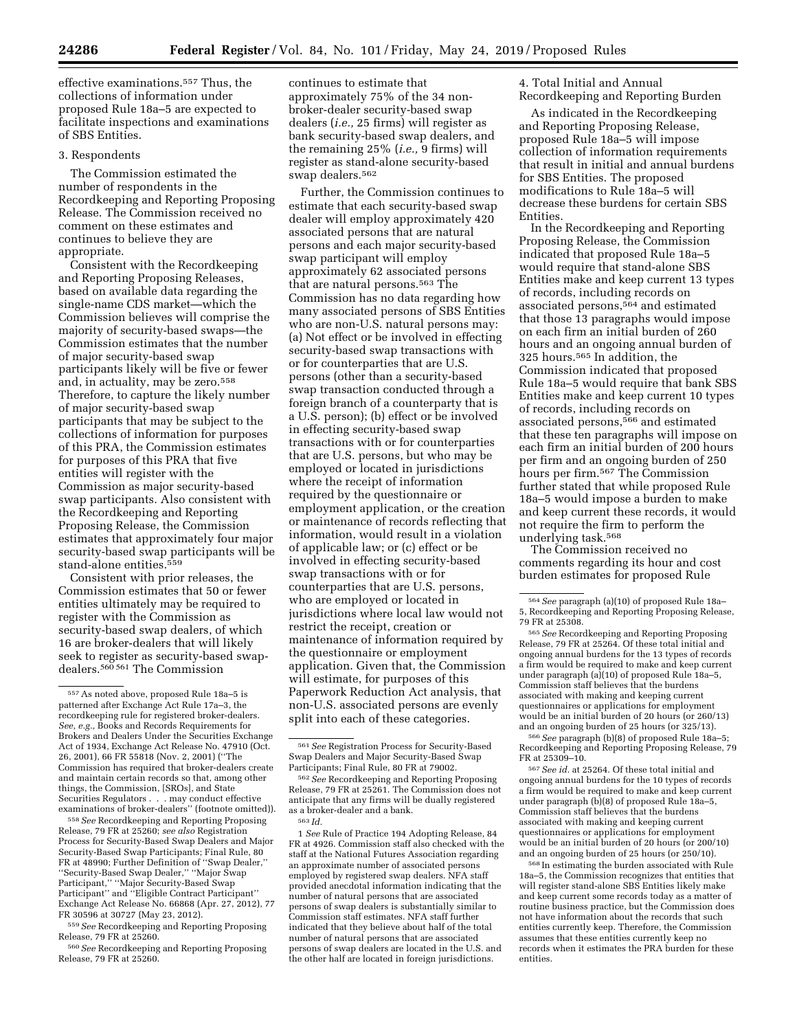effective examinations.[557] Thus, the collections of information under proposed Rule 18a–5 are expected to facilitate inspections and examinations of SBS Entities.

3. Respondents

The Commission estimated the number of respondents in the Recordkeeping and Reporting Proposing Release. The Commission received no comment on these estimates and continues to believe they are appropriate.

Consistent with the Recordkeeping and Reporting Proposing Releases, based on available data regarding the single-name CDS market—which the Commission believes will comprise the majority of security-based swaps—the Commission estimates that the number of major security-based swap participants likely will be five or fewer and, in actuality, may be zero.[558] Therefore, to capture the likely number of major security-based swap participants that may be subject to the collections of information for purposes of this PRA, the Commission estimates for purposes of this PRA that five entities will register with the Commission as major security-based swap participants. Also consistent with the Recordkeeping and Reporting Proposing Release, the Commission estimates that approximately four major security-based swap participants will be stand-alone entities.[559]

Consistent with prior releases, the Commission estimates that 50 or fewer entities ultimately may be required to register with the Commission as security-based swap dealers, of which 16 are broker-dealers that will likely seek to register as security-based swap-dealers.[560] [561] The Commission continues to estimate that approximately 75% of the 34 non-broker-dealer security-based swap dealers (*i.e.,* 25 firms) will register as bank security-based swap dealers, and the remaining 25% (*i.e.,* 9 firms) will register as stand-alone security-based swap dealers.[562]

Further, the Commission continues to estimate that each security-based swap dealer will employ approximately 420 associated persons that are natural persons and each major security-based swap participant will employ approximately 62 associated persons that are natural persons.[563] The Commission has no data regarding how many associated persons of SBS Entities who are non-U.S. natural persons may: (a) Not effect or be involved in effecting security-based swap transactions with or for counterparties that are U.S. persons (other than a security-based swap transaction conducted through a foreign branch of a counterparty that is a U.S. person); (b) effect or be involved in effecting security-based swap transactions with or for counterparties that are U.S. persons, but who may be employed or located in jurisdictions where the receipt of information required by the questionnaire or employment application, or the creation or maintenance of records reflecting that information, would result in a violation of applicable law; or (c) effect or be involved in effecting security-based swap transactions with or for counterparties that are U.S. persons, who are employed or located in jurisdictions where local law would not restrict the receipt, creation or maintenance of information required by the questionnaire or employment application. Given that, the Commission will estimate, for purposes of this Paperwork Reduction Act analysis, that non-U.S. associated persons are evenly split into each of these categories.

4. Total Initial and Annual Recordkeeping and Reporting Burden

As indicated in the Recordkeeping and Reporting Proposing Release, proposed Rule 18a–5 will impose collection of information requirements that result in initial and annual burdens for SBS Entities. The proposed modifications to Rule 18a–5 will decrease these burdens for certain SBS Entities.

In the Recordkeeping and Reporting Proposing Release, the Commission indicated that proposed Rule 18a–5 would require that stand-alone SBS Entities make and keep current 13 types of records, including records on associated persons,[564] and estimated that those 13 paragraphs would impose on each firm an initial burden of 260 hours and an ongoing annual burden of 325 hours.[565] In addition, the Commission indicated that proposed Rule 18a–5 would require that bank SBS Entities make and keep current 10 types of records, including records on associated persons,[566] and estimated that these ten paragraphs will impose on each firm an initial burden of 200 hours per firm and an ongoing burden of 250 hours per firm.[567] The Commission further stated that while proposed Rule 18a–5 would impose a burden to make and keep current these records, it would not require the firm to perform the underlying task.[568]

The Commission received no comments regarding its hour and cost burden estimates for proposed Rule

---

[557] As noted above, proposed Rule 18a–5 is patterned after Exchange Act Rule 17a–3, the recordkeeping rule for registered broker-dealers. *See, e.g.,* Books and Records Requirements for Brokers and Dealers Under the Securities Exchange Act of 1934, Exchange Act Release No. 47910 (Oct. 26, 2001), 66 FR 55818 (Nov. 2, 2001) (''The Commission has required that broker-dealers create and maintain certain records so that, among other things, the Commission, [SROs], and State Securities Regulators . . . may conduct effective examinations of broker-dealers'' (footnote omitted)).

[558] *See* Recordkeeping and Reporting Proposing Release, 79 FR at 25260; *see also* Registration Process for Security-Based Swap Dealers and Major Security-Based Swap Participants; Final Rule, 80 FR at 48990; Further Definition of ''Swap Dealer,'' ''Security-Based Swap Dealer,'' ''Major Swap Participant,'' ''Major Security-Based Swap Participant'' and ''Eligible Contract Participant'' Exchange Act Release No. 66868 (Apr. 27, 2012), 77 FR 30596 at 30727 (May 23, 2012).

[559] *See* Recordkeeping and Reporting Proposing Release, 79 FR at 25260.

[560] *See* Recordkeeping and Reporting Proposing Release, 79 FR at 25260.

[561] *See* Registration Process for Security-Based Swap Dealers and Major Security-Based Swap Participants; Final Rule, 80 FR at 79002.

[562] *See* Recordkeeping and Reporting Proposing Release, 79 FR at 25261. The Commission does not anticipate that any firms will be dually registered as a broker-dealer and a bank.

[563] *Id.*

[1] *See* Rule of Practice 194 Adopting Release, 84 FR at 4926. Commission staff also checked with the staff at the National Futures Association regarding an approximate number of associated persons employed by registered swap dealers. NFA staff provided anecdotal information indicating that the number of natural persons that are associated persons of swap dealers is substantially similar to Commission staff estimates. NFA staff further indicated that they believe about half of the total number of natural persons that are associated persons of swap dealers are located in the U.S. and the other half are located in foreign jurisdictions.

[564] *See* paragraph (a)(10) of proposed Rule 18a–5, Recordkeeping and Reporting Proposing Release, 79 FR at 25308.

[565] *See* Recordkeeping and Reporting Proposing Release, 79 FR at 25264. Of these total initial and ongoing annual burdens for the 13 types of records a firm would be required to make and keep current under paragraph (a)(10) of proposed Rule 18a–5, Commission staff believes that the burdens associated with making and keeping current questionnaires or applications for employment would be an initial burden of 20 hours (or 260/13) and an ongoing burden of 25 hours (or 325/13).

[566] *See* paragraph (b)(8) of proposed Rule 18a–5; Recordkeeping and Reporting Proposing Release, 79 FR at 25309–10.

[567] *See id.* at 25264. Of these total initial and ongoing annual burdens for the 10 types of records a firm would be required to make and keep current under paragraph (b)(8) of proposed Rule 18a–5, Commission staff believes that the burdens associated with making and keeping current questionnaires or applications for employment would be an initial burden of 20 hours (or 200/10) and an ongoing burden of 25 hours (or 250/10).

[568] In estimating the burden associated with Rule 18a–5, the Commission recognizes that entities that will register stand-alone SBS Entities likely make and keep current some records today as a matter of routine business practice, but the Commission does not have information about the records that such entities currently keep. Therefore, the Commission assumes that these entities currently keep no records when it estimates the PRA burden for these entities.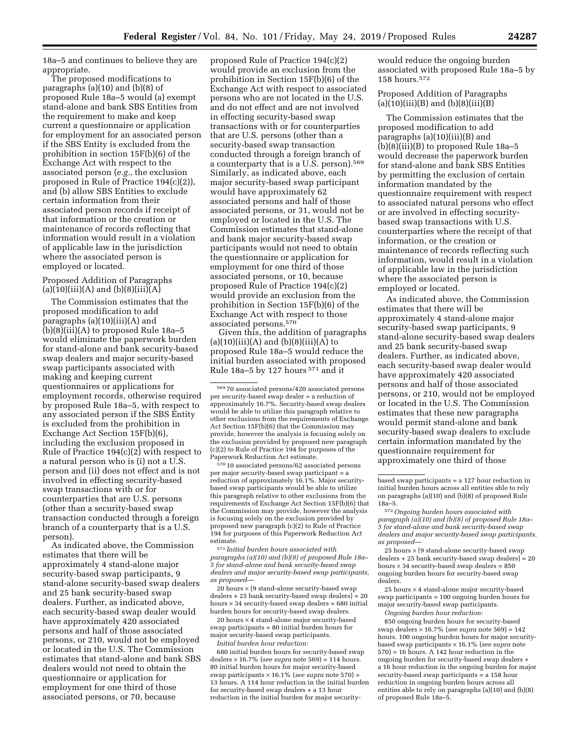18a–5 and continues to believe they are appropriate.

The proposed modifications to paragraphs (a)(10) and (b)(8) of proposed Rule 18a–5 would (a) exempt stand-alone and bank SBS Entities from the requirement to make and keep current a questionnaire or application for employment for an associated person if the SBS Entity is excluded from the prohibition in section 15F(b)(6) of the Exchange Act with respect to the associated person (*e.g.,* the exclusion proposed in Rule of Practice 194(c)(2)), and (b) allow SBS Entities to exclude certain information from their associated person records if receipt of that information or the creation or maintenance of records reflecting that information would result in a violation of applicable law in the jurisdiction where the associated person is employed or located.

Proposed Addition of Paragraphs (a)(10)(iii)(A) and (b)(8)(iii)(A)

The Commission estimates that the proposed modification to add paragraphs (a)(10)(iii)(A) and (b)(8)(iii)(A) to proposed Rule 18a–5 would eliminate the paperwork burden for stand-alone and bank security-based swap dealers and major security-based swap participants associated with making and keeping current questionnaires or applications for employment records, otherwise required by proposed Rule 18a–5, with respect to any associated person if the SBS Entity is excluded from the prohibition in Exchange Act Section 15F(b)(6), including the exclusion proposed in Rule of Practice 194(c)(2) with respect to a natural person who is (i) not a U.S. person and (ii) does not effect and is not involved in effecting security-based swap transactions with or for counterparties that are U.S. persons (other than a security-based swap transaction conducted through a foreign branch of a counterparty that is a U.S. person).

As indicated above, the Commission estimates that there will be approximately 4 stand-alone major security-based swap participants, 9 stand-alone security-based swap dealers and 25 bank security-based swap dealers. Further, as indicated above, each security-based swap dealer would have approximately 420 associated persons and half of those associated persons, or 210, would not be employed or located in the U.S. The Commission estimates that stand-alone and bank SBS dealers would not need to obtain the questionnaire or application for employment for one third of those associated persons, or 70, because proposed Rule of Practice 194(c)(2) would provide an exclusion from the prohibition in Section 15F(b)(6) of the Exchange Act with respect to associated persons who are not located in the U.S. and do not effect and are not involved in effecting security-based swap transactions with or for counterparties that are U.S. persons (other than a security-based swap transaction conducted through a foreign branch of a counterparty that is a U.S. person).[569] Similarly, as indicated above, each major security-based swap participant would have approximately 62 associated persons and half of those associated persons, or 31, would not be employed or located in the U.S. The Commission estimates that stand-alone and bank major security-based swap participants would not need to obtain the questionnaire or application for employment for one third of those associated persons, or 10, because proposed Rule of Practice 194(c)(2) would provide an exclusion from the prohibition in Section 15F(b)(6) of the Exchange Act with respect to those associated persons.[570]

Given this, the addition of paragraphs (a)(10)(iii)(A) and (b)(8)(iii)(A) to proposed Rule 18a–5 would reduce the initial burden associated with proposed Rule 18a–5 by 127 hours[571] and it would reduce the ongoing burden associated with proposed Rule 18a–5 by 158 hours.[572]

Proposed Addition of Paragraphs (a)(10)(iii)(B) and (b)(8)(iii)(B)

The Commission estimates that the proposed modification to add paragraphs (a)(10)(iii)(B) and (b)(8)(iii)(B) to proposed Rule 18a–5 would decrease the paperwork burden for stand-alone and bank SBS Entities by permitting the exclusion of certain information mandated by the questionnaire requirement with respect to associated natural persons who effect or are involved in effecting security-based swap transactions with U.S. counterparties where the receipt of that information, or the creation or maintenance of records reflecting such information, would result in a violation of applicable law in the jurisdiction where the associated person is employed or located.

As indicated above, the Commission estimates that there will be approximately 4 stand-alone major security-based swap participants, 9 stand-alone security-based swap dealers and 25 bank security-based swap dealers. Further, as indicated above, each security-based swap dealer would have approximately 420 associated persons and half of those associated persons, or 210, would not be employed or located in the U.S. The Commission estimates that these new paragraphs would permit stand-alone and bank security-based swap dealers to exclude certain information mandated by the questionnaire requirement for approximately one third of those

---

[569] 70 associated persons/420 associated persons per security-based swap dealer = a reduction of approximately 16.7%. Security-based swap dealers would be able to utilize this paragraph relative to other exclusions from the requirements of Exchange Act Section 15F(b)(6) that the Commission may provide, however the analysis is focusing solely on the exclusion provided by proposed new paragraph (c)(2) to Rule of Practice 194 for purposes of the Paperwork Reduction Act estimate.

[570] 10 associated persons/62 associated persons per major security-based swap participant = a reduction of approximately 16.1%. Major security-based swap participants would be able to utilize this paragraph relative to other exclusions from the requirements of Exchange Act Section 15F(b)(6) that the Commission may provide, however the analysis is focusing solely on the exclusion provided by proposed new paragraph (c)(2) to Rule of Practice 194 for purposes of this Paperwork Reduction Act estimate.

[571] *Initial burden hours associated with paragraphs (a)(10) and (b)(8) of proposed Rule 18a–5 for stand-alone and bank security-based swap dealers and major security-based swap participants, as proposed—*

20 hours × [9 stand-alone security-based swap dealers + 25 bank security-based swap dealers] = 20 hours × 34 security-based swap dealers = 680 initial burden hours for security-based swap dealers.

20 hours × 4 stand-alone major security-based swap participants = 80 initial burden hours for major security-based swap participants.

*Initial burden hour reduction:*

680 initial burden hours for security-based swap dealers × 16.7% (*see supra* note 569) = 114 hours. 80 initial burden hours for major security-based swap participants × 16.1% (*see supra* note 570) = 13 hours. A 114 hour reduction in the initial burden for security-based swap dealers + a 13 hour reduction in the initial burden for major security-based swap participants = a 127 hour reduction in initial burden hours across all entities able to rely on paragraphs (a)(10) and (b)(8) of proposed Rule 18a–5.

[572] *Ongoing burden hours associated with paragraph (a)(10) and (b)(8) of proposed Rule 18a–5 for stand-alone and bank security-based swap dealers and major security-based swap participants, as proposed—*

25 hours × [9 stand-alone security-based swap dealers + 25 bank security-based swap dealers] = 20 hours × 34 security-based swap dealers = 850 ongoing burden hours for security-based swap dealers.

25 hours × 4 stand-alone major security-based swap participants = 100 ongoing burden hours for major security-based swap participants.

*Ongoing burden hour reduction:*

850 ongoing burden hours for security-based swap dealers × 16.7% (*see supra* note 569) = 142 hours. 100 ongoing burden hours for major security-based swap participants × 16.1% (*see supra* note 570) = 16 hours. A 142 hour reduction in the ongoing burden for security-based swap dealers + a 16 hour reduction in the ongoing burden for major security-based swap participants = a 158 hour reduction in ongoing burden hours across all entities able to rely on paragraphs (a)(10) and (b)(8) of proposed Rule 18a–5.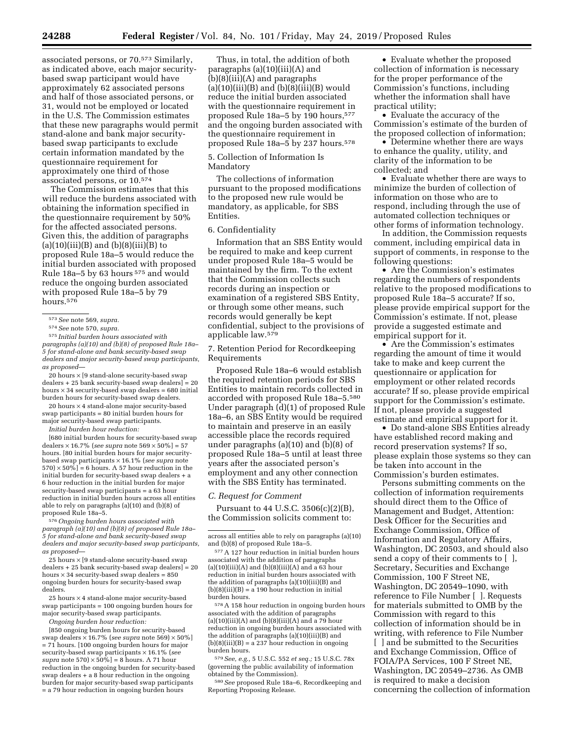associated persons, or 70.[573] Similarly, as indicated above, each major security-based swap participant would have approximately 62 associated persons and half of those associated persons, or 31, would not be employed or located in the U.S. The Commission estimates that these new paragraphs would permit stand-alone and bank major security-based swap participants to exclude certain information mandated by the questionnaire requirement for approximately one third of those associated persons, or 10.[574]

The Commission estimates that this will reduce the burdens associated with obtaining the information specified in the questionnaire requirement by 50% for the affected associated persons. Given this, the addition of paragraphs (a)(10)(iii)(B) and (b)(8)(iii)(B) to proposed Rule 18a–5 would reduce the initial burden associated with proposed Rule 18a–5 by 63 hours [575] and would reduce the ongoing burden associated with proposed Rule 18a–5 by 79 hours.[576]

Thus, in total, the addition of both paragraphs (a)(10)(iii)(A) and (b)(8)(iii)(A) and paragraphs (a)(10)(iii)(B) and (b)(8)(iii)(B) would reduce the initial burden associated with the questionnaire requirement in proposed Rule 18a–5 by 190 hours,[577] and the ongoing burden associated with the questionnaire requirement in proposed Rule 18a–5 by 237 hours.[578]

5. Collection of Information Is Mandatory

The collections of information pursuant to the proposed modifications to the proposed new rule would be mandatory, as applicable, for SBS Entities.

6. Confidentiality

Information that an SBS Entity would be required to make and keep current under proposed Rule 18a–5 would be maintained by the firm. To the extent that the Commission collects such records during an inspection or examination of a registered SBS Entity, or through some other means, such records would generally be kept confidential, subject to the provisions of applicable law.[579]

7. Retention Period for Recordkeeping Requirements

Proposed Rule 18a–6 would establish the required retention periods for SBS Entities to maintain records collected in accorded with proposed Rule 18a–5.[580] Under paragraph (d)(1) of proposed Rule 18a–6, an SBS Entity would be required to maintain and preserve in an easily accessible place the records required under paragraphs (a)(10) and (b)(8) of proposed Rule 18a–5 until at least three years after the associated person's employment and any other connection with the SBS Entity has terminated.

### *C. Request for Comment*

Pursuant to 44 U.S.C. 3506(c)(2)(B), the Commission solicits comment to:

- Evaluate whether the proposed collection of information is necessary for the proper performance of the Commission's functions, including whether the information shall have practical utility;
- Evaluate the accuracy of the Commission's estimate of the burden of the proposed collection of information;
- Determine whether there are ways to enhance the quality, utility, and clarity of the information to be collected; and
- Evaluate whether there are ways to minimize the burden of collection of information on those who are to respond, including through the use of automated collection techniques or other forms of information technology.

In addition, the Commission requests comment, including empirical data in support of comments, in response to the following questions:

- Are the Commission's estimates regarding the numbers of respondents relative to the proposed modifications to proposed Rule 18a–5 accurate? If so, please provide empirical support for the Commission's estimate. If not, please provide a suggested estimate and empirical support for it.
- Are the Commission's estimates regarding the amount of time it would take to make and keep current the questionnaire or application for employment or other related records accurate? If so, please provide empirical support for the Commission's estimate. If not, please provide a suggested estimate and empirical support for it.
- Do stand-alone SBS Entities already have established record making and record preservation systems? If so, please explain those systems so they can be taken into account in the Commission's burden estimates.

Persons submitting comments on the collection of information requirements should direct them to the Office of Management and Budget, Attention: Desk Officer for the Securities and Exchange Commission, Office of Information and Regulatory Affairs, Washington, DC 20503, and should also send a copy of their comments to [ ], Secretary, Securities and Exchange Commission, 100 F Street NE, Washington, DC 20549–1090, with reference to File Number [ ]. Requests for materials submitted to OMB by the Commission with regard to this collection of information should be in writing, with reference to File Number [ ] and be submitted to the Securities and Exchange Commission, Office of FOIA/PA Services, 100 F Street NE, Washington, DC 20549–2736. As OMB is required to make a decision concerning the collection of information

---

[573] *See* note 569, *supra.*

[574] *See* note 570, *supra.*

[575] *Initial burden hours associated with paragraphs (a)(10) and (b)(8) of proposed Rule 18a–5 for stand-alone and bank security-based swap dealers and major security-based swap participants, as proposed*—

20 hours × [9 stand-alone security-based swap dealers + 25 bank security-based swap dealers] = 20 hours × 34 security-based swap dealers = 680 initial burden hours for security-based swap dealers.

20 hours × 4 stand-alone major security-based swap participants = 80 initial burden hours for major security-based swap participants.

*Initial burden hour reduction:*

[680 initial burden hours for security-based swap dealers × 16.7% (*see supra* note 569 × 50%] = 57 hours. [80 initial burden hours for major security-based swap participants × 16.1% (*see supra* note 570) × 50%] = 6 hours. A 57 hour reduction in the initial burden for security-based swap dealers + a 6 hour reduction in the initial burden for major security-based swap participants = a 63 hour reduction in initial burden hours across all entities able to rely on paragraphs (a)(10) and (b)(8) of proposed Rule 18a–5.

[576] *Ongoing burden hours associated with paragraph (a)(10) and (b)(8) of proposed Rule 18a–5 for stand-alone and bank security-based swap dealers and major security-based swap participants, as proposed*—

25 hours × [9 stand-alone security-based swap dealers + 25 bank security-based swap dealers] = 20 hours × 34 security-based swap dealers = 850 ongoing burden hours for security-based swap dealers.

25 hours × 4 stand-alone major security-based swap participants = 100 ongoing burden hours for major security-based swap participants.

*Ongoing burden hour reduction:*

[850 ongoing burden hours for security-based swap dealers × 16.7% (*see supra* note 569) × 50%] = 71 hours. [100 ongoing burden hours for major security-based swap participants × 16.1% (*see supra* note 570) × 50%] = 8 hours. A 71 hour reduction in the ongoing burden for security-based swap dealers + a 8 hour reduction in the ongoing burden for major security-based swap participants = a 79 hour reduction in ongoing burden hours across all entities able to rely on paragraphs (a)(10) and (b)(8) of proposed Rule 18a–5.

[577] A 127 hour reduction in initial burden hours associated with the addition of paragraphs (a)(10)(iii)(A) and (b)(8)(iii)(A) and a 63 hour reduction in initial burden hours associated with the addition of paragraphs (a)(10)(iii)(B) and (b)(8)(iii)(B) = a 190 hour reduction in initial burden hours.

[578] A 158 hour reduction in ongoing burden hours associated with the addition of paragraphs (a)(10)(iii)(A) and (b)(8)(iii)(A) and a 79 hour reduction in ongoing burden hours associated with the addition of paragraphs (a)(10)(iii)(B) and (b)(8)(iii)(B) = a 237 hour reduction in ongoing burden hours.

[579] *See, e.g.,* 5 U.S.C. 552 *et seq.;* 15 U.S.C. 78x (governing the public availability of information obtained by the Commission).

[580] *See* proposed Rule 18a–6, Recordkeeping and Reporting Proposing Release.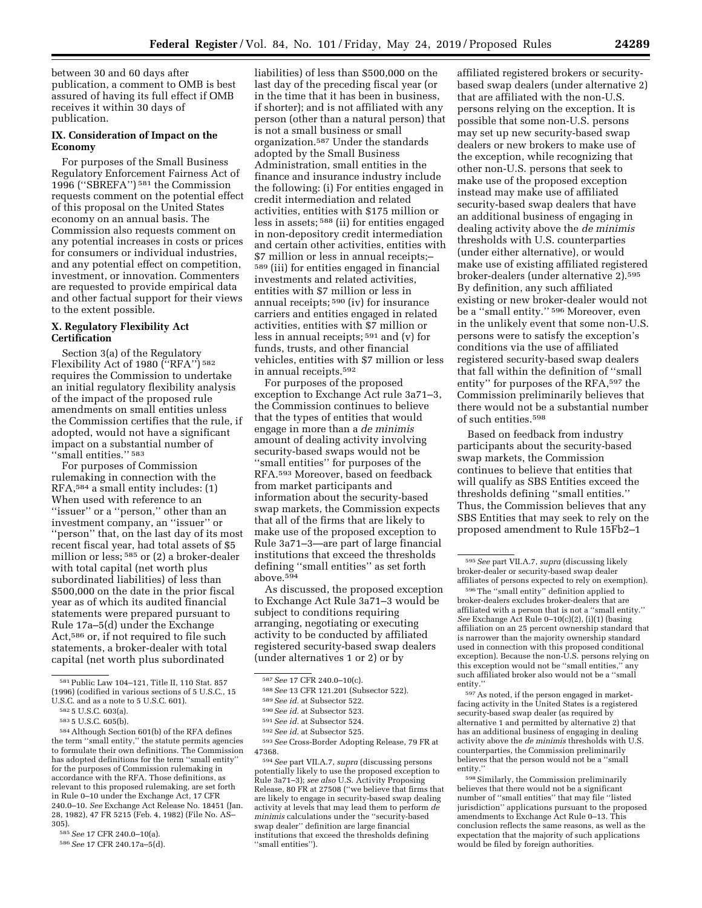between 30 and 60 days after publication, a comment to OMB is best assured of having its full effect if OMB receives it within 30 days of publication.

## IX. Consideration of Impact on the Economy

For purposes of the Small Business Regulatory Enforcement Fairness Act of 1996 (''SBREFA'') [581] the Commission requests comment on the potential effect of this proposal on the United States economy on an annual basis. The Commission also requests comment on any potential increases in costs or prices for consumers or individual industries, and any potential effect on competition, investment, or innovation. Commenters are requested to provide empirical data and other factual support for their views to the extent possible.

## X. Regulatory Flexibility Act Certification

Section 3(a) of the Regulatory Flexibility Act of 1980 (''RFA'') [582] requires the Commission to undertake an initial regulatory flexibility analysis of the impact of the proposed rule amendments on small entities unless the Commission certifies that the rule, if adopted, would not have a significant impact on a substantial number of ''small entities.'' [583]

For purposes of Commission rulemaking in connection with the RFA,[584] a small entity includes: (1) When used with reference to an ''issuer'' or a ''person,'' other than an investment company, an ''issuer'' or ''person'' that, on the last day of its most recent fiscal year, had total assets of $5 million or less; [585] or (2) a broker-dealer with total capital (net worth plus subordinated liabilities) of less than $500,000 on the date in the prior fiscal year as of which its audited financial statements were prepared pursuant to Rule 17a–5(d) under the Exchange Act,[586] or, if not required to file such statements, a broker-dealer with total capital (net worth plus subordinated liabilities) of less than $500,000 on the last day of the preceding fiscal year (or in the time that it has been in business, if shorter); and is not affiliated with any person (other than a natural person) that is not a small business or small organization.[587] Under the standards adopted by the Small Business Administration, small entities in the finance and insurance industry include the following: (i) For entities engaged in credit intermediation and related activities, entities with $175 million or less in assets; [588] (ii) for entities engaged in non-depository credit intermediation and certain other activities, entities with $7 million or less in annual receipts;– [589] (iii) for entities engaged in financial investments and related activities, entities with $7 million or less in annual receipts; [590] (iv) for insurance carriers and entities engaged in related activities, entities with $7 million or less in annual receipts; [591] and (v) for funds, trusts, and other financial vehicles, entities with $7 million or less in annual receipts.[592]

For purposes of the proposed exception to Exchange Act rule 3a71–3, the Commission continues to believe that the types of entities that would engage in more than a *de minimis* amount of dealing activity involving security-based swaps would not be ''small entities'' for purposes of the RFA.[593] Moreover, based on feedback from market participants and information about the security-based swap markets, the Commission expects that all of the firms that are likely to make use of the proposed exception to Rule 3a71–3—are part of large financial institutions that exceed the thresholds defining ''small entities'' as set forth above.[594]

As discussed, the proposed exception to Exchange Act Rule 3a71–3 would be subject to conditions requiring arranging, negotiating or executing activity to be conducted by affiliated registered security-based swap dealers (under alternatives 1 or 2) or by affiliated registered brokers or security-based swap dealers (under alternative 2) that are affiliated with the non-U.S. persons relying on the exception. It is possible that some non-U.S. persons may set up new security-based swap dealers or new brokers to make use of the exception, while recognizing that other non-U.S. persons that seek to make use of the proposed exception instead may make use of affiliated security-based swap dealers that have an additional business of engaging in dealing activity above the *de minimis* thresholds with U.S. counterparties (under either alternative), or would make use of existing affiliated registered broker-dealers (under alternative 2).[595] By definition, any such affiliated existing or new broker-dealer would not be a ''small entity.'' [596] Moreover, even in the unlikely event that some non-U.S. persons were to satisfy the exception's conditions via the use of affiliated registered security-based swap dealers that fall within the definition of ''small entity'' for purposes of the RFA,[597] the Commission preliminarily believes that there would not be a substantial number of such entities.[598]

Based on feedback from industry participants about the security-based swap markets, the Commission continues to believe that entities that will qualify as SBS Entities exceed the thresholds defining ''small entities.'' Thus, the Commission believes that any SBS Entities that may seek to rely on the proposed amendment to Rule 15Fb2–1

---

[581] Public Law 104–121, Title II, 110 Stat. 857 (1996) (codified in various sections of 5 U.S.C., 15 U.S.C. and as a note to 5 U.S.C. 601).

[582] 5 U.S.C. 603(a).

[583] 5 U.S.C. 605(b).

[584] Although Section 601(b) of the RFA defines the term ''small entity,'' the statute permits agencies to formulate their own definitions. The Commission has adopted definitions for the term ''small entity'' for the purposes of Commission rulemaking in accordance with the RFA. Those definitions, as relevant to this proposed rulemaking, are set forth in Rule 0–10 under the Exchange Act, 17 CFR 240.0–10. *See* Exchange Act Release No. 18451 (Jan. 28, 1982), 47 FR 5215 (Feb. 4, 1982) (File No. AS–305).

[585] *See* 17 CFR 240.0–10(a).

[586] *See* 17 CFR 240.17a–5(d).

[587] *See* 17 CFR 240.0–10(c).

[588] *See* 13 CFR 121.201 (Subsector 522).

[589] *See id.* at Subsector 522.

[590] *See id.* at Subsector 523.

[591] *See id.* at Subsector 524.

[592] *See id.* at Subsector 525.

[593] *See* Cross-Border Adopting Release, 79 FR at 47368.

[594] *See* part VII.A.7, *supra* (discussing persons potentially likely to use the proposed exception to Rule 3a71–3); *see also* U.S. Activity Proposing Release, 80 FR at 27508 (''we believe that firms that are likely to engage in security-based swap dealing activity at levels that may lead them to perform *de minimis* calculations under the ''security-based swap dealer'' definition are large financial institutions that exceed the thresholds defining ''small entities'').

[595] *See* part VII.A.7, *supra* (discussing likely broker-dealer or security-based swap dealer affiliates of persons expected to rely on exemption).

[596] The ''small entity'' definition applied to broker-dealers excludes broker-dealers that are affiliated with a person that is not a ''small entity.'' *See* Exchange Act Rule 0–10(c)(2), (i)(1) (basing affiliation on an 25 percent ownership standard that is narrower than the majority ownership standard used in connection with this proposed conditional exception). Because the non-U.S. persons relying on this exception would not be ''small entities,'' any such affiliated broker also would not be a ''small entity.''

[597] As noted, if the person engaged in market-facing activity in the United States is a registered security-based swap dealer (as required by alternative 1 and permitted by alternative 2) that has an additional business of engaging in dealing activity above the *de minimis* thresholds with U.S. counterparties, the Commission preliminarily believes that the person would not be a ''small entity.''

[598] Similarly, the Commission preliminarily believes that there would not be a significant number of ''small entities'' that may file ''listed jurisdiction'' applications pursuant to the proposed amendments to Exchange Act Rule 0–13. This conclusion reflects the same reasons, as well as the expectation that the majority of such applications would be filed by foreign authorities.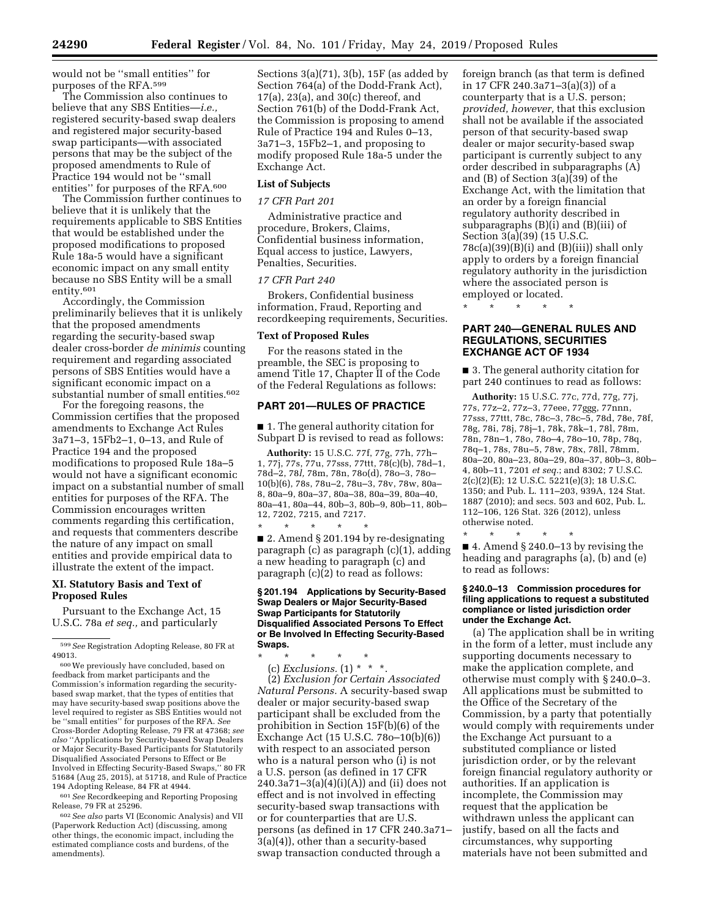would not be "small entities" for purposes of the RFA.[599]

The Commission also continues to believe that any SBS Entities—*i.e.,* registered security-based swap dealers and registered major security-based swap participants—with associated persons that may be the subject of the proposed amendments to Rule of Practice 194 would not be "small entities" for purposes of the RFA.[600]

The Commission further continues to believe that it is unlikely that the requirements applicable to SBS Entities that would be established under the proposed modifications to proposed Rule 18a-5 would have a significant economic impact on any small entity because no SBS Entity will be a small entity.[601]

Accordingly, the Commission preliminarily believes that it is unlikely that the proposed amendments regarding the security-based swap dealer cross-border *de minimis* counting requirement and regarding associated persons of SBS Entities would have a significant economic impact on a substantial number of small entities.[602]

For the foregoing reasons, the Commission certifies that the proposed amendments to Exchange Act Rules 3a71–3, 15Fb2–1, 0–13, and Rule of Practice 194 and the proposed modifications to proposed Rule 18a–5 would not have a significant economic impact on a substantial number of small entities for purposes of the RFA. The Commission encourages written comments regarding this certification, and requests that commenters describe the nature of any impact on small entities and provide empirical data to illustrate the extent of the impact.

## XI. Statutory Basis and Text of Proposed Rules

Pursuant to the Exchange Act, 15 U.S.C. 78a *et seq.,* and particularly Sections 3(a)(71), 3(b), 15F (as added by Section 764(a) of the Dodd-Frank Act), 17(a), 23(a), and 30(c) thereof, and Section 761(b) of the Dodd-Frank Act, the Commission is proposing to amend Rule of Practice 194 and Rules 0–13, 3a71–3, 15Fb2–1, and proposing to modify proposed Rule 18a-5 under the Exchange Act.

### List of Subjects

*17 CFR Part 201*

Administrative practice and procedure, Brokers, Claims, Confidential business information, Equal access to justice, Lawyers, Penalties, Securities.

*17 CFR Part 240*

Brokers, Confidential business information, Fraud, Reporting and recordkeeping requirements, Securities.

### Text of Proposed Rules

For the reasons stated in the preamble, the SEC is proposing to amend Title 17, Chapter II of the Code of the Federal Regulations as follows:

## PART 201—RULES OF PRACTICE

■ 1. The general authority citation for Subpart D is revised to read as follows:

**Authority:** 15 U.S.C. 77f, 77g, 77h, 77h–1, 77j, 77s, 77u, 77sss, 77ttt, 78(c)(b), 78d–1, 78d–2, 78*l,* 78m, 78n, 78o(d), 78o–3, 78o–10(b)(6), 78s, 78u–2, 78u–3, 78v, 78w, 80a–8, 80a–9, 80a–37, 80a–38, 80a–39, 80a–40, 80a–41, 80a–44, 80b–3, 80b–9, 80b–11, 80b–12, 7202, 7215, and 7217.

\* \* \* \* \*

■ 2. Amend § 201.194 by re-designating paragraph (c) as paragraph (c)(1), adding a new heading to paragraph (c) and paragraph (c)(2) to read as follows:

**§ 201.194 Applications by Security-Based Swap Dealers or Major Security-Based Swap Participants for Statutorily Disqualified Associated Persons To Effect or Be Involved In Effecting Security-Based Swaps.**

\* \* \* \* \*

(c) *Exclusions.* (1) \* \* \*.

(2) *Exclusion for Certain Associated Natural Persons.* A security-based swap dealer or major security-based swap participant shall be excluded from the prohibition in Section 15F(b)(6) of the Exchange Act (15 U.S.C. 78o–10(b)(6)) with respect to an associated person who is a natural person who (i) is not a U.S. person (as defined in 17 CFR 240.3a71–3(a)(4)(i)(A)) and (ii) does not effect and is not involved in effecting security-based swap transactions with or for counterparties that are U.S. persons (as defined in 17 CFR 240.3a71–3(a)(4)), other than a security-based swap transaction conducted through a foreign branch (as that term is defined in 17 CFR 240.3a71–3(a)(3)) of a counterparty that is a U.S. person; *provided, however,* that this exclusion shall not be available if the associated person of that security-based swap dealer or major security-based swap participant is currently subject to any order described in subparagraphs (A) and (B) of Section 3(a)(39) of the Exchange Act, with the limitation that an order by a foreign financial regulatory authority described in subparagraphs (B)(i) and (B)(iii) of Section 3(a)(39) (15 U.S.C. 78c(a)(39)(B)(i) and (B)(iii)) shall only apply to orders by a foreign financial regulatory authority in the jurisdiction where the associated person is employed or located.

\* \* \* \* \*

## PART 240—GENERAL RULES AND REGULATIONS, SECURITIES EXCHANGE ACT OF 1934

■ 3. The general authority citation for part 240 continues to read as follows:

**Authority:** 15 U.S.C. 77c, 77d, 77g, 77j, 77s, 77z–2, 77z–3, 77eee, 77ggg, 77nnn, 77sss, 77ttt, 78c, 78c–3, 78c–5, 78d, 78e, 78f, 78g, 78i, 78j, 78j–1, 78k, 78k–1, 78l, 78m, 78n, 78n–1, 78o, 78o–4, 78o–10, 78p, 78q, 78q–1, 78s, 78u–5, 78w, 78x, 78ll, 78mm, 80a–20, 80a–23, 80a–29, 80a–37, 80b–3, 80b–4, 80b–11, 7201 *et seq.*; and 8302; 7 U.S.C. 2(c)(2)(E); 12 U.S.C. 5221(e)(3); 18 U.S.C. 1350; and Pub. L. 111–203, 939A, 124 Stat. 1887 (2010); and secs. 503 and 602, Pub. L. 112–106, 126 Stat. 326 (2012), unless otherwise noted.

\* \* \* \* \*

■ 4. Amend § 240.0–13 by revising the heading and paragraphs (a), (b) and (e) to read as follows:

**§ 240.0–13 Commission procedures for filing applications to request a substituted compliance or listed jurisdiction order under the Exchange Act.**

(a) The application shall be in writing in the form of a letter, must include any supporting documents necessary to make the application complete, and otherwise must comply with § 240.0–3. All applications must be submitted to the Office of the Secretary of the Commission, by a party that potentially would comply with requirements under the Exchange Act pursuant to a substituted compliance or listed jurisdiction order, or by the relevant foreign financial regulatory authority or authorities. If an application is incomplete, the Commission may request that the application be withdrawn unless the applicant can justify, based on all the facts and circumstances, why supporting materials have not been submitted and

---

[599] *See* Registration Adopting Release, 80 FR at 49013.

[600] We previously have concluded, based on feedback from market participants and the Commission's information regarding the security-based swap market, that the types of entities that may have security-based swap positions above the level required to register as SBS Entities would not be "small entities" for purposes of the RFA. *See* Cross-Border Adopting Release, 79 FR at 47368; *see also* "Applications by Security-based Swap Dealers or Major Security-Based Participants for Statutorily Disqualified Associated Persons to Effect or Be Involved in Effecting Security-Based Swaps," 80 FR 51684 (Aug 25, 2015), at 51718, and Rule of Practice 194 Adopting Release, 84 FR at 4944.

[601] *See* Recordkeeping and Reporting Proposing Release, 79 FR at 25296.

[602] *See also* parts VI (Economic Analysis) and VII (Paperwork Reduction Act) (discussing, among other things, the economic impact, including the estimated compliance costs and burdens, of the amendments).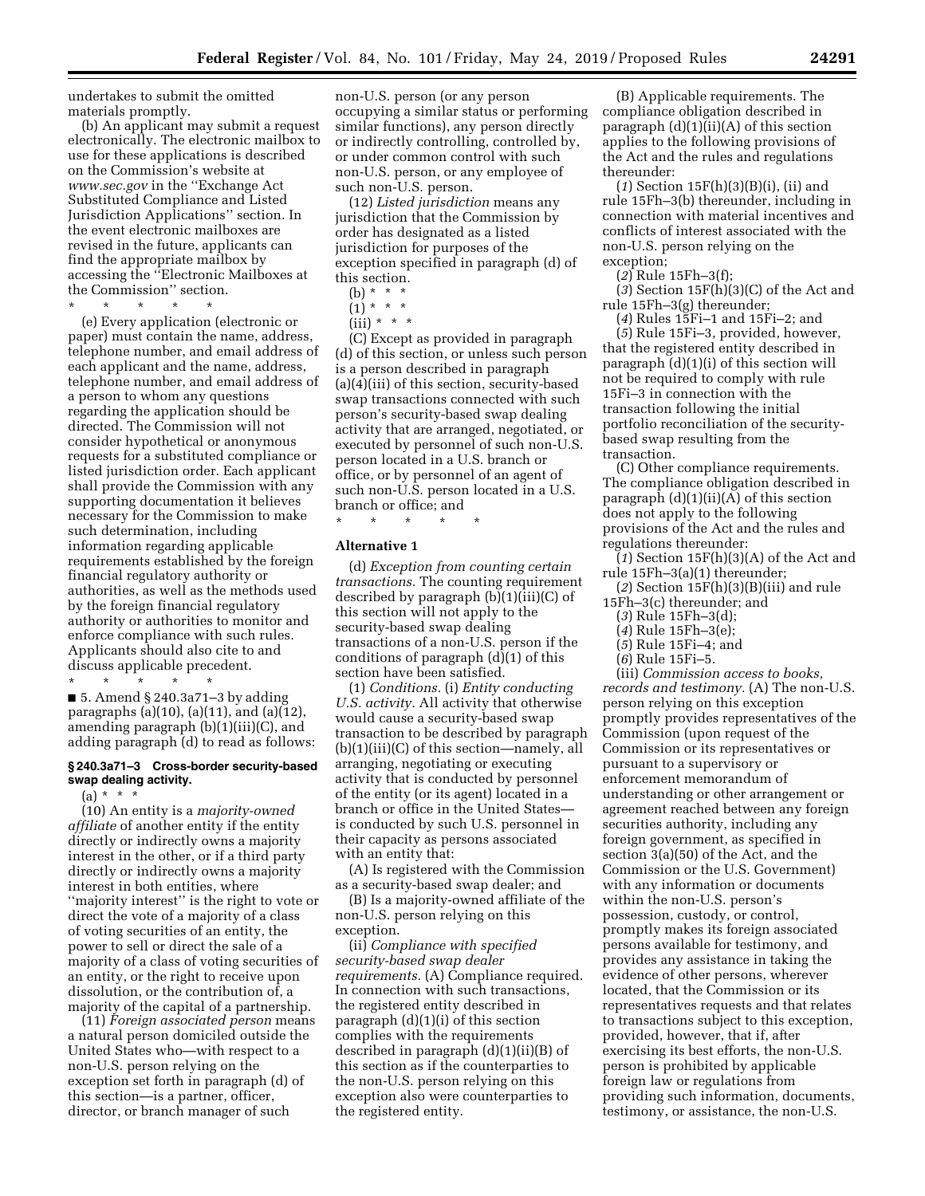undertakes to submit the omitted materials promptly.

(b) An applicant may submit a request electronically. The electronic mailbox to use for these applications is described on the Commission's website at *www.sec.gov* in the ''Exchange Act Substituted Compliance and Listed Jurisdiction Applications'' section. In the event electronic mailboxes are revised in the future, applicants can find the appropriate mailbox by accessing the ''Electronic Mailboxes at the Commission'' section.

\* \* \* \* \*

(e) Every application (electronic or paper) must contain the name, address, telephone number, and email address of each applicant and the name, address, telephone number, and email address of a person to whom any questions regarding the application should be directed. The Commission will not consider hypothetical or anonymous requests for a substituted compliance or listed jurisdiction order. Each applicant shall provide the Commission with any supporting documentation it believes necessary for the Commission to make such determination, including information regarding applicable requirements established by the foreign financial regulatory authority or authorities, as well as the methods used by the foreign financial regulatory authority or authorities to monitor and enforce compliance with such rules. Applicants should also cite to and discuss applicable precedent.

\* \* \* \* \*

■ 5. Amend § 240.3a71–3 by adding paragraphs (a)(10), (a)(11), and (a)(12), amending paragraph (b)(1)(iii)(C), and adding paragraph (d) to read as follows:

**§ 240.3a71–3 Cross-border security-based swap dealing activity.**

(a) * * *

(10) An entity is a *majority-owned affiliate* of another entity if the entity directly or indirectly owns a majority interest in the other, or if a third party directly or indirectly owns a majority interest in both entities, where ''majority interest'' is the right to vote or direct the vote of a majority of a class of voting securities of an entity, the power to sell or direct the sale of a majority of a class of voting securities of an entity, or the right to receive upon dissolution, or the contribution of, a majority of the capital of a partnership.

(11) *Foreign associated person* means a natural person domiciled outside the United States who—with respect to a non-U.S. person relying on the exception set forth in paragraph (d) of this section—is a partner, officer, director, or branch manager of such non-U.S. person (or any person occupying a similar status or performing similar functions), any person directly or indirectly controlling, controlled by, or under common control with such non-U.S. person, or any employee of such non-U.S. person.

(12) *Listed jurisdiction* means any jurisdiction that the Commission by order has designated as a listed jurisdiction for purposes of the exception specified in paragraph (d) of this section.

(b) * * *

(1) * * *

(iii) * * *

(C) Except as provided in paragraph (d) of this section, or unless such person is a person described in paragraph (a)(4)(iii) of this section, security-based swap transactions connected with such person's security-based swap dealing activity that are arranged, negotiated, or executed by personnel of such non-U.S. person located in a U.S. branch or office, or by personnel of an agent of such non-U.S. person located in a U.S. branch or office; and

\* \* \* \* \*

**Alternative 1**

(d) *Exception from counting certain transactions.* The counting requirement described by paragraph (b)(1)(iii)(C) of this section will not apply to the security-based swap dealing transactions of a non-U.S. person if the conditions of paragraph (d)(1) of this section have been satisfied.

(1) *Conditions.* (i) *Entity conducting U.S. activity.* All activity that otherwise would cause a security-based swap transaction to be described by paragraph (b)(1)(iii)(C) of this section—namely, all arranging, negotiating or executing activity that is conducted by personnel of the entity (or its agent) located in a branch or office in the United States—is conducted by such U.S. personnel in their capacity as persons associated with an entity that:

(A) Is registered with the Commission as a security-based swap dealer; and

(B) Is a majority-owned affiliate of the non-U.S. person relying on this exception.

(ii) *Compliance with specified security-based swap dealer requirements.* (A) Compliance required. In connection with such transactions, the registered entity described in paragraph (d)(1)(i) of this section complies with the requirements described in paragraph (d)(1)(ii)(B) of this section as if the counterparties to the non-U.S. person relying on this exception also were counterparties to the registered entity.

(B) Applicable requirements. The compliance obligation described in paragraph (d)(1)(ii)(A) of this section applies to the following provisions of the Act and the rules and regulations thereunder:

(*1*) Section 15F(h)(3)(B)(i), (ii) and rule 15Fh–3(b) thereunder, including in connection with material incentives and conflicts of interest associated with the non-U.S. person relying on the exception;

(*2*) Rule 15Fh–3(f);

(*3*) Section 15F(h)(3)(C) of the Act and rule 15Fh–3(g) thereunder;

(*4*) Rules 15Fi–1 and 15Fi–2; and

(*5*) Rule 15Fi–3, provided, however, that the registered entity described in paragraph (d)(1)(i) of this section will not be required to comply with rule 15Fi–3 in connection with the transaction following the initial portfolio reconciliation of the security-based swap resulting from the transaction.

(C) Other compliance requirements. The compliance obligation described in paragraph (d)(1)(ii)(A) of this section does not apply to the following provisions of the Act and the rules and regulations thereunder:

(*1*) Section 15F(h)(3)(A) of the Act and rule 15Fh–3(a)(1) thereunder;

(*2*) Section 15F(h)(3)(B)(iii) and rule 15Fh–3(c) thereunder; and

(*3*) Rule 15Fh–3(d);

(*4*) Rule 15Fh–3(e);

(*5*) Rule 15Fi–4; and

(*6*) Rule 15Fi–5.

(iii) *Commission access to books, records and testimony.* (A) The non-U.S. person relying on this exception promptly provides representatives of the Commission (upon request of the Commission or its representatives or pursuant to a supervisory or enforcement memorandum of understanding or other arrangement or agreement reached between any foreign securities authority, including any foreign government, as specified in section 3(a)(50) of the Act, and the Commission or the U.S. Government) with any information or documents within the non-U.S. person's possession, custody, or control, promptly makes its foreign associated persons available for testimony, and provides any assistance in taking the evidence of other persons, wherever located, that the Commission or its representatives requests and that relates to transactions subject to this exception, provided, however, that if, after exercising its best efforts, the non-U.S. person is prohibited by applicable foreign law or regulations from providing such information, documents, testimony, or assistance, the non-U.S.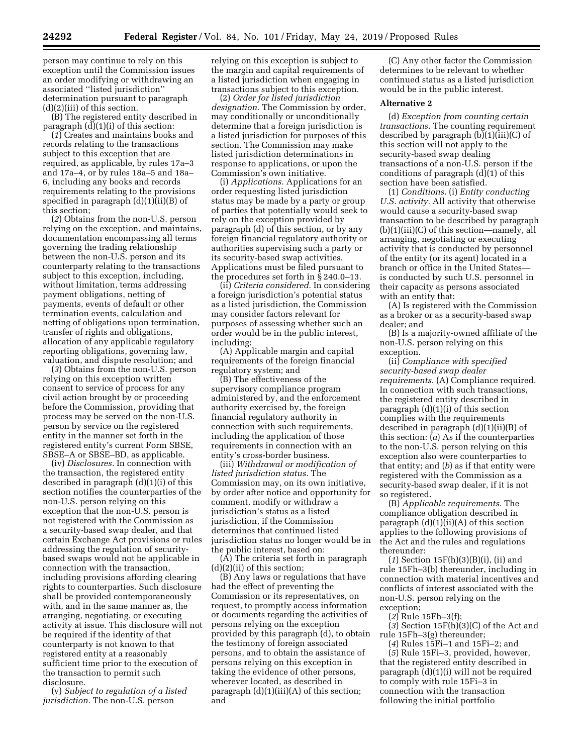person may continue to rely on this exception until the Commission issues an order modifying or withdrawing an associated ''listed jurisdiction'' determination pursuant to paragraph (d)(2)(iii) of this section.

(B) The registered entity described in paragraph (d)(1)(i) of this section:

(*1*) Creates and maintains books and records relating to the transactions subject to this exception that are required, as applicable, by rules 17a–3 and 17a–4, or by rules 18a–5 and 18a–6, including any books and records requirements relating to the provisions specified in paragraph (d)(1)(ii)(B) of this section;

(*2*) Obtains from the non-U.S. person relying on the exception, and maintains, documentation encompassing all terms governing the trading relationship between the non-U.S. person and its counterparty relating to the transactions subject to this exception, including, without limitation, terms addressing payment obligations, netting of payments, events of default or other termination events, calculation and netting of obligations upon termination, transfer of rights and obligations, allocation of any applicable regulatory reporting obligations, governing law, valuation, and dispute resolution; and

(*3*) Obtains from the non-U.S. person relying on this exception written consent to service of process for any civil action brought by or proceeding before the Commission, providing that process may be served on the non-U.S. person by service on the registered entity in the manner set forth in the registered entity's current Form SBSE, SBSE–A or SBSE–BD, as applicable.

(iv) *Disclosures.* In connection with the transaction, the registered entity described in paragraph (d)(1)(i) of this section notifies the counterparties of the non-U.S. person relying on this exception that the non-U.S. person is not registered with the Commission as a security-based swap dealer, and that certain Exchange Act provisions or rules addressing the regulation of security-based swaps would not be applicable in connection with the transaction, including provisions affording clearing rights to counterparties. Such disclosure shall be provided contemporaneously with, and in the same manner as, the arranging, negotiating, or executing activity at issue. This disclosure will not be required if the identity of that counterparty is not known to that registered entity at a reasonably sufficient time prior to the execution of the transaction to permit such disclosure.

(v) *Subject to regulation of a listed jurisdiction.* The non-U.S. person relying on this exception is subject to the margin and capital requirements of a listed jurisdiction when engaging in transactions subject to this exception.

(2) *Order for listed jurisdiction designation.* The Commission by order, may conditionally or unconditionally determine that a foreign jurisdiction is a listed jurisdiction for purposes of this section. The Commission may make listed jurisdiction determinations in response to applications, or upon the Commission's own initiative.

(i) *Applications.* Applications for an order requesting listed jurisdiction status may be made by a party or group of parties that potentially would seek to rely on the exception provided by paragraph (d) of this section, or by any foreign financial regulatory authority or authorities supervising such a party or its security-based swap activities. Applications must be filed pursuant to the procedures set forth in § 240.0–13.

(ii) *Criteria considered.* In considering a foreign jurisdiction's potential status as a listed jurisdiction, the Commission may consider factors relevant for purposes of assessing whether such an order would be in the public interest, including:

(A) Applicable margin and capital requirements of the foreign financial regulatory system; and

(B) The effectiveness of the supervisory compliance program administered by, and the enforcement authority exercised by, the foreign financial regulatory authority in connection with such requirements, including the application of those requirements in connection with an entity's cross-border business.

(iii) *Withdrawal or modification of listed jurisdiction status.* The Commission may, on its own initiative, by order after notice and opportunity for comment, modify or withdraw a jurisdiction's status as a listed jurisdiction, if the Commission determines that continued listed jurisdiction status no longer would be in the public interest, based on:

(A) The criteria set forth in paragraph (d)(2)(ii) of this section;

(B) Any laws or regulations that have had the effect of preventing the Commission or its representatives, on request, to promptly access information or documents regarding the activities of persons relying on the exception provided by this paragraph (d), to obtain the testimony of foreign associated persons, and to obtain the assistance of persons relying on this exception in taking the evidence of other persons, wherever located, as described in paragraph (d)(1)(iii)(A) of this section; and

(C) Any other factor the Commission determines to be relevant to whether continued status as a listed jurisdiction would be in the public interest.

**Alternative 2**

(d) *Exception from counting certain transactions.* The counting requirement described by paragraph (b)(1)(iii)(C) of this section will not apply to the security-based swap dealing transactions of a non-U.S. person if the conditions of paragraph (d)(1) of this section have been satisfied.

(1) *Conditions.* (i) *Entity conducting U.S. activity.* All activity that otherwise would cause a security-based swap transaction to be described by paragraph (b)(1)(iii)(C) of this section—namely, all arranging, negotiating or executing activity that is conducted by personnel of the entity (or its agent) located in a branch or office in the United States—is conducted by such U.S. personnel in their capacity as persons associated with an entity that:

(A) Is registered with the Commission as a broker or as a security-based swap dealer; and

(B) Is a majority-owned affiliate of the non-U.S. person relying on this exception.

(ii) *Compliance with specified security-based swap dealer requirements.* (A) Compliance required. In connection with such transactions, the registered entity described in paragraph (d)(1)(i) of this section complies with the requirements described in paragraph (d)(1)(ii)(B) of this section: (*a*) As if the counterparties to the non-U.S. person relying on this exception also were counterparties to that entity; and (*b*) as if that entity were registered with the Commission as a security-based swap dealer, if it is not so registered.

(B) *Applicable requirements.* The compliance obligation described in paragraph (d)(1)(ii)(A) of this section applies to the following provisions of the Act and the rules and regulations thereunder:

(*1*) Section 15F(h)(3)(B)(i), (ii) and rule 15Fh–3(b) thereunder, including in connection with material incentives and conflicts of interest associated with the non-U.S. person relying on the exception;

(*2*) Rule 15Fh–3(f);

(*3*) Section 15F(h)(3)(C) of the Act and rule 15Fh–3(g) thereunder;

(*4*) Rules 15Fi–1 and 15Fi–2; and

(*5*) Rule 15Fi–3, provided, however, that the registered entity described in paragraph (d)(1)(i) will not be required to comply with rule 15Fi–3 in connection with the transaction following the initial portfolio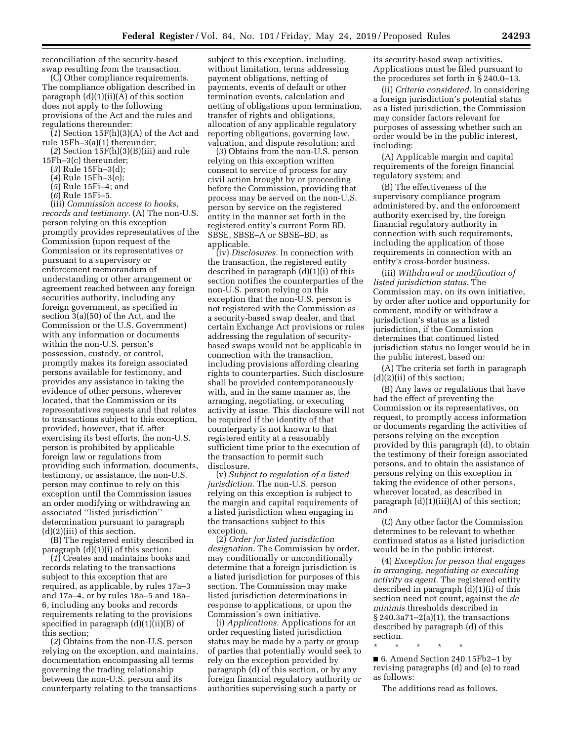reconciliation of the security-based swap resulting from the transaction.

(C) Other compliance requirements. The compliance obligation described in paragraph (d)(1)(ii)(A) of this section does not apply to the following provisions of the Act and the rules and regulations thereunder:

(*1*) Section 15F(h)(3)(A) of the Act and rule 15Fh–3(a)(1) thereunder;

(*2*) Section 15F(h)(3)(B)(iii) and rule 15Fh–3(c) thereunder;

(*3*) Rule 15Fh–3(d);

(*4*) Rule 15Fh–3(e);

(*5*) Rule 15Fi–4; and

(*6*) Rule 15Fi–5.

(iii) *Commission access to books, records and testimony.* (A) The non-U.S. person relying on this exception promptly provides representatives of the Commission (upon request of the Commission or its representatives or pursuant to a supervisory or enforcement memorandum of understanding or other arrangement or agreement reached between any foreign securities authority, including any foreign government, as specified in section 3(a)(50) of the Act, and the Commission or the U.S. Government) with any information or documents within the non-U.S. person's possession, custody, or control, promptly makes its foreign associated persons available for testimony, and provides any assistance in taking the evidence of other persons, wherever located, that the Commission or its representatives requests and that relates to transactions subject to this exception, provided, however, that if, after exercising its best efforts, the non-U.S. person is prohibited by applicable foreign law or regulations from providing such information, documents, testimony, or assistance, the non-U.S. person may continue to rely on this exception until the Commission issues an order modifying or withdrawing an associated ''listed jurisdiction'' determination pursuant to paragraph (d)(2)(iii) of this section.

(B) The registered entity described in paragraph (d)(1)(i) of this section:

(*1*) Creates and maintains books and records relating to the transactions subject to this exception that are required, as applicable, by rules 17a–3 and 17a–4, or by rules 18a–5 and 18a–6, including any books and records requirements relating to the provisions specified in paragraph (d)(1)(ii)(B) of this section;

(*2*) Obtains from the non-U.S. person relying on the exception, and maintains, documentation encompassing all terms governing the trading relationship between the non-U.S. person and its counterparty relating to the transactions subject to this exception, including, without limitation, terms addressing payment obligations, netting of payments, events of default or other termination events, calculation and netting of obligations upon termination, transfer of rights and obligations, allocation of any applicable regulatory reporting obligations, governing law, valuation, and dispute resolution; and

(*3*) Obtains from the non-U.S. person relying on this exception written consent to service of process for any civil action brought by or proceeding before the Commission, providing that process may be served on the non-U.S. person by service on the registered entity in the manner set forth in the registered entity's current Form BD, SBSE, SBSE–A or SBSE–BD, as applicable.

(iv) *Disclosures.* In connection with the transaction, the registered entity described in paragraph (d)(1)(i) of this section notifies the counterparties of the non-U.S. person relying on this exception that the non-U.S. person is not registered with the Commission as a security-based swap dealer, and that certain Exchange Act provisions or rules addressing the regulation of security-based swaps would not be applicable in connection with the transaction, including provisions affording clearing rights to counterparties. Such disclosure shall be provided contemporaneously with, and in the same manner as, the arranging, negotiating, or executing activity at issue. This disclosure will not be required if the identity of that counterparty is not known to that registered entity at a reasonably sufficient time prior to the execution of the transaction to permit such disclosure.

(v) *Subject to regulation of a listed jurisdiction.* The non-U.S. person relying on this exception is subject to the margin and capital requirements of a listed jurisdiction when engaging in the transactions subject to this exception.

(2) *Order for listed jurisdiction designation.* The Commission by order, may conditionally or unconditionally determine that a foreign jurisdiction is a listed jurisdiction for purposes of this section. The Commission may make listed jurisdiction determinations in response to applications, or upon the Commission's own initiative.

(i) *Applications.* Applications for an order requesting listed jurisdiction status may be made by a party or group of parties that potentially would seek to rely on the exception provided by paragraph (d) of this section, or by any foreign financial regulatory authority or authorities supervising such a party or its security-based swap activities. Applications must be filed pursuant to the procedures set forth in § 240.0–13.

(ii) *Criteria considered.* In considering a foreign jurisdiction's potential status as a listed jurisdiction, the Commission may consider factors relevant for purposes of assessing whether such an order would be in the public interest, including:

(A) Applicable margin and capital requirements of the foreign financial regulatory system; and

(B) The effectiveness of the supervisory compliance program administered by, and the enforcement authority exercised by, the foreign financial regulatory authority in connection with such requirements, including the application of those requirements in connection with an entity's cross-border business.

(iii) *Withdrawal or modification of listed jurisdiction status.* The Commission may, on its own initiative, by order after notice and opportunity for comment, modify or withdraw a jurisdiction's status as a listed jurisdiction, if the Commission determines that continued listed jurisdiction status no longer would be in the public interest, based on:

(A) The criteria set forth in paragraph (d)(2)(ii) of this section;

(B) Any laws or regulations that have had the effect of preventing the Commission or its representatives, on request, to promptly access information or documents regarding the activities of persons relying on the exception provided by this paragraph (d), to obtain the testimony of their foreign associated persons, and to obtain the assistance of persons relying on this exception in taking the evidence of other persons, wherever located, as described in paragraph (d)(1)(iii)(A) of this section; and

(C) Any other factor the Commission determines to be relevant to whether continued status as a listed jurisdiction would be in the public interest.

(4) *Exception for person that engages in arranging, negotiating or executing activity as agent.* The registered entity described in paragraph (d)(1)(i) of this section need not count, against the *de minimis* thresholds described in § 240.3a71–2(a)(1), the transactions described by paragraph (d) of this section.

\* \* \* \* \*

■ 6. Amend Section 240.15Fb2–1 by revising paragraphs (d) and (e) to read as follows:

The additions read as follows.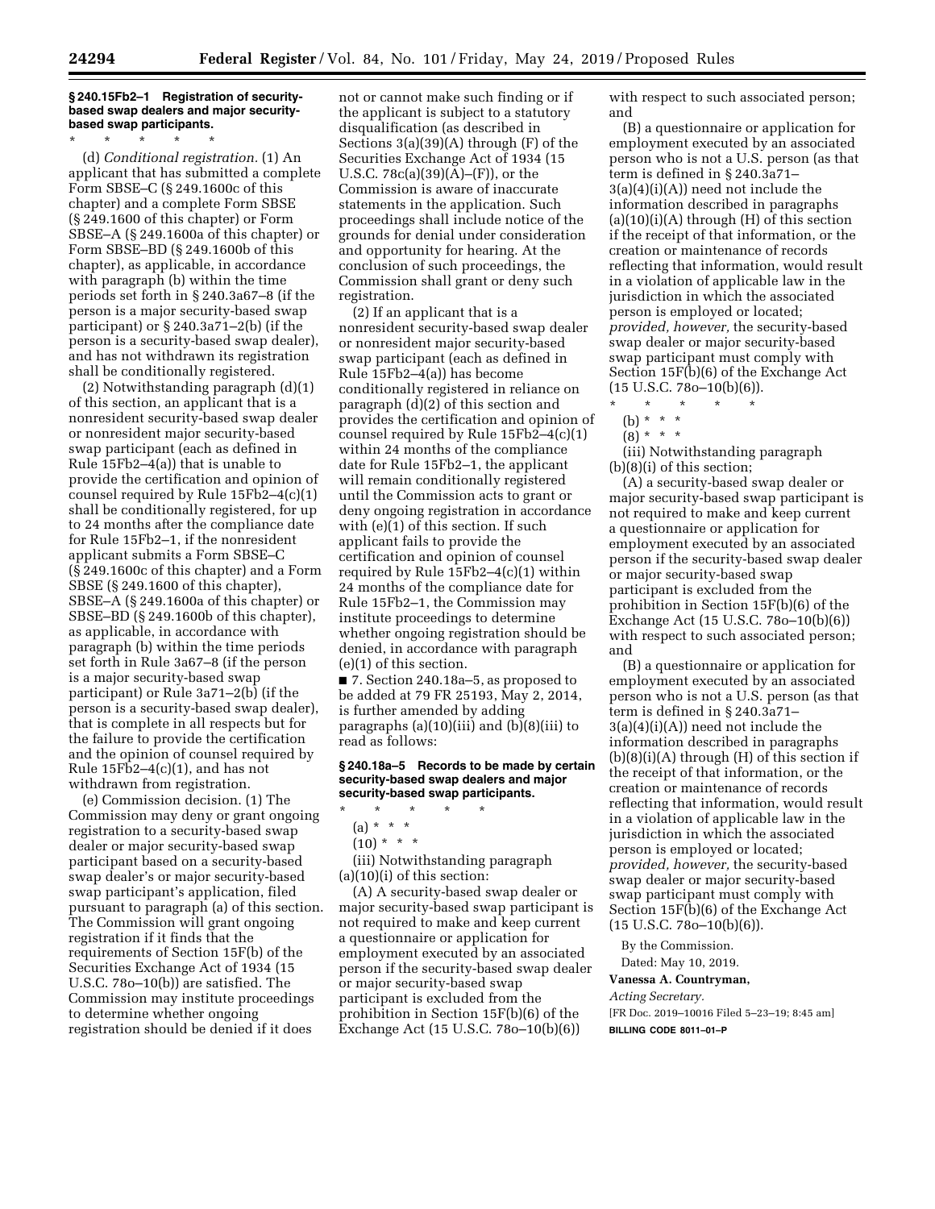**§ 240.15Fb2–1 Registration of security-based swap dealers and major security-based swap participants.**

\* \* \* \* \*

(d) *Conditional registration.* (1) An applicant that has submitted a complete Form SBSE–C (§ 249.1600c of this chapter) and a complete Form SBSE (§ 249.1600 of this chapter) or Form SBSE–A (§ 249.1600a of this chapter) or Form SBSE–BD (§ 249.1600b of this chapter), as applicable, in accordance with paragraph (b) within the time periods set forth in § 240.3a67–8 (if the person is a major security-based swap participant) or § 240.3a71–2(b) (if the person is a security-based swap dealer), and has not withdrawn its registration shall be conditionally registered.

(2) Notwithstanding paragraph (d)(1) of this section, an applicant that is a nonresident security-based swap dealer or nonresident major security-based swap participant (each as defined in Rule 15Fb2–4(a)) that is unable to provide the certification and opinion of counsel required by Rule 15Fb2–4(c)(1) shall be conditionally registered, for up to 24 months after the compliance date for Rule 15Fb2–1, if the nonresident applicant submits a Form SBSE–C (§ 249.1600c of this chapter) and a Form SBSE (§ 249.1600 of this chapter), SBSE–A (§ 249.1600a of this chapter) or SBSE–BD (§ 249.1600b of this chapter), as applicable, in accordance with paragraph (b) within the time periods set forth in Rule 3a67–8 (if the person is a major security-based swap participant) or Rule 3a71–2(b) (if the person is a security-based swap dealer), that is complete in all respects but for the failure to provide the certification and the opinion of counsel required by Rule 15Fb2–4(c)(1), and has not withdrawn from registration.

(e) Commission decision. (1) The Commission may deny or grant ongoing registration to a security-based swap dealer or major security-based swap participant based on a security-based swap dealer's or major security-based swap participant's application, filed pursuant to paragraph (a) of this section. The Commission will grant ongoing registration if it finds that the requirements of Section 15F(b) of the Securities Exchange Act of 1934 (15 U.S.C. 78o–10(b)) are satisfied. The Commission may institute proceedings to determine whether ongoing registration should be denied if it does not or cannot make such finding or if the applicant is subject to a statutory disqualification (as described in Sections 3(a)(39)(A) through (F) of the Securities Exchange Act of 1934 (15 U.S.C. 78c(a)(39)(A)–(F)), or the Commission is aware of inaccurate statements in the application. Such proceedings shall include notice of the grounds for denial under consideration and opportunity for hearing. At the conclusion of such proceedings, the Commission shall grant or deny such registration.

(2) If an applicant that is a nonresident security-based swap dealer or nonresident major security-based swap participant (each as defined in Rule 15Fb2–4(a)) has become conditionally registered in reliance on paragraph (d)(2) of this section and provides the certification and opinion of counsel required by Rule 15Fb2–4(c)(1) within 24 months of the compliance date for Rule 15Fb2–1, the applicant will remain conditionally registered until the Commission acts to grant or deny ongoing registration in accordance with (e)(1) of this section. If such applicant fails to provide the certification and opinion of counsel required by Rule 15Fb2–4(c)(1) within 24 months of the compliance date for Rule 15Fb2–1, the Commission may institute proceedings to determine whether ongoing registration should be denied, in accordance with paragraph (e)(1) of this section.

■ 7. Section 240.18a–5, as proposed to be added at 79 FR 25193, May 2, 2014, is further amended by adding paragraphs (a)(10)(iii) and (b)(8)(iii) to read as follows:

**§ 240.18a–5 Records to be made by certain security-based swap dealers and major security-based swap participants.**

\* \* \* \* \*

(a) \* \* \*

(10) \* \* \*

(iii) Notwithstanding paragraph (a)(10)(i) of this section:

(A) A security-based swap dealer or major security-based swap participant is not required to make and keep current a questionnaire or application for employment executed by an associated person if the security-based swap dealer or major security-based swap participant is excluded from the prohibition in Section 15F(b)(6) of the Exchange Act (15 U.S.C. 78o–10(b)(6)) with respect to such associated person; and

(B) a questionnaire or application for employment executed by an associated person who is not a U.S. person (as that term is defined in § 240.3a71–3(a)(4)(i)(A)) need not include the information described in paragraphs (a)(10)(i)(A) through (H) of this section if the receipt of that information, or the creation or maintenance of records reflecting that information, would result in a violation of applicable law in the jurisdiction in which the associated person is employed or located; *provided, however,* the security-based swap dealer or major security-based swap participant must comply with Section 15F(b)(6) of the Exchange Act (15 U.S.C. 78o–10(b)(6)).

\* \* \* \* \*

(b) \* \* \*

(8) \* \* \*

(iii) Notwithstanding paragraph (b)(8)(i) of this section;

(A) a security-based swap dealer or major security-based swap participant is not required to make and keep current a questionnaire or application for employment executed by an associated person if the security-based swap dealer or major security-based swap participant is excluded from the prohibition in Section 15F(b)(6) of the Exchange Act (15 U.S.C. 78o–10(b)(6)) with respect to such associated person; and

(B) a questionnaire or application for employment executed by an associated person who is not a U.S. person (as that term is defined in § 240.3a71–3(a)(4)(i)(A)) need not include the information described in paragraphs (b)(8)(i)(A) through (H) of this section if the receipt of that information, or the creation or maintenance of records reflecting that information, would result in a violation of applicable law in the jurisdiction in which the associated person is employed or located; *provided, however,* the security-based swap dealer or major security-based swap participant must comply with Section 15F(b)(6) of the Exchange Act (15 U.S.C. 78o–10(b)(6)).

By the Commission.

Dated: May 10, 2019.

**Vanessa A. Countryman,**

*Acting Secretary.*

[FR Doc. 2019–10016 Filed 5–23–19; 8:45 am]

**BILLING CODE 8011–01–P**